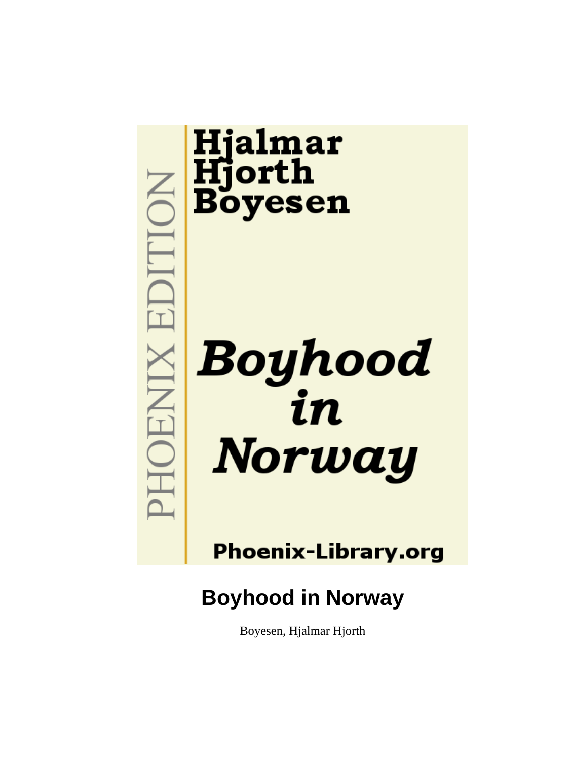Hjalmar Hjorth Boyesen

PHOENIX EDITION

*Boyhood in Norway*

Phoenix-Library.org

# Boyhood in Norway

Boyesen, Hjalmar Hjorth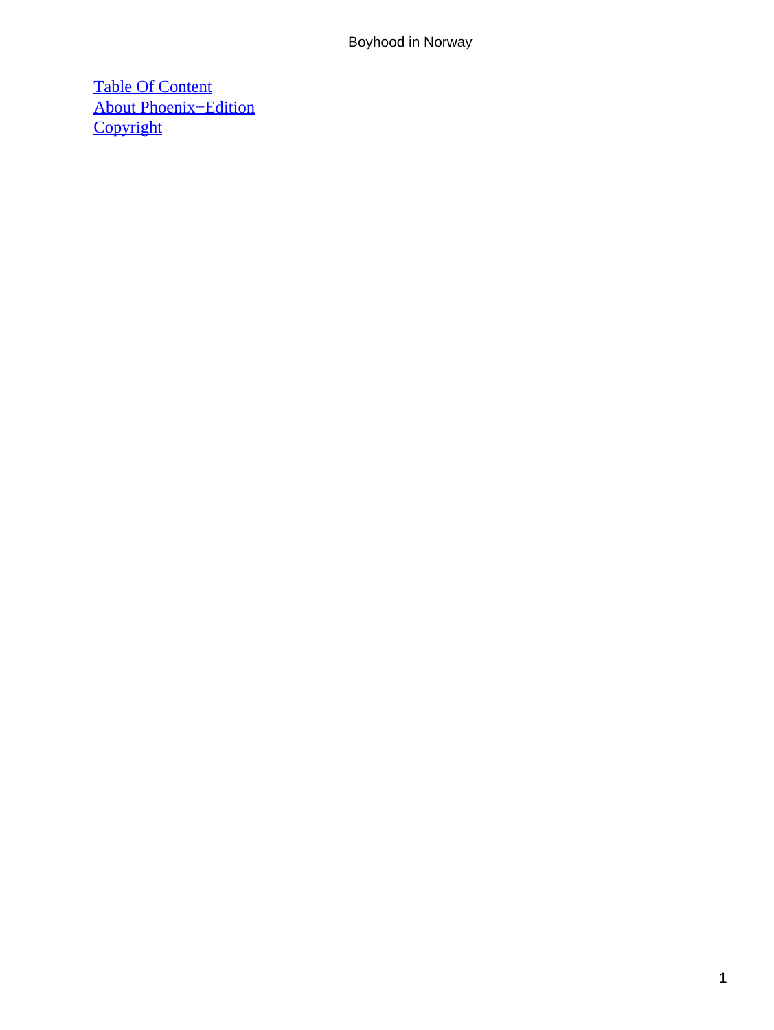[Table Of Content](#)
[About Phoenix−Edition](#)
[Copyright](#)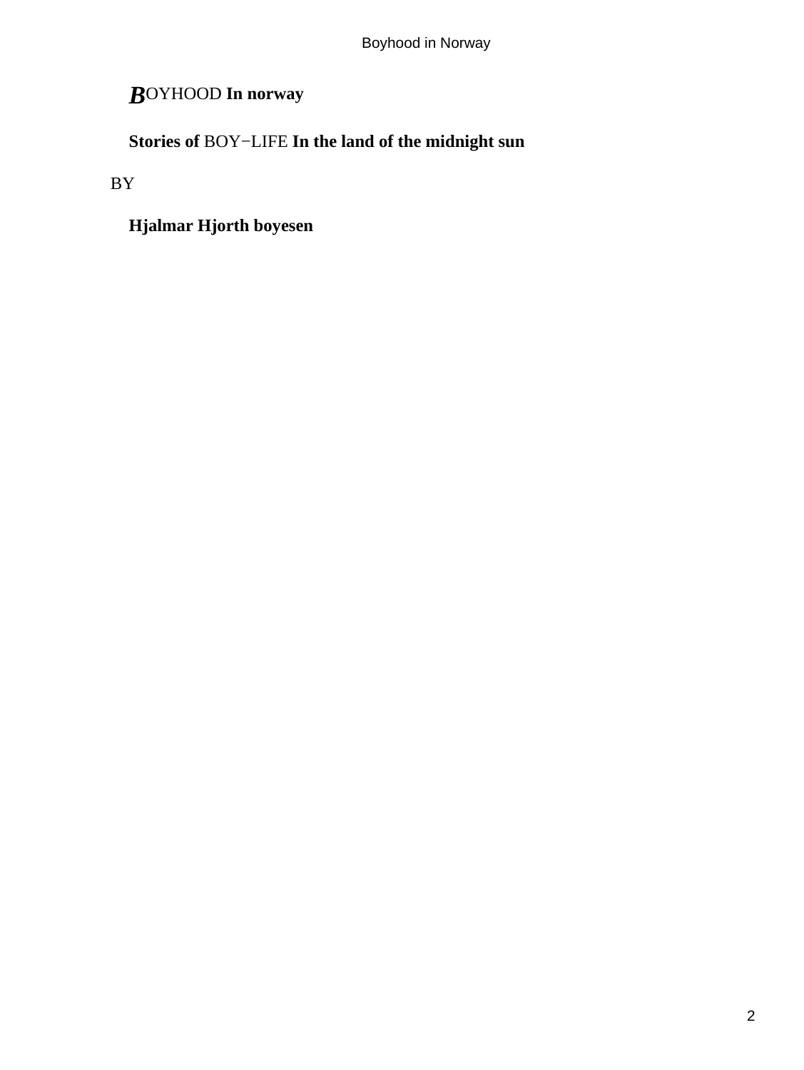# BOYHOOD In norway

**Stories of** BOY−LIFE **In the land of the midnight sun**

BY

**Hjalmar Hjorth boyesen**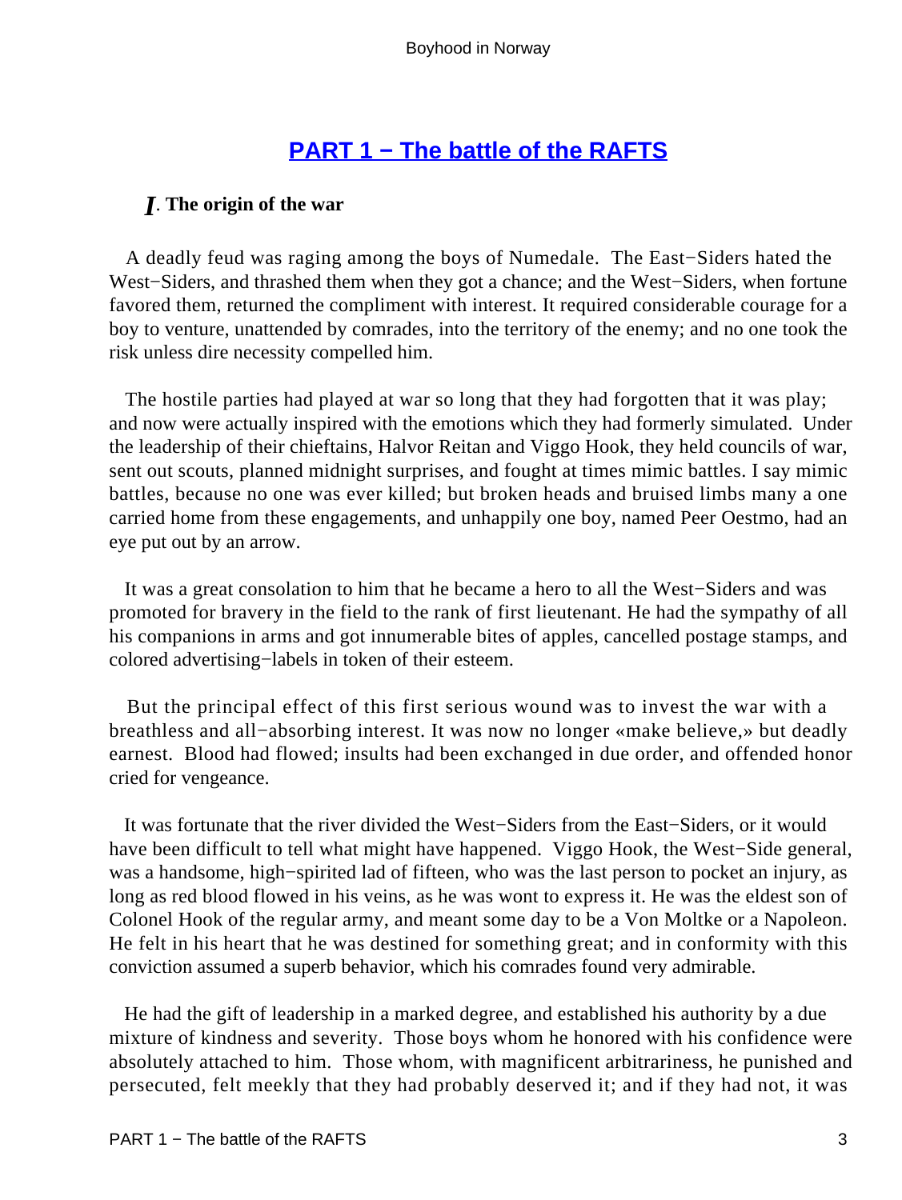## PART 1 − The battle of the RAFTS

### I. The origin of the war

A deadly feud was raging among the boys of Numedale. The East−Siders hated the West−Siders, and thrashed them when they got a chance; and the West−Siders, when fortune favored them, returned the compliment with interest. It required considerable courage for a boy to venture, unattended by comrades, into the territory of the enemy; and no one took the risk unless dire necessity compelled him.

The hostile parties had played at war so long that they had forgotten that it was play; and now were actually inspired with the emotions which they had formerly simulated. Under the leadership of their chieftains, Halvor Reitan and Viggo Hook, they held councils of war, sent out scouts, planned midnight surprises, and fought at times mimic battles. I say mimic battles, because no one was ever killed; but broken heads and bruised limbs many a one carried home from these engagements, and unhappily one boy, named Peer Oestmo, had an eye put out by an arrow.

It was a great consolation to him that he became a hero to all the West−Siders and was promoted for bravery in the field to the rank of first lieutenant. He had the sympathy of all his companions in arms and got innumerable bites of apples, cancelled postage stamps, and colored advertising−labels in token of their esteem.

But the principal effect of this first serious wound was to invest the war with a breathless and all−absorbing interest. It was now no longer «make believe,» but deadly earnest. Blood had flowed; insults had been exchanged in due order, and offended honor cried for vengeance.

It was fortunate that the river divided the West−Siders from the East−Siders, or it would have been difficult to tell what might have happened. Viggo Hook, the West−Side general, was a handsome, high−spirited lad of fifteen, who was the last person to pocket an injury, as long as red blood flowed in his veins, as he was wont to express it. He was the eldest son of Colonel Hook of the regular army, and meant some day to be a Von Moltke or a Napoleon. He felt in his heart that he was destined for something great; and in conformity with this conviction assumed a superb behavior, which his comrades found very admirable.

He had the gift of leadership in a marked degree, and established his authority by a due mixture of kindness and severity. Those boys whom he honored with his confidence were absolutely attached to him. Those whom, with magnificent arbitrariness, he punished and persecuted, felt meekly that they had probably deserved it; and if they had not, it was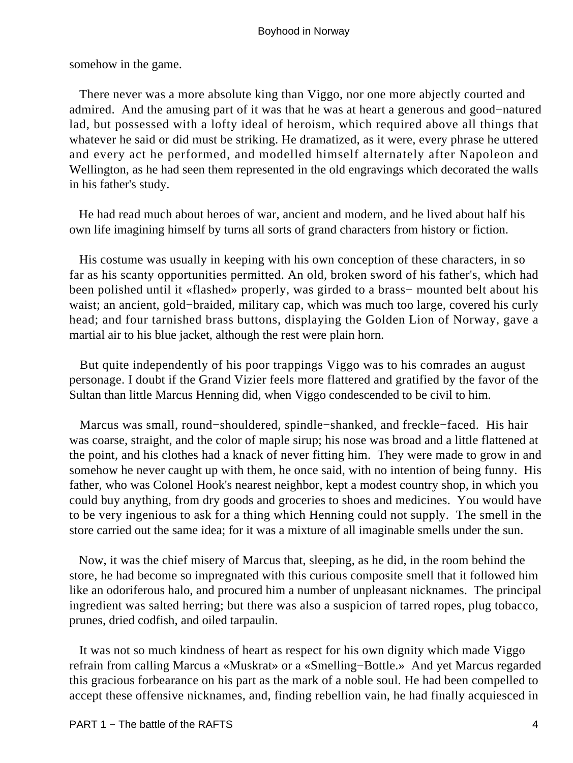somehow in the game.

There never was a more absolute king than Viggo, nor one more abjectly courted and admired. And the amusing part of it was that he was at heart a generous and good−natured lad, but possessed with a lofty ideal of heroism, which required above all things that whatever he said or did must be striking. He dramatized, as it were, every phrase he uttered and every act he performed, and modelled himself alternately after Napoleon and Wellington, as he had seen them represented in the old engravings which decorated the walls in his father's study.

He had read much about heroes of war, ancient and modern, and he lived about half his own life imagining himself by turns all sorts of grand characters from history or fiction.

His costume was usually in keeping with his own conception of these characters, in so far as his scanty opportunities permitted. An old, broken sword of his father's, which had been polished until it «flashed» properly, was girded to a brass− mounted belt about his waist; an ancient, gold−braided, military cap, which was much too large, covered his curly head; and four tarnished brass buttons, displaying the Golden Lion of Norway, gave a martial air to his blue jacket, although the rest were plain horn.

But quite independently of his poor trappings Viggo was to his comrades an august personage. I doubt if the Grand Vizier feels more flattered and gratified by the favor of the Sultan than little Marcus Henning did, when Viggo condescended to be civil to him.

Marcus was small, round−shouldered, spindle−shanked, and freckle−faced. His hair was coarse, straight, and the color of maple sirup; his nose was broad and a little flattened at the point, and his clothes had a knack of never fitting him. They were made to grow in and somehow he never caught up with them, he once said, with no intention of being funny. His father, who was Colonel Hook's nearest neighbor, kept a modest country shop, in which you could buy anything, from dry goods and groceries to shoes and medicines. You would have to be very ingenious to ask for a thing which Henning could not supply. The smell in the store carried out the same idea; for it was a mixture of all imaginable smells under the sun.

Now, it was the chief misery of Marcus that, sleeping, as he did, in the room behind the store, he had become so impregnated with this curious composite smell that it followed him like an odoriferous halo, and procured him a number of unpleasant nicknames. The principal ingredient was salted herring; but there was also a suspicion of tarred ropes, plug tobacco, prunes, dried codfish, and oiled tarpaulin.

It was not so much kindness of heart as respect for his own dignity which made Viggo refrain from calling Marcus a «Muskrat» or a «Smelling−Bottle.» And yet Marcus regarded this gracious forbearance on his part as the mark of a noble soul. He had been compelled to accept these offensive nicknames, and, finding rebellion vain, he had finally acquiesced in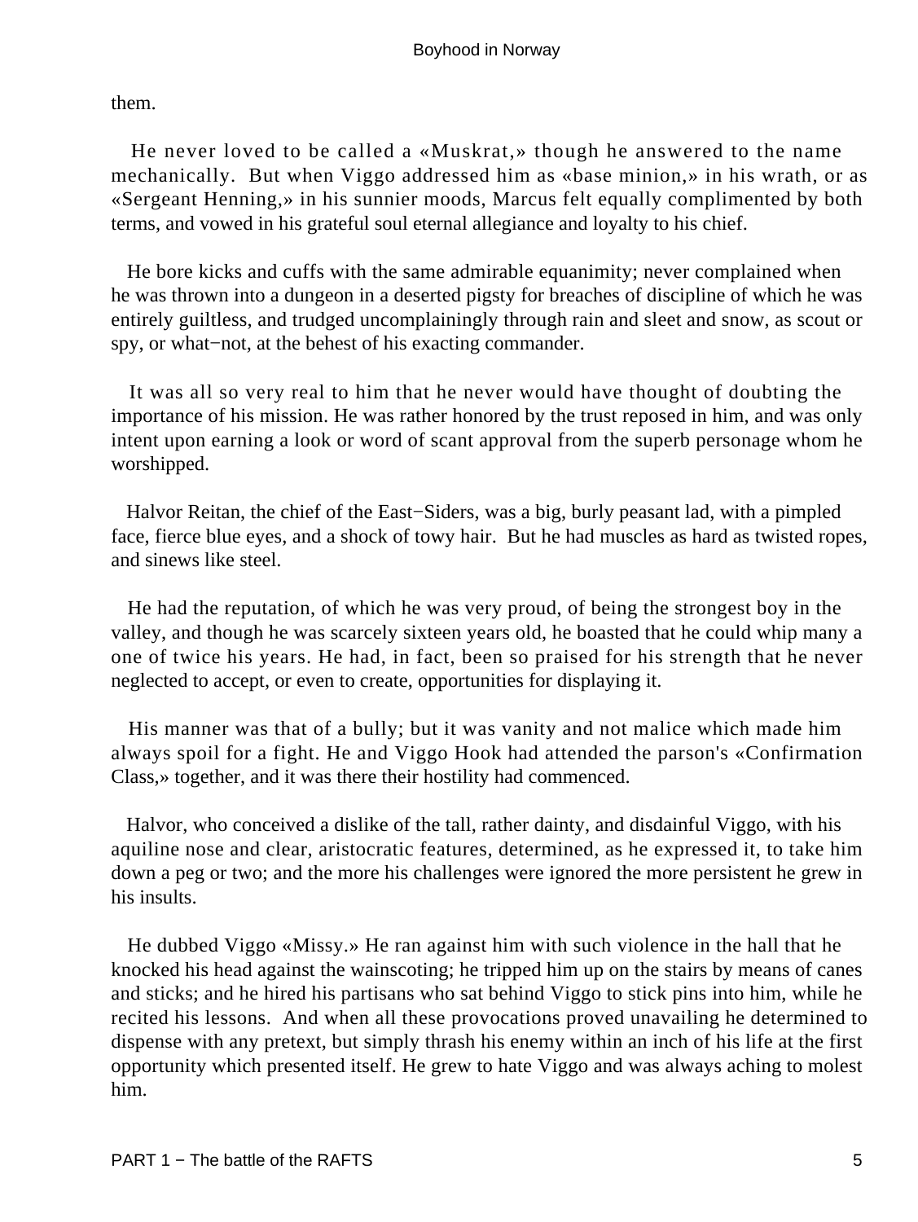them.

He never loved to be called a «Muskrat,» though he answered to the name mechanically. But when Viggo addressed him as «base minion,» in his wrath, or as «Sergeant Henning,» in his sunnier moods, Marcus felt equally complimented by both terms, and vowed in his grateful soul eternal allegiance and loyalty to his chief.

He bore kicks and cuffs with the same admirable equanimity; never complained when he was thrown into a dungeon in a deserted pigsty for breaches of discipline of which he was entirely guiltless, and trudged uncomplainingly through rain and sleet and snow, as scout or spy, or what−not, at the behest of his exacting commander.

It was all so very real to him that he never would have thought of doubting the importance of his mission. He was rather honored by the trust reposed in him, and was only intent upon earning a look or word of scant approval from the superb personage whom he worshipped.

Halvor Reitan, the chief of the East−Siders, was a big, burly peasant lad, with a pimpled face, fierce blue eyes, and a shock of towy hair. But he had muscles as hard as twisted ropes, and sinews like steel.

He had the reputation, of which he was very proud, of being the strongest boy in the valley, and though he was scarcely sixteen years old, he boasted that he could whip many a one of twice his years. He had, in fact, been so praised for his strength that he never neglected to accept, or even to create, opportunities for displaying it.

His manner was that of a bully; but it was vanity and not malice which made him always spoil for a fight. He and Viggo Hook had attended the parson's «Confirmation Class,» together, and it was there their hostility had commenced.

Halvor, who conceived a dislike of the tall, rather dainty, and disdainful Viggo, with his aquiline nose and clear, aristocratic features, determined, as he expressed it, to take him down a peg or two; and the more his challenges were ignored the more persistent he grew in his insults.

He dubbed Viggo «Missy.» He ran against him with such violence in the hall that he knocked his head against the wainscoting; he tripped him up on the stairs by means of canes and sticks; and he hired his partisans who sat behind Viggo to stick pins into him, while he recited his lessons. And when all these provocations proved unavailing he determined to dispense with any pretext, but simply thrash his enemy within an inch of his life at the first opportunity which presented itself. He grew to hate Viggo and was always aching to molest him.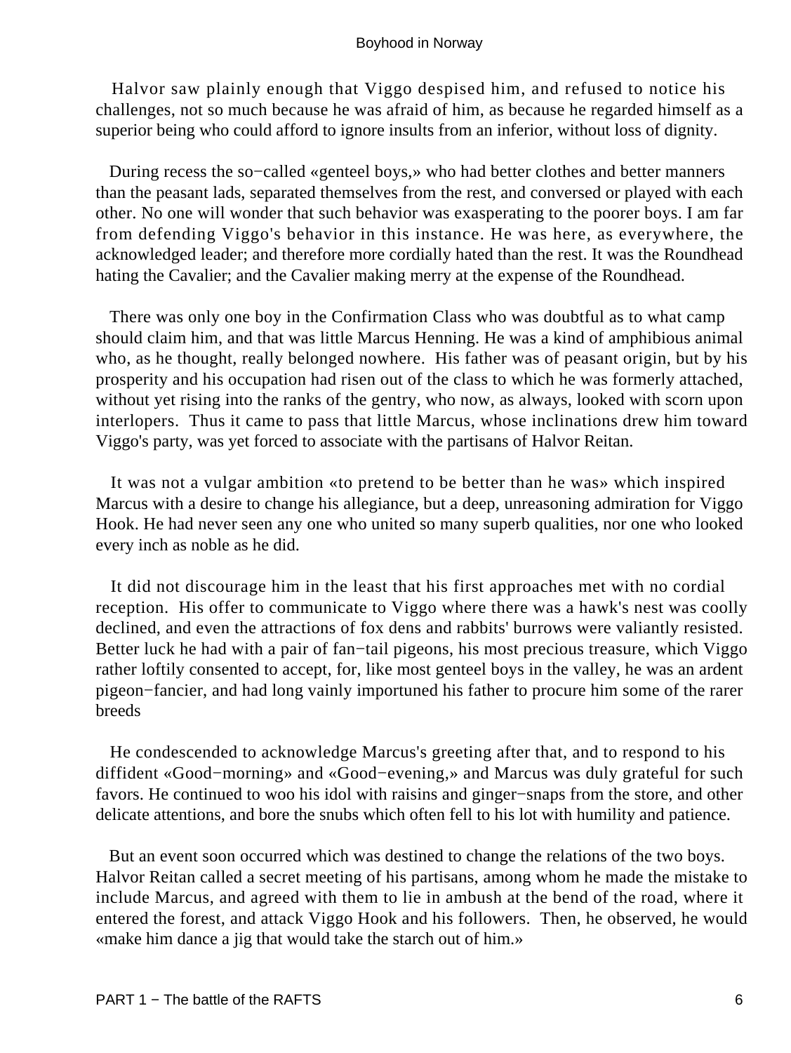Halvor saw plainly enough that Viggo despised him, and refused to notice his challenges, not so much because he was afraid of him, as because he regarded himself as a superior being who could afford to ignore insults from an inferior, without loss of dignity.

During recess the so−called «genteel boys,» who had better clothes and better manners than the peasant lads, separated themselves from the rest, and conversed or played with each other. No one will wonder that such behavior was exasperating to the poorer boys. I am far from defending Viggo's behavior in this instance. He was here, as everywhere, the acknowledged leader; and therefore more cordially hated than the rest. It was the Roundhead hating the Cavalier; and the Cavalier making merry at the expense of the Roundhead.

There was only one boy in the Confirmation Class who was doubtful as to what camp should claim him, and that was little Marcus Henning. He was a kind of amphibious animal who, as he thought, really belonged nowhere. His father was of peasant origin, but by his prosperity and his occupation had risen out of the class to which he was formerly attached, without yet rising into the ranks of the gentry, who now, as always, looked with scorn upon interlopers. Thus it came to pass that little Marcus, whose inclinations drew him toward Viggo's party, was yet forced to associate with the partisans of Halvor Reitan.

It was not a vulgar ambition «to pretend to be better than he was» which inspired Marcus with a desire to change his allegiance, but a deep, unreasoning admiration for Viggo Hook. He had never seen any one who united so many superb qualities, nor one who looked every inch as noble as he did.

It did not discourage him in the least that his first approaches met with no cordial reception. His offer to communicate to Viggo where there was a hawk's nest was coolly declined, and even the attractions of fox dens and rabbits' burrows were valiantly resisted. Better luck he had with a pair of fan−tail pigeons, his most precious treasure, which Viggo rather loftily consented to accept, for, like most genteel boys in the valley, he was an ardent pigeon−fancier, and had long vainly importuned his father to procure him some of the rarer breeds

He condescended to acknowledge Marcus's greeting after that, and to respond to his diffident «Good−morning» and «Good−evening,» and Marcus was duly grateful for such favors. He continued to woo his idol with raisins and ginger−snaps from the store, and other delicate attentions, and bore the snubs which often fell to his lot with humility and patience.

But an event soon occurred which was destined to change the relations of the two boys. Halvor Reitan called a secret meeting of his partisans, among whom he made the mistake to include Marcus, and agreed with them to lie in ambush at the bend of the road, where it entered the forest, and attack Viggo Hook and his followers. Then, he observed, he would «make him dance a jig that would take the starch out of him.»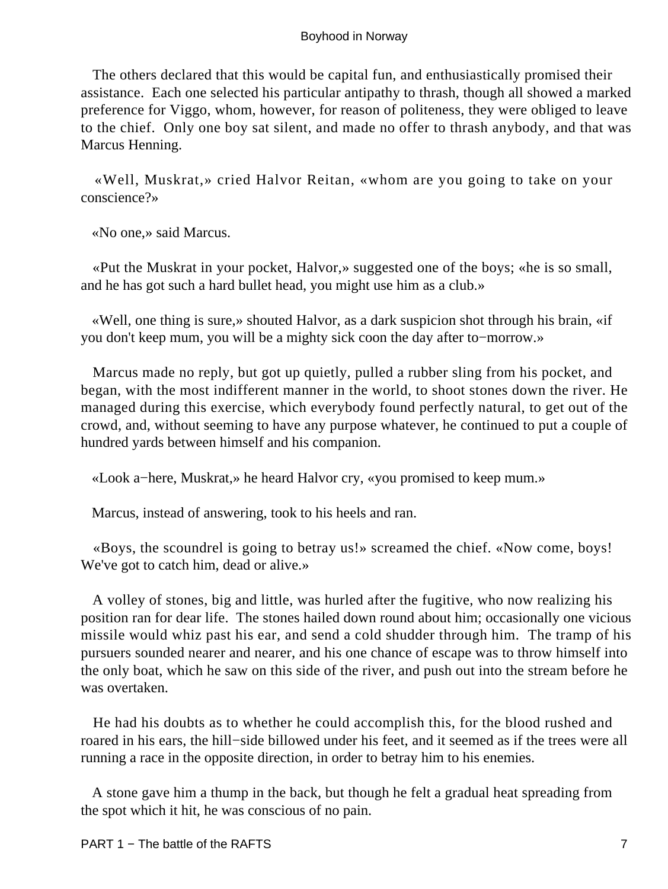The others declared that this would be capital fun, and enthusiastically promised their assistance. Each one selected his particular antipathy to thrash, though all showed a marked preference for Viggo, whom, however, for reason of politeness, they were obliged to leave to the chief. Only one boy sat silent, and made no offer to thrash anybody, and that was Marcus Henning.

«Well, Muskrat,» cried Halvor Reitan, «whom are you going to take on your conscience?»

«No one,» said Marcus.

«Put the Muskrat in your pocket, Halvor,» suggested one of the boys; «he is so small, and he has got such a hard bullet head, you might use him as a club.»

«Well, one thing is sure,» shouted Halvor, as a dark suspicion shot through his brain, «if you don't keep mum, you will be a mighty sick coon the day after to−morrow.»

Marcus made no reply, but got up quietly, pulled a rubber sling from his pocket, and began, with the most indifferent manner in the world, to shoot stones down the river. He managed during this exercise, which everybody found perfectly natural, to get out of the crowd, and, without seeming to have any purpose whatever, he continued to put a couple of hundred yards between himself and his companion.

«Look a−here, Muskrat,» he heard Halvor cry, «you promised to keep mum.»

Marcus, instead of answering, took to his heels and ran.

«Boys, the scoundrel is going to betray us!» screamed the chief. «Now come, boys! We've got to catch him, dead or alive.»

A volley of stones, big and little, was hurled after the fugitive, who now realizing his position ran for dear life. The stones hailed down round about him; occasionally one vicious missile would whiz past his ear, and send a cold shudder through him. The tramp of his pursuers sounded nearer and nearer, and his one chance of escape was to throw himself into the only boat, which he saw on this side of the river, and push out into the stream before he was overtaken.

He had his doubts as to whether he could accomplish this, for the blood rushed and roared in his ears, the hill−side billowed under his feet, and it seemed as if the trees were all running a race in the opposite direction, in order to betray him to his enemies.

A stone gave him a thump in the back, but though he felt a gradual heat spreading from the spot which it hit, he was conscious of no pain.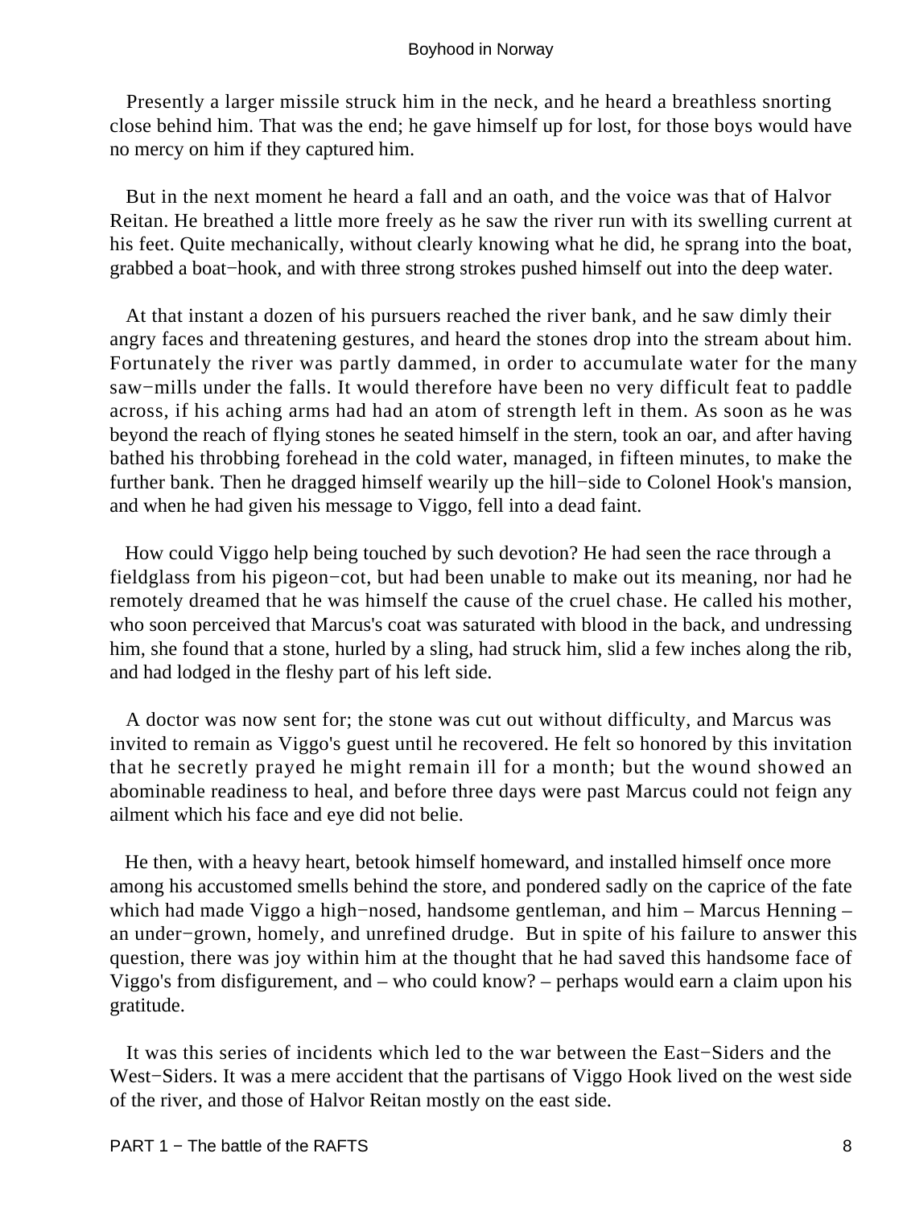Presently a larger missile struck him in the neck, and he heard a breathless snorting close behind him. That was the end; he gave himself up for lost, for those boys would have no mercy on him if they captured him.

But in the next moment he heard a fall and an oath, and the voice was that of Halvor Reitan. He breathed a little more freely as he saw the river run with its swelling current at his feet. Quite mechanically, without clearly knowing what he did, he sprang into the boat, grabbed a boat−hook, and with three strong strokes pushed himself out into the deep water.

At that instant a dozen of his pursuers reached the river bank, and he saw dimly their angry faces and threatening gestures, and heard the stones drop into the stream about him. Fortunately the river was partly dammed, in order to accumulate water for the many saw−mills under the falls. It would therefore have been no very difficult feat to paddle across, if his aching arms had had an atom of strength left in them. As soon as he was beyond the reach of flying stones he seated himself in the stern, took an oar, and after having bathed his throbbing forehead in the cold water, managed, in fifteen minutes, to make the further bank. Then he dragged himself wearily up the hill−side to Colonel Hook's mansion, and when he had given his message to Viggo, fell into a dead faint.

How could Viggo help being touched by such devotion? He had seen the race through a fieldglass from his pigeon−cot, but had been unable to make out its meaning, nor had he remotely dreamed that he was himself the cause of the cruel chase. He called his mother, who soon perceived that Marcus's coat was saturated with blood in the back, and undressing him, she found that a stone, hurled by a sling, had struck him, slid a few inches along the rib, and had lodged in the fleshy part of his left side.

A doctor was now sent for; the stone was cut out without difficulty, and Marcus was invited to remain as Viggo's guest until he recovered. He felt so honored by this invitation that he secretly prayed he might remain ill for a month; but the wound showed an abominable readiness to heal, and before three days were past Marcus could not feign any ailment which his face and eye did not belie.

He then, with a heavy heart, betook himself homeward, and installed himself once more among his accustomed smells behind the store, and pondered sadly on the caprice of the fate which had made Viggo a high−nosed, handsome gentleman, and him – Marcus Henning – an under−grown, homely, and unrefined drudge. But in spite of his failure to answer this question, there was joy within him at the thought that he had saved this handsome face of Viggo's from disfigurement, and – who could know? – perhaps would earn a claim upon his gratitude.

It was this series of incidents which led to the war between the East−Siders and the West−Siders. It was a mere accident that the partisans of Viggo Hook lived on the west side of the river, and those of Halvor Reitan mostly on the east side.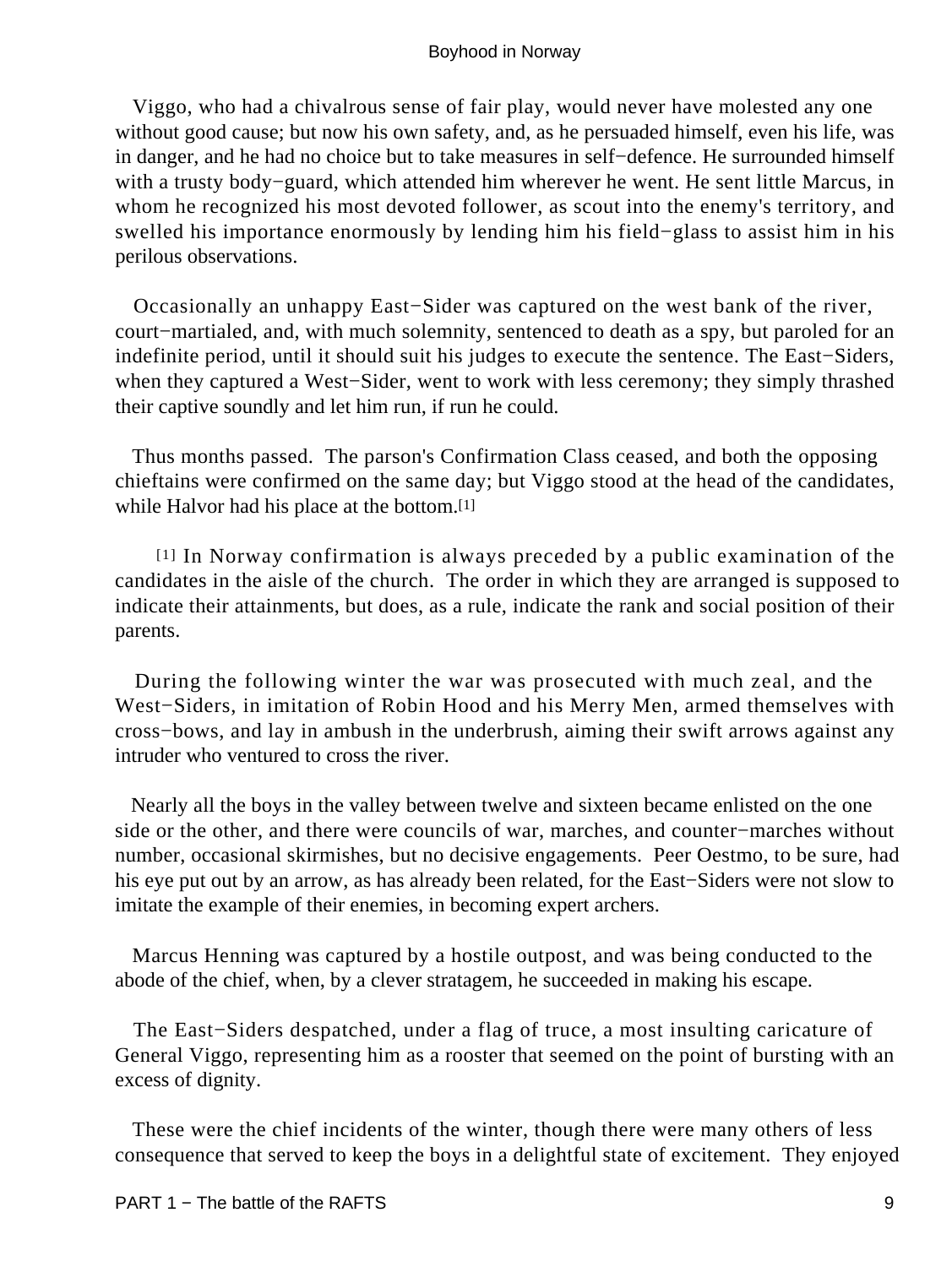Viggo, who had a chivalrous sense of fair play, would never have molested any one without good cause; but now his own safety, and, as he persuaded himself, even his life, was in danger, and he had no choice but to take measures in self−defence. He surrounded himself with a trusty body−guard, which attended him wherever he went. He sent little Marcus, in whom he recognized his most devoted follower, as scout into the enemy's territory, and swelled his importance enormously by lending him his field−glass to assist him in his perilous observations.

Occasionally an unhappy East−Sider was captured on the west bank of the river, court−martialed, and, with much solemnity, sentenced to death as a spy, but paroled for an indefinite period, until it should suit his judges to execute the sentence. The East−Siders, when they captured a West−Sider, went to work with less ceremony; they simply thrashed their captive soundly and let him run, if run he could.

Thus months passed. The parson's Confirmation Class ceased, and both the opposing chieftains were confirmed on the same day; but Viggo stood at the head of the candidates, while Halvor had his place at the bottom.[1]

[1] In Norway confirmation is always preceded by a public examination of the candidates in the aisle of the church. The order in which they are arranged is supposed to indicate their attainments, but does, as a rule, indicate the rank and social position of their parents.

During the following winter the war was prosecuted with much zeal, and the West−Siders, in imitation of Robin Hood and his Merry Men, armed themselves with cross−bows, and lay in ambush in the underbrush, aiming their swift arrows against any intruder who ventured to cross the river.

Nearly all the boys in the valley between twelve and sixteen became enlisted on the one side or the other, and there were councils of war, marches, and counter−marches without number, occasional skirmishes, but no decisive engagements. Peer Oestmo, to be sure, had his eye put out by an arrow, as has already been related, for the East−Siders were not slow to imitate the example of their enemies, in becoming expert archers.

Marcus Henning was captured by a hostile outpost, and was being conducted to the abode of the chief, when, by a clever stratagem, he succeeded in making his escape.

The East−Siders despatched, under a flag of truce, a most insulting caricature of General Viggo, representing him as a rooster that seemed on the point of bursting with an excess of dignity.

These were the chief incidents of the winter, though there were many others of less consequence that served to keep the boys in a delightful state of excitement. They enjoyed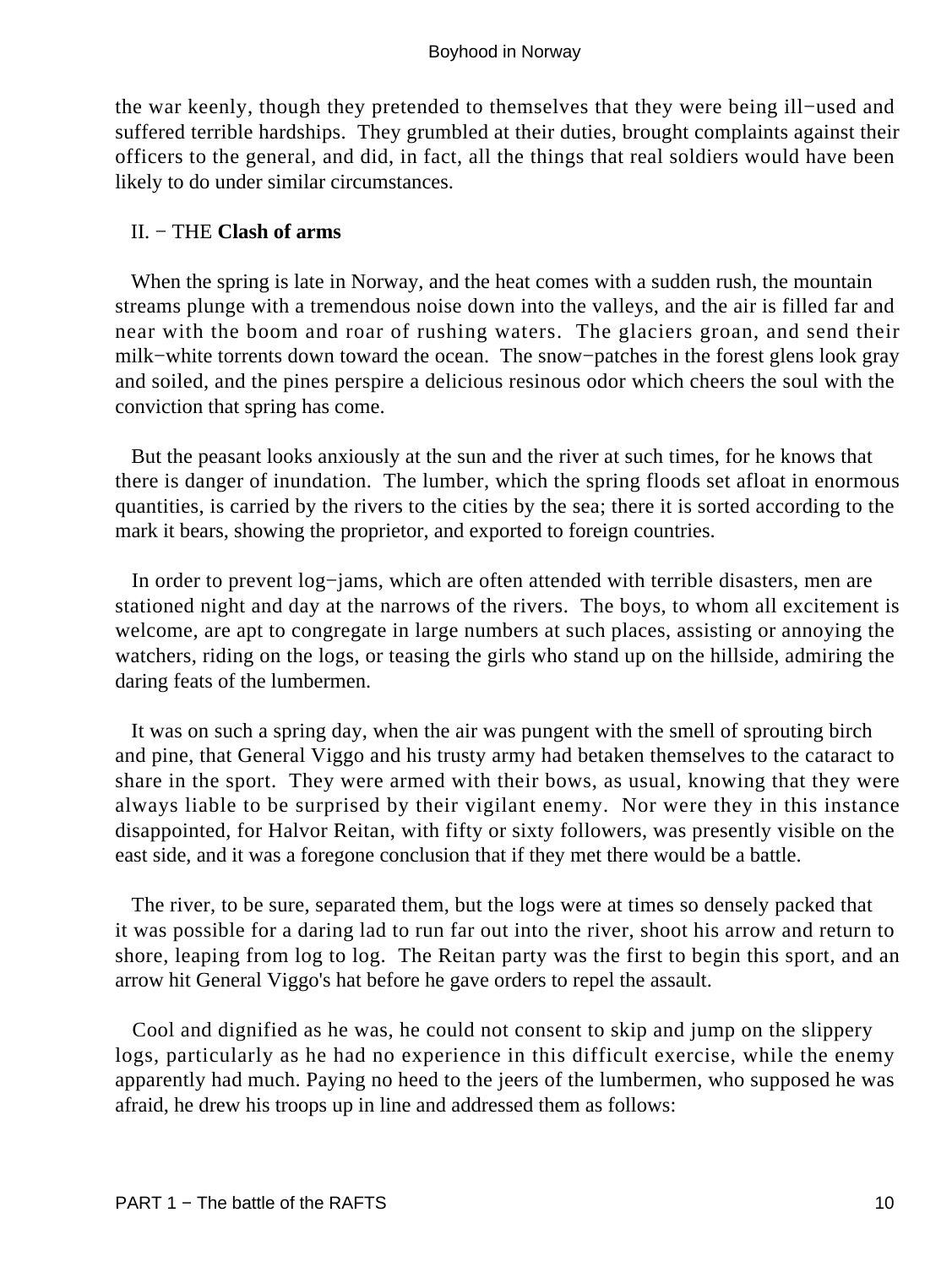the war keenly, though they pretended to themselves that they were being ill−used and suffered terrible hardships. They grumbled at their duties, brought complaints against their officers to the general, and did, in fact, all the things that real soldiers would have been likely to do under similar circumstances.

## II. − THE **Clash of arms**

When the spring is late in Norway, and the heat comes with a sudden rush, the mountain streams plunge with a tremendous noise down into the valleys, and the air is filled far and near with the boom and roar of rushing waters. The glaciers groan, and send their milk−white torrents down toward the ocean. The snow−patches in the forest glens look gray and soiled, and the pines perspire a delicious resinous odor which cheers the soul with the conviction that spring has come.

But the peasant looks anxiously at the sun and the river at such times, for he knows that there is danger of inundation. The lumber, which the spring floods set afloat in enormous quantities, is carried by the rivers to the cities by the sea; there it is sorted according to the mark it bears, showing the proprietor, and exported to foreign countries.

In order to prevent log−jams, which are often attended with terrible disasters, men are stationed night and day at the narrows of the rivers. The boys, to whom all excitement is welcome, are apt to congregate in large numbers at such places, assisting or annoying the watchers, riding on the logs, or teasing the girls who stand up on the hillside, admiring the daring feats of the lumbermen.

It was on such a spring day, when the air was pungent with the smell of sprouting birch and pine, that General Viggo and his trusty army had betaken themselves to the cataract to share in the sport. They were armed with their bows, as usual, knowing that they were always liable to be surprised by their vigilant enemy. Nor were they in this instance disappointed, for Halvor Reitan, with fifty or sixty followers, was presently visible on the east side, and it was a foregone conclusion that if they met there would be a battle.

The river, to be sure, separated them, but the logs were at times so densely packed that it was possible for a daring lad to run far out into the river, shoot his arrow and return to shore, leaping from log to log. The Reitan party was the first to begin this sport, and an arrow hit General Viggo's hat before he gave orders to repel the assault.

Cool and dignified as he was, he could not consent to skip and jump on the slippery logs, particularly as he had no experience in this difficult exercise, while the enemy apparently had much. Paying no heed to the jeers of the lumbermen, who supposed he was afraid, he drew his troops up in line and addressed them as follows: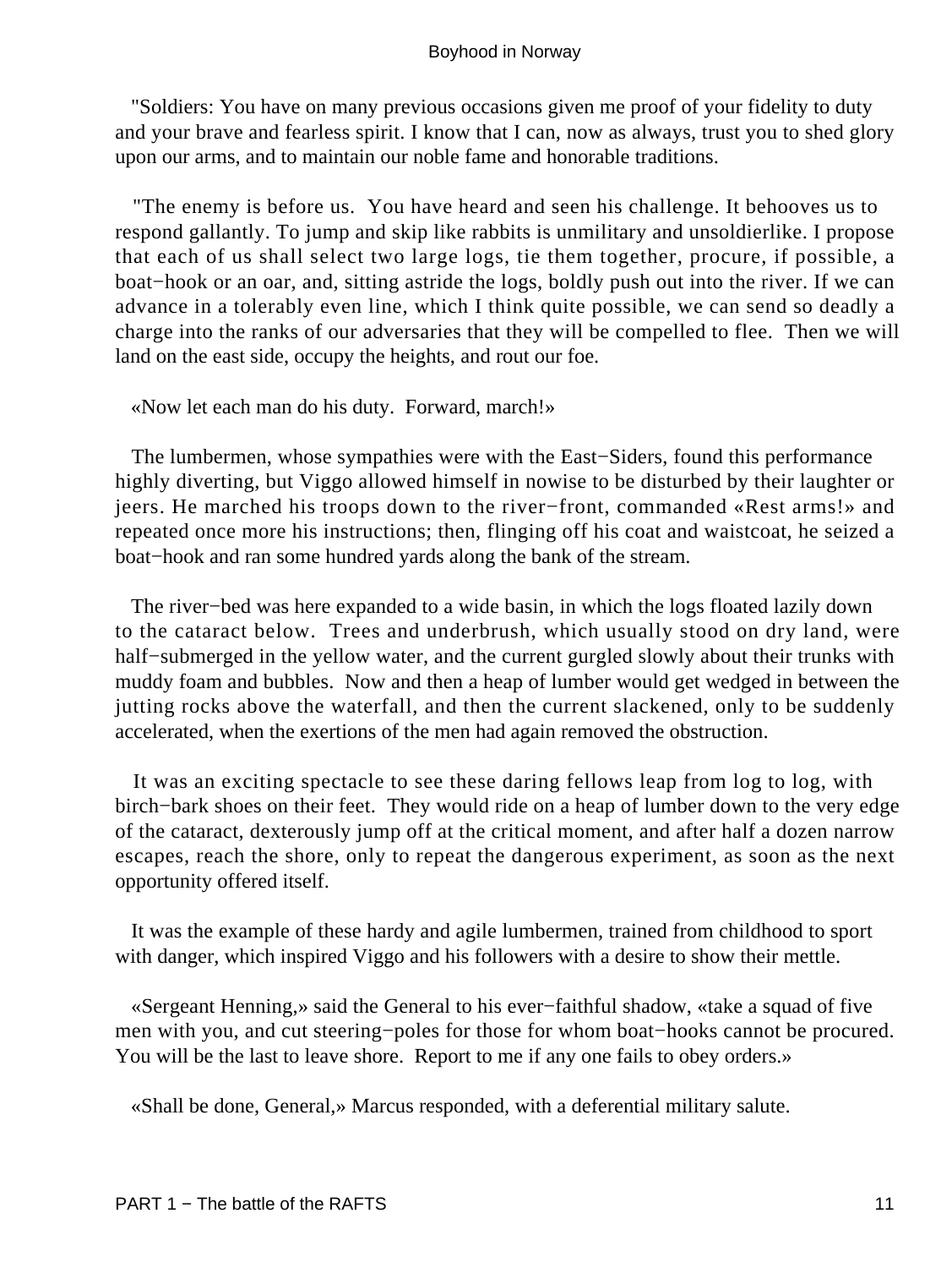"Soldiers: You have on many previous occasions given me proof of your fidelity to duty and your brave and fearless spirit. I know that I can, now as always, trust you to shed glory upon our arms, and to maintain our noble fame and honorable traditions.

"The enemy is before us. You have heard and seen his challenge. It behooves us to respond gallantly. To jump and skip like rabbits is unmilitary and unsoldierlike. I propose that each of us shall select two large logs, tie them together, procure, if possible, a boat−hook or an oar, and, sitting astride the logs, boldly push out into the river. If we can advance in a tolerably even line, which I think quite possible, we can send so deadly a charge into the ranks of our adversaries that they will be compelled to flee. Then we will land on the east side, occupy the heights, and rout our foe.

«Now let each man do his duty. Forward, march!»

The lumbermen, whose sympathies were with the East−Siders, found this performance highly diverting, but Viggo allowed himself in nowise to be disturbed by their laughter or jeers. He marched his troops down to the river−front, commanded «Rest arms!» and repeated once more his instructions; then, flinging off his coat and waistcoat, he seized a boat−hook and ran some hundred yards along the bank of the stream.

The river−bed was here expanded to a wide basin, in which the logs floated lazily down to the cataract below. Trees and underbrush, which usually stood on dry land, were half−submerged in the yellow water, and the current gurgled slowly about their trunks with muddy foam and bubbles. Now and then a heap of lumber would get wedged in between the jutting rocks above the waterfall, and then the current slackened, only to be suddenly accelerated, when the exertions of the men had again removed the obstruction.

It was an exciting spectacle to see these daring fellows leap from log to log, with birch−bark shoes on their feet. They would ride on a heap of lumber down to the very edge of the cataract, dexterously jump off at the critical moment, and after half a dozen narrow escapes, reach the shore, only to repeat the dangerous experiment, as soon as the next opportunity offered itself.

It was the example of these hardy and agile lumbermen, trained from childhood to sport with danger, which inspired Viggo and his followers with a desire to show their mettle.

«Sergeant Henning,» said the General to his ever−faithful shadow, «take a squad of five men with you, and cut steering−poles for those for whom boat−hooks cannot be procured. You will be the last to leave shore. Report to me if any one fails to obey orders.»

«Shall be done, General,» Marcus responded, with a deferential military salute.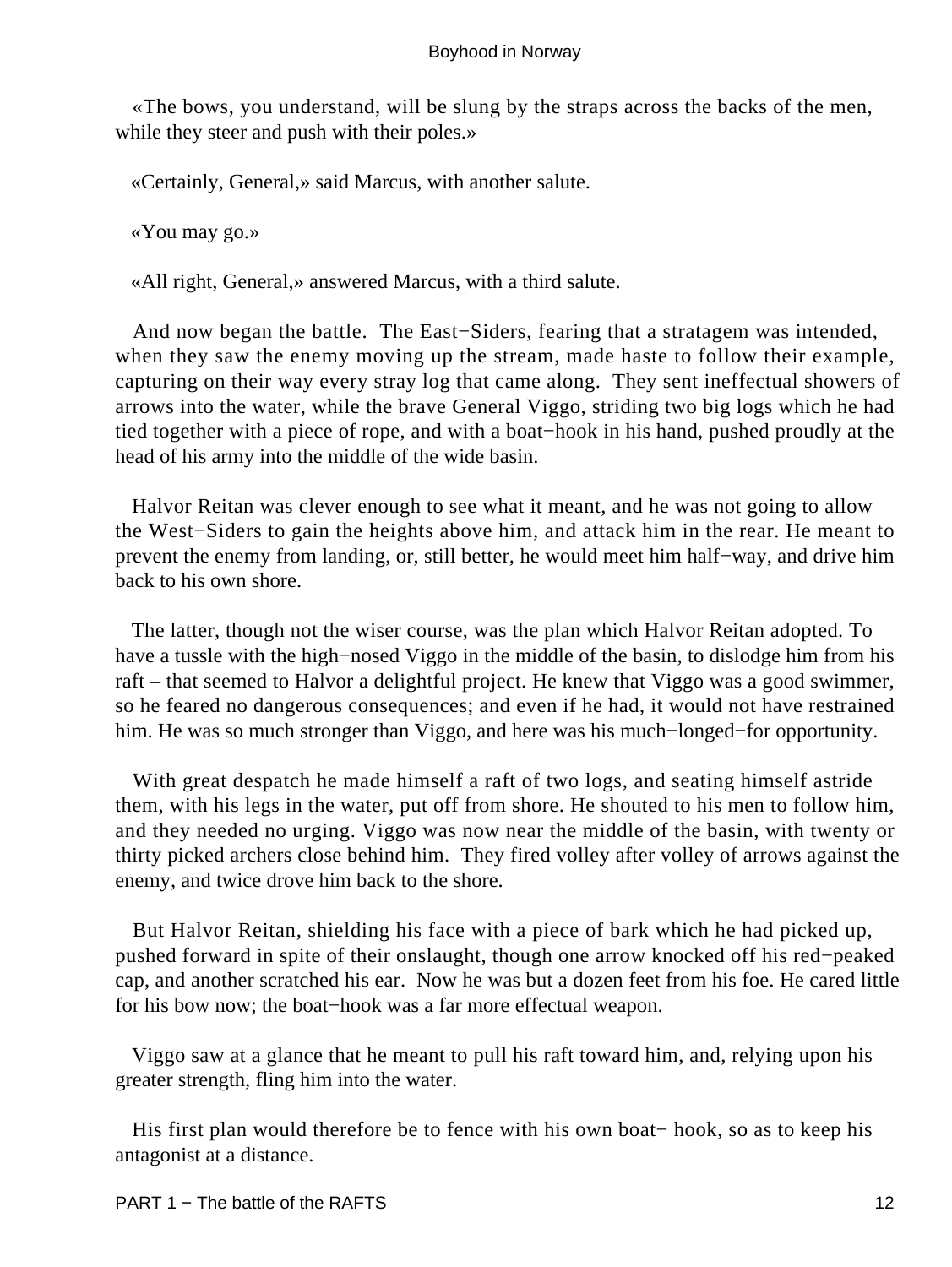«The bows, you understand, will be slung by the straps across the backs of the men, while they steer and push with their poles.»

«Certainly, General,» said Marcus, with another salute.

«You may go.»

«All right, General,» answered Marcus, with a third salute.

And now began the battle. The East−Siders, fearing that a stratagem was intended, when they saw the enemy moving up the stream, made haste to follow their example, capturing on their way every stray log that came along. They sent ineffectual showers of arrows into the water, while the brave General Viggo, striding two big logs which he had tied together with a piece of rope, and with a boat−hook in his hand, pushed proudly at the head of his army into the middle of the wide basin.

Halvor Reitan was clever enough to see what it meant, and he was not going to allow the West−Siders to gain the heights above him, and attack him in the rear. He meant to prevent the enemy from landing, or, still better, he would meet him half−way, and drive him back to his own shore.

The latter, though not the wiser course, was the plan which Halvor Reitan adopted. To have a tussle with the high−nosed Viggo in the middle of the basin, to dislodge him from his raft – that seemed to Halvor a delightful project. He knew that Viggo was a good swimmer, so he feared no dangerous consequences; and even if he had, it would not have restrained him. He was so much stronger than Viggo, and here was his much−longed−for opportunity.

With great despatch he made himself a raft of two logs, and seating himself astride them, with his legs in the water, put off from shore. He shouted to his men to follow him, and they needed no urging. Viggo was now near the middle of the basin, with twenty or thirty picked archers close behind him. They fired volley after volley of arrows against the enemy, and twice drove him back to the shore.

But Halvor Reitan, shielding his face with a piece of bark which he had picked up, pushed forward in spite of their onslaught, though one arrow knocked off his red−peaked cap, and another scratched his ear. Now he was but a dozen feet from his foe. He cared little for his bow now; the boat−hook was a far more effectual weapon.

Viggo saw at a glance that he meant to pull his raft toward him, and, relying upon his greater strength, fling him into the water.

His first plan would therefore be to fence with his own boat− hook, so as to keep his antagonist at a distance.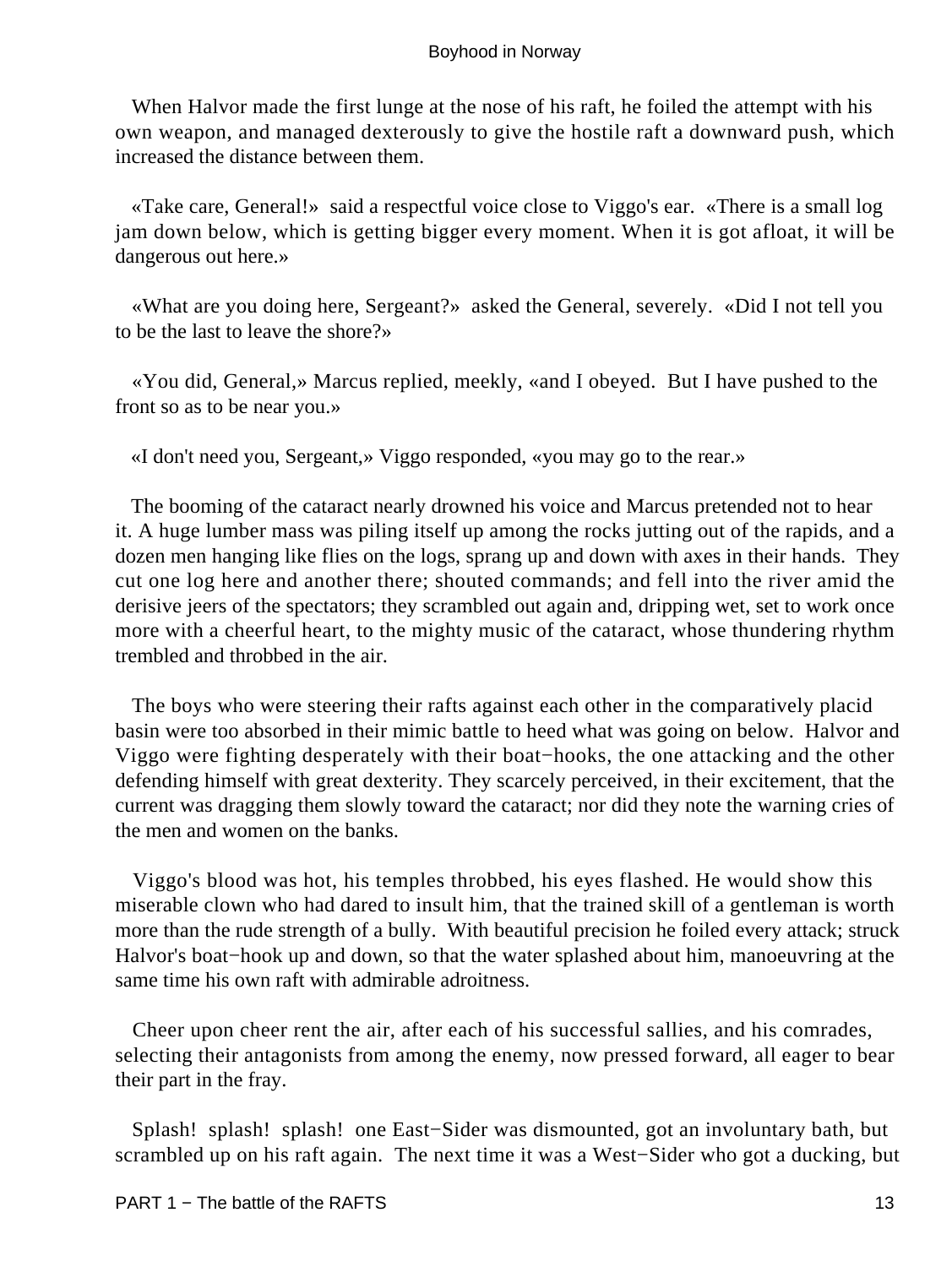When Halvor made the first lunge at the nose of his raft, he foiled the attempt with his own weapon, and managed dexterously to give the hostile raft a downward push, which increased the distance between them.

«Take care, General!» said a respectful voice close to Viggo's ear. «There is a small log jam down below, which is getting bigger every moment. When it is got afloat, it will be dangerous out here.»

«What are you doing here, Sergeant?» asked the General, severely. «Did I not tell you to be the last to leave the shore?»

«You did, General,» Marcus replied, meekly, «and I obeyed. But I have pushed to the front so as to be near you.»

«I don't need you, Sergeant,» Viggo responded, «you may go to the rear.»

The booming of the cataract nearly drowned his voice and Marcus pretended not to hear it. A huge lumber mass was piling itself up among the rocks jutting out of the rapids, and a dozen men hanging like flies on the logs, sprang up and down with axes in their hands. They cut one log here and another there; shouted commands; and fell into the river amid the derisive jeers of the spectators; they scrambled out again and, dripping wet, set to work once more with a cheerful heart, to the mighty music of the cataract, whose thundering rhythm trembled and throbbed in the air.

The boys who were steering their rafts against each other in the comparatively placid basin were too absorbed in their mimic battle to heed what was going on below. Halvor and Viggo were fighting desperately with their boat−hooks, the one attacking and the other defending himself with great dexterity. They scarcely perceived, in their excitement, that the current was dragging them slowly toward the cataract; nor did they note the warning cries of the men and women on the banks.

Viggo's blood was hot, his temples throbbed, his eyes flashed. He would show this miserable clown who had dared to insult him, that the trained skill of a gentleman is worth more than the rude strength of a bully. With beautiful precision he foiled every attack; struck Halvor's boat−hook up and down, so that the water splashed about him, manoeuvring at the same time his own raft with admirable adroitness.

Cheer upon cheer rent the air, after each of his successful sallies, and his comrades, selecting their antagonists from among the enemy, now pressed forward, all eager to bear their part in the fray.

Splash! splash! splash! one East−Sider was dismounted, got an involuntary bath, but scrambled up on his raft again. The next time it was a West−Sider who got a ducking, but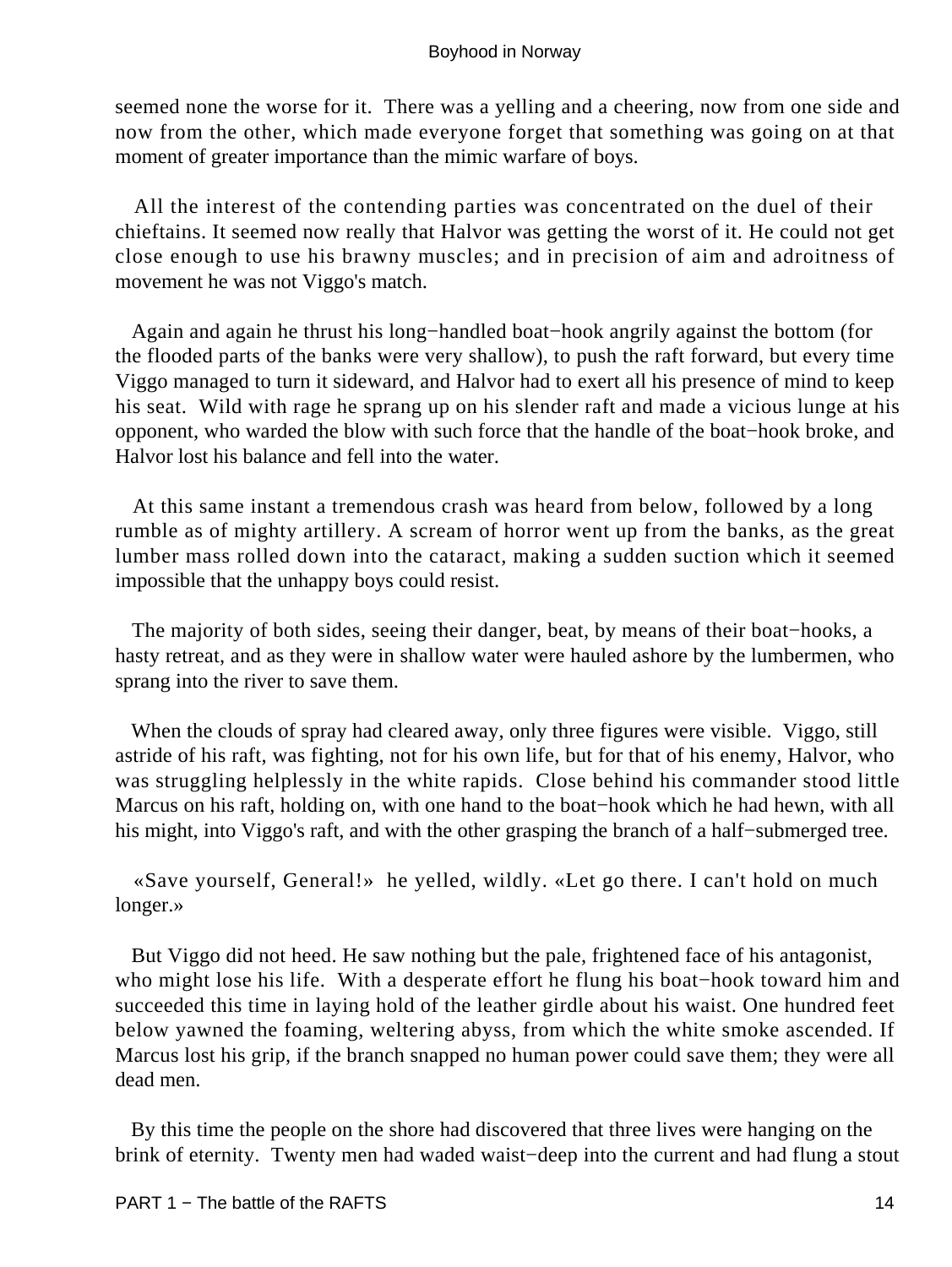seemed none the worse for it. There was a yelling and a cheering, now from one side and now from the other, which made everyone forget that something was going on at that moment of greater importance than the mimic warfare of boys.

All the interest of the contending parties was concentrated on the duel of their chieftains. It seemed now really that Halvor was getting the worst of it. He could not get close enough to use his brawny muscles; and in precision of aim and adroitness of movement he was not Viggo's match.

Again and again he thrust his long−handled boat−hook angrily against the bottom (for the flooded parts of the banks were very shallow), to push the raft forward, but every time Viggo managed to turn it sideward, and Halvor had to exert all his presence of mind to keep his seat. Wild with rage he sprang up on his slender raft and made a vicious lunge at his opponent, who warded the blow with such force that the handle of the boat−hook broke, and Halvor lost his balance and fell into the water.

At this same instant a tremendous crash was heard from below, followed by a long rumble as of mighty artillery. A scream of horror went up from the banks, as the great lumber mass rolled down into the cataract, making a sudden suction which it seemed impossible that the unhappy boys could resist.

The majority of both sides, seeing their danger, beat, by means of their boat−hooks, a hasty retreat, and as they were in shallow water were hauled ashore by the lumbermen, who sprang into the river to save them.

When the clouds of spray had cleared away, only three figures were visible. Viggo, still astride of his raft, was fighting, not for his own life, but for that of his enemy, Halvor, who was struggling helplessly in the white rapids. Close behind his commander stood little Marcus on his raft, holding on, with one hand to the boat−hook which he had hewn, with all his might, into Viggo's raft, and with the other grasping the branch of a half−submerged tree.

«Save yourself, General!» he yelled, wildly. «Let go there. I can't hold on much longer.»

But Viggo did not heed. He saw nothing but the pale, frightened face of his antagonist, who might lose his life. With a desperate effort he flung his boat−hook toward him and succeeded this time in laying hold of the leather girdle about his waist. One hundred feet below yawned the foaming, weltering abyss, from which the white smoke ascended. If Marcus lost his grip, if the branch snapped no human power could save them; they were all dead men.

By this time the people on the shore had discovered that three lives were hanging on the brink of eternity. Twenty men had waded waist−deep into the current and had flung a stout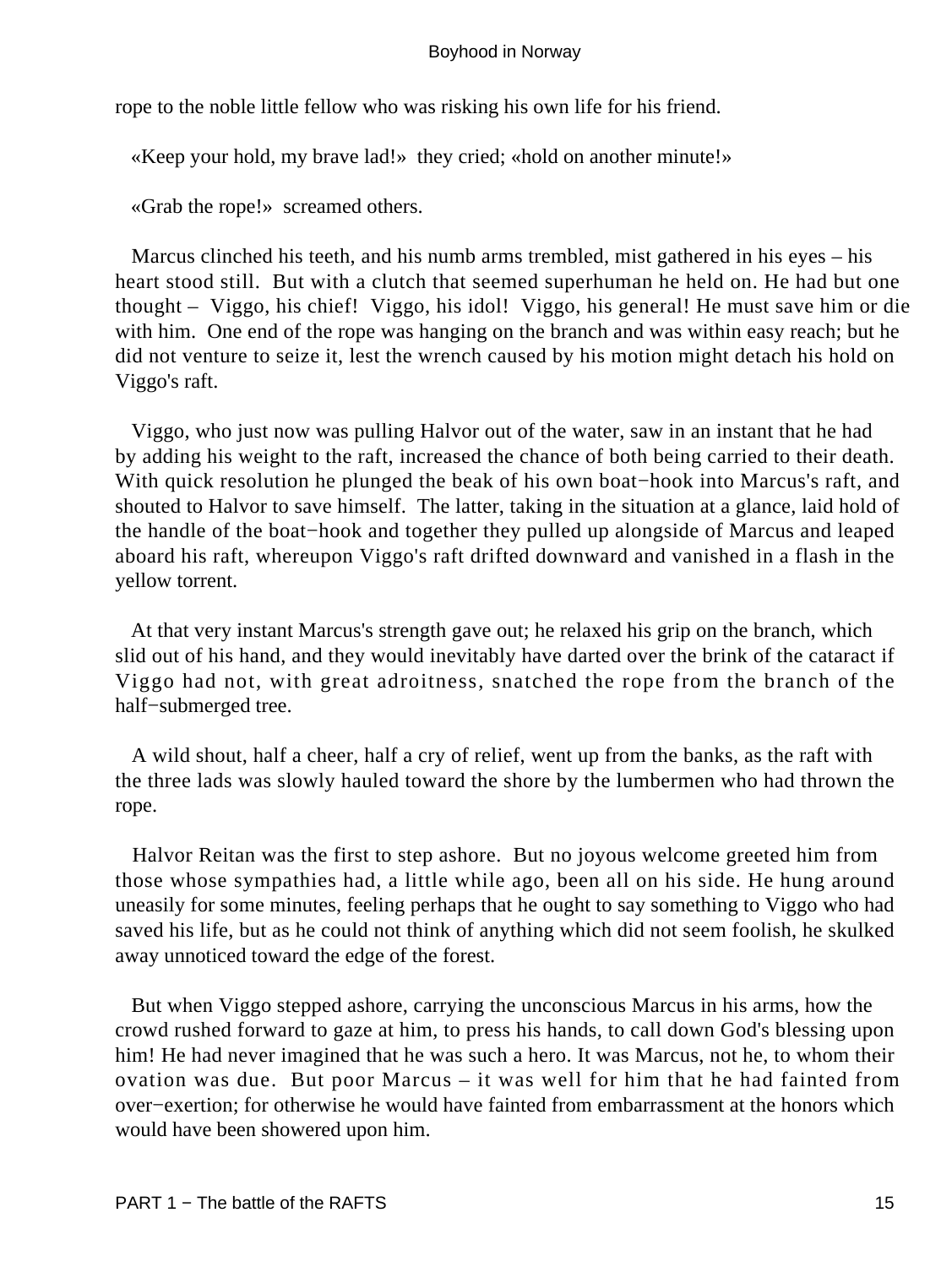rope to the noble little fellow who was risking his own life for his friend.

«Keep your hold, my brave lad!» they cried; «hold on another minute!»

«Grab the rope!» screamed others.

Marcus clinched his teeth, and his numb arms trembled, mist gathered in his eyes – his heart stood still. But with a clutch that seemed superhuman he held on. He had but one thought – Viggo, his chief! Viggo, his idol! Viggo, his general! He must save him or die with him. One end of the rope was hanging on the branch and was within easy reach; but he did not venture to seize it, lest the wrench caused by his motion might detach his hold on Viggo's raft.

Viggo, who just now was pulling Halvor out of the water, saw in an instant that he had by adding his weight to the raft, increased the chance of both being carried to their death. With quick resolution he plunged the beak of his own boat−hook into Marcus's raft, and shouted to Halvor to save himself. The latter, taking in the situation at a glance, laid hold of the handle of the boat−hook and together they pulled up alongside of Marcus and leaped aboard his raft, whereupon Viggo's raft drifted downward and vanished in a flash in the yellow torrent.

At that very instant Marcus's strength gave out; he relaxed his grip on the branch, which slid out of his hand, and they would inevitably have darted over the brink of the cataract if Viggo had not, with great adroitness, snatched the rope from the branch of the half−submerged tree.

A wild shout, half a cheer, half a cry of relief, went up from the banks, as the raft with the three lads was slowly hauled toward the shore by the lumbermen who had thrown the rope.

Halvor Reitan was the first to step ashore. But no joyous welcome greeted him from those whose sympathies had, a little while ago, been all on his side. He hung around uneasily for some minutes, feeling perhaps that he ought to say something to Viggo who had saved his life, but as he could not think of anything which did not seem foolish, he skulked away unnoticed toward the edge of the forest.

But when Viggo stepped ashore, carrying the unconscious Marcus in his arms, how the crowd rushed forward to gaze at him, to press his hands, to call down God's blessing upon him! He had never imagined that he was such a hero. It was Marcus, not he, to whom their ovation was due. But poor Marcus – it was well for him that he had fainted from over−exertion; for otherwise he would have fainted from embarrassment at the honors which would have been showered upon him.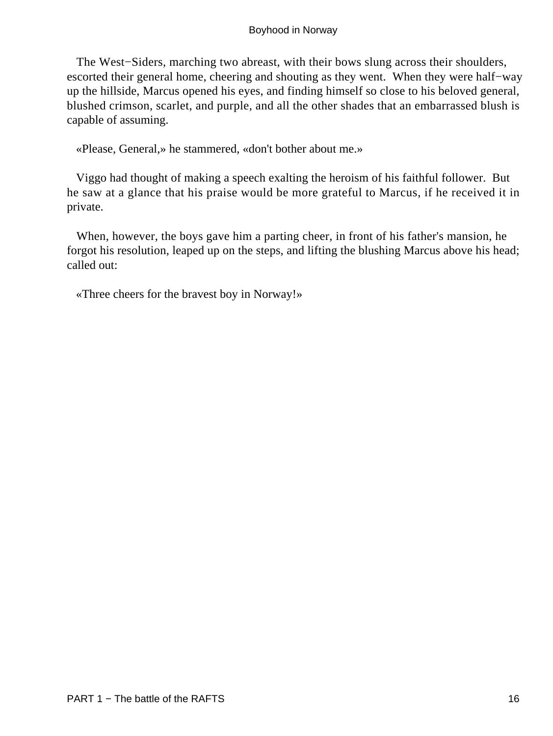The West−Siders, marching two abreast, with their bows slung across their shoulders, escorted their general home, cheering and shouting as they went. When they were half−way up the hillside, Marcus opened his eyes, and finding himself so close to his beloved general, blushed crimson, scarlet, and purple, and all the other shades that an embarrassed blush is capable of assuming.

«Please, General,» he stammered, «don't bother about me.»

Viggo had thought of making a speech exalting the heroism of his faithful follower. But he saw at a glance that his praise would be more grateful to Marcus, if he received it in private.

When, however, the boys gave him a parting cheer, in front of his father's mansion, he forgot his resolution, leaped up on the steps, and lifting the blushing Marcus above his head; called out:

«Three cheers for the bravest boy in Norway!»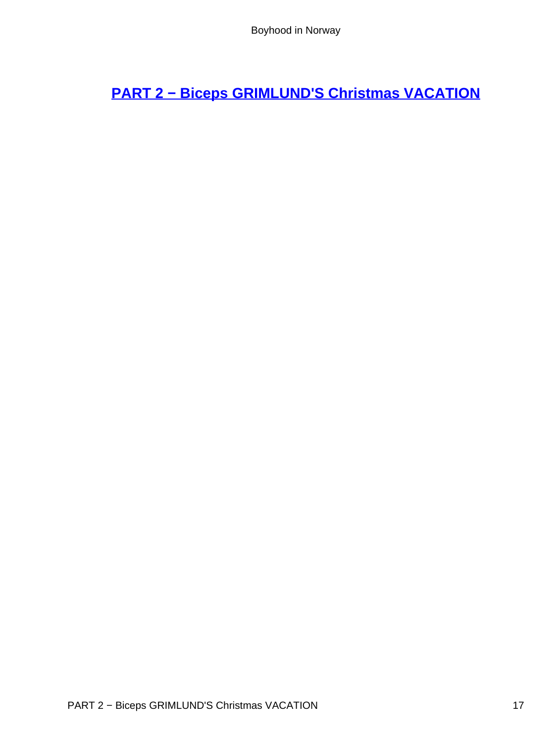## PART 2 − Biceps GRIMLUND'S Christmas VACATION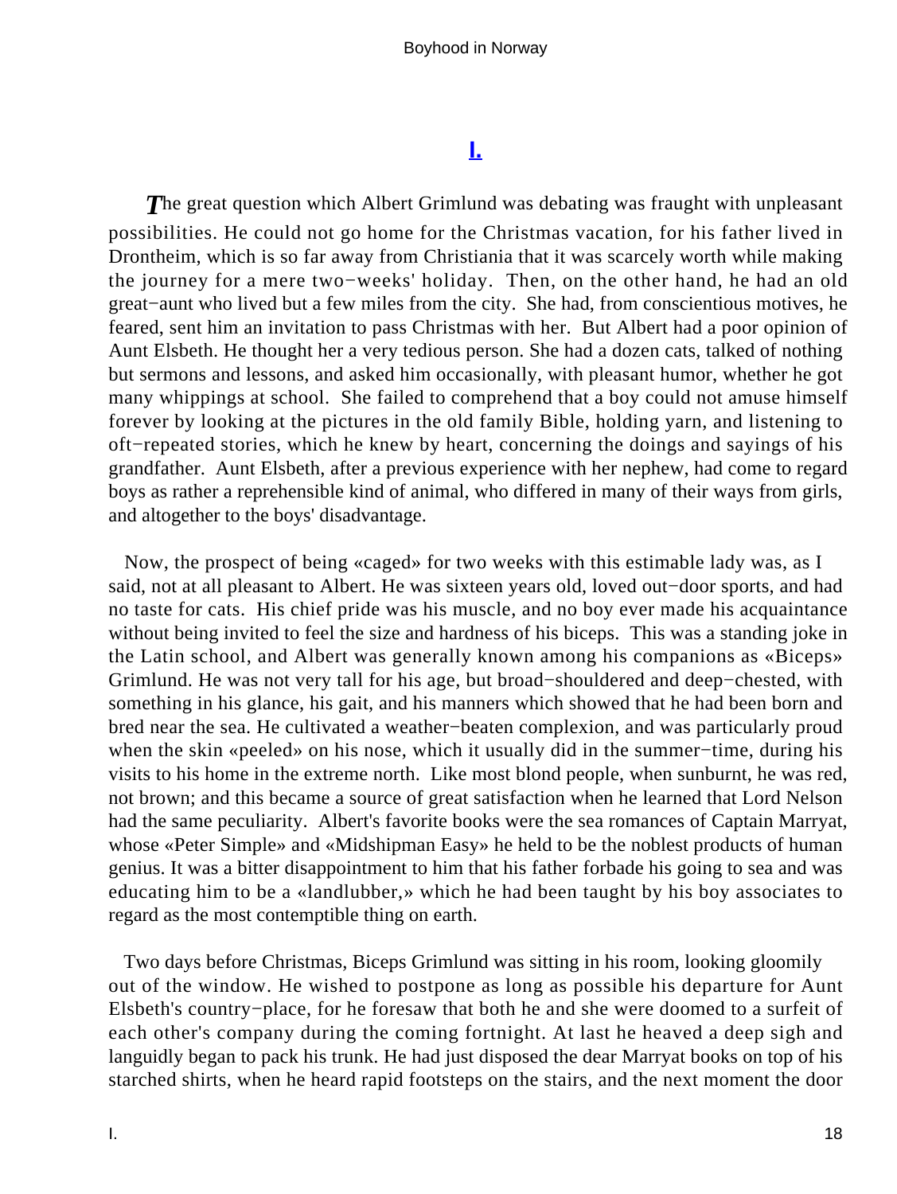## I.

The great question which Albert Grimlund was debating was fraught with unpleasant possibilities. He could not go home for the Christmas vacation, for his father lived in Drontheim, which is so far away from Christiania that it was scarcely worth while making the journey for a mere two−weeks' holiday. Then, on the other hand, he had an old great−aunt who lived but a few miles from the city. She had, from conscientious motives, he feared, sent him an invitation to pass Christmas with her. But Albert had a poor opinion of Aunt Elsbeth. He thought her a very tedious person. She had a dozen cats, talked of nothing but sermons and lessons, and asked him occasionally, with pleasant humor, whether he got many whippings at school. She failed to comprehend that a boy could not amuse himself forever by looking at the pictures in the old family Bible, holding yarn, and listening to oft−repeated stories, which he knew by heart, concerning the doings and sayings of his grandfather. Aunt Elsbeth, after a previous experience with her nephew, had come to regard boys as rather a reprehensible kind of animal, who differed in many of their ways from girls, and altogether to the boys' disadvantage.

Now, the prospect of being «caged» for two weeks with this estimable lady was, as I said, not at all pleasant to Albert. He was sixteen years old, loved out−door sports, and had no taste for cats. His chief pride was his muscle, and no boy ever made his acquaintance without being invited to feel the size and hardness of his biceps. This was a standing joke in the Latin school, and Albert was generally known among his companions as «Biceps» Grimlund. He was not very tall for his age, but broad−shouldered and deep−chested, with something in his glance, his gait, and his manners which showed that he had been born and bred near the sea. He cultivated a weather−beaten complexion, and was particularly proud when the skin «peeled» on his nose, which it usually did in the summer−time, during his visits to his home in the extreme north. Like most blond people, when sunburnt, he was red, not brown; and this became a source of great satisfaction when he learned that Lord Nelson had the same peculiarity. Albert's favorite books were the sea romances of Captain Marryat, whose «Peter Simple» and «Midshipman Easy» he held to be the noblest products of human genius. It was a bitter disappointment to him that his father forbade his going to sea and was educating him to be a «landlubber,» which he had been taught by his boy associates to regard as the most contemptible thing on earth.

Two days before Christmas, Biceps Grimlund was sitting in his room, looking gloomily out of the window. He wished to postpone as long as possible his departure for Aunt Elsbeth's country−place, for he foresaw that both he and she were doomed to a surfeit of each other's company during the coming fortnight. At last he heaved a deep sigh and languidly began to pack his trunk. He had just disposed the dear Marryat books on top of his starched shirts, when he heard rapid footsteps on the stairs, and the next moment the door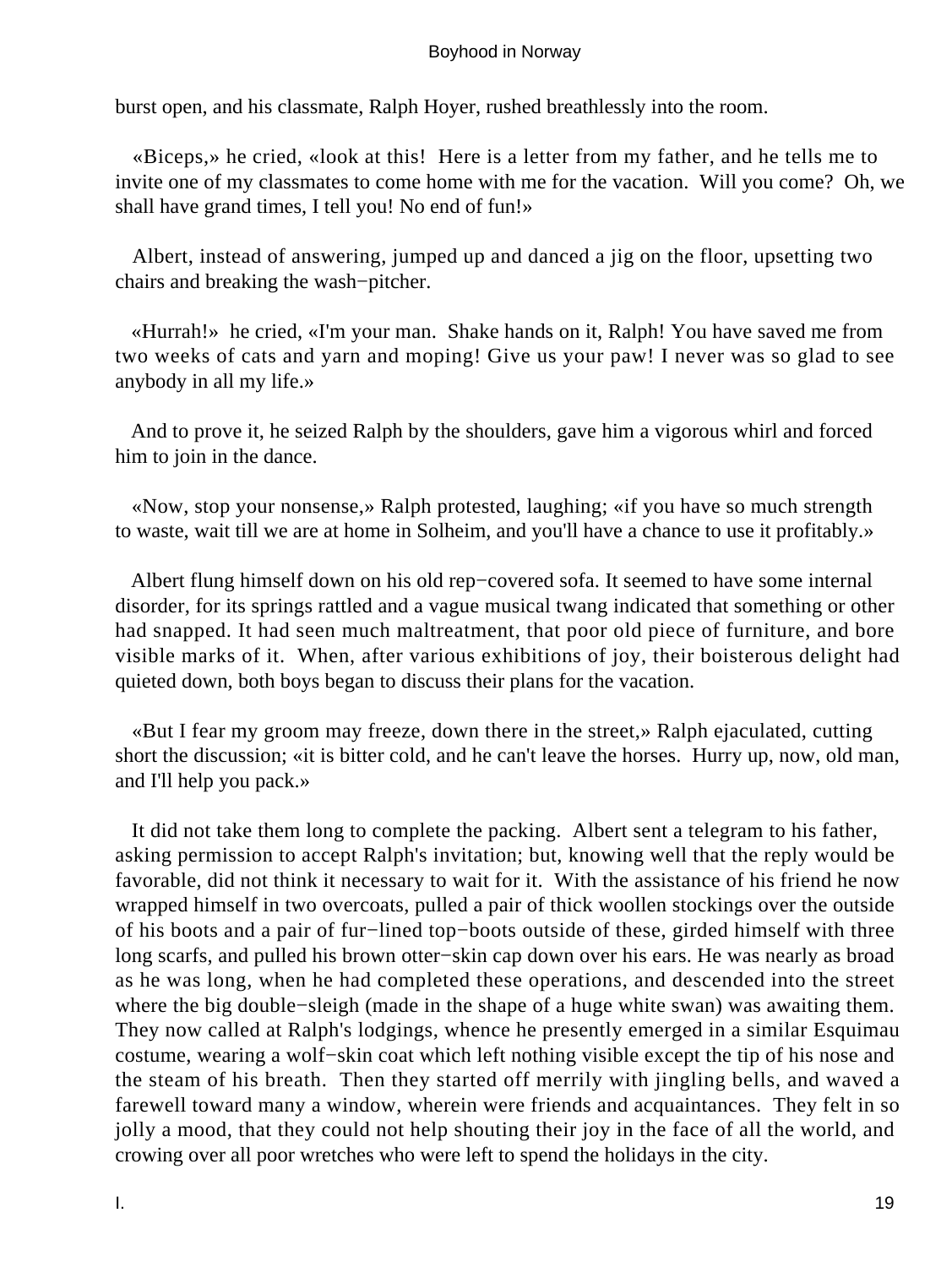burst open, and his classmate, Ralph Hoyer, rushed breathlessly into the room.

«Biceps,» he cried, «look at this! Here is a letter from my father, and he tells me to invite one of my classmates to come home with me for the vacation. Will you come? Oh, we shall have grand times, I tell you! No end of fun!»

Albert, instead of answering, jumped up and danced a jig on the floor, upsetting two chairs and breaking the wash−pitcher.

«Hurrah!» he cried, «I'm your man. Shake hands on it, Ralph! You have saved me from two weeks of cats and yarn and moping! Give us your paw! I never was so glad to see anybody in all my life.»

And to prove it, he seized Ralph by the shoulders, gave him a vigorous whirl and forced him to join in the dance.

«Now, stop your nonsense,» Ralph protested, laughing; «if you have so much strength to waste, wait till we are at home in Solheim, and you'll have a chance to use it profitably.»

Albert flung himself down on his old rep−covered sofa. It seemed to have some internal disorder, for its springs rattled and a vague musical twang indicated that something or other had snapped. It had seen much maltreatment, that poor old piece of furniture, and bore visible marks of it. When, after various exhibitions of joy, their boisterous delight had quieted down, both boys began to discuss their plans for the vacation.

«But I fear my groom may freeze, down there in the street,» Ralph ejaculated, cutting short the discussion; «it is bitter cold, and he can't leave the horses. Hurry up, now, old man, and I'll help you pack.»

It did not take them long to complete the packing. Albert sent a telegram to his father, asking permission to accept Ralph's invitation; but, knowing well that the reply would be favorable, did not think it necessary to wait for it. With the assistance of his friend he now wrapped himself in two overcoats, pulled a pair of thick woollen stockings over the outside of his boots and a pair of fur−lined top−boots outside of these, girded himself with three long scarfs, and pulled his brown otter−skin cap down over his ears. He was nearly as broad as he was long, when he had completed these operations, and descended into the street where the big double−sleigh (made in the shape of a huge white swan) was awaiting them. They now called at Ralph's lodgings, whence he presently emerged in a similar Esquimau costume, wearing a wolf−skin coat which left nothing visible except the tip of his nose and the steam of his breath. Then they started off merrily with jingling bells, and waved a farewell toward many a window, wherein were friends and acquaintances. They felt in so jolly a mood, that they could not help shouting their joy in the face of all the world, and crowing over all poor wretches who were left to spend the holidays in the city.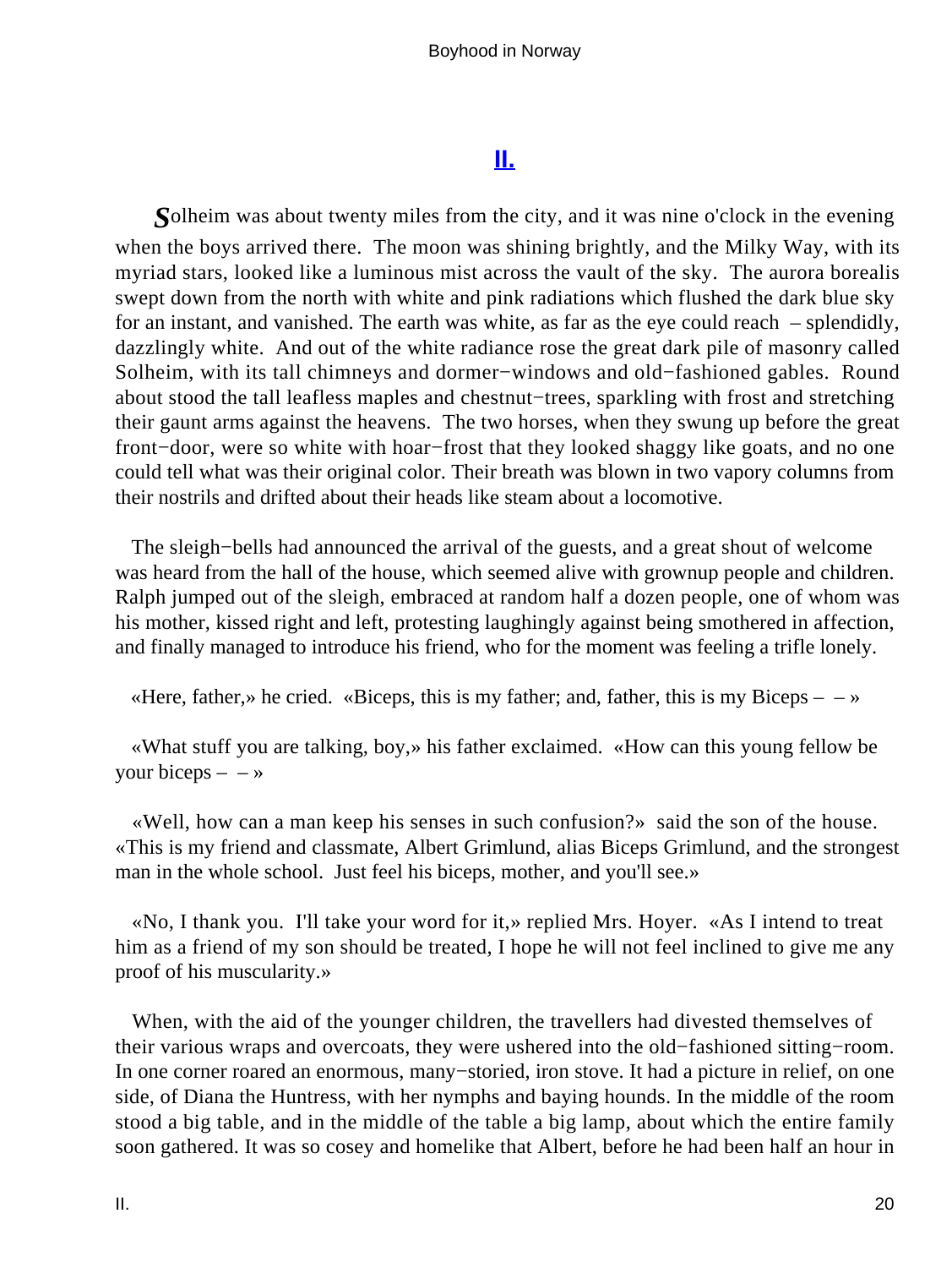## II.

*S*olheim was about twenty miles from the city, and it was nine o'clock in the evening when the boys arrived there. The moon was shining brightly, and the Milky Way, with its myriad stars, looked like a luminous mist across the vault of the sky. The aurora borealis swept down from the north with white and pink radiations which flushed the dark blue sky for an instant, and vanished. The earth was white, as far as the eye could reach – splendidly, dazzlingly white. And out of the white radiance rose the great dark pile of masonry called Solheim, with its tall chimneys and dormer−windows and old−fashioned gables. Round about stood the tall leafless maples and chestnut−trees, sparkling with frost and stretching their gaunt arms against the heavens. The two horses, when they swung up before the great front−door, were so white with hoar−frost that they looked shaggy like goats, and no one could tell what was their original color. Their breath was blown in two vapory columns from their nostrils and drifted about their heads like steam about a locomotive.

The sleigh−bells had announced the arrival of the guests, and a great shout of welcome was heard from the hall of the house, which seemed alive with grownup people and children. Ralph jumped out of the sleigh, embraced at random half a dozen people, one of whom was his mother, kissed right and left, protesting laughingly against being smothered in affection, and finally managed to introduce his friend, who for the moment was feeling a trifle lonely.

«Here, father,» he cried. «Biceps, this is my father; and, father, this is my Biceps – – »

«What stuff you are talking, boy,» his father exclaimed. «How can this young fellow be your biceps – – »

«Well, how can a man keep his senses in such confusion?» said the son of the house. «This is my friend and classmate, Albert Grimlund, alias Biceps Grimlund, and the strongest man in the whole school. Just feel his biceps, mother, and you'll see.»

«No, I thank you. I'll take your word for it,» replied Mrs. Hoyer. «As I intend to treat him as a friend of my son should be treated, I hope he will not feel inclined to give me any proof of his muscularity.»

When, with the aid of the younger children, the travellers had divested themselves of their various wraps and overcoats, they were ushered into the old−fashioned sitting−room. In one corner roared an enormous, many−storied, iron stove. It had a picture in relief, on one side, of Diana the Huntress, with her nymphs and baying hounds. In the middle of the room stood a big table, and in the middle of the table a big lamp, about which the entire family soon gathered. It was so cosey and homelike that Albert, before he had been half an hour in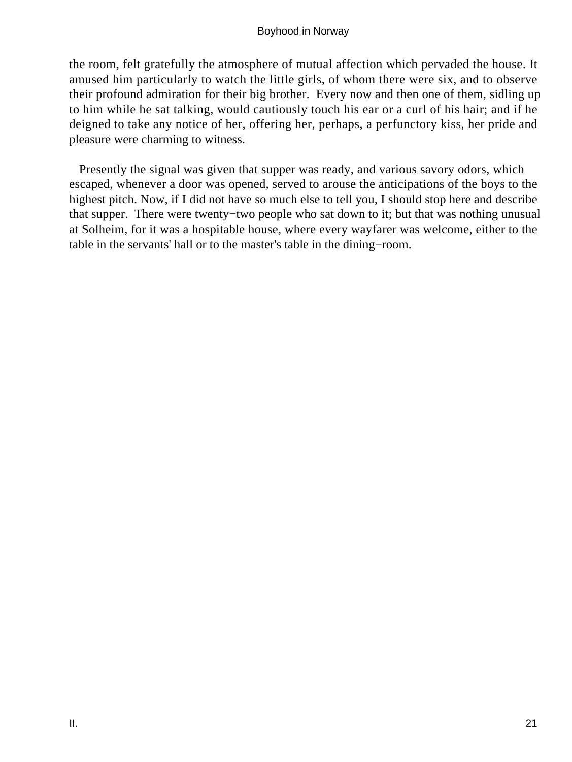the room, felt gratefully the atmosphere of mutual affection which pervaded the house. It amused him particularly to watch the little girls, of whom there were six, and to observe their profound admiration for their big brother. Every now and then one of them, sidling up to him while he sat talking, would cautiously touch his ear or a curl of his hair; and if he deigned to take any notice of her, offering her, perhaps, a perfunctory kiss, her pride and pleasure were charming to witness.

Presently the signal was given that supper was ready, and various savory odors, which escaped, whenever a door was opened, served to arouse the anticipations of the boys to the highest pitch. Now, if I did not have so much else to tell you, I should stop here and describe that supper. There were twenty−two people who sat down to it; but that was nothing unusual at Solheim, for it was a hospitable house, where every wayfarer was welcome, either to the table in the servants' hall or to the master's table in the dining−room.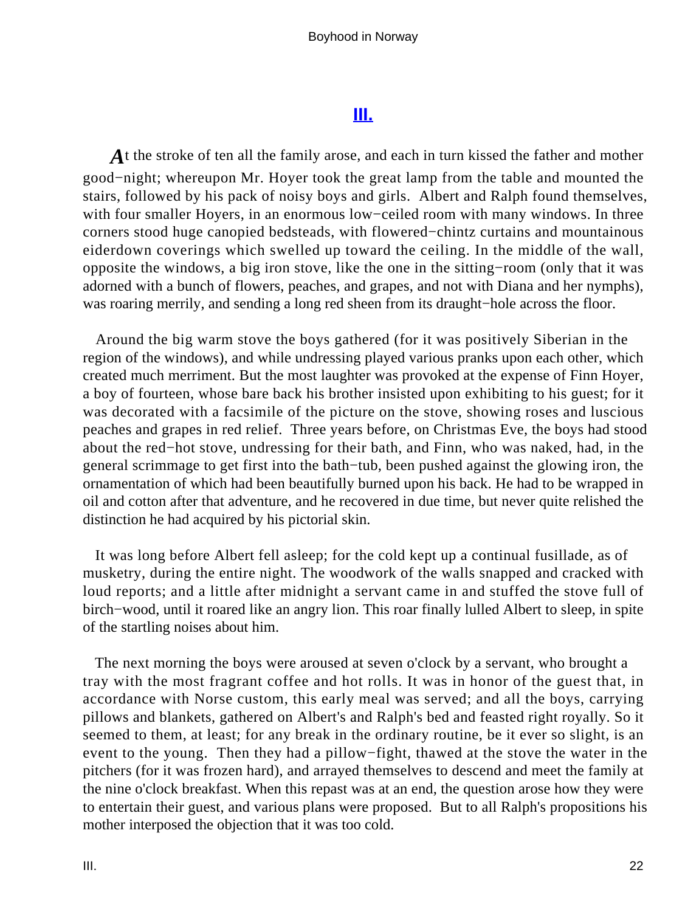## III.

At the stroke of ten all the family arose, and each in turn kissed the father and mother good−night; whereupon Mr. Hoyer took the great lamp from the table and mounted the stairs, followed by his pack of noisy boys and girls. Albert and Ralph found themselves, with four smaller Hoyers, in an enormous low−ceiled room with many windows. In three corners stood huge canopied bedsteads, with flowered−chintz curtains and mountainous eiderdown coverings which swelled up toward the ceiling. In the middle of the wall, opposite the windows, a big iron stove, like the one in the sitting−room (only that it was adorned with a bunch of flowers, peaches, and grapes, and not with Diana and her nymphs), was roaring merrily, and sending a long red sheen from its draught−hole across the floor.

Around the big warm stove the boys gathered (for it was positively Siberian in the region of the windows), and while undressing played various pranks upon each other, which created much merriment. But the most laughter was provoked at the expense of Finn Hoyer, a boy of fourteen, whose bare back his brother insisted upon exhibiting to his guest; for it was decorated with a facsimile of the picture on the stove, showing roses and luscious peaches and grapes in red relief. Three years before, on Christmas Eve, the boys had stood about the red−hot stove, undressing for their bath, and Finn, who was naked, had, in the general scrimmage to get first into the bath−tub, been pushed against the glowing iron, the ornamentation of which had been beautifully burned upon his back. He had to be wrapped in oil and cotton after that adventure, and he recovered in due time, but never quite relished the distinction he had acquired by his pictorial skin.

It was long before Albert fell asleep; for the cold kept up a continual fusillade, as of musketry, during the entire night. The woodwork of the walls snapped and cracked with loud reports; and a little after midnight a servant came in and stuffed the stove full of birch−wood, until it roared like an angry lion. This roar finally lulled Albert to sleep, in spite of the startling noises about him.

The next morning the boys were aroused at seven o'clock by a servant, who brought a tray with the most fragrant coffee and hot rolls. It was in honor of the guest that, in accordance with Norse custom, this early meal was served; and all the boys, carrying pillows and blankets, gathered on Albert's and Ralph's bed and feasted right royally. So it seemed to them, at least; for any break in the ordinary routine, be it ever so slight, is an event to the young. Then they had a pillow−fight, thawed at the stove the water in the pitchers (for it was frozen hard), and arrayed themselves to descend and meet the family at the nine o'clock breakfast. When this repast was at an end, the question arose how they were to entertain their guest, and various plans were proposed. But to all Ralph's propositions his mother interposed the objection that it was too cold.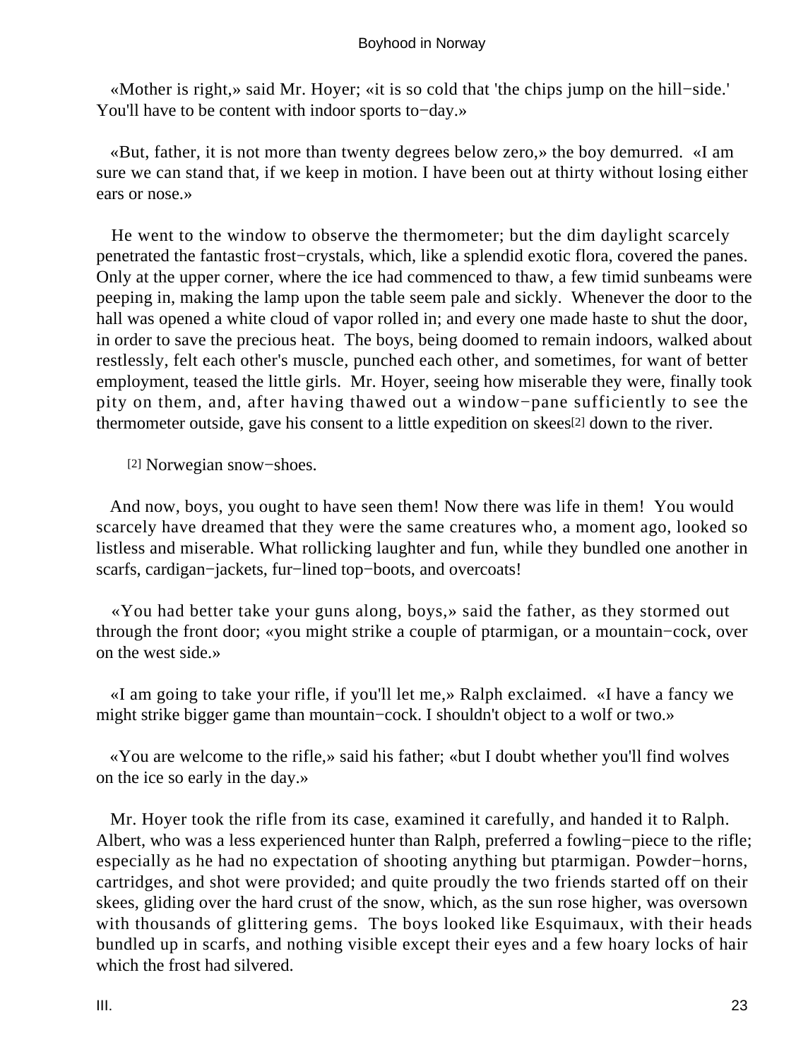«Mother is right,» said Mr. Hoyer; «it is so cold that 'the chips jump on the hill−side.' You'll have to be content with indoor sports to−day.»

«But, father, it is not more than twenty degrees below zero,» the boy demurred. «I am sure we can stand that, if we keep in motion. I have been out at thirty without losing either ears or nose.»

He went to the window to observe the thermometer; but the dim daylight scarcely penetrated the fantastic frost−crystals, which, like a splendid exotic flora, covered the panes. Only at the upper corner, where the ice had commenced to thaw, a few timid sunbeams were peeping in, making the lamp upon the table seem pale and sickly. Whenever the door to the hall was opened a white cloud of vapor rolled in; and every one made haste to shut the door, in order to save the precious heat. The boys, being doomed to remain indoors, walked about restlessly, felt each other's muscle, punched each other, and sometimes, for want of better employment, teased the little girls. Mr. Hoyer, seeing how miserable they were, finally took pity on them, and, after having thawed out a window−pane sufficiently to see the thermometer outside, gave his consent to a little expedition on skees[2] down to the river.

[2] Norwegian snow−shoes.

And now, boys, you ought to have seen them! Now there was life in them! You would scarcely have dreamed that they were the same creatures who, a moment ago, looked so listless and miserable. What rollicking laughter and fun, while they bundled one another in scarfs, cardigan−jackets, fur−lined top−boots, and overcoats!

«You had better take your guns along, boys,» said the father, as they stormed out through the front door; «you might strike a couple of ptarmigan, or a mountain−cock, over on the west side.»

«I am going to take your rifle, if you'll let me,» Ralph exclaimed. «I have a fancy we might strike bigger game than mountain−cock. I shouldn't object to a wolf or two.»

«You are welcome to the rifle,» said his father; «but I doubt whether you'll find wolves on the ice so early in the day.»

Mr. Hoyer took the rifle from its case, examined it carefully, and handed it to Ralph. Albert, who was a less experienced hunter than Ralph, preferred a fowling−piece to the rifle; especially as he had no expectation of shooting anything but ptarmigan. Powder−horns, cartridges, and shot were provided; and quite proudly the two friends started off on their skees, gliding over the hard crust of the snow, which, as the sun rose higher, was oversown with thousands of glittering gems. The boys looked like Esquimaux, with their heads bundled up in scarfs, and nothing visible except their eyes and a few hoary locks of hair which the frost had silvered.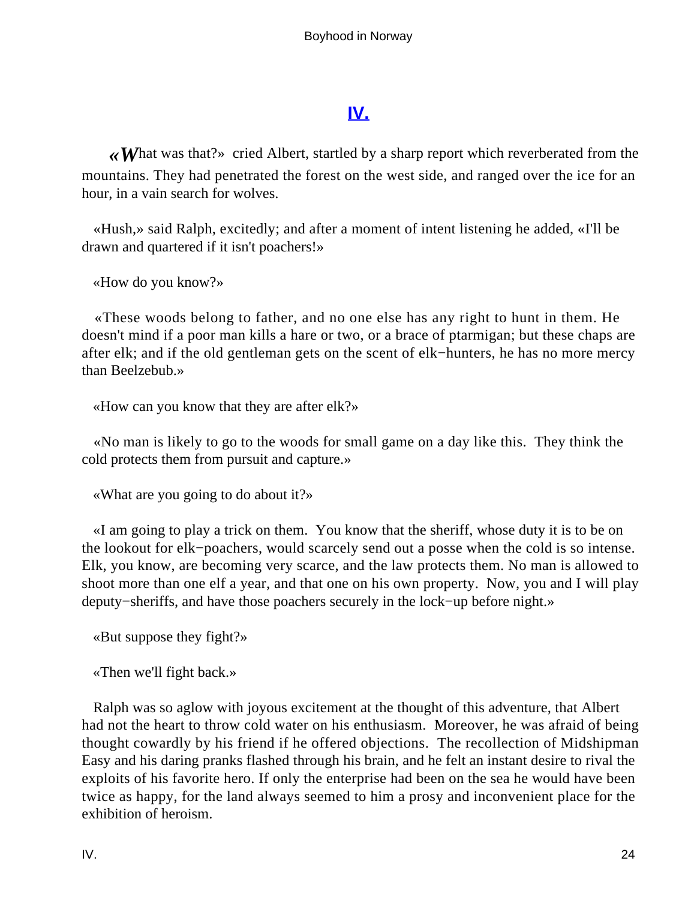## IV.

«What was that?» cried Albert, startled by a sharp report which reverberated from the mountains. They had penetrated the forest on the west side, and ranged over the ice for an hour, in a vain search for wolves.

«Hush,» said Ralph, excitedly; and after a moment of intent listening he added, «I'll be drawn and quartered if it isn't poachers!»

«How do you know?»

«These woods belong to father, and no one else has any right to hunt in them. He doesn't mind if a poor man kills a hare or two, or a brace of ptarmigan; but these chaps are after elk; and if the old gentleman gets on the scent of elk−hunters, he has no more mercy than Beelzebub.»

«How can you know that they are after elk?»

«No man is likely to go to the woods for small game on a day like this. They think the cold protects them from pursuit and capture.»

«What are you going to do about it?»

«I am going to play a trick on them. You know that the sheriff, whose duty it is to be on the lookout for elk−poachers, would scarcely send out a posse when the cold is so intense. Elk, you know, are becoming very scarce, and the law protects them. No man is allowed to shoot more than one elf a year, and that one on his own property. Now, you and I will play deputy−sheriffs, and have those poachers securely in the lock−up before night.»

«But suppose they fight?»

«Then we'll fight back.»

Ralph was so aglow with joyous excitement at the thought of this adventure, that Albert had not the heart to throw cold water on his enthusiasm. Moreover, he was afraid of being thought cowardly by his friend if he offered objections. The recollection of Midshipman Easy and his daring pranks flashed through his brain, and he felt an instant desire to rival the exploits of his favorite hero. If only the enterprise had been on the sea he would have been twice as happy, for the land always seemed to him a prosy and inconvenient place for the exhibition of heroism.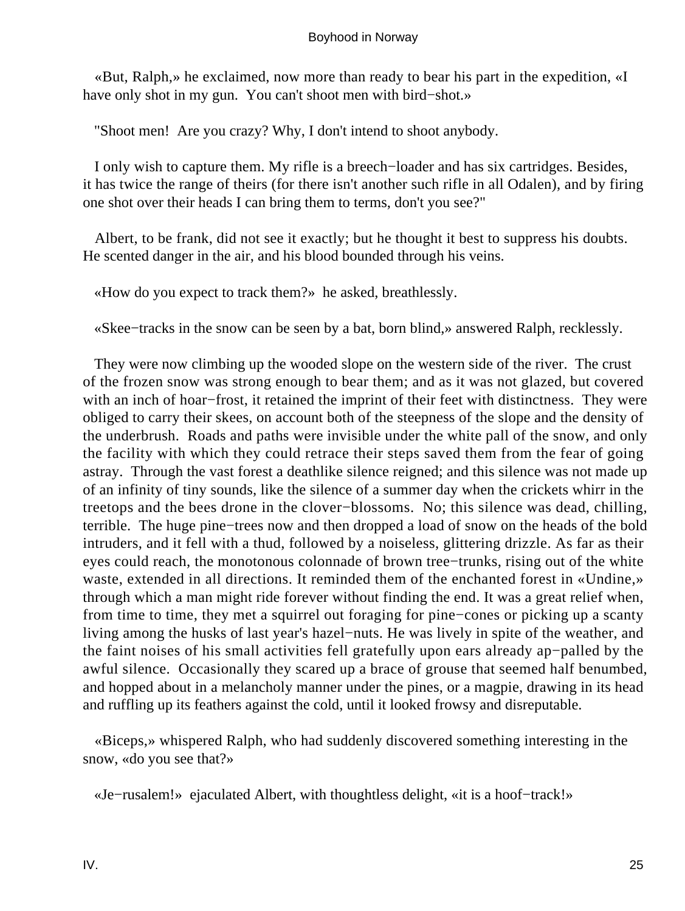«But, Ralph,» he exclaimed, now more than ready to bear his part in the expedition, «I have only shot in my gun. You can't shoot men with bird−shot.»

"Shoot men! Are you crazy? Why, I don't intend to shoot anybody.

I only wish to capture them. My rifle is a breech−loader and has six cartridges. Besides, it has twice the range of theirs (for there isn't another such rifle in all Odalen), and by firing one shot over their heads I can bring them to terms, don't you see?"

Albert, to be frank, did not see it exactly; but he thought it best to suppress his doubts. He scented danger in the air, and his blood bounded through his veins.

«How do you expect to track them?» he asked, breathlessly.

«Skee−tracks in the snow can be seen by a bat, born blind,» answered Ralph, recklessly.

They were now climbing up the wooded slope on the western side of the river. The crust of the frozen snow was strong enough to bear them; and as it was not glazed, but covered with an inch of hoar−frost, it retained the imprint of their feet with distinctness. They were obliged to carry their skees, on account both of the steepness of the slope and the density of the underbrush. Roads and paths were invisible under the white pall of the snow, and only the facility with which they could retrace their steps saved them from the fear of going astray. Through the vast forest a deathlike silence reigned; and this silence was not made up of an infinity of tiny sounds, like the silence of a summer day when the crickets whirr in the treetops and the bees drone in the clover−blossoms. No; this silence was dead, chilling, terrible. The huge pine−trees now and then dropped a load of snow on the heads of the bold intruders, and it fell with a thud, followed by a noiseless, glittering drizzle. As far as their eyes could reach, the monotonous colonnade of brown tree−trunks, rising out of the white waste, extended in all directions. It reminded them of the enchanted forest in «Undine,» through which a man might ride forever without finding the end. It was a great relief when, from time to time, they met a squirrel out foraging for pine−cones or picking up a scanty living among the husks of last year's hazel−nuts. He was lively in spite of the weather, and the faint noises of his small activities fell gratefully upon ears already ap−palled by the awful silence. Occasionally they scared up a brace of grouse that seemed half benumbed, and hopped about in a melancholy manner under the pines, or a magpie, drawing in its head and ruffling up its feathers against the cold, until it looked frowsy and disreputable.

«Biceps,» whispered Ralph, who had suddenly discovered something interesting in the snow, «do you see that?»

«Je−rusalem!» ejaculated Albert, with thoughtless delight, «it is a hoof−track!»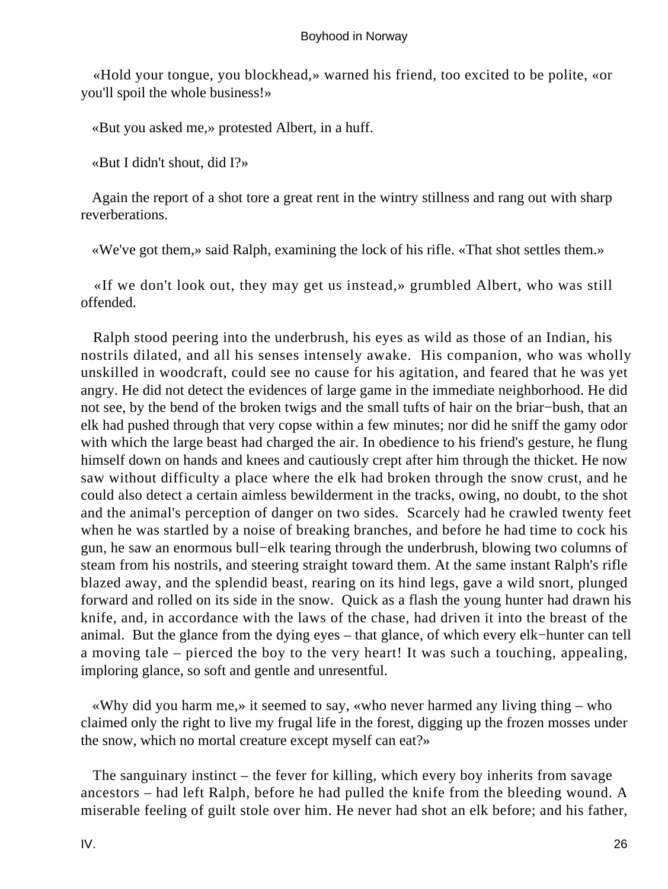«Hold your tongue, you blockhead,» warned his friend, too excited to be polite, «or you'll spoil the whole business!»

«But you asked me,» protested Albert, in a huff.

«But I didn't shout, did I?»

Again the report of a shot tore a great rent in the wintry stillness and rang out with sharp reverberations.

«We've got them,» said Ralph, examining the lock of his rifle. «That shot settles them.»

«If we don't look out, they may get us instead,» grumbled Albert, who was still offended.

Ralph stood peering into the underbrush, his eyes as wild as those of an Indian, his nostrils dilated, and all his senses intensely awake. His companion, who was wholly unskilled in woodcraft, could see no cause for his agitation, and feared that he was yet angry. He did not detect the evidences of large game in the immediate neighborhood. He did not see, by the bend of the broken twigs and the small tufts of hair on the briar−bush, that an elk had pushed through that very copse within a few minutes; nor did he sniff the gamy odor with which the large beast had charged the air. In obedience to his friend's gesture, he flung himself down on hands and knees and cautiously crept after him through the thicket. He now saw without difficulty a place where the elk had broken through the snow crust, and he could also detect a certain aimless bewilderment in the tracks, owing, no doubt, to the shot and the animal's perception of danger on two sides. Scarcely had he crawled twenty feet when he was startled by a noise of breaking branches, and before he had time to cock his gun, he saw an enormous bull−elk tearing through the underbrush, blowing two columns of steam from his nostrils, and steering straight toward them. At the same instant Ralph's rifle blazed away, and the splendid beast, rearing on its hind legs, gave a wild snort, plunged forward and rolled on its side in the snow. Quick as a flash the young hunter had drawn his knife, and, in accordance with the laws of the chase, had driven it into the breast of the animal. But the glance from the dying eyes – that glance, of which every elk−hunter can tell a moving tale – pierced the boy to the very heart! It was such a touching, appealing, imploring glance, so soft and gentle and unresentful.

«Why did you harm me,» it seemed to say, «who never harmed any living thing – who claimed only the right to live my frugal life in the forest, digging up the frozen mosses under the snow, which no mortal creature except myself can eat?»

The sanguinary instinct – the fever for killing, which every boy inherits from savage ancestors – had left Ralph, before he had pulled the knife from the bleeding wound. A miserable feeling of guilt stole over him. He never had shot an elk before; and his father,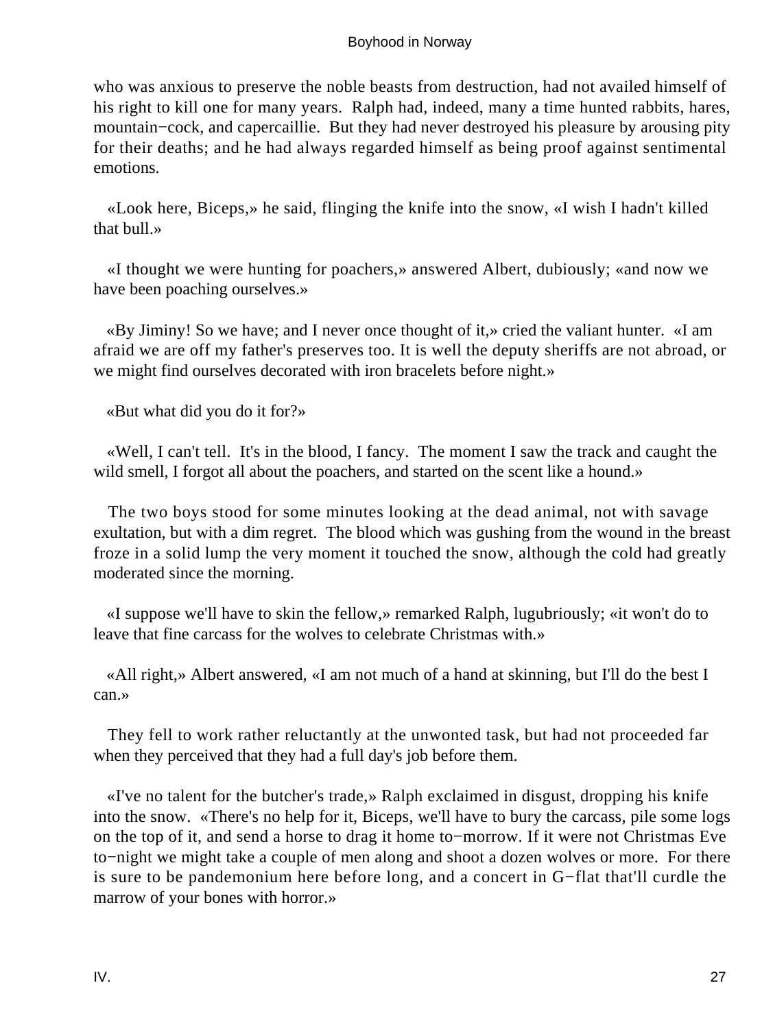who was anxious to preserve the noble beasts from destruction, had not availed himself of his right to kill one for many years. Ralph had, indeed, many a time hunted rabbits, hares, mountain−cock, and capercaillie. But they had never destroyed his pleasure by arousing pity for their deaths; and he had always regarded himself as being proof against sentimental emotions.

«Look here, Biceps,» he said, flinging the knife into the snow, «I wish I hadn't killed that bull.»

«I thought we were hunting for poachers,» answered Albert, dubiously; «and now we have been poaching ourselves.»

«By Jiminy! So we have; and I never once thought of it,» cried the valiant hunter. «I am afraid we are off my father's preserves too. It is well the deputy sheriffs are not abroad, or we might find ourselves decorated with iron bracelets before night.»

«But what did you do it for?»

«Well, I can't tell. It's in the blood, I fancy. The moment I saw the track and caught the wild smell, I forgot all about the poachers, and started on the scent like a hound.»

The two boys stood for some minutes looking at the dead animal, not with savage exultation, but with a dim regret. The blood which was gushing from the wound in the breast froze in a solid lump the very moment it touched the snow, although the cold had greatly moderated since the morning.

«I suppose we'll have to skin the fellow,» remarked Ralph, lugubriously; «it won't do to leave that fine carcass for the wolves to celebrate Christmas with.»

«All right,» Albert answered, «I am not much of a hand at skinning, but I'll do the best I can.»

They fell to work rather reluctantly at the unwonted task, but had not proceeded far when they perceived that they had a full day's job before them.

«I've no talent for the butcher's trade,» Ralph exclaimed in disgust, dropping his knife into the snow. «There's no help for it, Biceps, we'll have to bury the carcass, pile some logs on the top of it, and send a horse to drag it home to−morrow. If it were not Christmas Eve to−night we might take a couple of men along and shoot a dozen wolves or more. For there is sure to be pandemonium here before long, and a concert in G−flat that'll curdle the marrow of your bones with horror.»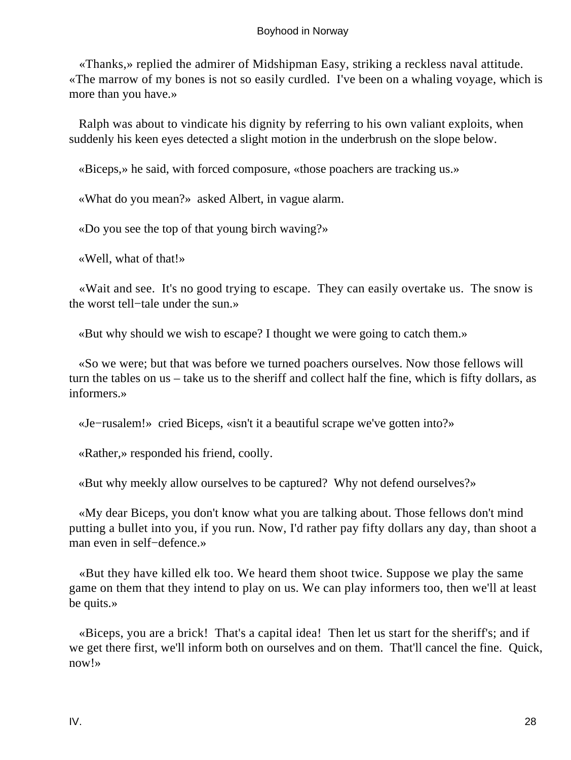«Thanks,» replied the admirer of Midshipman Easy, striking a reckless naval attitude. «The marrow of my bones is not so easily curdled. I've been on a whaling voyage, which is more than you have.»

Ralph was about to vindicate his dignity by referring to his own valiant exploits, when suddenly his keen eyes detected a slight motion in the underbrush on the slope below.

«Biceps,» he said, with forced composure, «those poachers are tracking us.»

«What do you mean?» asked Albert, in vague alarm.

«Do you see the top of that young birch waving?»

«Well, what of that!»

«Wait and see. It's no good trying to escape. They can easily overtake us. The snow is the worst tell−tale under the sun.»

«But why should we wish to escape? I thought we were going to catch them.»

«So we were; but that was before we turned poachers ourselves. Now those fellows will turn the tables on us – take us to the sheriff and collect half the fine, which is fifty dollars, as informers.»

«Je−rusalem!» cried Biceps, «isn't it a beautiful scrape we've gotten into?»

«Rather,» responded his friend, coolly.

«But why meekly allow ourselves to be captured? Why not defend ourselves?»

«My dear Biceps, you don't know what you are talking about. Those fellows don't mind putting a bullet into you, if you run. Now, I'd rather pay fifty dollars any day, than shoot a man even in self−defence.»

«But they have killed elk too. We heard them shoot twice. Suppose we play the same game on them that they intend to play on us. We can play informers too, then we'll at least be quits.»

«Biceps, you are a brick! That's a capital idea! Then let us start for the sheriff's; and if we get there first, we'll inform both on ourselves and on them. That'll cancel the fine. Quick, now!»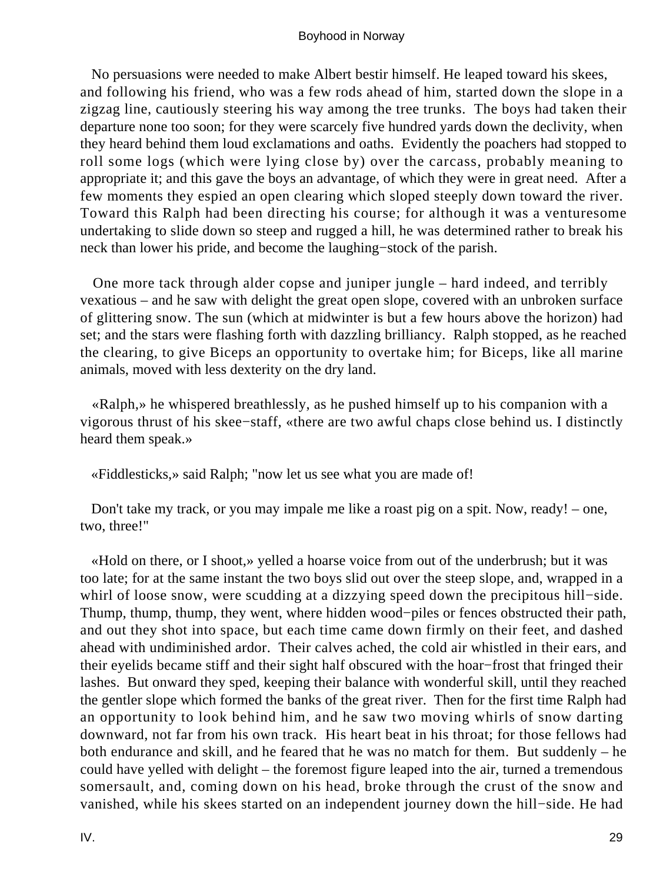No persuasions were needed to make Albert bestir himself. He leaped toward his skees, and following his friend, who was a few rods ahead of him, started down the slope in a zigzag line, cautiously steering his way among the tree trunks. The boys had taken their departure none too soon; for they were scarcely five hundred yards down the declivity, when they heard behind them loud exclamations and oaths. Evidently the poachers had stopped to roll some logs (which were lying close by) over the carcass, probably meaning to appropriate it; and this gave the boys an advantage, of which they were in great need. After a few moments they espied an open clearing which sloped steeply down toward the river. Toward this Ralph had been directing his course; for although it was a venturesome undertaking to slide down so steep and rugged a hill, he was determined rather to break his neck than lower his pride, and become the laughing−stock of the parish.

One more tack through alder copse and juniper jungle – hard indeed, and terribly vexatious – and he saw with delight the great open slope, covered with an unbroken surface of glittering snow. The sun (which at midwinter is but a few hours above the horizon) had set; and the stars were flashing forth with dazzling brilliancy. Ralph stopped, as he reached the clearing, to give Biceps an opportunity to overtake him; for Biceps, like all marine animals, moved with less dexterity on the dry land.

«Ralph,» he whispered breathlessly, as he pushed himself up to his companion with a vigorous thrust of his skee−staff, «there are two awful chaps close behind us. I distinctly heard them speak.»

«Fiddlesticks,» said Ralph; "now let us see what you are made of!

Don't take my track, or you may impale me like a roast pig on a spit. Now, ready! – one, two, three!"

«Hold on there, or I shoot,» yelled a hoarse voice from out of the underbrush; but it was too late; for at the same instant the two boys slid out over the steep slope, and, wrapped in a whirl of loose snow, were scudding at a dizzying speed down the precipitous hill−side. Thump, thump, thump, they went, where hidden wood−piles or fences obstructed their path, and out they shot into space, but each time came down firmly on their feet, and dashed ahead with undiminished ardor. Their calves ached, the cold air whistled in their ears, and their eyelids became stiff and their sight half obscured with the hoar−frost that fringed their lashes. But onward they sped, keeping their balance with wonderful skill, until they reached the gentler slope which formed the banks of the great river. Then for the first time Ralph had an opportunity to look behind him, and he saw two moving whirls of snow darting downward, not far from his own track. His heart beat in his throat; for those fellows had both endurance and skill, and he feared that he was no match for them. But suddenly – he could have yelled with delight – the foremost figure leaped into the air, turned a tremendous somersault, and, coming down on his head, broke through the crust of the snow and vanished, while his skees started on an independent journey down the hill−side. He had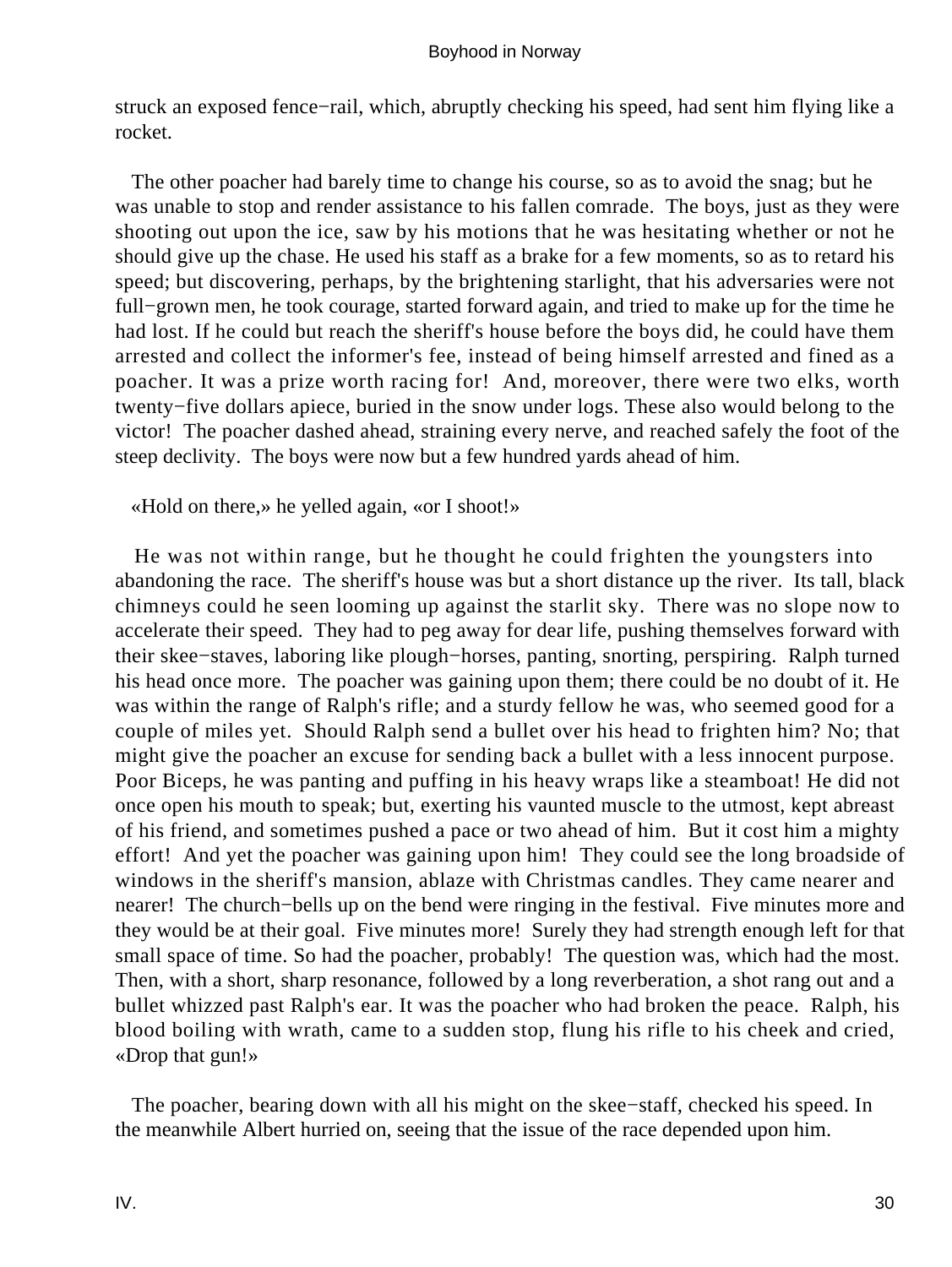struck an exposed fence−rail, which, abruptly checking his speed, had sent him flying like a rocket.

The other poacher had barely time to change his course, so as to avoid the snag; but he was unable to stop and render assistance to his fallen comrade. The boys, just as they were shooting out upon the ice, saw by his motions that he was hesitating whether or not he should give up the chase. He used his staff as a brake for a few moments, so as to retard his speed; but discovering, perhaps, by the brightening starlight, that his adversaries were not full−grown men, he took courage, started forward again, and tried to make up for the time he had lost. If he could but reach the sheriff's house before the boys did, he could have them arrested and collect the informer's fee, instead of being himself arrested and fined as a poacher. It was a prize worth racing for! And, moreover, there were two elks, worth twenty−five dollars apiece, buried in the snow under logs. These also would belong to the victor! The poacher dashed ahead, straining every nerve, and reached safely the foot of the steep declivity. The boys were now but a few hundred yards ahead of him.

«Hold on there,» he yelled again, «or I shoot!»

He was not within range, but he thought he could frighten the youngsters into abandoning the race. The sheriff's house was but a short distance up the river. Its tall, black chimneys could he seen looming up against the starlit sky. There was no slope now to accelerate their speed. They had to peg away for dear life, pushing themselves forward with their skee−staves, laboring like plough−horses, panting, snorting, perspiring. Ralph turned his head once more. The poacher was gaining upon them; there could be no doubt of it. He was within the range of Ralph's rifle; and a sturdy fellow he was, who seemed good for a couple of miles yet. Should Ralph send a bullet over his head to frighten him? No; that might give the poacher an excuse for sending back a bullet with a less innocent purpose. Poor Biceps, he was panting and puffing in his heavy wraps like a steamboat! He did not once open his mouth to speak; but, exerting his vaunted muscle to the utmost, kept abreast of his friend, and sometimes pushed a pace or two ahead of him. But it cost him a mighty effort! And yet the poacher was gaining upon him! They could see the long broadside of windows in the sheriff's mansion, ablaze with Christmas candles. They came nearer and nearer! The church−bells up on the bend were ringing in the festival. Five minutes more and they would be at their goal. Five minutes more! Surely they had strength enough left for that small space of time. So had the poacher, probably! The question was, which had the most. Then, with a short, sharp resonance, followed by a long reverberation, a shot rang out and a bullet whizzed past Ralph's ear. It was the poacher who had broken the peace. Ralph, his blood boiling with wrath, came to a sudden stop, flung his rifle to his cheek and cried, «Drop that gun!»

The poacher, bearing down with all his might on the skee−staff, checked his speed. In the meanwhile Albert hurried on, seeing that the issue of the race depended upon him.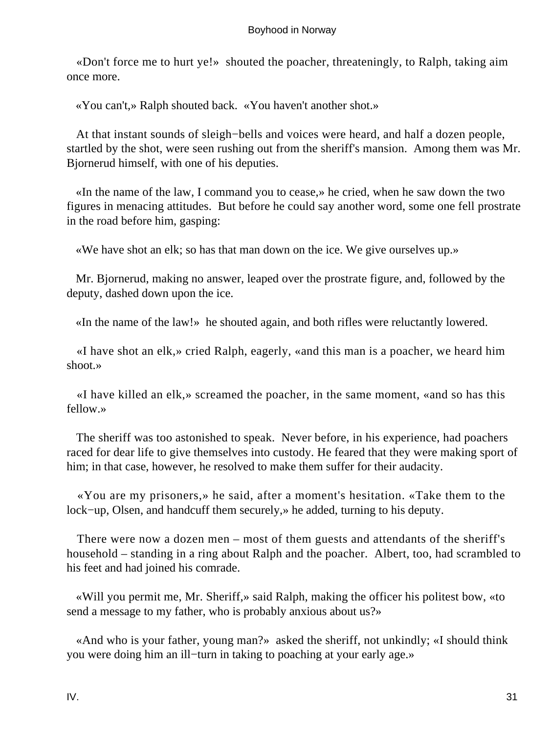«Don't force me to hurt ye!» shouted the poacher, threateningly, to Ralph, taking aim once more.

«You can't,» Ralph shouted back. «You haven't another shot.»

At that instant sounds of sleigh−bells and voices were heard, and half a dozen people, startled by the shot, were seen rushing out from the sheriff's mansion. Among them was Mr. Bjornerud himself, with one of his deputies.

«In the name of the law, I command you to cease,» he cried, when he saw down the two figures in menacing attitudes. But before he could say another word, some one fell prostrate in the road before him, gasping:

«We have shot an elk; so has that man down on the ice. We give ourselves up.»

Mr. Bjornerud, making no answer, leaped over the prostrate figure, and, followed by the deputy, dashed down upon the ice.

«In the name of the law!» he shouted again, and both rifles were reluctantly lowered.

«I have shot an elk,» cried Ralph, eagerly, «and this man is a poacher, we heard him shoot.»

«I have killed an elk,» screamed the poacher, in the same moment, «and so has this fellow.»

The sheriff was too astonished to speak. Never before, in his experience, had poachers raced for dear life to give themselves into custody. He feared that they were making sport of him; in that case, however, he resolved to make them suffer for their audacity.

«You are my prisoners,» he said, after a moment's hesitation. «Take them to the lock−up, Olsen, and handcuff them securely,» he added, turning to his deputy.

There were now a dozen men – most of them guests and attendants of the sheriff's household – standing in a ring about Ralph and the poacher. Albert, too, had scrambled to his feet and had joined his comrade.

«Will you permit me, Mr. Sheriff,» said Ralph, making the officer his politest bow, «to send a message to my father, who is probably anxious about us?»

«And who is your father, young man?» asked the sheriff, not unkindly; «I should think you were doing him an ill−turn in taking to poaching at your early age.»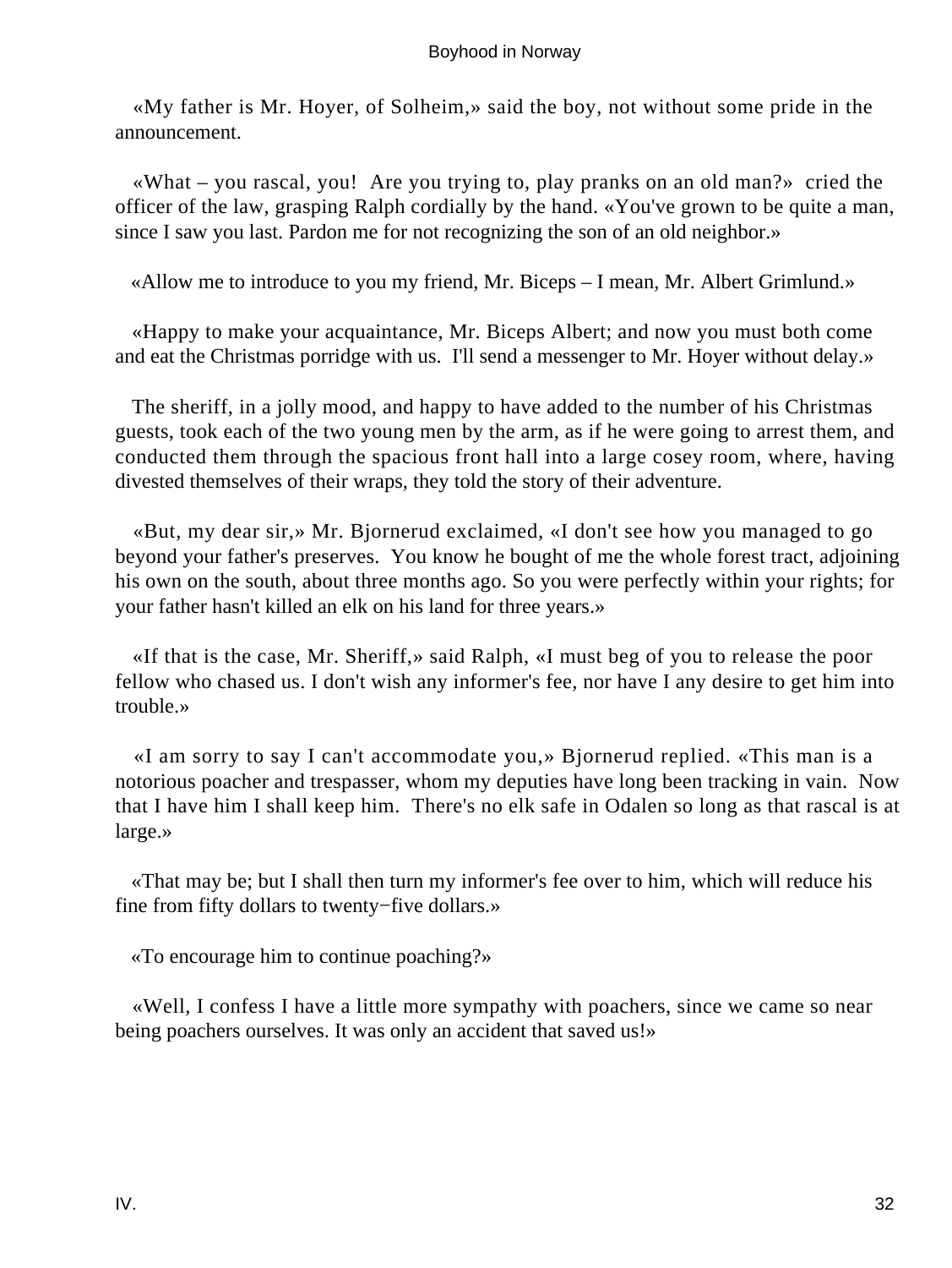«My father is Mr. Hoyer, of Solheim,» said the boy, not without some pride in the announcement.

«What – you rascal, you! Are you trying to, play pranks on an old man?» cried the officer of the law, grasping Ralph cordially by the hand. «You've grown to be quite a man, since I saw you last. Pardon me for not recognizing the son of an old neighbor.»

«Allow me to introduce to you my friend, Mr. Biceps – I mean, Mr. Albert Grimlund.»

«Happy to make your acquaintance, Mr. Biceps Albert; and now you must both come and eat the Christmas porridge with us. I'll send a messenger to Mr. Hoyer without delay.»

The sheriff, in a jolly mood, and happy to have added to the number of his Christmas guests, took each of the two young men by the arm, as if he were going to arrest them, and conducted them through the spacious front hall into a large cosey room, where, having divested themselves of their wraps, they told the story of their adventure.

«But, my dear sir,» Mr. Bjornerud exclaimed, «I don't see how you managed to go beyond your father's preserves. You know he bought of me the whole forest tract, adjoining his own on the south, about three months ago. So you were perfectly within your rights; for your father hasn't killed an elk on his land for three years.»

«If that is the case, Mr. Sheriff,» said Ralph, «I must beg of you to release the poor fellow who chased us. I don't wish any informer's fee, nor have I any desire to get him into trouble.»

«I am sorry to say I can't accommodate you,» Bjornerud replied. «This man is a notorious poacher and trespasser, whom my deputies have long been tracking in vain. Now that I have him I shall keep him. There's no elk safe in Odalen so long as that rascal is at large.»

«That may be; but I shall then turn my informer's fee over to him, which will reduce his fine from fifty dollars to twenty−five dollars.»

«To encourage him to continue poaching?»

«Well, I confess I have a little more sympathy with poachers, since we came so near being poachers ourselves. It was only an accident that saved us!»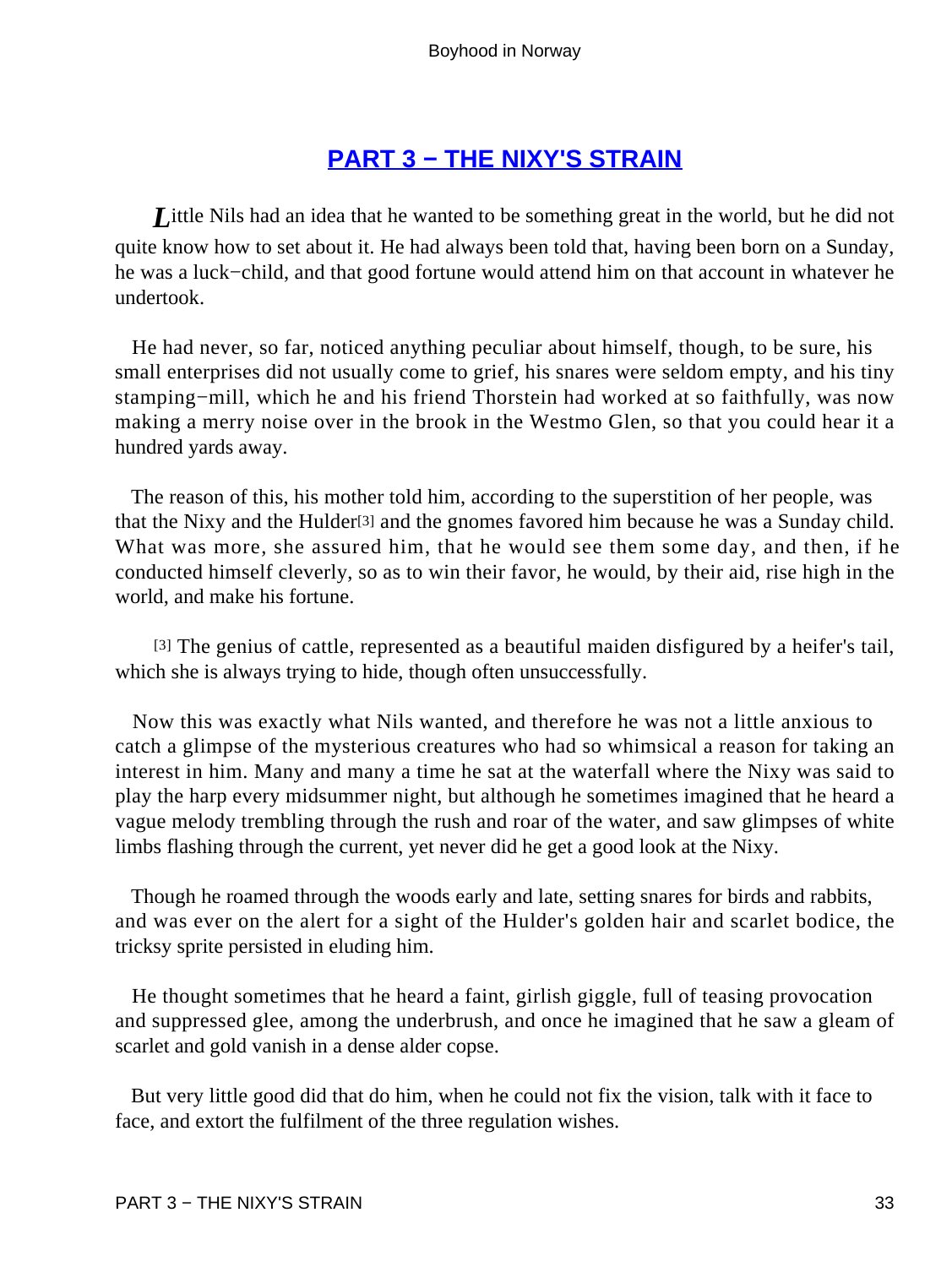## PART 3 − THE NIXY'S STRAIN

*L*ittle Nils had an idea that he wanted to be something great in the world, but he did not quite know how to set about it. He had always been told that, having been born on a Sunday, he was a luck−child, and that good fortune would attend him on that account in whatever he undertook.

He had never, so far, noticed anything peculiar about himself, though, to be sure, his small enterprises did not usually come to grief, his snares were seldom empty, and his tiny stamping−mill, which he and his friend Thorstein had worked at so faithfully, was now making a merry noise over in the brook in the Westmo Glen, so that you could hear it a hundred yards away.

The reason of this, his mother told him, according to the superstition of her people, was that the Nixy and the Hulder[3] and the gnomes favored him because he was a Sunday child. What was more, she assured him, that he would see them some day, and then, if he conducted himself cleverly, so as to win their favor, he would, by their aid, rise high in the world, and make his fortune.

[3] The genius of cattle, represented as a beautiful maiden disfigured by a heifer's tail, which she is always trying to hide, though often unsuccessfully.

Now this was exactly what Nils wanted, and therefore he was not a little anxious to catch a glimpse of the mysterious creatures who had so whimsical a reason for taking an interest in him. Many and many a time he sat at the waterfall where the Nixy was said to play the harp every midsummer night, but although he sometimes imagined that he heard a vague melody trembling through the rush and roar of the water, and saw glimpses of white limbs flashing through the current, yet never did he get a good look at the Nixy.

Though he roamed through the woods early and late, setting snares for birds and rabbits, and was ever on the alert for a sight of the Hulder's golden hair and scarlet bodice, the tricksy sprite persisted in eluding him.

He thought sometimes that he heard a faint, girlish giggle, full of teasing provocation and suppressed glee, among the underbrush, and once he imagined that he saw a gleam of scarlet and gold vanish in a dense alder copse.

But very little good did that do him, when he could not fix the vision, talk with it face to face, and extort the fulfilment of the three regulation wishes.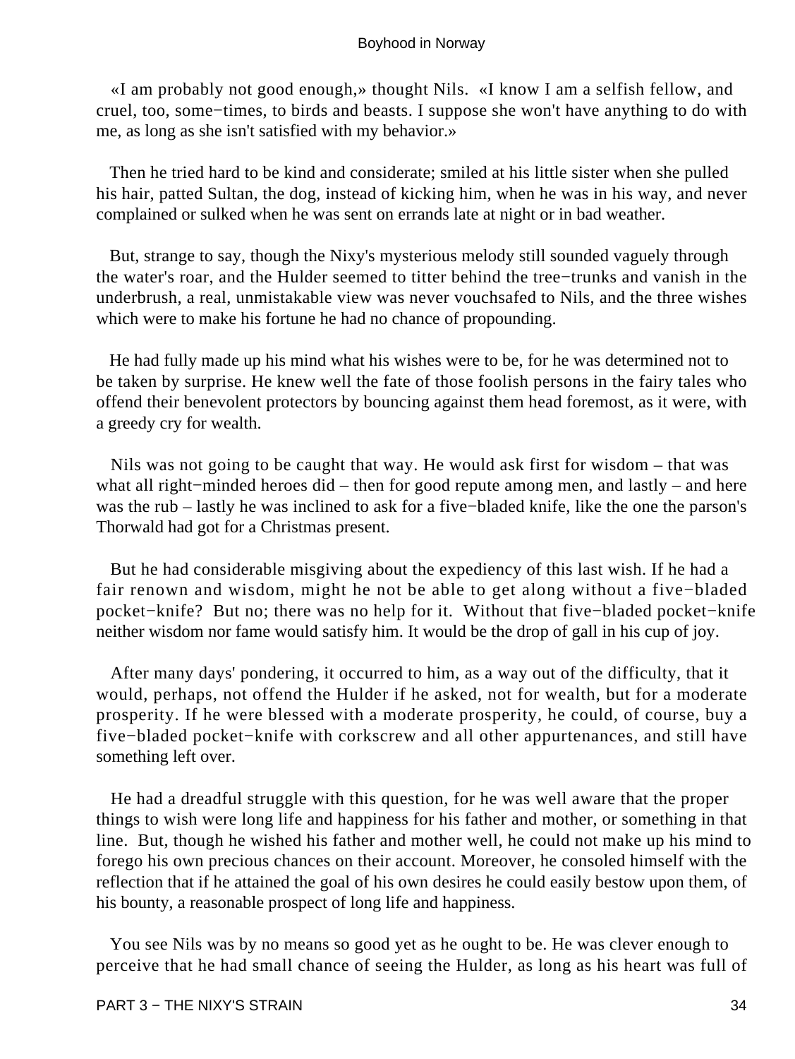«I am probably not good enough,» thought Nils. «I know I am a selfish fellow, and cruel, too, some−times, to birds and beasts. I suppose she won't have anything to do with me, as long as she isn't satisfied with my behavior.»

Then he tried hard to be kind and considerate; smiled at his little sister when she pulled his hair, patted Sultan, the dog, instead of kicking him, when he was in his way, and never complained or sulked when he was sent on errands late at night or in bad weather.

But, strange to say, though the Nixy's mysterious melody still sounded vaguely through the water's roar, and the Hulder seemed to titter behind the tree−trunks and vanish in the underbrush, a real, unmistakable view was never vouchsafed to Nils, and the three wishes which were to make his fortune he had no chance of propounding.

He had fully made up his mind what his wishes were to be, for he was determined not to be taken by surprise. He knew well the fate of those foolish persons in the fairy tales who offend their benevolent protectors by bouncing against them head foremost, as it were, with a greedy cry for wealth.

Nils was not going to be caught that way. He would ask first for wisdom – that was what all right−minded heroes did – then for good repute among men, and lastly – and here was the rub – lastly he was inclined to ask for a five−bladed knife, like the one the parson's Thorwald had got for a Christmas present.

But he had considerable misgiving about the expediency of this last wish. If he had a fair renown and wisdom, might he not be able to get along without a five−bladed pocket−knife? But no; there was no help for it. Without that five−bladed pocket−knife neither wisdom nor fame would satisfy him. It would be the drop of gall in his cup of joy.

After many days' pondering, it occurred to him, as a way out of the difficulty, that it would, perhaps, not offend the Hulder if he asked, not for wealth, but for a moderate prosperity. If he were blessed with a moderate prosperity, he could, of course, buy a five−bladed pocket−knife with corkscrew and all other appurtenances, and still have something left over.

He had a dreadful struggle with this question, for he was well aware that the proper things to wish were long life and happiness for his father and mother, or something in that line. But, though he wished his father and mother well, he could not make up his mind to forego his own precious chances on their account. Moreover, he consoled himself with the reflection that if he attained the goal of his own desires he could easily bestow upon them, of his bounty, a reasonable prospect of long life and happiness.

You see Nils was by no means so good yet as he ought to be. He was clever enough to perceive that he had small chance of seeing the Hulder, as long as his heart was full of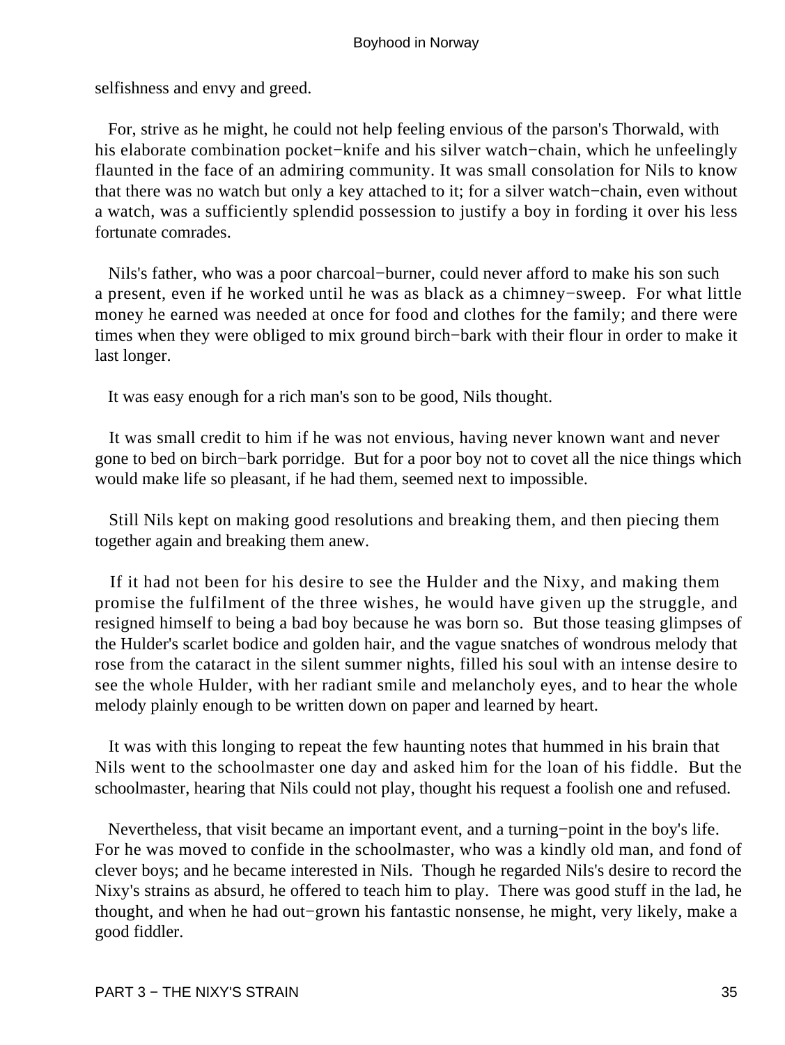selfishness and envy and greed.

For, strive as he might, he could not help feeling envious of the parson's Thorwald, with his elaborate combination pocket−knife and his silver watch−chain, which he unfeelingly flaunted in the face of an admiring community. It was small consolation for Nils to know that there was no watch but only a key attached to it; for a silver watch−chain, even without a watch, was a sufficiently splendid possession to justify a boy in fording it over his less fortunate comrades.

Nils's father, who was a poor charcoal−burner, could never afford to make his son such a present, even if he worked until he was as black as a chimney−sweep. For what little money he earned was needed at once for food and clothes for the family; and there were times when they were obliged to mix ground birch−bark with their flour in order to make it last longer.

It was easy enough for a rich man's son to be good, Nils thought.

It was small credit to him if he was not envious, having never known want and never gone to bed on birch−bark porridge. But for a poor boy not to covet all the nice things which would make life so pleasant, if he had them, seemed next to impossible.

Still Nils kept on making good resolutions and breaking them, and then piecing them together again and breaking them anew.

If it had not been for his desire to see the Hulder and the Nixy, and making them promise the fulfilment of the three wishes, he would have given up the struggle, and resigned himself to being a bad boy because he was born so. But those teasing glimpses of the Hulder's scarlet bodice and golden hair, and the vague snatches of wondrous melody that rose from the cataract in the silent summer nights, filled his soul with an intense desire to see the whole Hulder, with her radiant smile and melancholy eyes, and to hear the whole melody plainly enough to be written down on paper and learned by heart.

It was with this longing to repeat the few haunting notes that hummed in his brain that Nils went to the schoolmaster one day and asked him for the loan of his fiddle. But the schoolmaster, hearing that Nils could not play, thought his request a foolish one and refused.

Nevertheless, that visit became an important event, and a turning−point in the boy's life. For he was moved to confide in the schoolmaster, who was a kindly old man, and fond of clever boys; and he became interested in Nils. Though he regarded Nils's desire to record the Nixy's strains as absurd, he offered to teach him to play. There was good stuff in the lad, he thought, and when he had out−grown his fantastic nonsense, he might, very likely, make a good fiddler.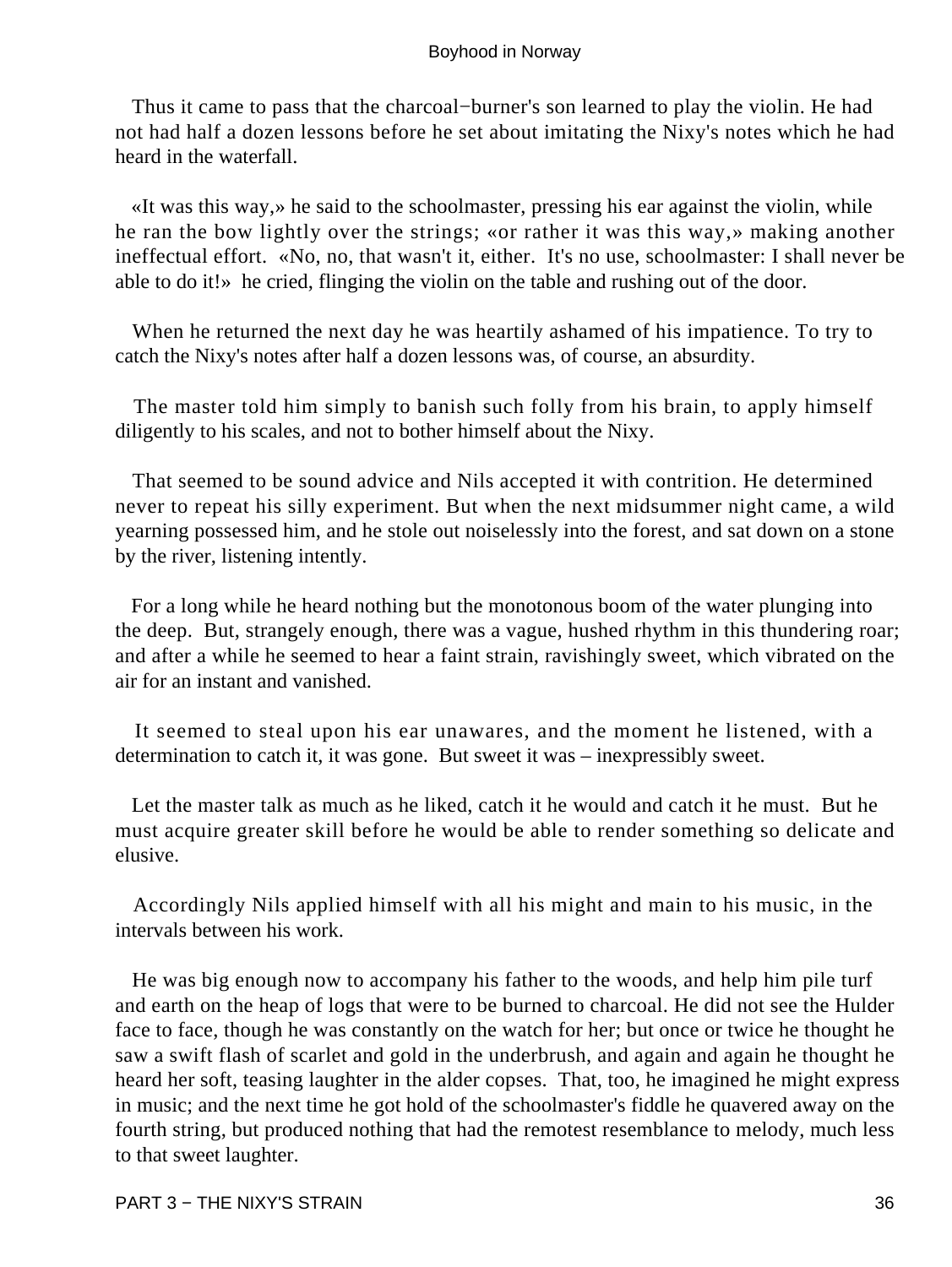Thus it came to pass that the charcoal−burner's son learned to play the violin. He had not had half a dozen lessons before he set about imitating the Nixy's notes which he had heard in the waterfall.

«It was this way,» he said to the schoolmaster, pressing his ear against the violin, while he ran the bow lightly over the strings; «or rather it was this way,» making another ineffectual effort. «No, no, that wasn't it, either. It's no use, schoolmaster: I shall never be able to do it!» he cried, flinging the violin on the table and rushing out of the door.

When he returned the next day he was heartily ashamed of his impatience. To try to catch the Nixy's notes after half a dozen lessons was, of course, an absurdity.

The master told him simply to banish such folly from his brain, to apply himself diligently to his scales, and not to bother himself about the Nixy.

That seemed to be sound advice and Nils accepted it with contrition. He determined never to repeat his silly experiment. But when the next midsummer night came, a wild yearning possessed him, and he stole out noiselessly into the forest, and sat down on a stone by the river, listening intently.

For a long while he heard nothing but the monotonous boom of the water plunging into the deep. But, strangely enough, there was a vague, hushed rhythm in this thundering roar; and after a while he seemed to hear a faint strain, ravishingly sweet, which vibrated on the air for an instant and vanished.

It seemed to steal upon his ear unawares, and the moment he listened, with a determination to catch it, it was gone. But sweet it was – inexpressibly sweet.

Let the master talk as much as he liked, catch it he would and catch it he must. But he must acquire greater skill before he would be able to render something so delicate and elusive.

Accordingly Nils applied himself with all his might and main to his music, in the intervals between his work.

He was big enough now to accompany his father to the woods, and help him pile turf and earth on the heap of logs that were to be burned to charcoal. He did not see the Hulder face to face, though he was constantly on the watch for her; but once or twice he thought he saw a swift flash of scarlet and gold in the underbrush, and again and again he thought he heard her soft, teasing laughter in the alder copses. That, too, he imagined he might express in music; and the next time he got hold of the schoolmaster's fiddle he quavered away on the fourth string, but produced nothing that had the remotest resemblance to melody, much less to that sweet laughter.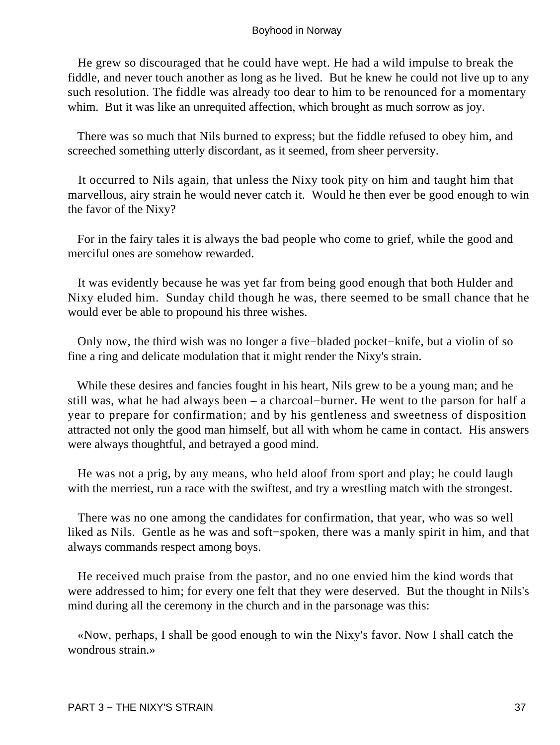He grew so discouraged that he could have wept. He had a wild impulse to break the fiddle, and never touch another as long as he lived. But he knew he could not live up to any such resolution. The fiddle was already too dear to him to be renounced for a momentary whim. But it was like an unrequited affection, which brought as much sorrow as joy.

There was so much that Nils burned to express; but the fiddle refused to obey him, and screeched something utterly discordant, as it seemed, from sheer perversity.

It occurred to Nils again, that unless the Nixy took pity on him and taught him that marvellous, airy strain he would never catch it. Would he then ever be good enough to win the favor of the Nixy?

For in the fairy tales it is always the bad people who come to grief, while the good and merciful ones are somehow rewarded.

It was evidently because he was yet far from being good enough that both Hulder and Nixy eluded him. Sunday child though he was, there seemed to be small chance that he would ever be able to propound his three wishes.

Only now, the third wish was no longer a five−bladed pocket−knife, but a violin of so fine a ring and delicate modulation that it might render the Nixy's strain.

While these desires and fancies fought in his heart, Nils grew to be a young man; and he still was, what he had always been – a charcoal−burner. He went to the parson for half a year to prepare for confirmation; and by his gentleness and sweetness of disposition attracted not only the good man himself, but all with whom he came in contact. His answers were always thoughtful, and betrayed a good mind.

He was not a prig, by any means, who held aloof from sport and play; he could laugh with the merriest, run a race with the swiftest, and try a wrestling match with the strongest.

There was no one among the candidates for confirmation, that year, who was so well liked as Nils. Gentle as he was and soft−spoken, there was a manly spirit in him, and that always commands respect among boys.

He received much praise from the pastor, and no one envied him the kind words that were addressed to him; for every one felt that they were deserved. But the thought in Nils's mind during all the ceremony in the church and in the parsonage was this:

«Now, perhaps, I shall be good enough to win the Nixy's favor. Now I shall catch the wondrous strain.»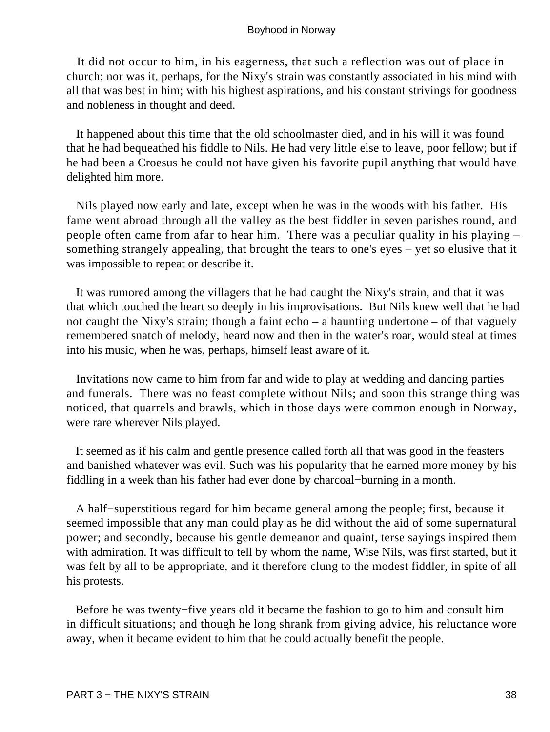It did not occur to him, in his eagerness, that such a reflection was out of place in church; nor was it, perhaps, for the Nixy's strain was constantly associated in his mind with all that was best in him; with his highest aspirations, and his constant strivings for goodness and nobleness in thought and deed.

It happened about this time that the old schoolmaster died, and in his will it was found that he had bequeathed his fiddle to Nils. He had very little else to leave, poor fellow; but if he had been a Croesus he could not have given his favorite pupil anything that would have delighted him more.

Nils played now early and late, except when he was in the woods with his father. His fame went abroad through all the valley as the best fiddler in seven parishes round, and people often came from afar to hear him. There was a peculiar quality in his playing – something strangely appealing, that brought the tears to one's eyes – yet so elusive that it was impossible to repeat or describe it.

It was rumored among the villagers that he had caught the Nixy's strain, and that it was that which touched the heart so deeply in his improvisations. But Nils knew well that he had not caught the Nixy's strain; though a faint echo – a haunting undertone – of that vaguely remembered snatch of melody, heard now and then in the water's roar, would steal at times into his music, when he was, perhaps, himself least aware of it.

Invitations now came to him from far and wide to play at wedding and dancing parties and funerals. There was no feast complete without Nils; and soon this strange thing was noticed, that quarrels and brawls, which in those days were common enough in Norway, were rare wherever Nils played.

It seemed as if his calm and gentle presence called forth all that was good in the feasters and banished whatever was evil. Such was his popularity that he earned more money by his fiddling in a week than his father had ever done by charcoal−burning in a month.

A half−superstitious regard for him became general among the people; first, because it seemed impossible that any man could play as he did without the aid of some supernatural power; and secondly, because his gentle demeanor and quaint, terse sayings inspired them with admiration. It was difficult to tell by whom the name, Wise Nils, was first started, but it was felt by all to be appropriate, and it therefore clung to the modest fiddler, in spite of all his protests.

Before he was twenty−five years old it became the fashion to go to him and consult him in difficult situations; and though he long shrank from giving advice, his reluctance wore away, when it became evident to him that he could actually benefit the people.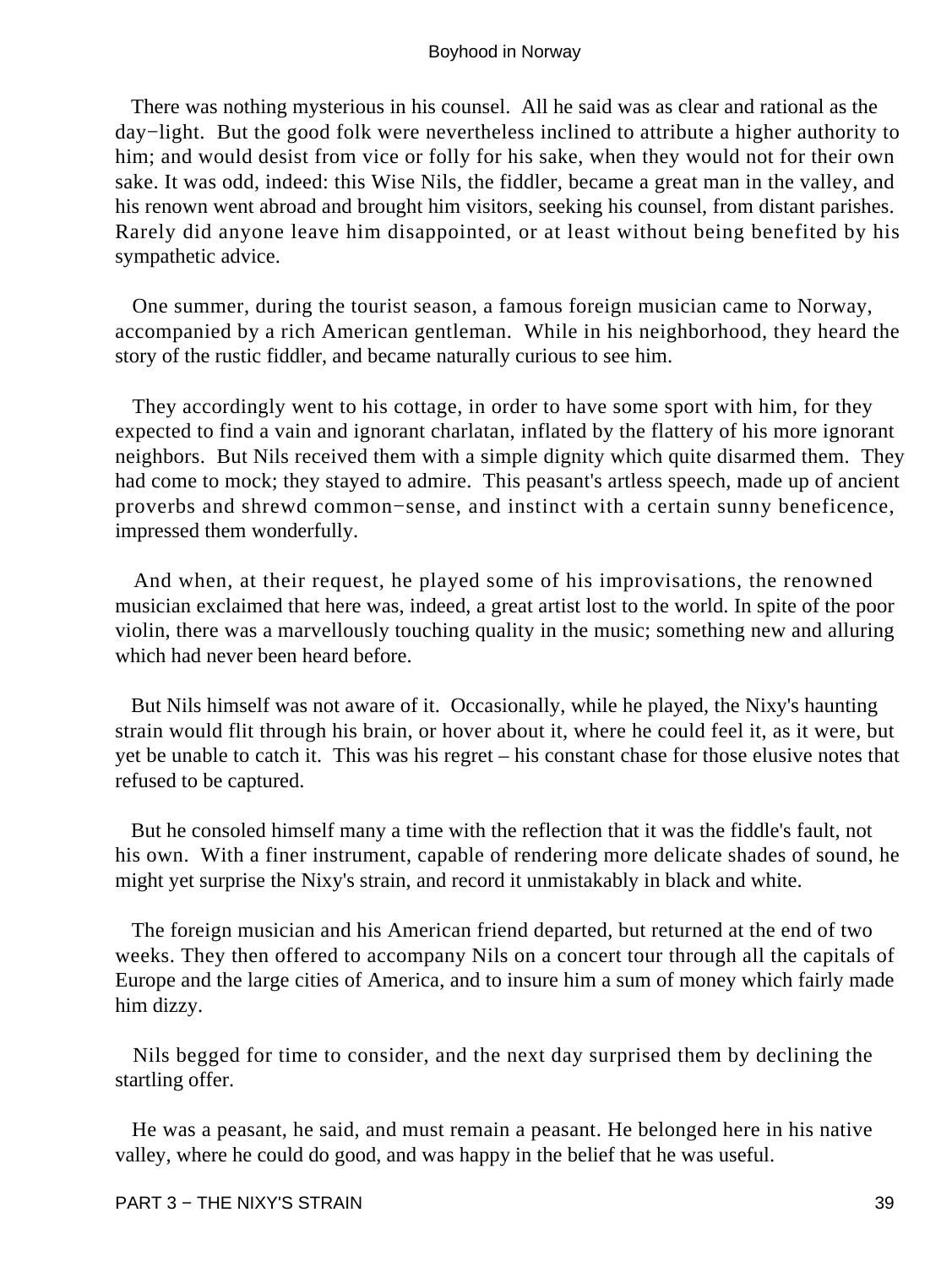There was nothing mysterious in his counsel. All he said was as clear and rational as the day−light. But the good folk were nevertheless inclined to attribute a higher authority to him; and would desist from vice or folly for his sake, when they would not for their own sake. It was odd, indeed: this Wise Nils, the fiddler, became a great man in the valley, and his renown went abroad and brought him visitors, seeking his counsel, from distant parishes. Rarely did anyone leave him disappointed, or at least without being benefited by his sympathetic advice.

One summer, during the tourist season, a famous foreign musician came to Norway, accompanied by a rich American gentleman. While in his neighborhood, they heard the story of the rustic fiddler, and became naturally curious to see him.

They accordingly went to his cottage, in order to have some sport with him, for they expected to find a vain and ignorant charlatan, inflated by the flattery of his more ignorant neighbors. But Nils received them with a simple dignity which quite disarmed them. They had come to mock; they stayed to admire. This peasant's artless speech, made up of ancient proverbs and shrewd common−sense, and instinct with a certain sunny beneficence, impressed them wonderfully.

And when, at their request, he played some of his improvisations, the renowned musician exclaimed that here was, indeed, a great artist lost to the world. In spite of the poor violin, there was a marvellously touching quality in the music; something new and alluring which had never been heard before.

But Nils himself was not aware of it. Occasionally, while he played, the Nixy's haunting strain would flit through his brain, or hover about it, where he could feel it, as it were, but yet be unable to catch it. This was his regret – his constant chase for those elusive notes that refused to be captured.

But he consoled himself many a time with the reflection that it was the fiddle's fault, not his own. With a finer instrument, capable of rendering more delicate shades of sound, he might yet surprise the Nixy's strain, and record it unmistakably in black and white.

The foreign musician and his American friend departed, but returned at the end of two weeks. They then offered to accompany Nils on a concert tour through all the capitals of Europe and the large cities of America, and to insure him a sum of money which fairly made him dizzy.

Nils begged for time to consider, and the next day surprised them by declining the startling offer.

He was a peasant, he said, and must remain a peasant. He belonged here in his native valley, where he could do good, and was happy in the belief that he was useful.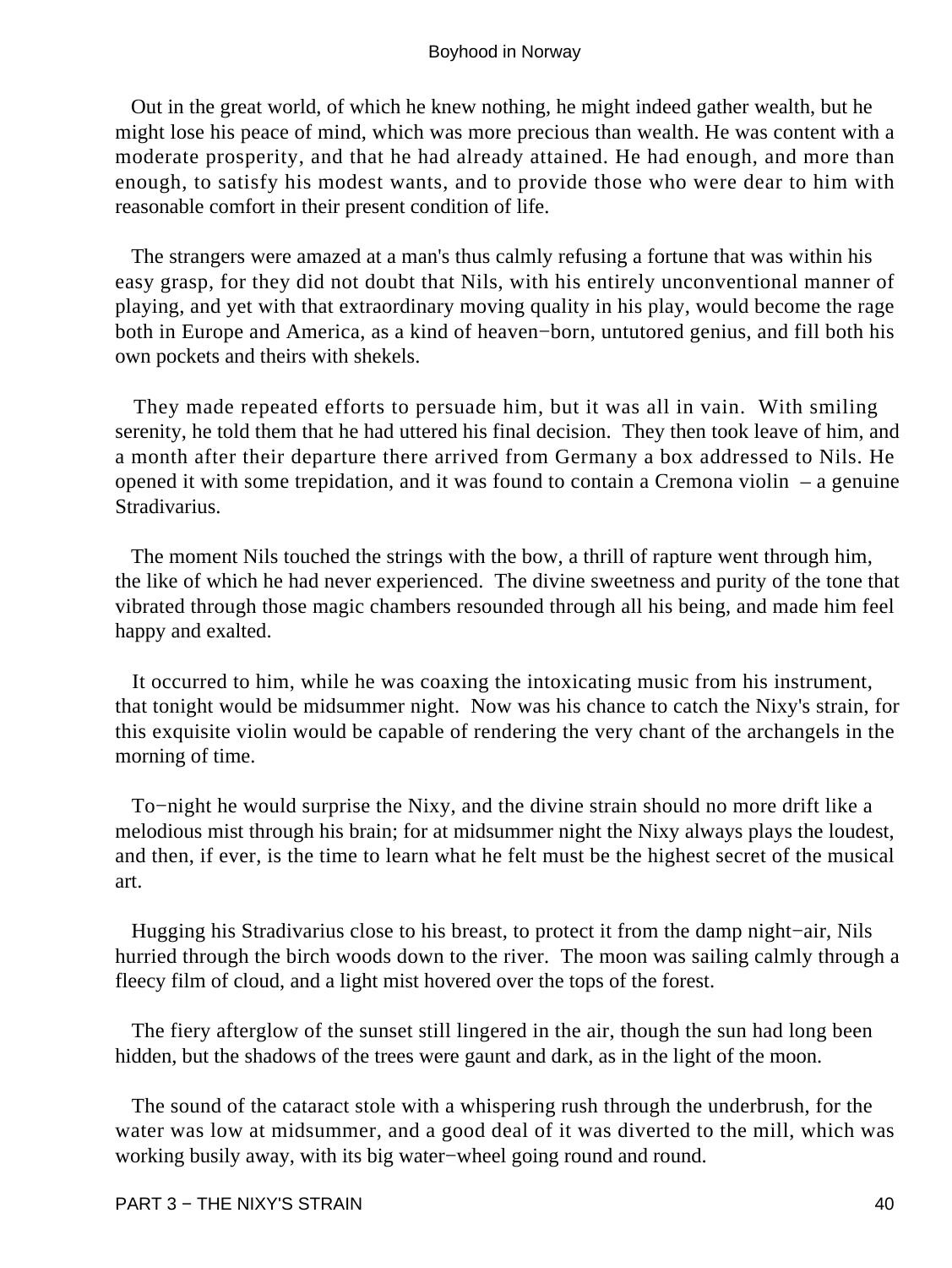Out in the great world, of which he knew nothing, he might indeed gather wealth, but he might lose his peace of mind, which was more precious than wealth. He was content with a moderate prosperity, and that he had already attained. He had enough, and more than enough, to satisfy his modest wants, and to provide those who were dear to him with reasonable comfort in their present condition of life.

The strangers were amazed at a man's thus calmly refusing a fortune that was within his easy grasp, for they did not doubt that Nils, with his entirely unconventional manner of playing, and yet with that extraordinary moving quality in his play, would become the rage both in Europe and America, as a kind of heaven−born, untutored genius, and fill both his own pockets and theirs with shekels.

They made repeated efforts to persuade him, but it was all in vain. With smiling serenity, he told them that he had uttered his final decision. They then took leave of him, and a month after their departure there arrived from Germany a box addressed to Nils. He opened it with some trepidation, and it was found to contain a Cremona violin – a genuine Stradivarius.

The moment Nils touched the strings with the bow, a thrill of rapture went through him, the like of which he had never experienced. The divine sweetness and purity of the tone that vibrated through those magic chambers resounded through all his being, and made him feel happy and exalted.

It occurred to him, while he was coaxing the intoxicating music from his instrument, that tonight would be midsummer night. Now was his chance to catch the Nixy's strain, for this exquisite violin would be capable of rendering the very chant of the archangels in the morning of time.

To−night he would surprise the Nixy, and the divine strain should no more drift like a melodious mist through his brain; for at midsummer night the Nixy always plays the loudest, and then, if ever, is the time to learn what he felt must be the highest secret of the musical art.

Hugging his Stradivarius close to his breast, to protect it from the damp night−air, Nils hurried through the birch woods down to the river. The moon was sailing calmly through a fleecy film of cloud, and a light mist hovered over the tops of the forest.

The fiery afterglow of the sunset still lingered in the air, though the sun had long been hidden, but the shadows of the trees were gaunt and dark, as in the light of the moon.

The sound of the cataract stole with a whispering rush through the underbrush, for the water was low at midsummer, and a good deal of it was diverted to the mill, which was working busily away, with its big water−wheel going round and round.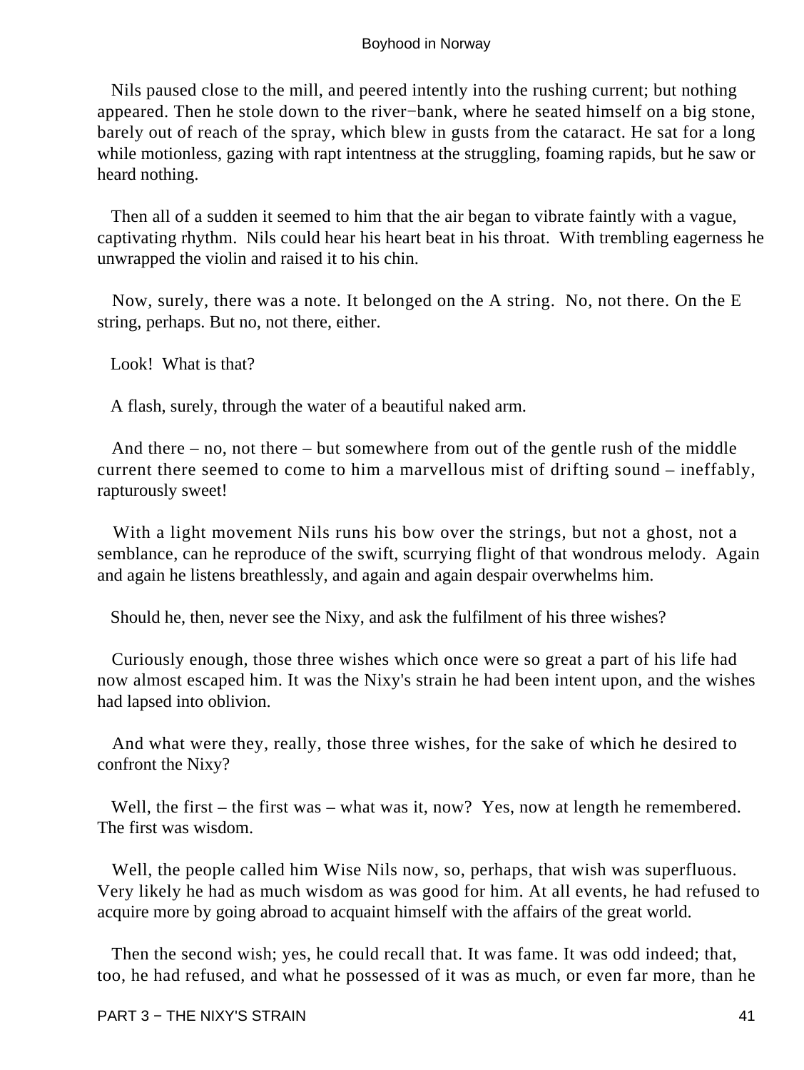Nils paused close to the mill, and peered intently into the rushing current; but nothing appeared. Then he stole down to the river−bank, where he seated himself on a big stone, barely out of reach of the spray, which blew in gusts from the cataract. He sat for a long while motionless, gazing with rapt intentness at the struggling, foaming rapids, but he saw or heard nothing.

Then all of a sudden it seemed to him that the air began to vibrate faintly with a vague, captivating rhythm. Nils could hear his heart beat in his throat. With trembling eagerness he unwrapped the violin and raised it to his chin.

Now, surely, there was a note. It belonged on the A string. No, not there. On the E string, perhaps. But no, not there, either.

Look! What is that?

A flash, surely, through the water of a beautiful naked arm.

And there – no, not there – but somewhere from out of the gentle rush of the middle current there seemed to come to him a marvellous mist of drifting sound – ineffably, rapturously sweet!

With a light movement Nils runs his bow over the strings, but not a ghost, not a semblance, can he reproduce of the swift, scurrying flight of that wondrous melody. Again and again he listens breathlessly, and again and again despair overwhelms him.

Should he, then, never see the Nixy, and ask the fulfilment of his three wishes?

Curiously enough, those three wishes which once were so great a part of his life had now almost escaped him. It was the Nixy's strain he had been intent upon, and the wishes had lapsed into oblivion.

And what were they, really, those three wishes, for the sake of which he desired to confront the Nixy?

Well, the first – the first was – what was it, now? Yes, now at length he remembered. The first was wisdom.

Well, the people called him Wise Nils now, so, perhaps, that wish was superfluous. Very likely he had as much wisdom as was good for him. At all events, he had refused to acquire more by going abroad to acquaint himself with the affairs of the great world.

Then the second wish; yes, he could recall that. It was fame. It was odd indeed; that, too, he had refused, and what he possessed of it was as much, or even far more, than he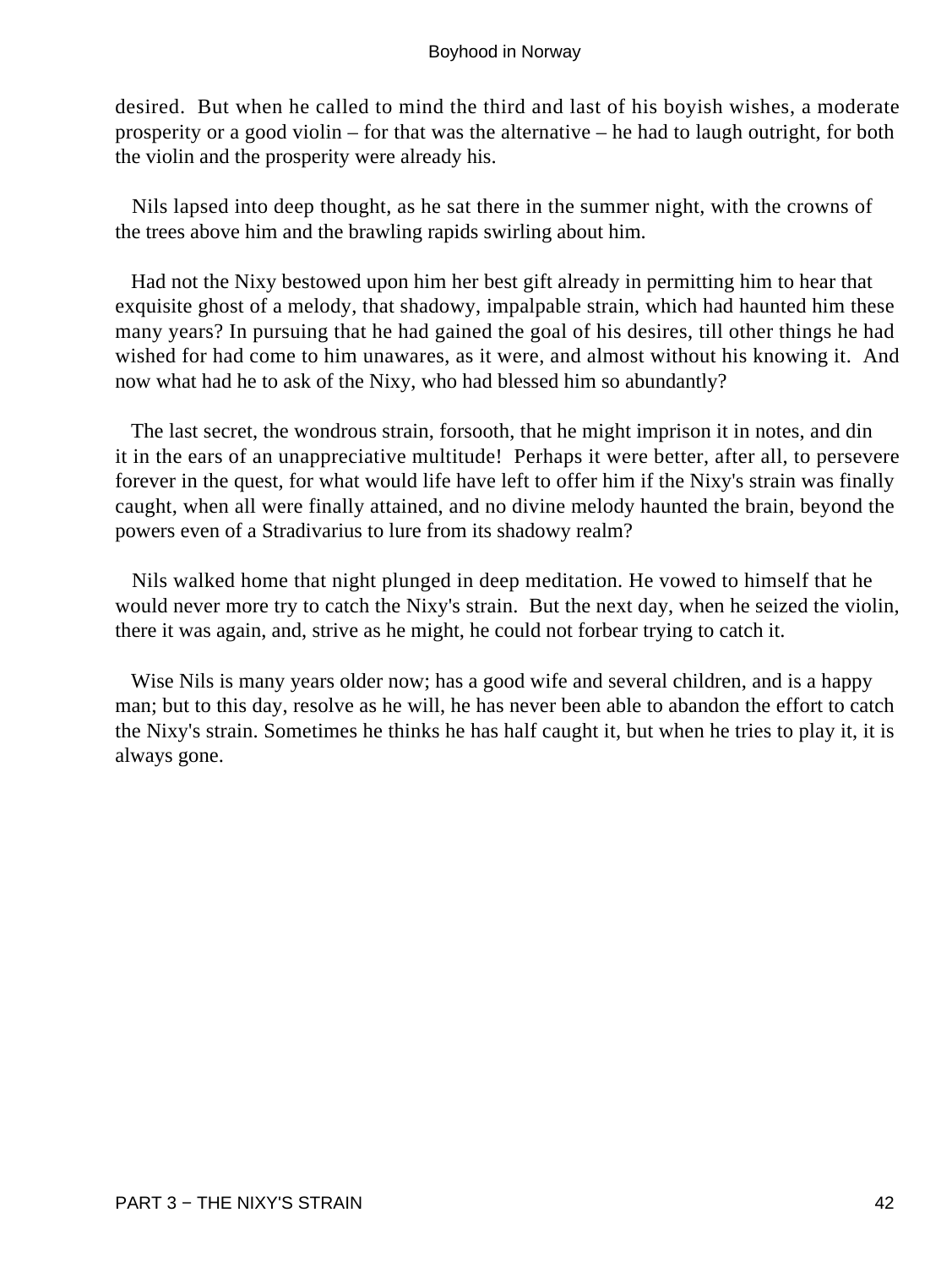desired. But when he called to mind the third and last of his boyish wishes, a moderate prosperity or a good violin – for that was the alternative – he had to laugh outright, for both the violin and the prosperity were already his.

Nils lapsed into deep thought, as he sat there in the summer night, with the crowns of the trees above him and the brawling rapids swirling about him.

Had not the Nixy bestowed upon him her best gift already in permitting him to hear that exquisite ghost of a melody, that shadowy, impalpable strain, which had haunted him these many years? In pursuing that he had gained the goal of his desires, till other things he had wished for had come to him unawares, as it were, and almost without his knowing it. And now what had he to ask of the Nixy, who had blessed him so abundantly?

The last secret, the wondrous strain, forsooth, that he might imprison it in notes, and din it in the ears of an unappreciative multitude! Perhaps it were better, after all, to persevere forever in the quest, for what would life have left to offer him if the Nixy's strain was finally caught, when all were finally attained, and no divine melody haunted the brain, beyond the powers even of a Stradivarius to lure from its shadowy realm?

Nils walked home that night plunged in deep meditation. He vowed to himself that he would never more try to catch the Nixy's strain. But the next day, when he seized the violin, there it was again, and, strive as he might, he could not forbear trying to catch it.

Wise Nils is many years older now; has a good wife and several children, and is a happy man; but to this day, resolve as he will, he has never been able to abandon the effort to catch the Nixy's strain. Sometimes he thinks he has half caught it, but when he tries to play it, it is always gone.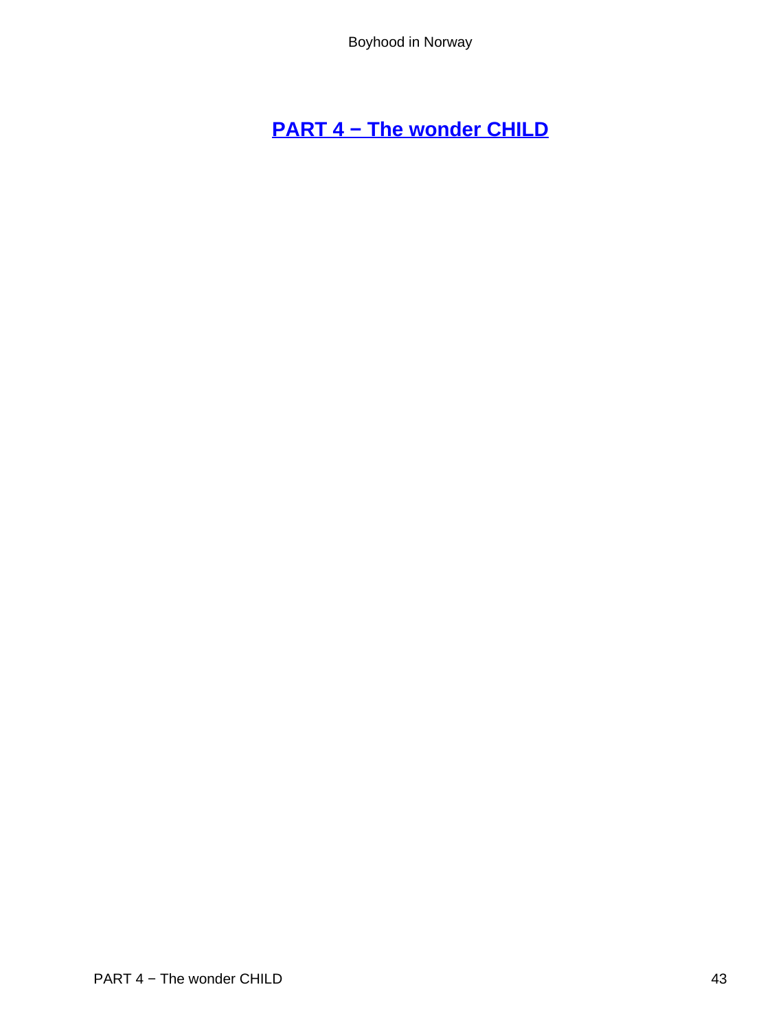# PART 4 − The wonder CHILD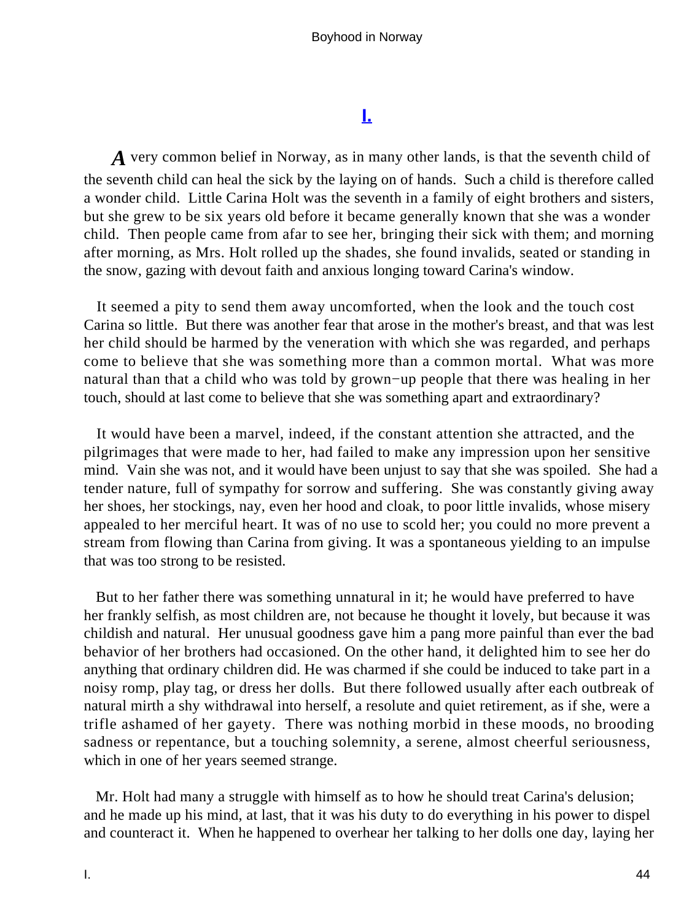## I.

*A* very common belief in Norway, as in many other lands, is that the seventh child of the seventh child can heal the sick by the laying on of hands. Such a child is therefore called a wonder child. Little Carina Holt was the seventh in a family of eight brothers and sisters, but she grew to be six years old before it became generally known that she was a wonder child. Then people came from afar to see her, bringing their sick with them; and morning after morning, as Mrs. Holt rolled up the shades, she found invalids, seated or standing in the snow, gazing with devout faith and anxious longing toward Carina's window.

It seemed a pity to send them away uncomforted, when the look and the touch cost Carina so little. But there was another fear that arose in the mother's breast, and that was lest her child should be harmed by the veneration with which she was regarded, and perhaps come to believe that she was something more than a common mortal. What was more natural than that a child who was told by grown−up people that there was healing in her touch, should at last come to believe that she was something apart and extraordinary?

It would have been a marvel, indeed, if the constant attention she attracted, and the pilgrimages that were made to her, had failed to make any impression upon her sensitive mind. Vain she was not, and it would have been unjust to say that she was spoiled. She had a tender nature, full of sympathy for sorrow and suffering. She was constantly giving away her shoes, her stockings, nay, even her hood and cloak, to poor little invalids, whose misery appealed to her merciful heart. It was of no use to scold her; you could no more prevent a stream from flowing than Carina from giving. It was a spontaneous yielding to an impulse that was too strong to be resisted.

But to her father there was something unnatural in it; he would have preferred to have her frankly selfish, as most children are, not because he thought it lovely, but because it was childish and natural. Her unusual goodness gave him a pang more painful than ever the bad behavior of her brothers had occasioned. On the other hand, it delighted him to see her do anything that ordinary children did. He was charmed if she could be induced to take part in a noisy romp, play tag, or dress her dolls. But there followed usually after each outbreak of natural mirth a shy withdrawal into herself, a resolute and quiet retirement, as if she, were a trifle ashamed of her gayety. There was nothing morbid in these moods, no brooding sadness or repentance, but a touching solemnity, a serene, almost cheerful seriousness, which in one of her years seemed strange.

Mr. Holt had many a struggle with himself as to how he should treat Carina's delusion; and he made up his mind, at last, that it was his duty to do everything in his power to dispel and counteract it. When he happened to overhear her talking to her dolls one day, laying her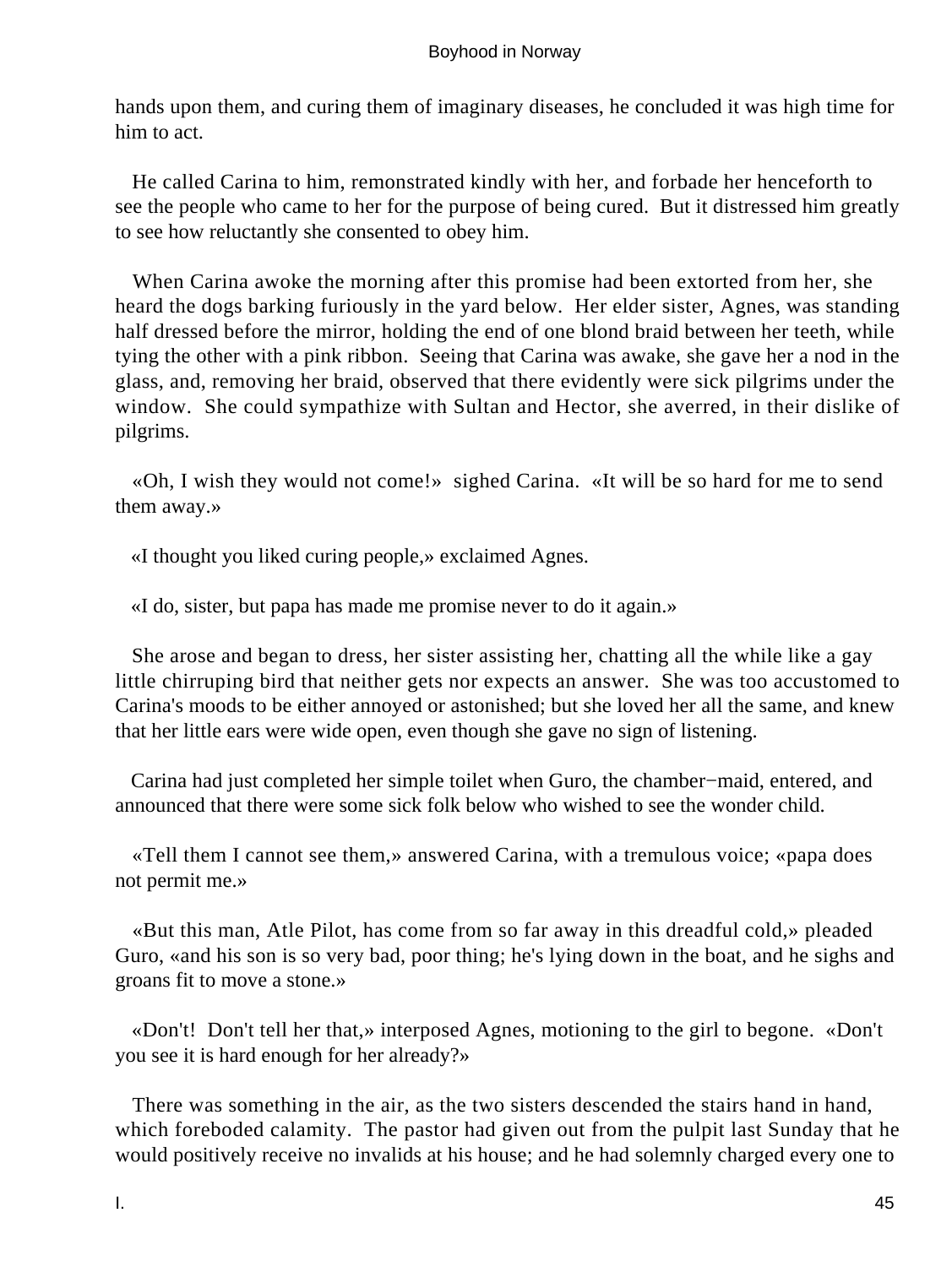hands upon them, and curing them of imaginary diseases, he concluded it was high time for him to act.

He called Carina to him, remonstrated kindly with her, and forbade her henceforth to see the people who came to her for the purpose of being cured. But it distressed him greatly to see how reluctantly she consented to obey him.

When Carina awoke the morning after this promise had been extorted from her, she heard the dogs barking furiously in the yard below. Her elder sister, Agnes, was standing half dressed before the mirror, holding the end of one blond braid between her teeth, while tying the other with a pink ribbon. Seeing that Carina was awake, she gave her a nod in the glass, and, removing her braid, observed that there evidently were sick pilgrims under the window. She could sympathize with Sultan and Hector, she averred, in their dislike of pilgrims.

«Oh, I wish they would not come!» sighed Carina. «It will be so hard for me to send them away.»

«I thought you liked curing people,» exclaimed Agnes.

«I do, sister, but papa has made me promise never to do it again.»

She arose and began to dress, her sister assisting her, chatting all the while like a gay little chirruping bird that neither gets nor expects an answer. She was too accustomed to Carina's moods to be either annoyed or astonished; but she loved her all the same, and knew that her little ears were wide open, even though she gave no sign of listening.

Carina had just completed her simple toilet when Guro, the chamber−maid, entered, and announced that there were some sick folk below who wished to see the wonder child.

«Tell them I cannot see them,» answered Carina, with a tremulous voice; «papa does not permit me.»

«But this man, Atle Pilot, has come from so far away in this dreadful cold,» pleaded Guro, «and his son is so very bad, poor thing; he's lying down in the boat, and he sighs and groans fit to move a stone.»

«Don't! Don't tell her that,» interposed Agnes, motioning to the girl to begone. «Don't you see it is hard enough for her already?»

There was something in the air, as the two sisters descended the stairs hand in hand, which foreboded calamity. The pastor had given out from the pulpit last Sunday that he would positively receive no invalids at his house; and he had solemnly charged every one to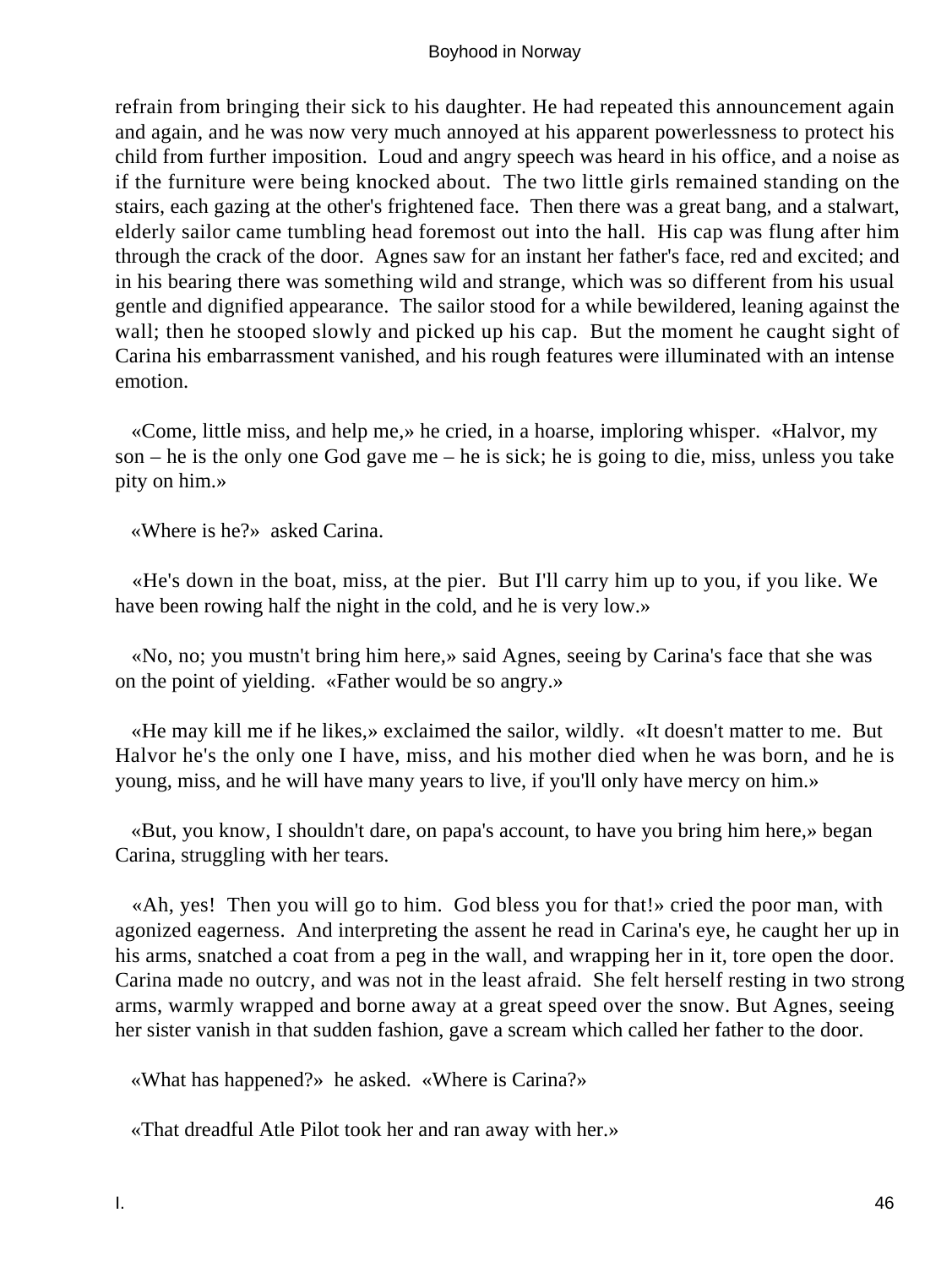refrain from bringing their sick to his daughter. He had repeated this announcement again and again, and he was now very much annoyed at his apparent powerlessness to protect his child from further imposition. Loud and angry speech was heard in his office, and a noise as if the furniture were being knocked about. The two little girls remained standing on the stairs, each gazing at the other's frightened face. Then there was a great bang, and a stalwart, elderly sailor came tumbling head foremost out into the hall. His cap was flung after him through the crack of the door. Agnes saw for an instant her father's face, red and excited; and in his bearing there was something wild and strange, which was so different from his usual gentle and dignified appearance. The sailor stood for a while bewildered, leaning against the wall; then he stooped slowly and picked up his cap. But the moment he caught sight of Carina his embarrassment vanished, and his rough features were illuminated with an intense emotion.

«Come, little miss, and help me,» he cried, in a hoarse, imploring whisper. «Halvor, my son – he is the only one God gave me – he is sick; he is going to die, miss, unless you take pity on him.»

«Where is he?» asked Carina.

«He's down in the boat, miss, at the pier. But I'll carry him up to you, if you like. We have been rowing half the night in the cold, and he is very low.»

«No, no; you mustn't bring him here,» said Agnes, seeing by Carina's face that she was on the point of yielding. «Father would be so angry.»

«He may kill me if he likes,» exclaimed the sailor, wildly. «It doesn't matter to me. But Halvor he's the only one I have, miss, and his mother died when he was born, and he is young, miss, and he will have many years to live, if you'll only have mercy on him.»

«But, you know, I shouldn't dare, on papa's account, to have you bring him here,» began Carina, struggling with her tears.

«Ah, yes! Then you will go to him. God bless you for that!» cried the poor man, with agonized eagerness. And interpreting the assent he read in Carina's eye, he caught her up in his arms, snatched a coat from a peg in the wall, and wrapping her in it, tore open the door. Carina made no outcry, and was not in the least afraid. She felt herself resting in two strong arms, warmly wrapped and borne away at a great speed over the snow. But Agnes, seeing her sister vanish in that sudden fashion, gave a scream which called her father to the door.

«What has happened?» he asked. «Where is Carina?»

«That dreadful Atle Pilot took her and ran away with her.»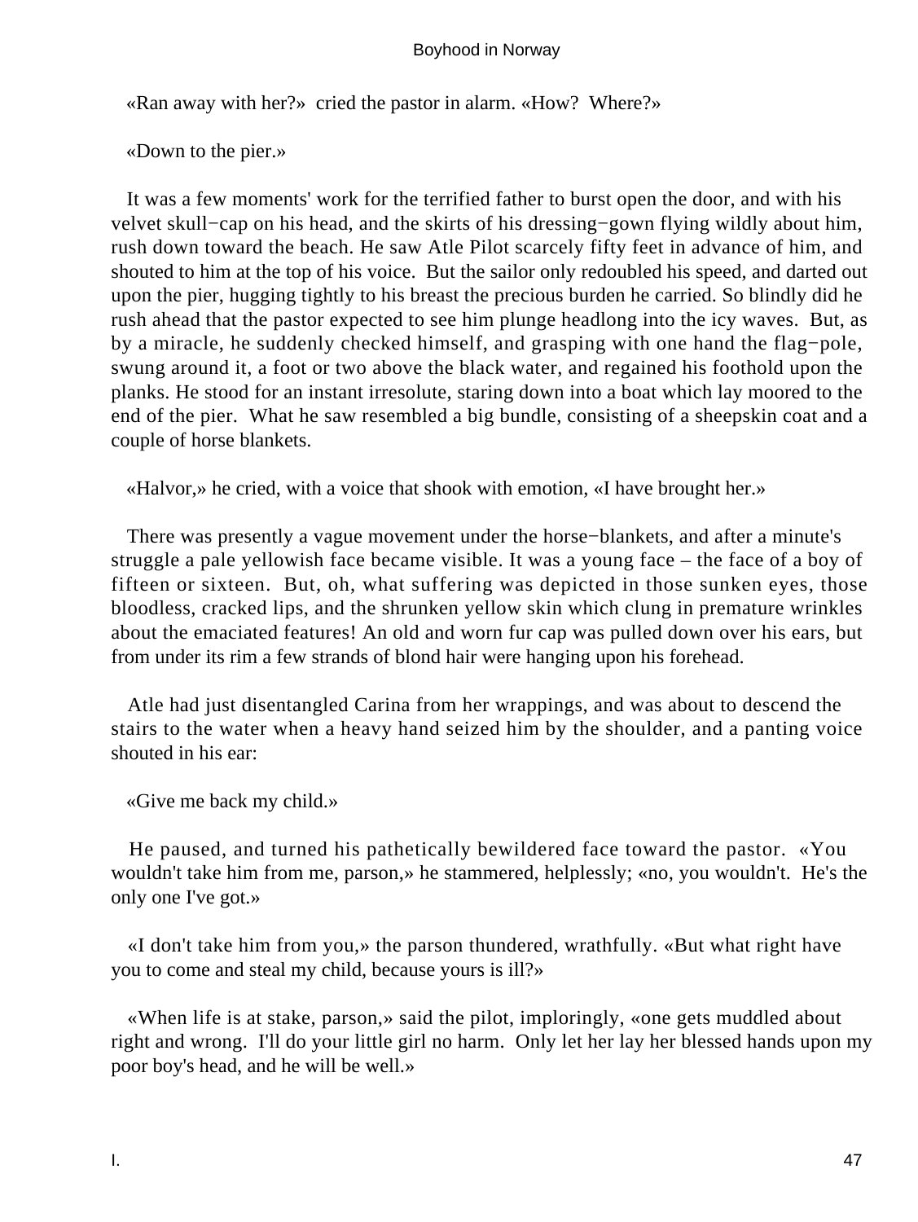«Ran away with her?» cried the pastor in alarm. «How? Where?»

«Down to the pier.»

It was a few moments' work for the terrified father to burst open the door, and with his velvet skull−cap on his head, and the skirts of his dressing−gown flying wildly about him, rush down toward the beach. He saw Atle Pilot scarcely fifty feet in advance of him, and shouted to him at the top of his voice. But the sailor only redoubled his speed, and darted out upon the pier, hugging tightly to his breast the precious burden he carried. So blindly did he rush ahead that the pastor expected to see him plunge headlong into the icy waves. But, as by a miracle, he suddenly checked himself, and grasping with one hand the flag−pole, swung around it, a foot or two above the black water, and regained his foothold upon the planks. He stood for an instant irresolute, staring down into a boat which lay moored to the end of the pier. What he saw resembled a big bundle, consisting of a sheepskin coat and a couple of horse blankets.

«Halvor,» he cried, with a voice that shook with emotion, «I have brought her.»

There was presently a vague movement under the horse−blankets, and after a minute's struggle a pale yellowish face became visible. It was a young face – the face of a boy of fifteen or sixteen. But, oh, what suffering was depicted in those sunken eyes, those bloodless, cracked lips, and the shrunken yellow skin which clung in premature wrinkles about the emaciated features! An old and worn fur cap was pulled down over his ears, but from under its rim a few strands of blond hair were hanging upon his forehead.

Atle had just disentangled Carina from her wrappings, and was about to descend the stairs to the water when a heavy hand seized him by the shoulder, and a panting voice shouted in his ear:

«Give me back my child.»

He paused, and turned his pathetically bewildered face toward the pastor. «You wouldn't take him from me, parson,» he stammered, helplessly; «no, you wouldn't. He's the only one I've got.»

«I don't take him from you,» the parson thundered, wrathfully. «But what right have you to come and steal my child, because yours is ill?»

«When life is at stake, parson,» said the pilot, imploringly, «one gets muddled about right and wrong. I'll do your little girl no harm. Only let her lay her blessed hands upon my poor boy's head, and he will be well.»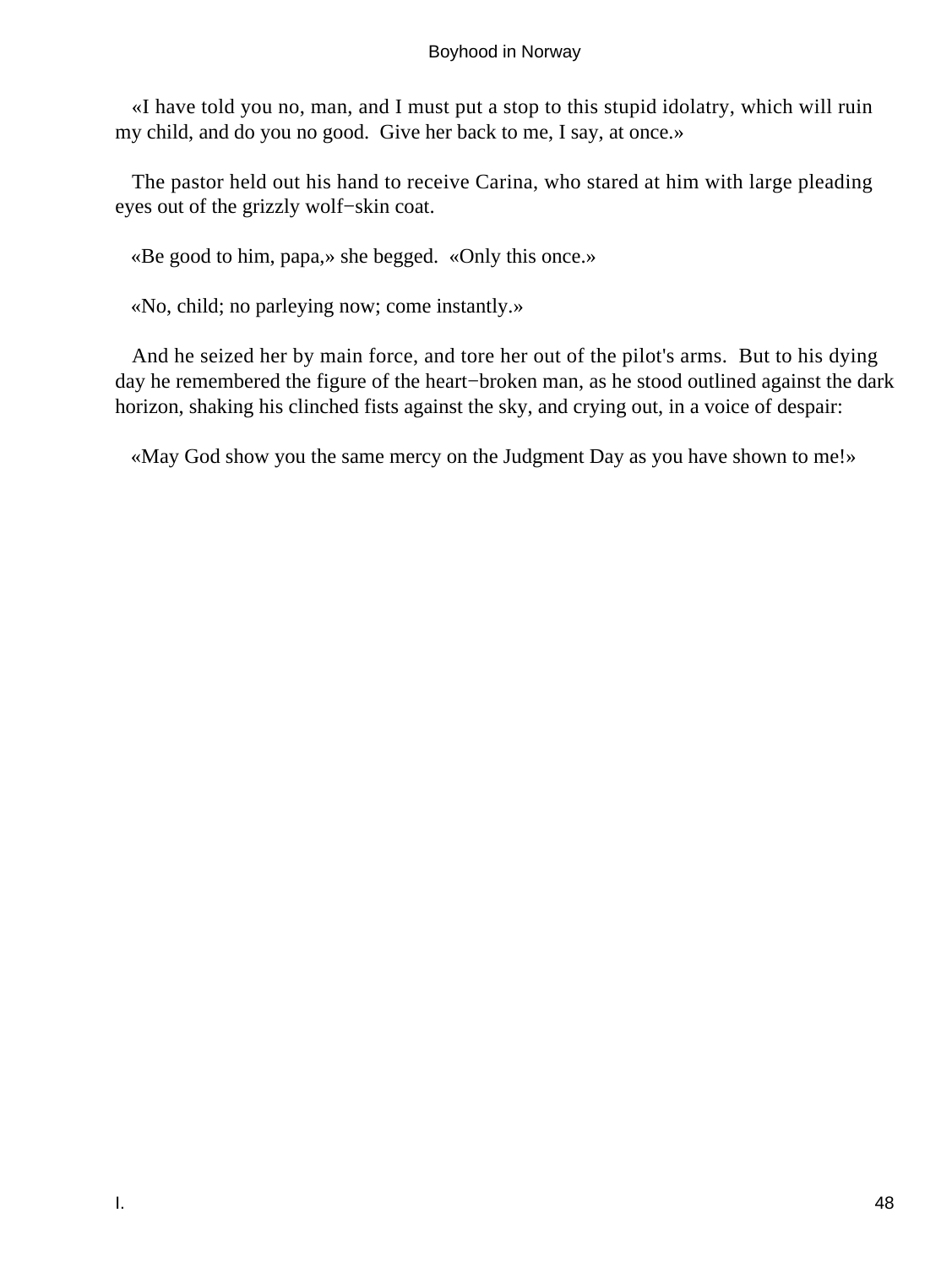«I have told you no, man, and I must put a stop to this stupid idolatry, which will ruin my child, and do you no good. Give her back to me, I say, at once.»

The pastor held out his hand to receive Carina, who stared at him with large pleading eyes out of the grizzly wolf−skin coat.

«Be good to him, papa,» she begged. «Only this once.»

«No, child; no parleying now; come instantly.»

And he seized her by main force, and tore her out of the pilot's arms. But to his dying day he remembered the figure of the heart−broken man, as he stood outlined against the dark horizon, shaking his clinched fists against the sky, and crying out, in a voice of despair:

«May God show you the same mercy on the Judgment Day as you have shown to me!»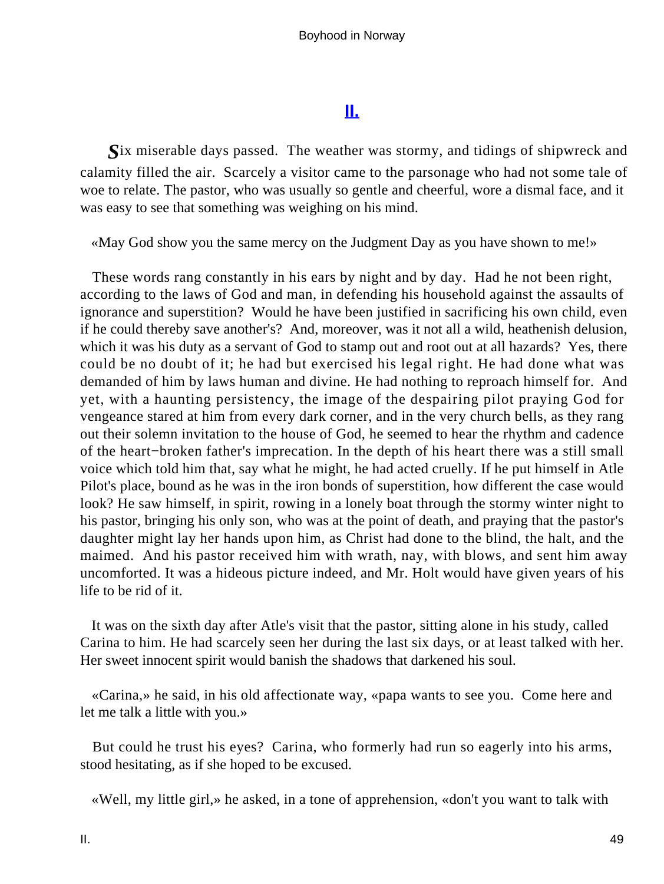## II.

*S*ix miserable days passed. The weather was stormy, and tidings of shipwreck and calamity filled the air. Scarcely a visitor came to the parsonage who had not some tale of woe to relate. The pastor, who was usually so gentle and cheerful, wore a dismal face, and it was easy to see that something was weighing on his mind.

«May God show you the same mercy on the Judgment Day as you have shown to me!»

These words rang constantly in his ears by night and by day. Had he not been right, according to the laws of God and man, in defending his household against the assaults of ignorance and superstition? Would he have been justified in sacrificing his own child, even if he could thereby save another's? And, moreover, was it not all a wild, heathenish delusion, which it was his duty as a servant of God to stamp out and root out at all hazards? Yes, there could be no doubt of it; he had but exercised his legal right. He had done what was demanded of him by laws human and divine. He had nothing to reproach himself for. And yet, with a haunting persistency, the image of the despairing pilot praying God for vengeance stared at him from every dark corner, and in the very church bells, as they rang out their solemn invitation to the house of God, he seemed to hear the rhythm and cadence of the heart−broken father's imprecation. In the depth of his heart there was a still small voice which told him that, say what he might, he had acted cruelly. If he put himself in Atle Pilot's place, bound as he was in the iron bonds of superstition, how different the case would look? He saw himself, in spirit, rowing in a lonely boat through the stormy winter night to his pastor, bringing his only son, who was at the point of death, and praying that the pastor's daughter might lay her hands upon him, as Christ had done to the blind, the halt, and the maimed. And his pastor received him with wrath, nay, with blows, and sent him away uncomforted. It was a hideous picture indeed, and Mr. Holt would have given years of his life to be rid of it.

It was on the sixth day after Atle's visit that the pastor, sitting alone in his study, called Carina to him. He had scarcely seen her during the last six days, or at least talked with her. Her sweet innocent spirit would banish the shadows that darkened his soul.

«Carina,» he said, in his old affectionate way, «papa wants to see you. Come here and let me talk a little with you.»

But could he trust his eyes? Carina, who formerly had run so eagerly into his arms, stood hesitating, as if she hoped to be excused.

«Well, my little girl,» he asked, in a tone of apprehension, «don't you want to talk with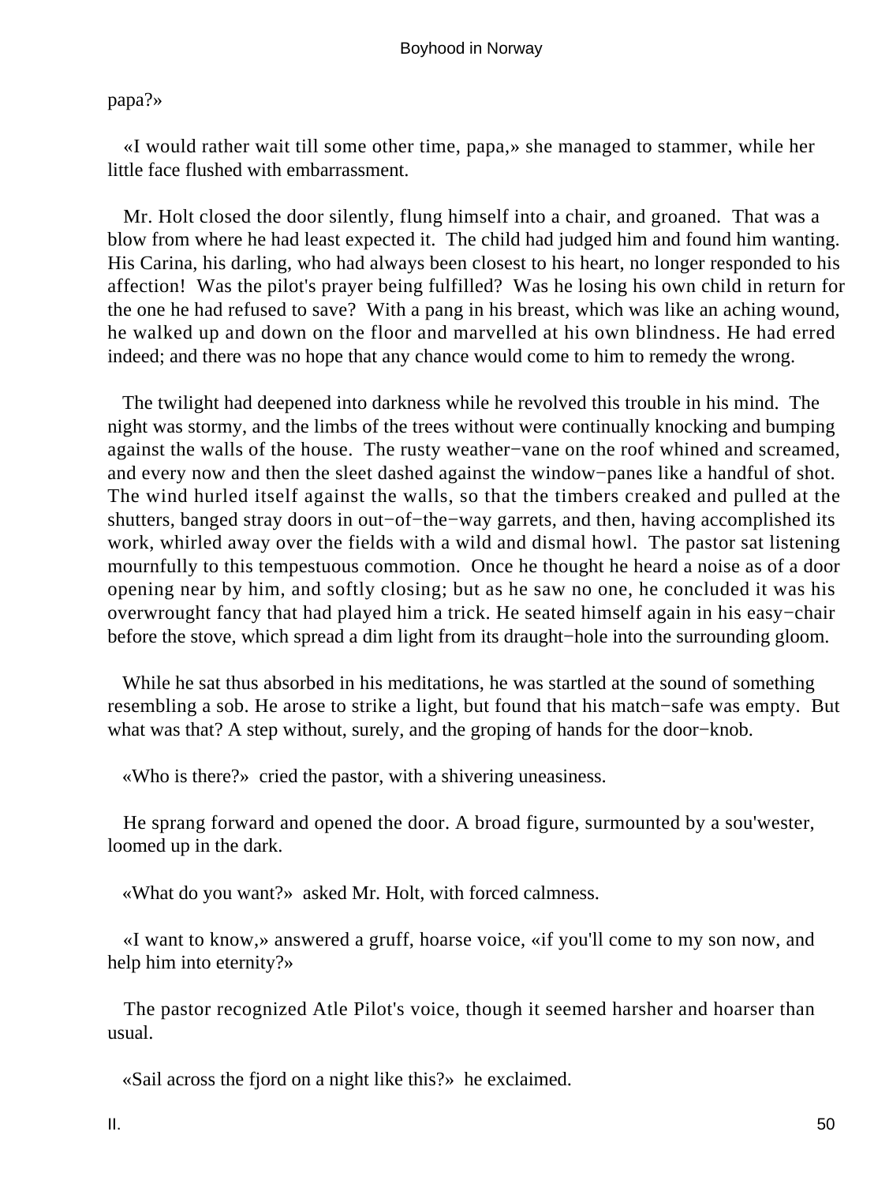papa?»

«I would rather wait till some other time, papa,» she managed to stammer, while her little face flushed with embarrassment.

Mr. Holt closed the door silently, flung himself into a chair, and groaned. That was a blow from where he had least expected it. The child had judged him and found him wanting. His Carina, his darling, who had always been closest to his heart, no longer responded to his affection! Was the pilot's prayer being fulfilled? Was he losing his own child in return for the one he had refused to save? With a pang in his breast, which was like an aching wound, he walked up and down on the floor and marvelled at his own blindness. He had erred indeed; and there was no hope that any chance would come to him to remedy the wrong.

The twilight had deepened into darkness while he revolved this trouble in his mind. The night was stormy, and the limbs of the trees without were continually knocking and bumping against the walls of the house. The rusty weather−vane on the roof whined and screamed, and every now and then the sleet dashed against the window−panes like a handful of shot. The wind hurled itself against the walls, so that the timbers creaked and pulled at the shutters, banged stray doors in out−of−the−way garrets, and then, having accomplished its work, whirled away over the fields with a wild and dismal howl. The pastor sat listening mournfully to this tempestuous commotion. Once he thought he heard a noise as of a door opening near by him, and softly closing; but as he saw no one, he concluded it was his overwrought fancy that had played him a trick. He seated himself again in his easy−chair before the stove, which spread a dim light from its draught−hole into the surrounding gloom.

While he sat thus absorbed in his meditations, he was startled at the sound of something resembling a sob. He arose to strike a light, but found that his match−safe was empty. But what was that? A step without, surely, and the groping of hands for the door−knob.

«Who is there?» cried the pastor, with a shivering uneasiness.

He sprang forward and opened the door. A broad figure, surmounted by a sou'wester, loomed up in the dark.

«What do you want?» asked Mr. Holt, with forced calmness.

«I want to know,» answered a gruff, hoarse voice, «if you'll come to my son now, and help him into eternity?»

The pastor recognized Atle Pilot's voice, though it seemed harsher and hoarser than usual.

«Sail across the fjord on a night like this?» he exclaimed.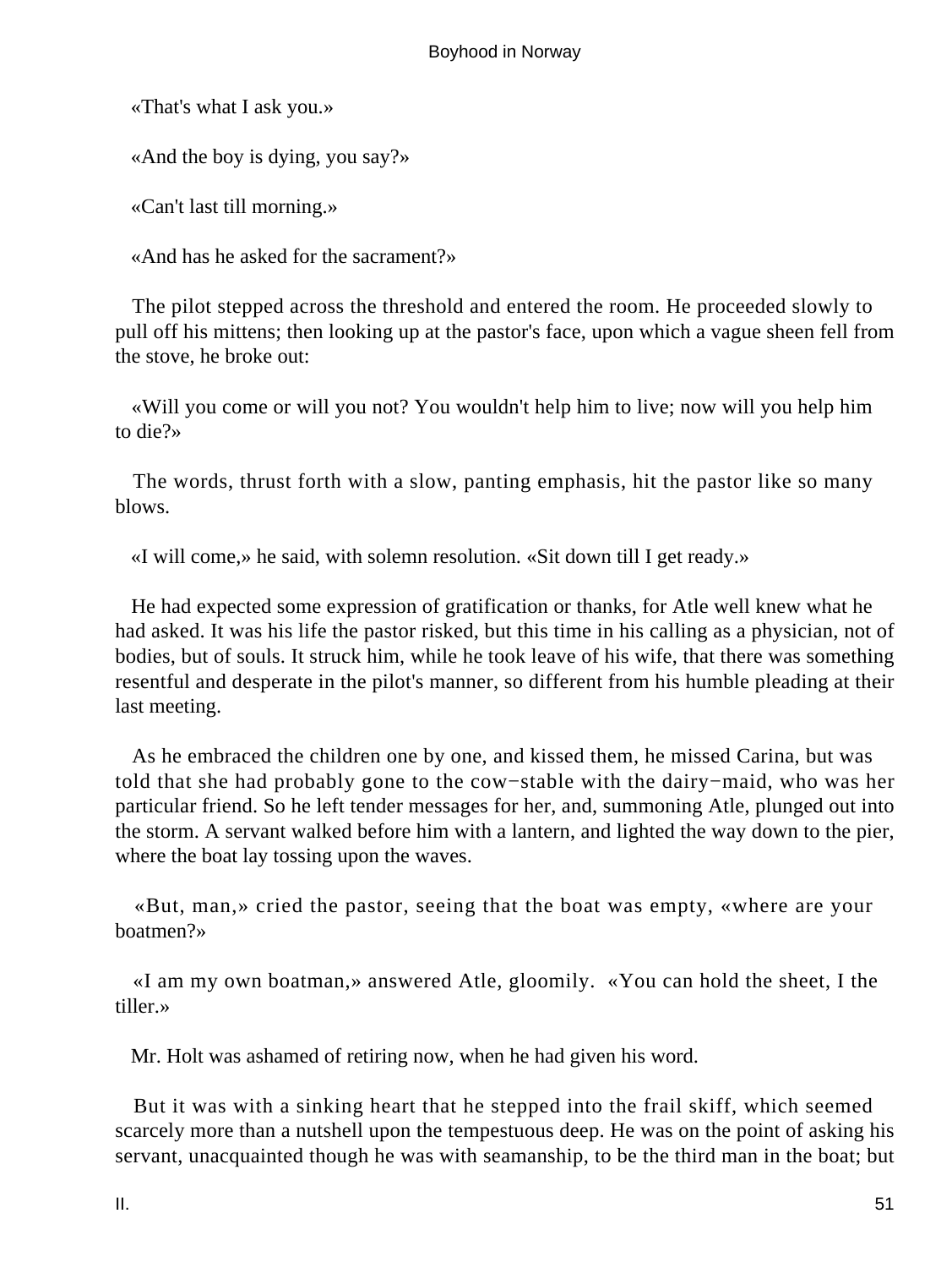«That's what I ask you.»

«And the boy is dying, you say?»

«Can't last till morning.»

«And has he asked for the sacrament?»

The pilot stepped across the threshold and entered the room. He proceeded slowly to pull off his mittens; then looking up at the pastor's face, upon which a vague sheen fell from the stove, he broke out:

«Will you come or will you not? You wouldn't help him to live; now will you help him to die?»

The words, thrust forth with a slow, panting emphasis, hit the pastor like so many blows.

«I will come,» he said, with solemn resolution. «Sit down till I get ready.»

He had expected some expression of gratification or thanks, for Atle well knew what he had asked. It was his life the pastor risked, but this time in his calling as a physician, not of bodies, but of souls. It struck him, while he took leave of his wife, that there was something resentful and desperate in the pilot's manner, so different from his humble pleading at their last meeting.

As he embraced the children one by one, and kissed them, he missed Carina, but was told that she had probably gone to the cow−stable with the dairy−maid, who was her particular friend. So he left tender messages for her, and, summoning Atle, plunged out into the storm. A servant walked before him with a lantern, and lighted the way down to the pier, where the boat lay tossing upon the waves.

«But, man,» cried the pastor, seeing that the boat was empty, «where are your boatmen?»

«I am my own boatman,» answered Atle, gloomily. «You can hold the sheet, I the tiller.»

Mr. Holt was ashamed of retiring now, when he had given his word.

But it was with a sinking heart that he stepped into the frail skiff, which seemed scarcely more than a nutshell upon the tempestuous deep. He was on the point of asking his servant, unacquainted though he was with seamanship, to be the third man in the boat; but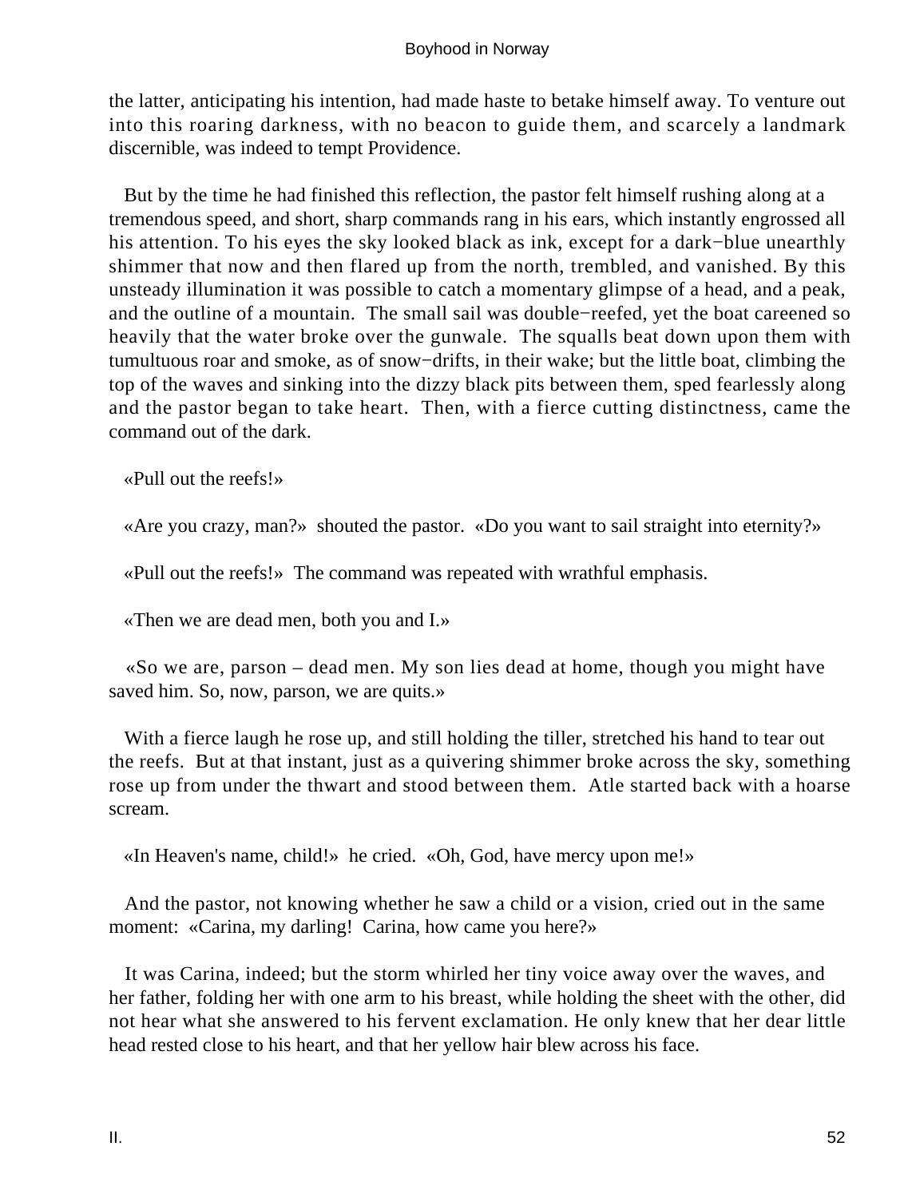the latter, anticipating his intention, had made haste to betake himself away. To venture out into this roaring darkness, with no beacon to guide them, and scarcely a landmark discernible, was indeed to tempt Providence.

But by the time he had finished this reflection, the pastor felt himself rushing along at a tremendous speed, and short, sharp commands rang in his ears, which instantly engrossed all his attention. To his eyes the sky looked black as ink, except for a dark−blue unearthly shimmer that now and then flared up from the north, trembled, and vanished. By this unsteady illumination it was possible to catch a momentary glimpse of a head, and a peak, and the outline of a mountain. The small sail was double−reefed, yet the boat careened so heavily that the water broke over the gunwale. The squalls beat down upon them with tumultuous roar and smoke, as of snow−drifts, in their wake; but the little boat, climbing the top of the waves and sinking into the dizzy black pits between them, sped fearlessly along and the pastor began to take heart. Then, with a fierce cutting distinctness, came the command out of the dark.

«Pull out the reefs!»

«Are you crazy, man?» shouted the pastor. «Do you want to sail straight into eternity?»

«Pull out the reefs!» The command was repeated with wrathful emphasis.

«Then we are dead men, both you and I.»

«So we are, parson – dead men. My son lies dead at home, though you might have saved him. So, now, parson, we are quits.»

With a fierce laugh he rose up, and still holding the tiller, stretched his hand to tear out the reefs. But at that instant, just as a quivering shimmer broke across the sky, something rose up from under the thwart and stood between them. Atle started back with a hoarse scream.

«In Heaven's name, child!» he cried. «Oh, God, have mercy upon me!»

And the pastor, not knowing whether he saw a child or a vision, cried out in the same moment: «Carina, my darling! Carina, how came you here?»

It was Carina, indeed; but the storm whirled her tiny voice away over the waves, and her father, folding her with one arm to his breast, while holding the sheet with the other, did not hear what she answered to his fervent exclamation. He only knew that her dear little head rested close to his heart, and that her yellow hair blew across his face.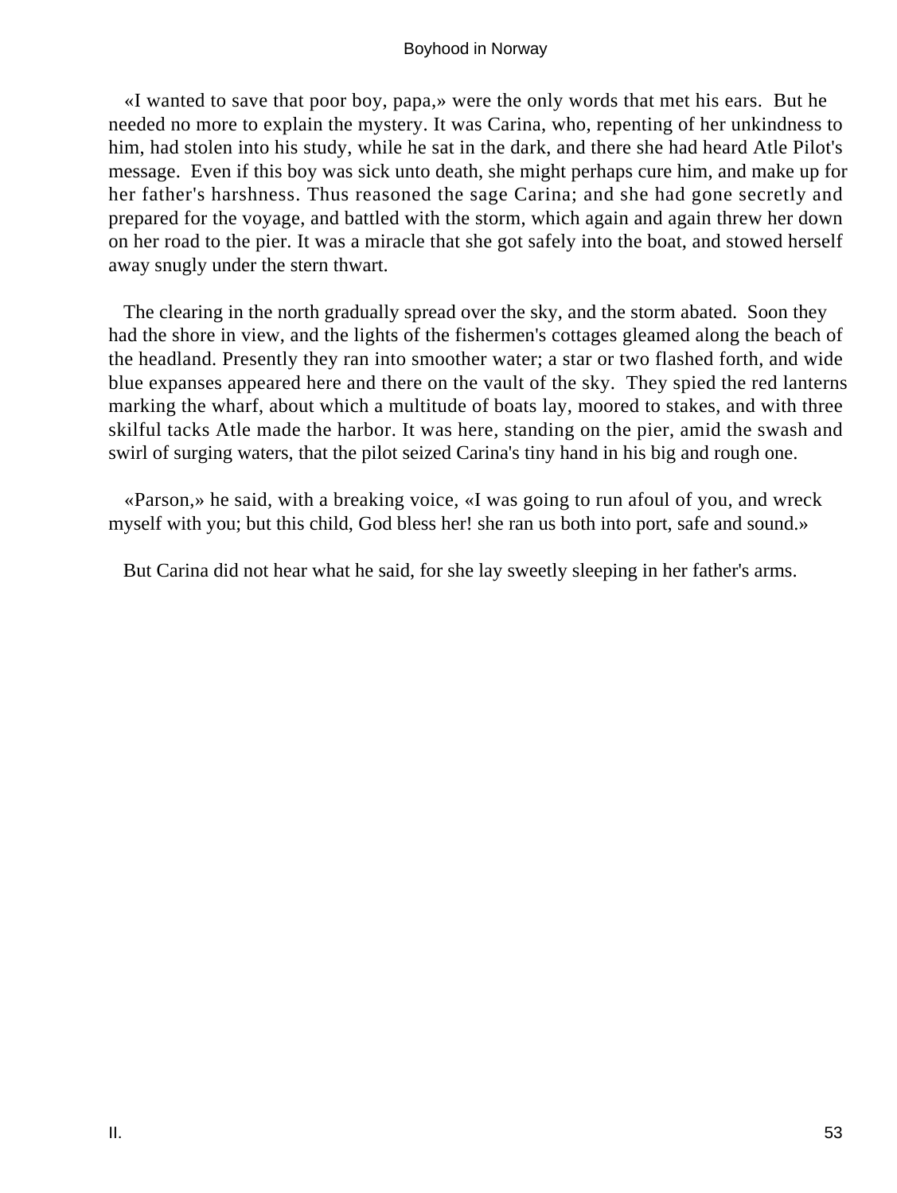«I wanted to save that poor boy, papa,» were the only words that met his ears. But he needed no more to explain the mystery. It was Carina, who, repenting of her unkindness to him, had stolen into his study, while he sat in the dark, and there she had heard Atle Pilot's message. Even if this boy was sick unto death, she might perhaps cure him, and make up for her father's harshness. Thus reasoned the sage Carina; and she had gone secretly and prepared for the voyage, and battled with the storm, which again and again threw her down on her road to the pier. It was a miracle that she got safely into the boat, and stowed herself away snugly under the stern thwart.

The clearing in the north gradually spread over the sky, and the storm abated. Soon they had the shore in view, and the lights of the fishermen's cottages gleamed along the beach of the headland. Presently they ran into smoother water; a star or two flashed forth, and wide blue expanses appeared here and there on the vault of the sky. They spied the red lanterns marking the wharf, about which a multitude of boats lay, moored to stakes, and with three skilful tacks Atle made the harbor. It was here, standing on the pier, amid the swash and swirl of surging waters, that the pilot seized Carina's tiny hand in his big and rough one.

«Parson,» he said, with a breaking voice, «I was going to run afoul of you, and wreck myself with you; but this child, God bless her! she ran us both into port, safe and sound.»

But Carina did not hear what he said, for she lay sweetly sleeping in her father's arms.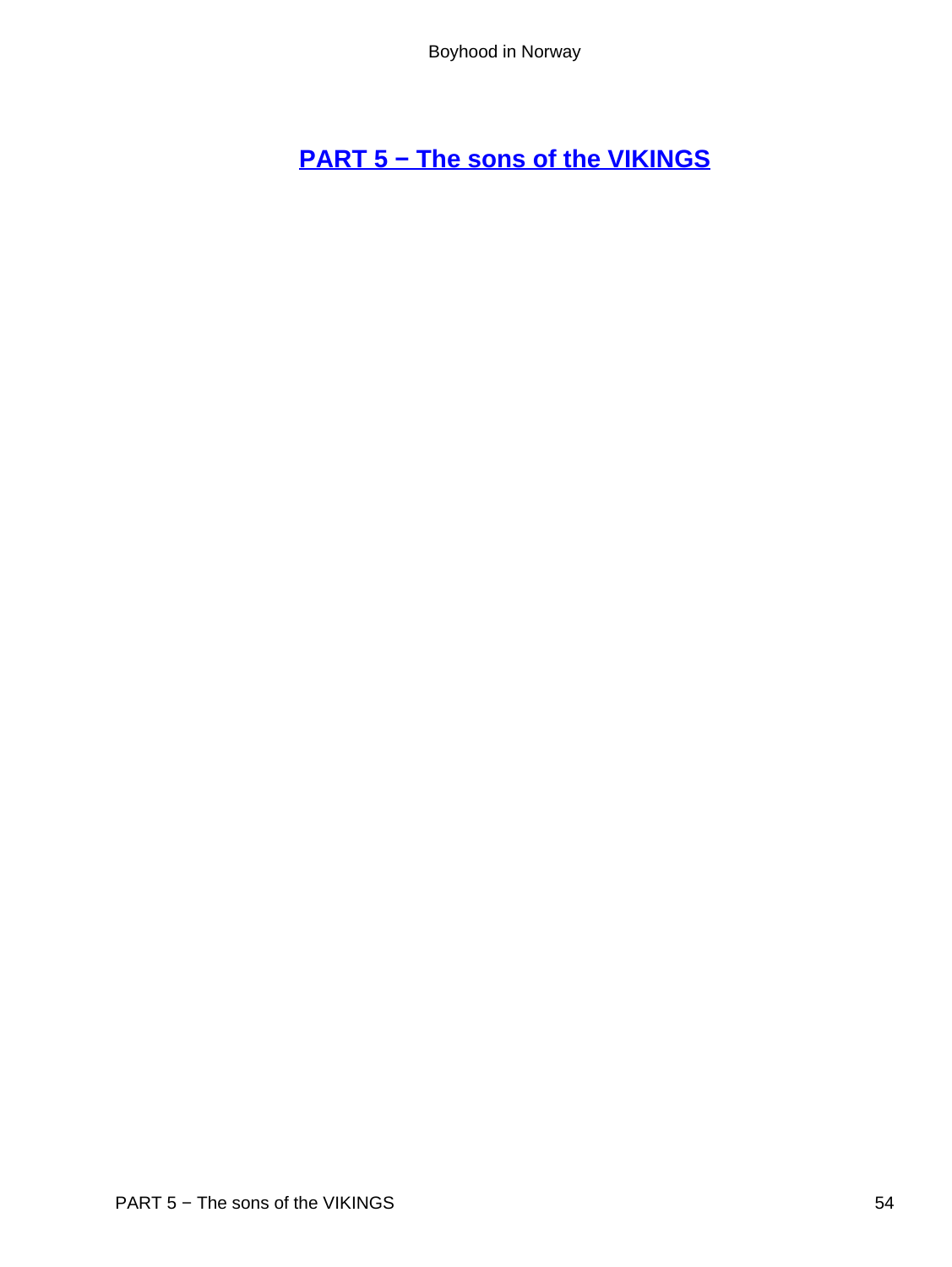## PART 5 − The sons of the VIKINGS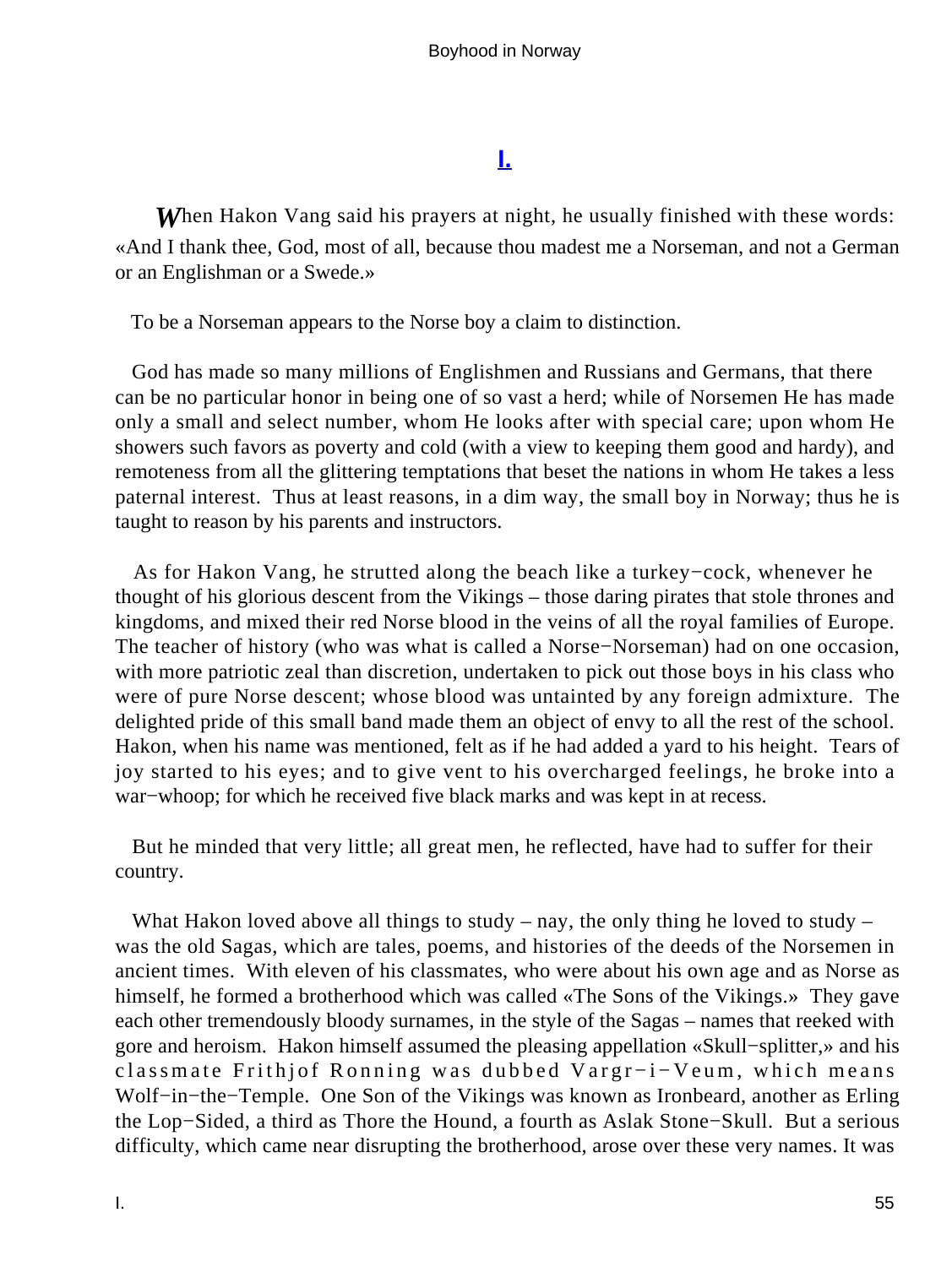## I.

*W*hen Hakon Vang said his prayers at night, he usually finished with these words: «And I thank thee, God, most of all, because thou madest me a Norseman, and not a German or an Englishman or a Swede.»

To be a Norseman appears to the Norse boy a claim to distinction.

God has made so many millions of Englishmen and Russians and Germans, that there can be no particular honor in being one of so vast a herd; while of Norsemen He has made only a small and select number, whom He looks after with special care; upon whom He showers such favors as poverty and cold (with a view to keeping them good and hardy), and remoteness from all the glittering temptations that beset the nations in whom He takes a less paternal interest. Thus at least reasons, in a dim way, the small boy in Norway; thus he is taught to reason by his parents and instructors.

As for Hakon Vang, he strutted along the beach like a turkey−cock, whenever he thought of his glorious descent from the Vikings – those daring pirates that stole thrones and kingdoms, and mixed their red Norse blood in the veins of all the royal families of Europe. The teacher of history (who was what is called a Norse−Norseman) had on one occasion, with more patriotic zeal than discretion, undertaken to pick out those boys in his class who were of pure Norse descent; whose blood was untainted by any foreign admixture. The delighted pride of this small band made them an object of envy to all the rest of the school. Hakon, when his name was mentioned, felt as if he had added a yard to his height. Tears of joy started to his eyes; and to give vent to his overcharged feelings, he broke into a war−whoop; for which he received five black marks and was kept in at recess.

But he minded that very little; all great men, he reflected, have had to suffer for their country.

What Hakon loved above all things to study – nay, the only thing he loved to study – was the old Sagas, which are tales, poems, and histories of the deeds of the Norsemen in ancient times. With eleven of his classmates, who were about his own age and as Norse as himself, he formed a brotherhood which was called «The Sons of the Vikings.» They gave each other tremendously bloody surnames, in the style of the Sagas – names that reeked with gore and heroism. Hakon himself assumed the pleasing appellation «Skull−splitter,» and his classmate Frithjof Ronning was dubbed Vargr−i−Veum, which means Wolf−in−the−Temple. One Son of the Vikings was known as Ironbeard, another as Erling the Lop−Sided, a third as Thore the Hound, a fourth as Aslak Stone−Skull. But a serious difficulty, which came near disrupting the brotherhood, arose over these very names. It was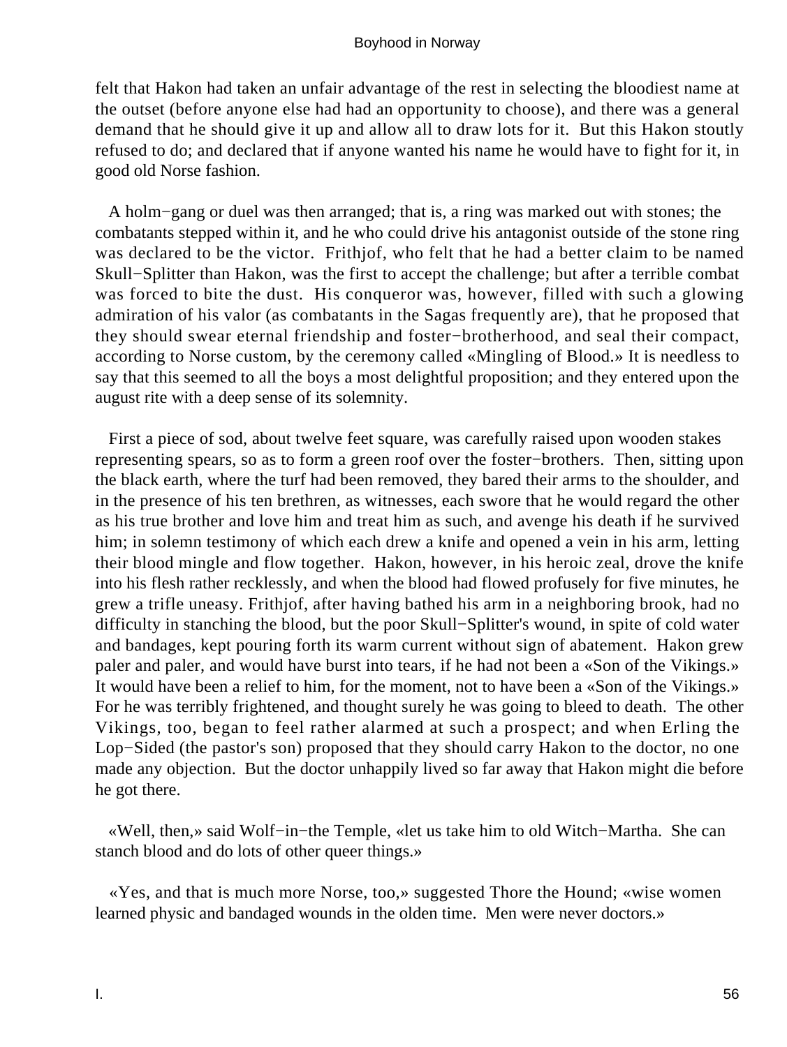felt that Hakon had taken an unfair advantage of the rest in selecting the bloodiest name at the outset (before anyone else had had an opportunity to choose), and there was a general demand that he should give it up and allow all to draw lots for it. But this Hakon stoutly refused to do; and declared that if anyone wanted his name he would have to fight for it, in good old Norse fashion.

A holm−gang or duel was then arranged; that is, a ring was marked out with stones; the combatants stepped within it, and he who could drive his antagonist outside of the stone ring was declared to be the victor. Frithjof, who felt that he had a better claim to be named Skull−Splitter than Hakon, was the first to accept the challenge; but after a terrible combat was forced to bite the dust. His conqueror was, however, filled with such a glowing admiration of his valor (as combatants in the Sagas frequently are), that he proposed that they should swear eternal friendship and foster−brotherhood, and seal their compact, according to Norse custom, by the ceremony called «Mingling of Blood.» It is needless to say that this seemed to all the boys a most delightful proposition; and they entered upon the august rite with a deep sense of its solemnity.

First a piece of sod, about twelve feet square, was carefully raised upon wooden stakes representing spears, so as to form a green roof over the foster−brothers. Then, sitting upon the black earth, where the turf had been removed, they bared their arms to the shoulder, and in the presence of his ten brethren, as witnesses, each swore that he would regard the other as his true brother and love him and treat him as such, and avenge his death if he survived him; in solemn testimony of which each drew a knife and opened a vein in his arm, letting their blood mingle and flow together. Hakon, however, in his heroic zeal, drove the knife into his flesh rather recklessly, and when the blood had flowed profusely for five minutes, he grew a trifle uneasy. Frithjof, after having bathed his arm in a neighboring brook, had no difficulty in stanching the blood, but the poor Skull−Splitter's wound, in spite of cold water and bandages, kept pouring forth its warm current without sign of abatement. Hakon grew paler and paler, and would have burst into tears, if he had not been a «Son of the Vikings.» It would have been a relief to him, for the moment, not to have been a «Son of the Vikings.» For he was terribly frightened, and thought surely he was going to bleed to death. The other Vikings, too, began to feel rather alarmed at such a prospect; and when Erling the Lop−Sided (the pastor's son) proposed that they should carry Hakon to the doctor, no one made any objection. But the doctor unhappily lived so far away that Hakon might die before he got there.

«Well, then,» said Wolf−in−the Temple, «let us take him to old Witch−Martha. She can stanch blood and do lots of other queer things.»

«Yes, and that is much more Norse, too,» suggested Thore the Hound; «wise women learned physic and bandaged wounds in the olden time. Men were never doctors.»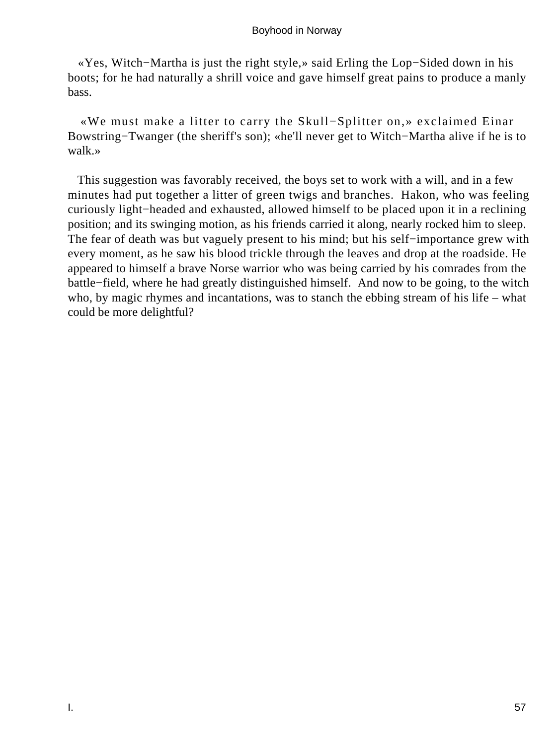«Yes, Witch−Martha is just the right style,» said Erling the Lop−Sided down in his boots; for he had naturally a shrill voice and gave himself great pains to produce a manly bass.

«We must make a litter to carry the Skull−Splitter on,» exclaimed Einar Bowstring−Twanger (the sheriff's son); «he'll never get to Witch−Martha alive if he is to walk.»

This suggestion was favorably received, the boys set to work with a will, and in a few minutes had put together a litter of green twigs and branches. Hakon, who was feeling curiously light−headed and exhausted, allowed himself to be placed upon it in a reclining position; and its swinging motion, as his friends carried it along, nearly rocked him to sleep. The fear of death was but vaguely present to his mind; but his self−importance grew with every moment, as he saw his blood trickle through the leaves and drop at the roadside. He appeared to himself a brave Norse warrior who was being carried by his comrades from the battle−field, where he had greatly distinguished himself. And now to be going, to the witch who, by magic rhymes and incantations, was to stanch the ebbing stream of his life – what could be more delightful?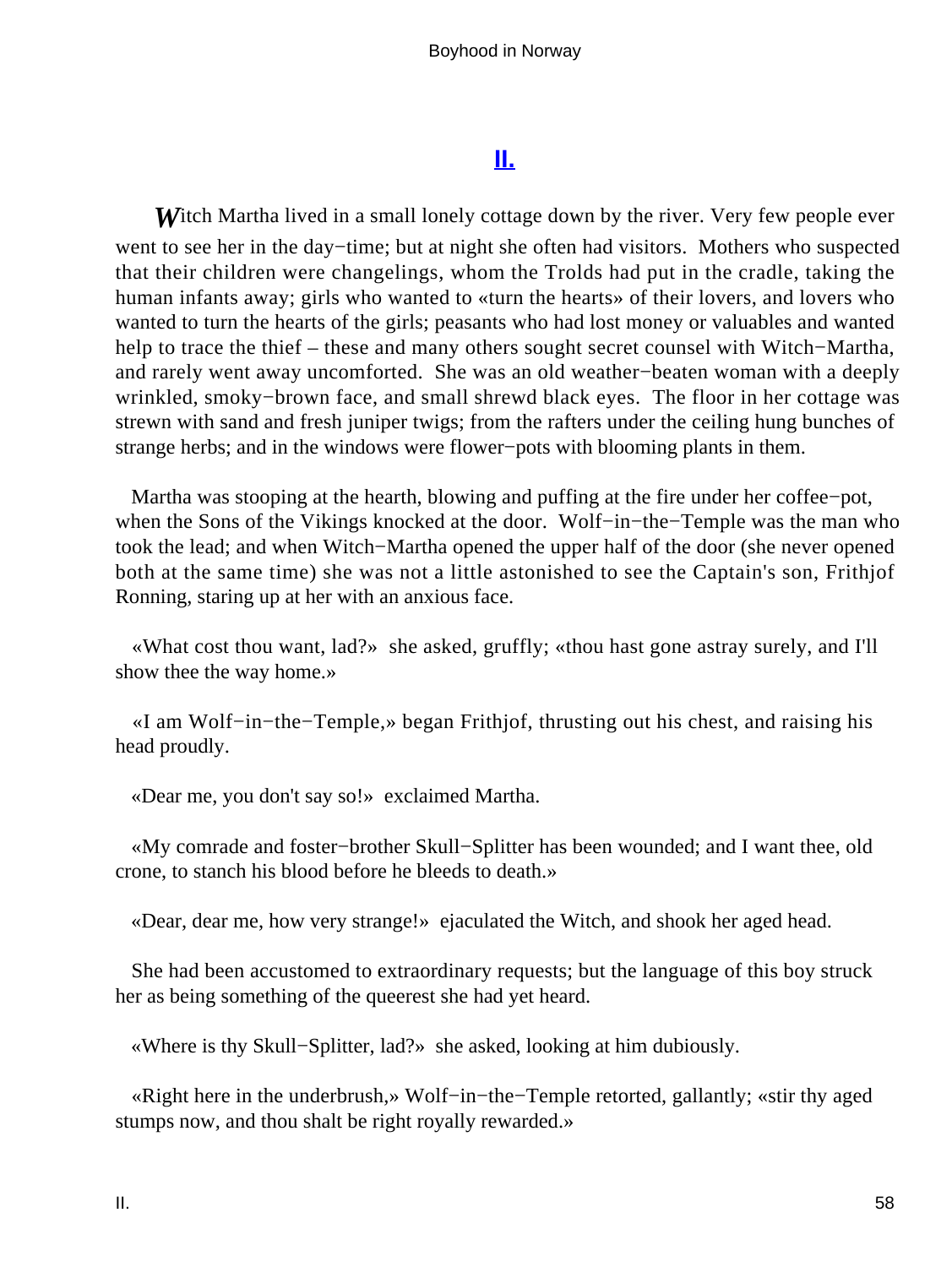## II.

*W*itch Martha lived in a small lonely cottage down by the river. Very few people ever went to see her in the day−time; but at night she often had visitors. Mothers who suspected that their children were changelings, whom the Trolds had put in the cradle, taking the human infants away; girls who wanted to «turn the hearts» of their lovers, and lovers who wanted to turn the hearts of the girls; peasants who had lost money or valuables and wanted help to trace the thief – these and many others sought secret counsel with Witch−Martha, and rarely went away uncomforted. She was an old weather−beaten woman with a deeply wrinkled, smoky−brown face, and small shrewd black eyes. The floor in her cottage was strewn with sand and fresh juniper twigs; from the rafters under the ceiling hung bunches of strange herbs; and in the windows were flower−pots with blooming plants in them.

Martha was stooping at the hearth, blowing and puffing at the fire under her coffee−pot, when the Sons of the Vikings knocked at the door. Wolf−in−the−Temple was the man who took the lead; and when Witch−Martha opened the upper half of the door (she never opened both at the same time) she was not a little astonished to see the Captain's son, Frithjof Ronning, staring up at her with an anxious face.

«What cost thou want, lad?» she asked, gruffly; «thou hast gone astray surely, and I'll show thee the way home.»

«I am Wolf−in−the−Temple,» began Frithjof, thrusting out his chest, and raising his head proudly.

«Dear me, you don't say so!» exclaimed Martha.

«My comrade and foster−brother Skull−Splitter has been wounded; and I want thee, old crone, to stanch his blood before he bleeds to death.»

«Dear, dear me, how very strange!» ejaculated the Witch, and shook her aged head.

She had been accustomed to extraordinary requests; but the language of this boy struck her as being something of the queerest she had yet heard.

«Where is thy Skull−Splitter, lad?» she asked, looking at him dubiously.

«Right here in the underbrush,» Wolf−in−the−Temple retorted, gallantly; «stir thy aged stumps now, and thou shalt be right royally rewarded.»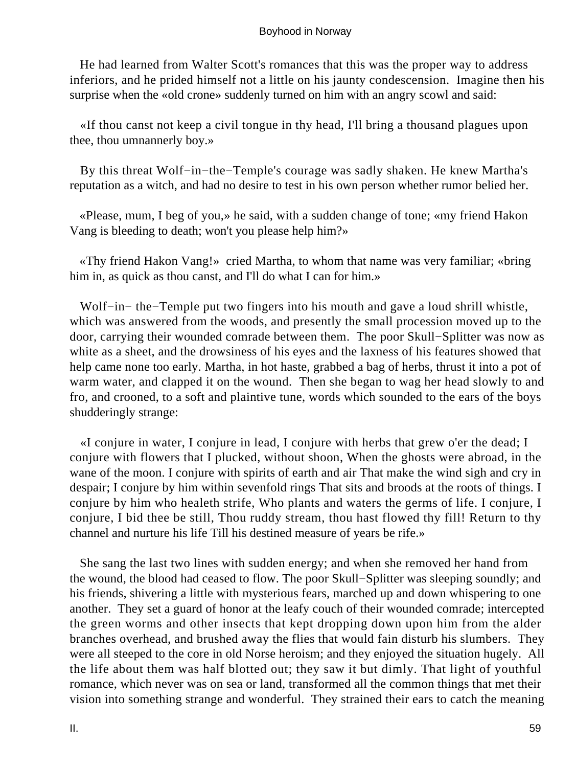He had learned from Walter Scott's romances that this was the proper way to address inferiors, and he prided himself not a little on his jaunty condescension. Imagine then his surprise when the «old crone» suddenly turned on him with an angry scowl and said:

«If thou canst not keep a civil tongue in thy head, I'll bring a thousand plagues upon thee, thou umnannerly boy.»

By this threat Wolf−in−the−Temple's courage was sadly shaken. He knew Martha's reputation as a witch, and had no desire to test in his own person whether rumor belied her.

«Please, mum, I beg of you,» he said, with a sudden change of tone; «my friend Hakon Vang is bleeding to death; won't you please help him?»

«Thy friend Hakon Vang!» cried Martha, to whom that name was very familiar; «bring him in, as quick as thou canst, and I'll do what I can for him.»

Wolf−in− the−Temple put two fingers into his mouth and gave a loud shrill whistle, which was answered from the woods, and presently the small procession moved up to the door, carrying their wounded comrade between them. The poor Skull−Splitter was now as white as a sheet, and the drowsiness of his eyes and the laxness of his features showed that help came none too early. Martha, in hot haste, grabbed a bag of herbs, thrust it into a pot of warm water, and clapped it on the wound. Then she began to wag her head slowly to and fro, and crooned, to a soft and plaintive tune, words which sounded to the ears of the boys shudderingly strange:

«I conjure in water, I conjure in lead, I conjure with herbs that grew o'er the dead; I conjure with flowers that I plucked, without shoon, When the ghosts were abroad, in the wane of the moon. I conjure with spirits of earth and air That make the wind sigh and cry in despair; I conjure by him within sevenfold rings That sits and broods at the roots of things. I conjure by him who healeth strife, Who plants and waters the germs of life. I conjure, I conjure, I bid thee be still, Thou ruddy stream, thou hast flowed thy fill! Return to thy channel and nurture his life Till his destined measure of years be rife.»

She sang the last two lines with sudden energy; and when she removed her hand from the wound, the blood had ceased to flow. The poor Skull−Splitter was sleeping soundly; and his friends, shivering a little with mysterious fears, marched up and down whispering to one another. They set a guard of honor at the leafy couch of their wounded comrade; intercepted the green worms and other insects that kept dropping down upon him from the alder branches overhead, and brushed away the flies that would fain disturb his slumbers. They were all steeped to the core in old Norse heroism; and they enjoyed the situation hugely. All the life about them was half blotted out; they saw it but dimly. That light of youthful romance, which never was on sea or land, transformed all the common things that met their vision into something strange and wonderful. They strained their ears to catch the meaning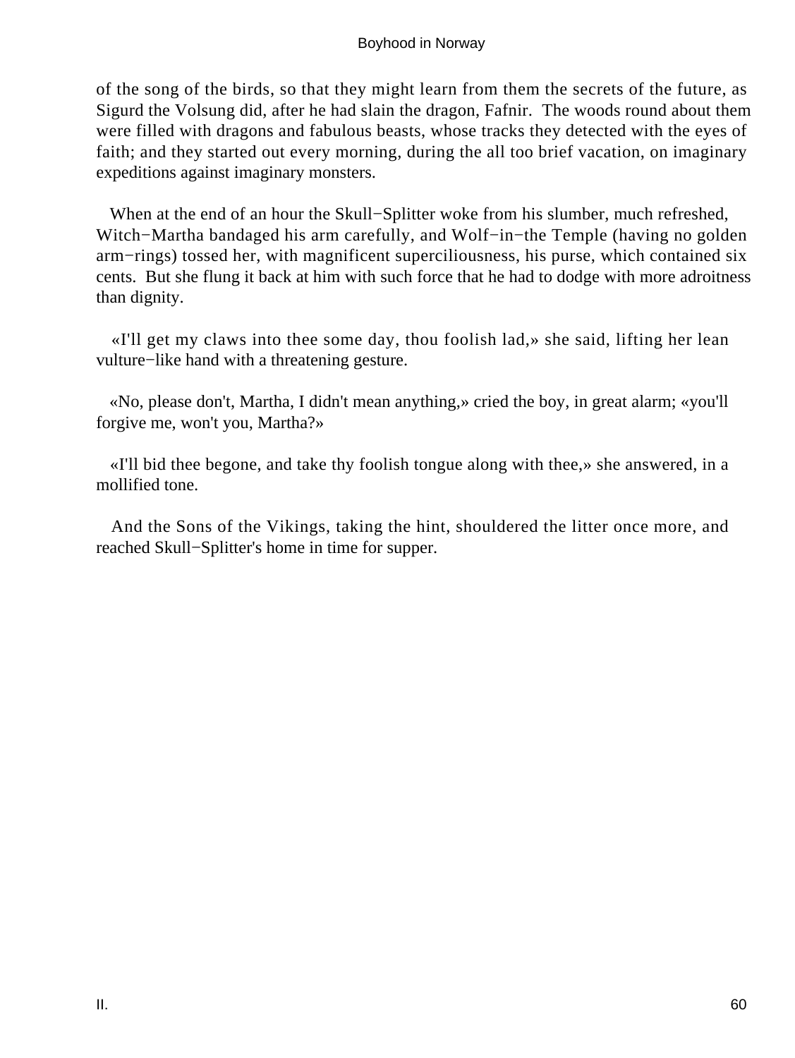of the song of the birds, so that they might learn from them the secrets of the future, as Sigurd the Volsung did, after he had slain the dragon, Fafnir. The woods round about them were filled with dragons and fabulous beasts, whose tracks they detected with the eyes of faith; and they started out every morning, during the all too brief vacation, on imaginary expeditions against imaginary monsters.

When at the end of an hour the Skull−Splitter woke from his slumber, much refreshed, Witch−Martha bandaged his arm carefully, and Wolf−in−the Temple (having no golden arm−rings) tossed her, with magnificent superciliousness, his purse, which contained six cents. But she flung it back at him with such force that he had to dodge with more adroitness than dignity.

«I'll get my claws into thee some day, thou foolish lad,» she said, lifting her lean vulture−like hand with a threatening gesture.

«No, please don't, Martha, I didn't mean anything,» cried the boy, in great alarm; «you'll forgive me, won't you, Martha?»

«I'll bid thee begone, and take thy foolish tongue along with thee,» she answered, in a mollified tone.

And the Sons of the Vikings, taking the hint, shouldered the litter once more, and reached Skull−Splitter's home in time for supper.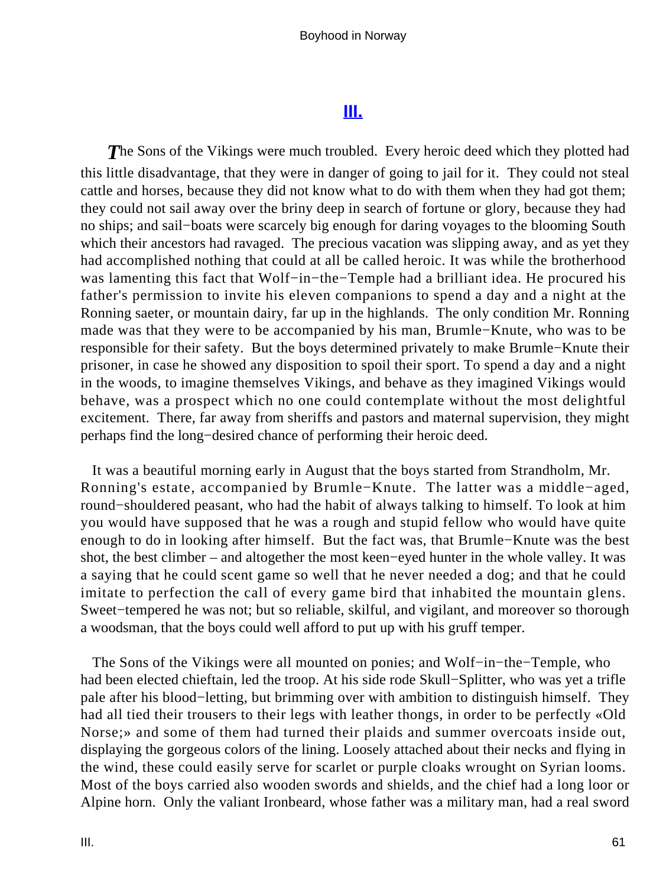## III.

*T*he Sons of the Vikings were much troubled. Every heroic deed which they plotted had this little disadvantage, that they were in danger of going to jail for it. They could not steal cattle and horses, because they did not know what to do with them when they had got them; they could not sail away over the briny deep in search of fortune or glory, because they had no ships; and sail−boats were scarcely big enough for daring voyages to the blooming South which their ancestors had ravaged. The precious vacation was slipping away, and as yet they had accomplished nothing that could at all be called heroic. It was while the brotherhood was lamenting this fact that Wolf−in−the−Temple had a brilliant idea. He procured his father's permission to invite his eleven companions to spend a day and a night at the Ronning saeter, or mountain dairy, far up in the highlands. The only condition Mr. Ronning made was that they were to be accompanied by his man, Brumle−Knute, who was to be responsible for their safety. But the boys determined privately to make Brumle−Knute their prisoner, in case he showed any disposition to spoil their sport. To spend a day and a night in the woods, to imagine themselves Vikings, and behave as they imagined Vikings would behave, was a prospect which no one could contemplate without the most delightful excitement. There, far away from sheriffs and pastors and maternal supervision, they might perhaps find the long−desired chance of performing their heroic deed.

It was a beautiful morning early in August that the boys started from Strandholm, Mr. Ronning's estate, accompanied by Brumle−Knute. The latter was a middle−aged, round−shouldered peasant, who had the habit of always talking to himself. To look at him you would have supposed that he was a rough and stupid fellow who would have quite enough to do in looking after himself. But the fact was, that Brumle−Knute was the best shot, the best climber – and altogether the most keen−eyed hunter in the whole valley. It was a saying that he could scent game so well that he never needed a dog; and that he could imitate to perfection the call of every game bird that inhabited the mountain glens. Sweet−tempered he was not; but so reliable, skilful, and vigilant, and moreover so thorough a woodsman, that the boys could well afford to put up with his gruff temper.

The Sons of the Vikings were all mounted on ponies; and Wolf−in−the−Temple, who had been elected chieftain, led the troop. At his side rode Skull−Splitter, who was yet a trifle pale after his blood−letting, but brimming over with ambition to distinguish himself. They had all tied their trousers to their legs with leather thongs, in order to be perfectly «Old Norse;» and some of them had turned their plaids and summer overcoats inside out, displaying the gorgeous colors of the lining. Loosely attached about their necks and flying in the wind, these could easily serve for scarlet or purple cloaks wrought on Syrian looms. Most of the boys carried also wooden swords and shields, and the chief had a long loor or Alpine horn. Only the valiant Ironbeard, whose father was a military man, had a real sword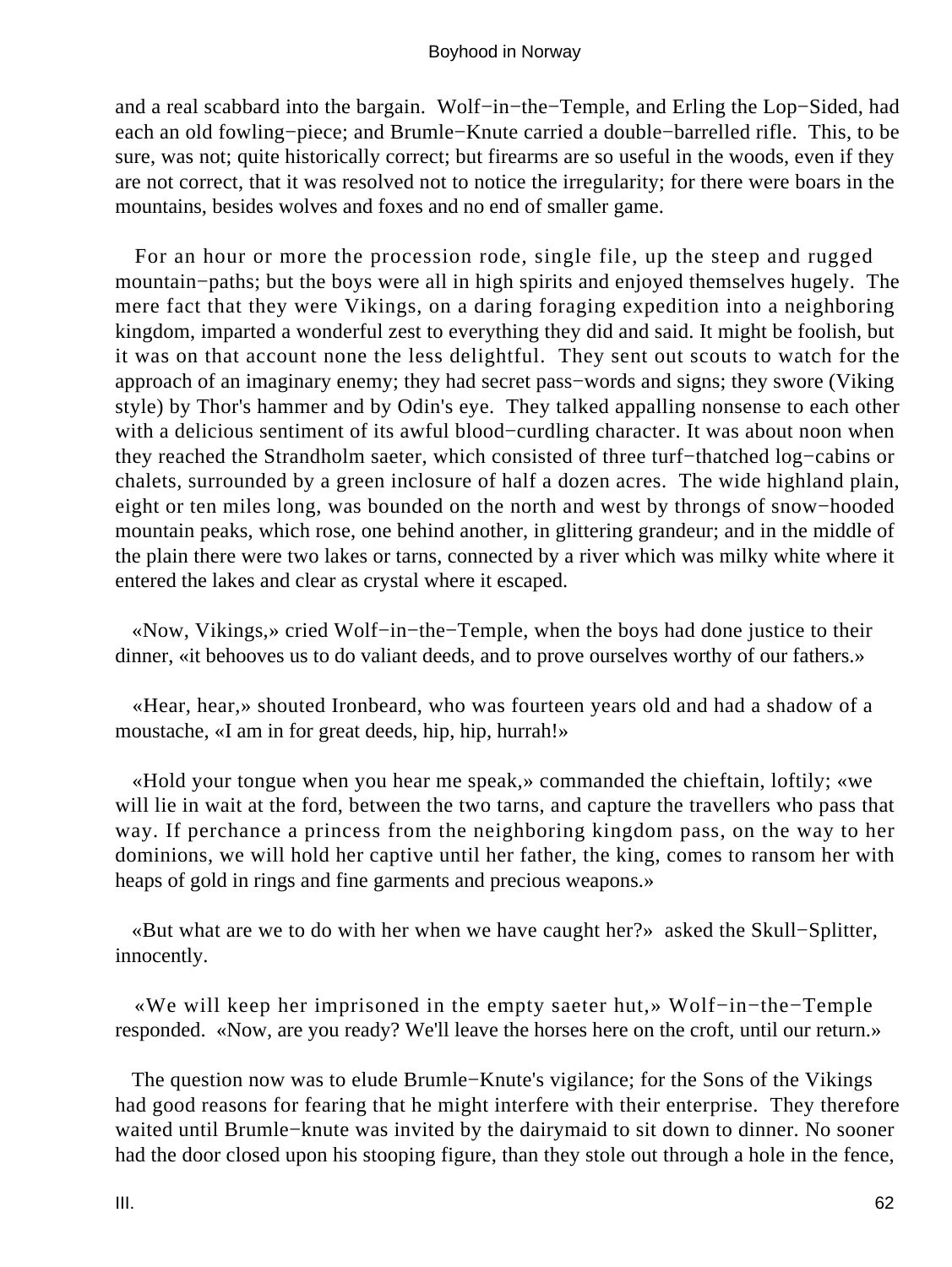and a real scabbard into the bargain. Wolf−in−the−Temple, and Erling the Lop−Sided, had each an old fowling−piece; and Brumle−Knute carried a double−barrelled rifle. This, to be sure, was not; quite historically correct; but firearms are so useful in the woods, even if they are not correct, that it was resolved not to notice the irregularity; for there were boars in the mountains, besides wolves and foxes and no end of smaller game.

For an hour or more the procession rode, single file, up the steep and rugged mountain−paths; but the boys were all in high spirits and enjoyed themselves hugely. The mere fact that they were Vikings, on a daring foraging expedition into a neighboring kingdom, imparted a wonderful zest to everything they did and said. It might be foolish, but it was on that account none the less delightful. They sent out scouts to watch for the approach of an imaginary enemy; they had secret pass−words and signs; they swore (Viking style) by Thor's hammer and by Odin's eye. They talked appalling nonsense to each other with a delicious sentiment of its awful blood−curdling character. It was about noon when they reached the Strandholm saeter, which consisted of three turf−thatched log−cabins or chalets, surrounded by a green inclosure of half a dozen acres. The wide highland plain, eight or ten miles long, was bounded on the north and west by throngs of snow−hooded mountain peaks, which rose, one behind another, in glittering grandeur; and in the middle of the plain there were two lakes or tarns, connected by a river which was milky white where it entered the lakes and clear as crystal where it escaped.

«Now, Vikings,» cried Wolf−in−the−Temple, when the boys had done justice to their dinner, «it behooves us to do valiant deeds, and to prove ourselves worthy of our fathers.»

«Hear, hear,» shouted Ironbeard, who was fourteen years old and had a shadow of a moustache, «I am in for great deeds, hip, hip, hurrah!»

«Hold your tongue when you hear me speak,» commanded the chieftain, loftily; «we will lie in wait at the ford, between the two tarns, and capture the travellers who pass that way. If perchance a princess from the neighboring kingdom pass, on the way to her dominions, we will hold her captive until her father, the king, comes to ransom her with heaps of gold in rings and fine garments and precious weapons.»

«But what are we to do with her when we have caught her?» asked the Skull−Splitter, innocently.

«We will keep her imprisoned in the empty saeter hut,» Wolf−in−the−Temple responded. «Now, are you ready? We'll leave the horses here on the croft, until our return.»

The question now was to elude Brumle−Knute's vigilance; for the Sons of the Vikings had good reasons for fearing that he might interfere with their enterprise. They therefore waited until Brumle−knute was invited by the dairymaid to sit down to dinner. No sooner had the door closed upon his stooping figure, than they stole out through a hole in the fence,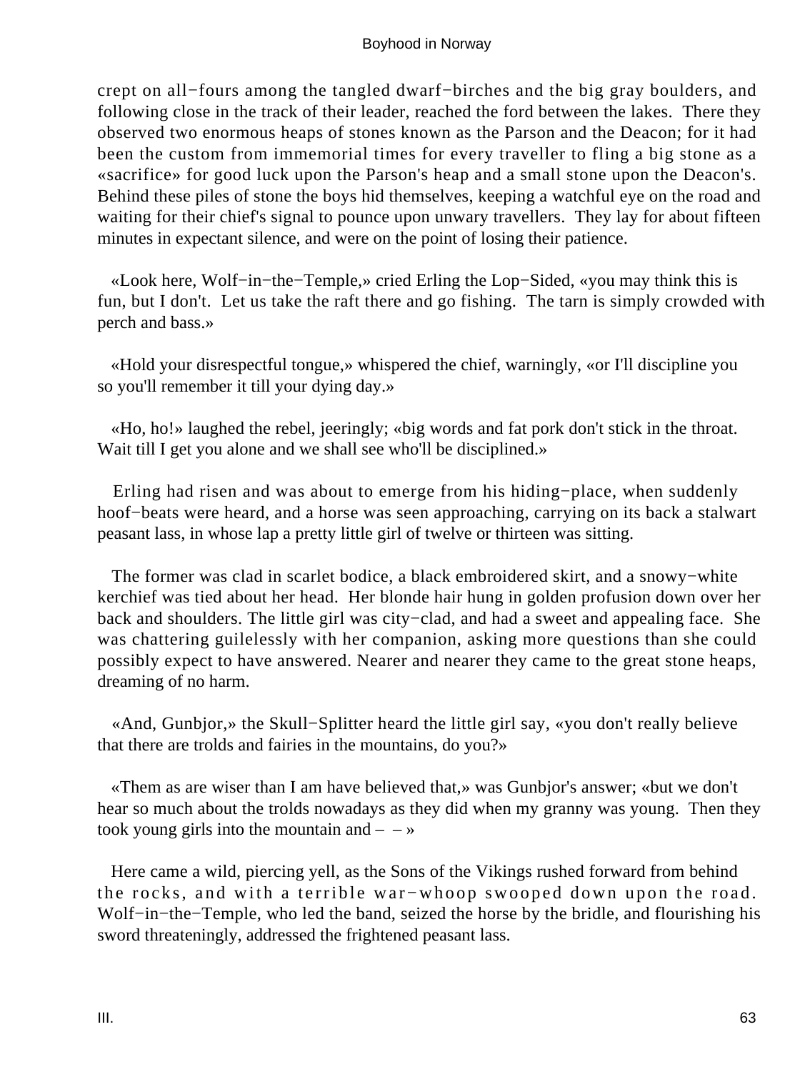crept on all−fours among the tangled dwarf−birches and the big gray boulders, and following close in the track of their leader, reached the ford between the lakes. There they observed two enormous heaps of stones known as the Parson and the Deacon; for it had been the custom from immemorial times for every traveller to fling a big stone as a «sacrifice» for good luck upon the Parson's heap and a small stone upon the Deacon's. Behind these piles of stone the boys hid themselves, keeping a watchful eye on the road and waiting for their chief's signal to pounce upon unwary travellers. They lay for about fifteen minutes in expectant silence, and were on the point of losing their patience.

«Look here, Wolf−in−the−Temple,» cried Erling the Lop−Sided, «you may think this is fun, but I don't. Let us take the raft there and go fishing. The tarn is simply crowded with perch and bass.»

«Hold your disrespectful tongue,» whispered the chief, warningly, «or I'll discipline you so you'll remember it till your dying day.»

«Ho, ho!» laughed the rebel, jeeringly; «big words and fat pork don't stick in the throat. Wait till I get you alone and we shall see who'll be disciplined.»

Erling had risen and was about to emerge from his hiding−place, when suddenly hoof−beats were heard, and a horse was seen approaching, carrying on its back a stalwart peasant lass, in whose lap a pretty little girl of twelve or thirteen was sitting.

The former was clad in scarlet bodice, a black embroidered skirt, and a snowy−white kerchief was tied about her head. Her blonde hair hung in golden profusion down over her back and shoulders. The little girl was city−clad, and had a sweet and appealing face. She was chattering guilelessly with her companion, asking more questions than she could possibly expect to have answered. Nearer and nearer they came to the great stone heaps, dreaming of no harm.

«And, Gunbjor,» the Skull−Splitter heard the little girl say, «you don't really believe that there are trolds and fairies in the mountains, do you?»

«Them as are wiser than I am have believed that,» was Gunbjor's answer; «but we don't hear so much about the trolds nowadays as they did when my granny was young. Then they took young girls into the mountain and – – »

Here came a wild, piercing yell, as the Sons of the Vikings rushed forward from behind the rocks, and with a terrible war−whoop swooped down upon the road. Wolf−in−the−Temple, who led the band, seized the horse by the bridle, and flourishing his sword threateningly, addressed the frightened peasant lass.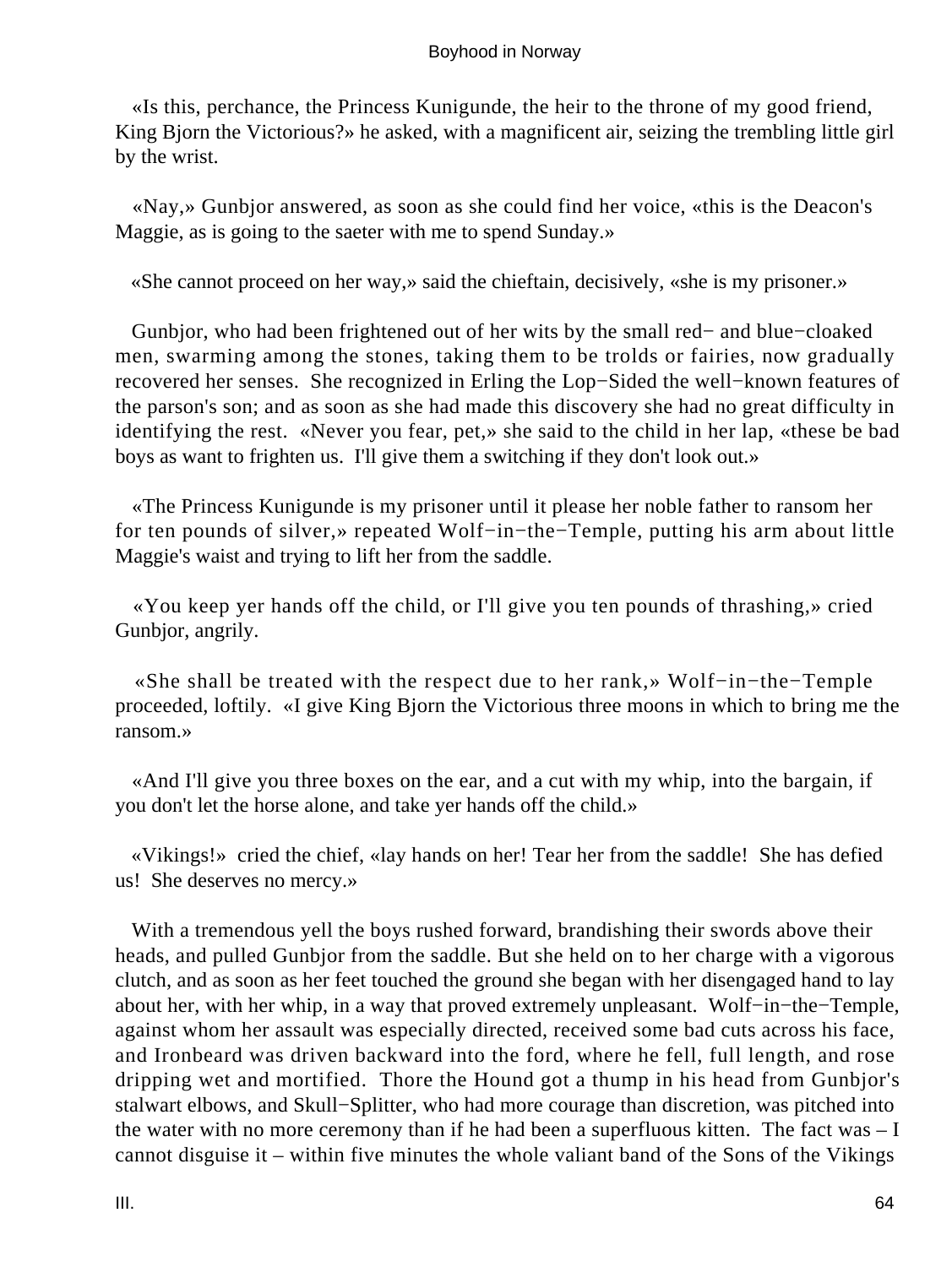«Is this, perchance, the Princess Kunigunde, the heir to the throne of my good friend, King Bjorn the Victorious?» he asked, with a magnificent air, seizing the trembling little girl by the wrist.

«Nay,» Gunbjor answered, as soon as she could find her voice, «this is the Deacon's Maggie, as is going to the saeter with me to spend Sunday.»

«She cannot proceed on her way,» said the chieftain, decisively, «she is my prisoner.»

Gunbjor, who had been frightened out of her wits by the small red− and blue−cloaked men, swarming among the stones, taking them to be trolds or fairies, now gradually recovered her senses. She recognized in Erling the Lop−Sided the well−known features of the parson's son; and as soon as she had made this discovery she had no great difficulty in identifying the rest. «Never you fear, pet,» she said to the child in her lap, «these be bad boys as want to frighten us. I'll give them a switching if they don't look out.»

«The Princess Kunigunde is my prisoner until it please her noble father to ransom her for ten pounds of silver,» repeated Wolf−in−the−Temple, putting his arm about little Maggie's waist and trying to lift her from the saddle.

«You keep yer hands off the child, or I'll give you ten pounds of thrashing,» cried Gunbjor, angrily.

«She shall be treated with the respect due to her rank,» Wolf−in−the−Temple proceeded, loftily. «I give King Bjorn the Victorious three moons in which to bring me the ransom.»

«And I'll give you three boxes on the ear, and a cut with my whip, into the bargain, if you don't let the horse alone, and take yer hands off the child.»

«Vikings!» cried the chief, «lay hands on her! Tear her from the saddle! She has defied us! She deserves no mercy.»

With a tremendous yell the boys rushed forward, brandishing their swords above their heads, and pulled Gunbjor from the saddle. But she held on to her charge with a vigorous clutch, and as soon as her feet touched the ground she began with her disengaged hand to lay about her, with her whip, in a way that proved extremely unpleasant. Wolf−in−the−Temple, against whom her assault was especially directed, received some bad cuts across his face, and Ironbeard was driven backward into the ford, where he fell, full length, and rose dripping wet and mortified. Thore the Hound got a thump in his head from Gunbjor's stalwart elbows, and Skull−Splitter, who had more courage than discretion, was pitched into the water with no more ceremony than if he had been a superfluous kitten. The fact was – I cannot disguise it – within five minutes the whole valiant band of the Sons of the Vikings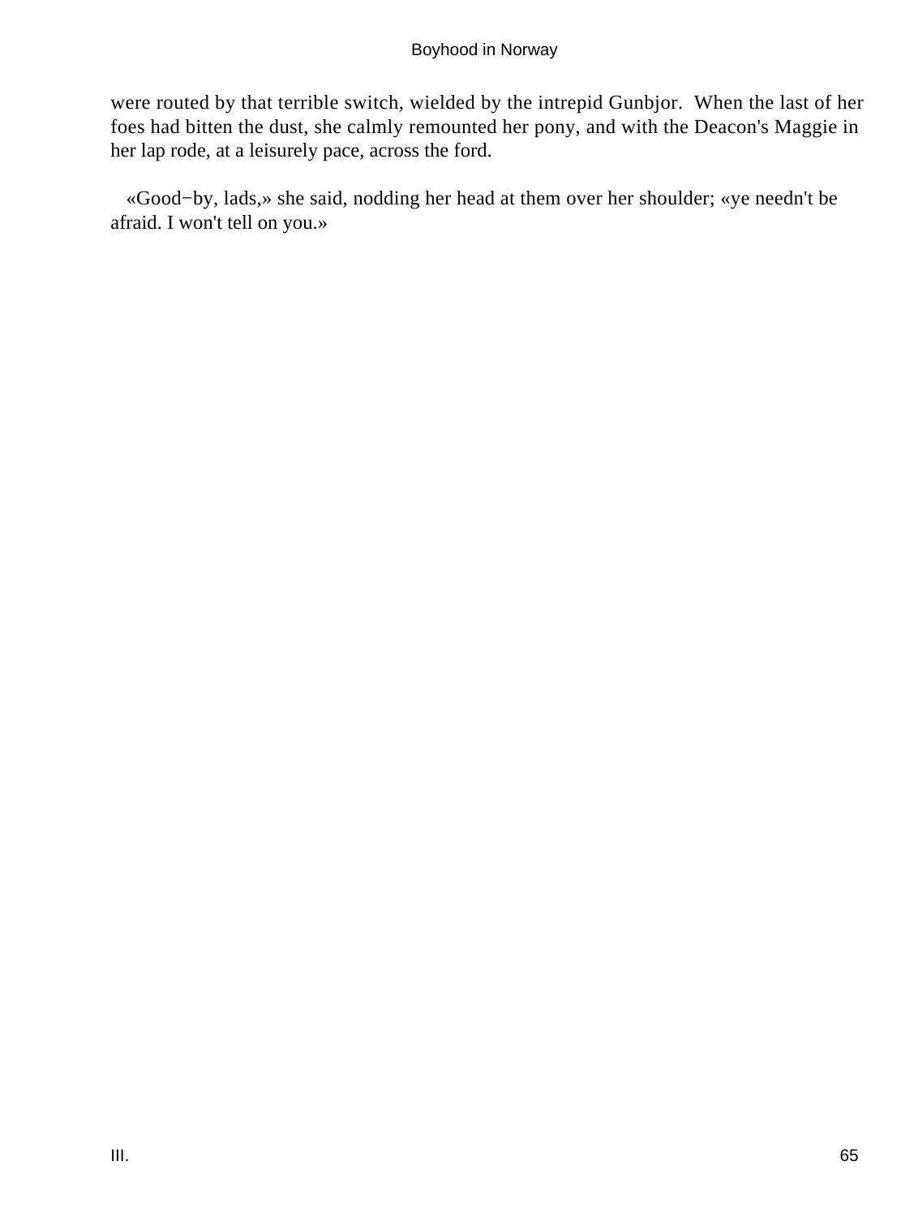were routed by that terrible switch, wielded by the intrepid Gunbjor. When the last of her foes had bitten the dust, she calmly remounted her pony, and with the Deacon's Maggie in her lap rode, at a leisurely pace, across the ford.

«Good−by, lads,» she said, nodding her head at them over her shoulder; «ye needn't be afraid. I won't tell on you.»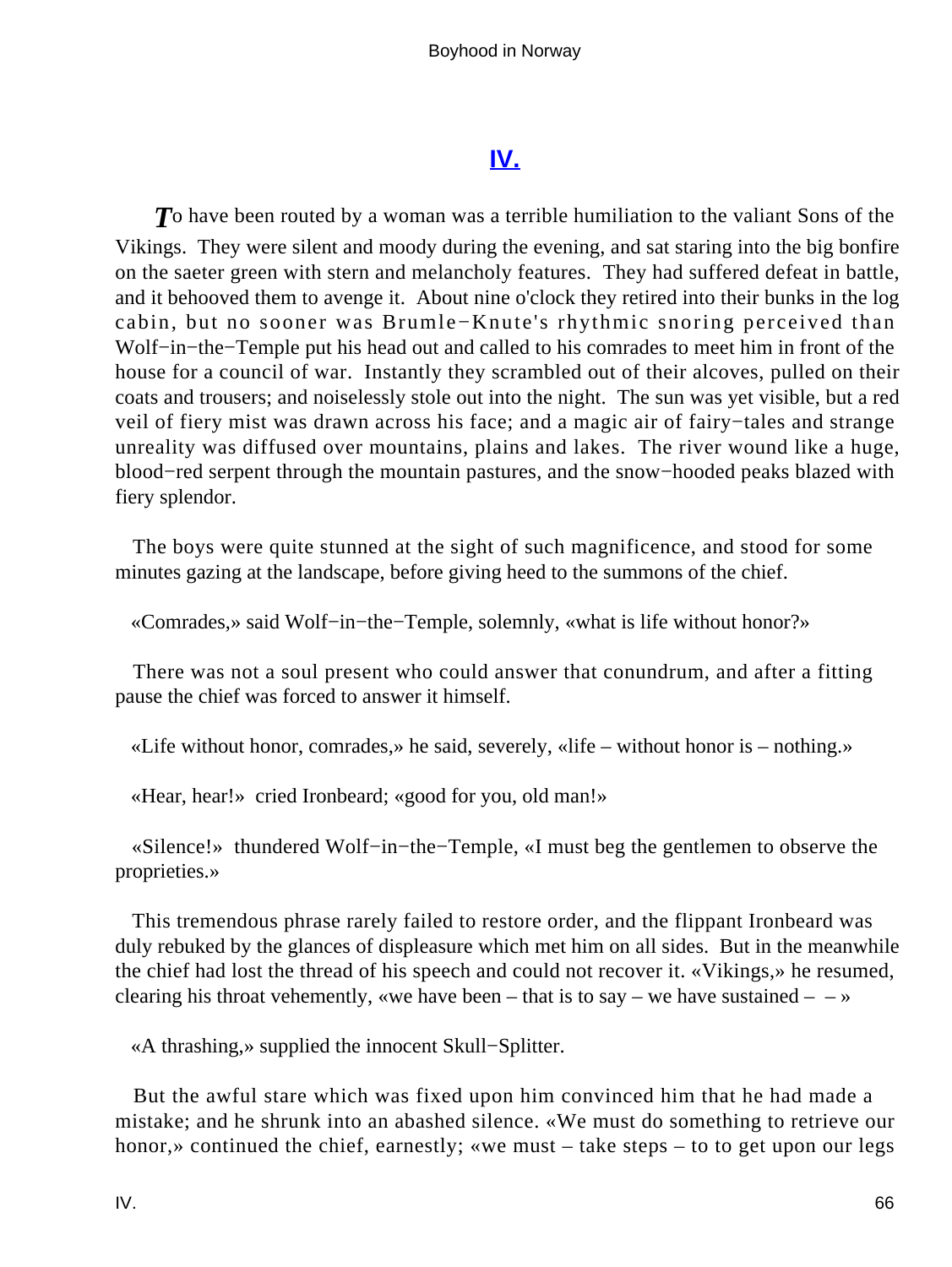## IV.

*T*o have been routed by a woman was a terrible humiliation to the valiant Sons of the Vikings. They were silent and moody during the evening, and sat staring into the big bonfire on the saeter green with stern and melancholy features. They had suffered defeat in battle, and it behooved them to avenge it. About nine o'clock they retired into their bunks in the log cabin, but no sooner was Brumle−Knute's rhythmic snoring perceived than Wolf−in−the−Temple put his head out and called to his comrades to meet him in front of the house for a council of war. Instantly they scrambled out of their alcoves, pulled on their coats and trousers; and noiselessly stole out into the night. The sun was yet visible, but a red veil of fiery mist was drawn across his face; and a magic air of fairy−tales and strange unreality was diffused over mountains, plains and lakes. The river wound like a huge, blood−red serpent through the mountain pastures, and the snow−hooded peaks blazed with fiery splendor.

The boys were quite stunned at the sight of such magnificence, and stood for some minutes gazing at the landscape, before giving heed to the summons of the chief.

«Comrades,» said Wolf−in−the−Temple, solemnly, «what is life without honor?»

There was not a soul present who could answer that conundrum, and after a fitting pause the chief was forced to answer it himself.

«Life without honor, comrades,» he said, severely, «life – without honor is – nothing.»

«Hear, hear!» cried Ironbeard; «good for you, old man!»

«Silence!» thundered Wolf−in−the−Temple, «I must beg the gentlemen to observe the proprieties.»

This tremendous phrase rarely failed to restore order, and the flippant Ironbeard was duly rebuked by the glances of displeasure which met him on all sides. But in the meanwhile the chief had lost the thread of his speech and could not recover it. «Vikings,» he resumed, clearing his throat vehemently, «we have been – that is to say – we have sustained – – »

«A thrashing,» supplied the innocent Skull−Splitter.

But the awful stare which was fixed upon him convinced him that he had made a mistake; and he shrunk into an abashed silence. «We must do something to retrieve our honor,» continued the chief, earnestly; «we must – take steps – to to get upon our legs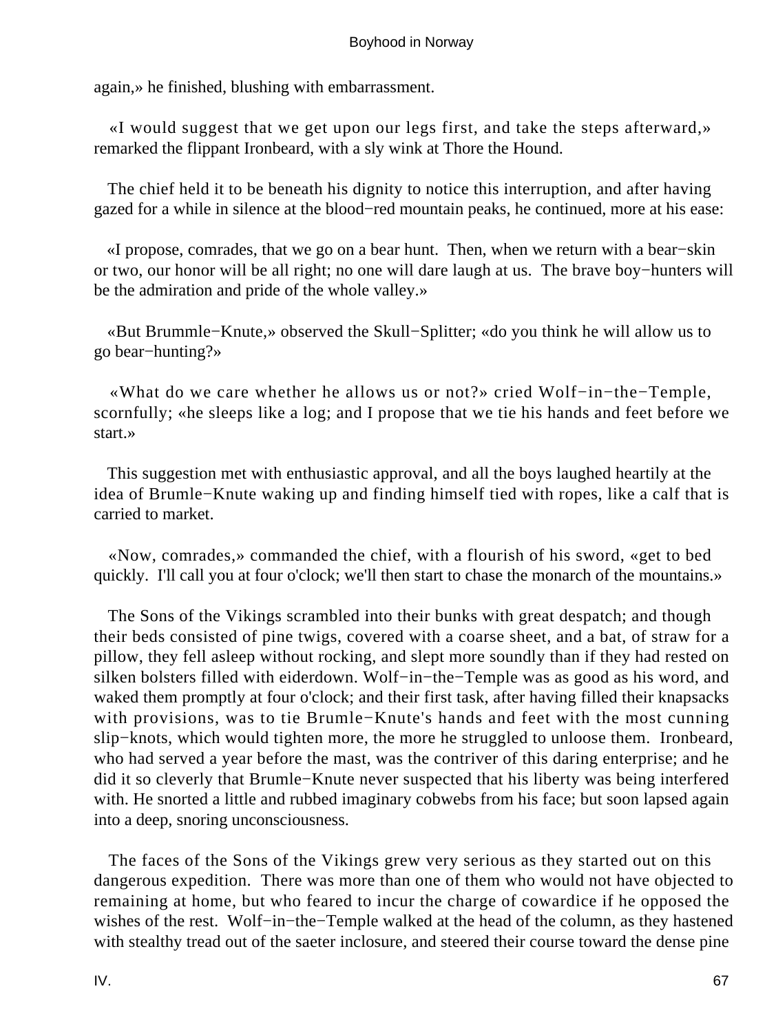again,» he finished, blushing with embarrassment.

«I would suggest that we get upon our legs first, and take the steps afterward,» remarked the flippant Ironbeard, with a sly wink at Thore the Hound.

The chief held it to be beneath his dignity to notice this interruption, and after having gazed for a while in silence at the blood−red mountain peaks, he continued, more at his ease:

«I propose, comrades, that we go on a bear hunt. Then, when we return with a bear−skin or two, our honor will be all right; no one will dare laugh at us. The brave boy−hunters will be the admiration and pride of the whole valley.»

«But Brummle−Knute,» observed the Skull−Splitter; «do you think he will allow us to go bear−hunting?»

«What do we care whether he allows us or not?» cried Wolf−in−the−Temple, scornfully; «he sleeps like a log; and I propose that we tie his hands and feet before we start.»

This suggestion met with enthusiastic approval, and all the boys laughed heartily at the idea of Brumle−Knute waking up and finding himself tied with ropes, like a calf that is carried to market.

«Now, comrades,» commanded the chief, with a flourish of his sword, «get to bed quickly. I'll call you at four o'clock; we'll then start to chase the monarch of the mountains.»

The Sons of the Vikings scrambled into their bunks with great despatch; and though their beds consisted of pine twigs, covered with a coarse sheet, and a bat, of straw for a pillow, they fell asleep without rocking, and slept more soundly than if they had rested on silken bolsters filled with eiderdown. Wolf−in−the−Temple was as good as his word, and waked them promptly at four o'clock; and their first task, after having filled their knapsacks with provisions, was to tie Brumle−Knute's hands and feet with the most cunning slip−knots, which would tighten more, the more he struggled to unloose them. Ironbeard, who had served a year before the mast, was the contriver of this daring enterprise; and he did it so cleverly that Brumle−Knute never suspected that his liberty was being interfered with. He snorted a little and rubbed imaginary cobwebs from his face; but soon lapsed again into a deep, snoring unconsciousness.

The faces of the Sons of the Vikings grew very serious as they started out on this dangerous expedition. There was more than one of them who would not have objected to remaining at home, but who feared to incur the charge of cowardice if he opposed the wishes of the rest. Wolf−in−the−Temple walked at the head of the column, as they hastened with stealthy tread out of the saeter inclosure, and steered their course toward the dense pine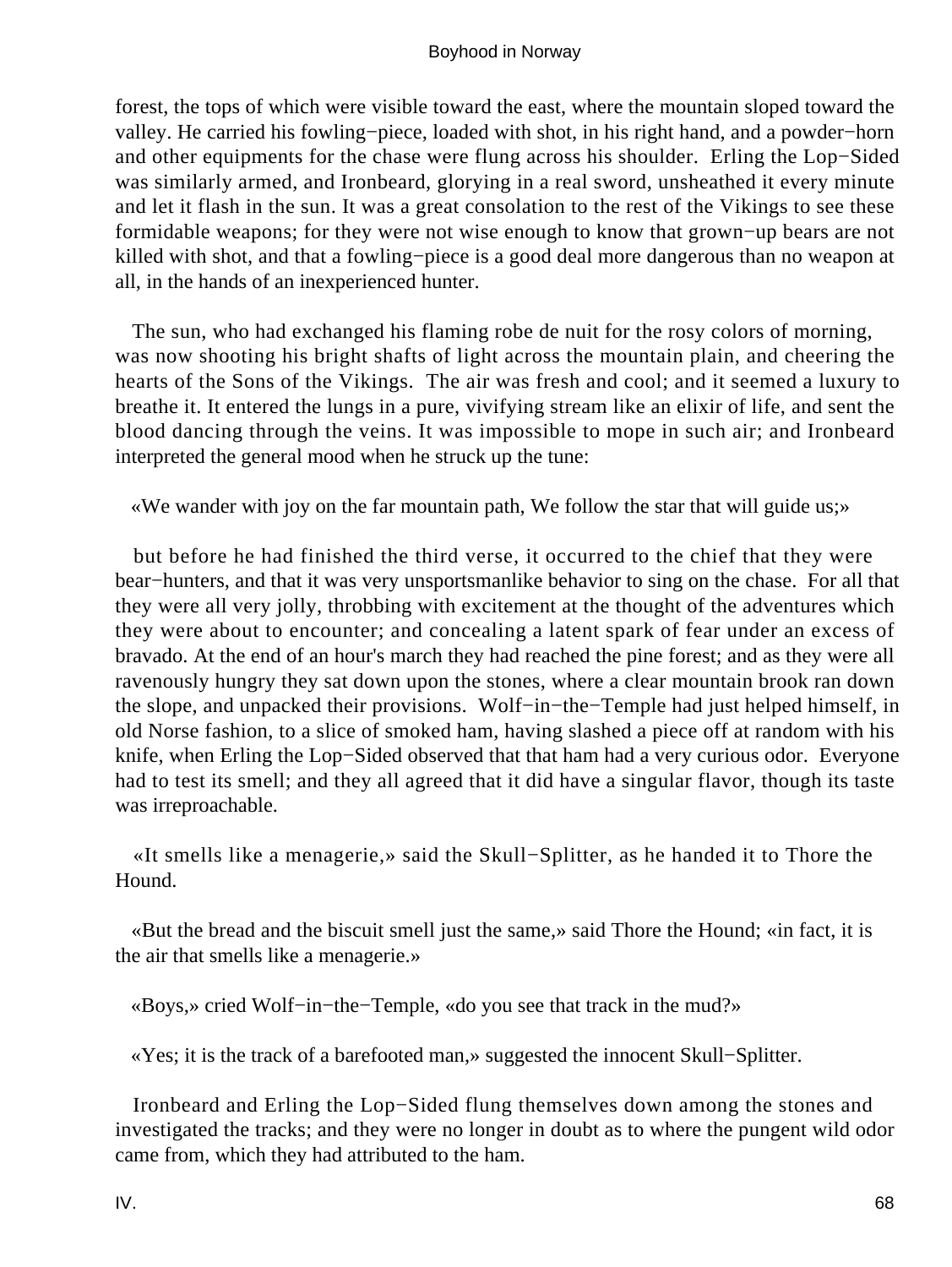forest, the tops of which were visible toward the east, where the mountain sloped toward the valley. He carried his fowling−piece, loaded with shot, in his right hand, and a powder−horn and other equipments for the chase were flung across his shoulder. Erling the Lop−Sided was similarly armed, and Ironbeard, glorying in a real sword, unsheathed it every minute and let it flash in the sun. It was a great consolation to the rest of the Vikings to see these formidable weapons; for they were not wise enough to know that grown−up bears are not killed with shot, and that a fowling−piece is a good deal more dangerous than no weapon at all, in the hands of an inexperienced hunter.

The sun, who had exchanged his flaming robe de nuit for the rosy colors of morning, was now shooting his bright shafts of light across the mountain plain, and cheering the hearts of the Sons of the Vikings. The air was fresh and cool; and it seemed a luxury to breathe it. It entered the lungs in a pure, vivifying stream like an elixir of life, and sent the blood dancing through the veins. It was impossible to mope in such air; and Ironbeard interpreted the general mood when he struck up the tune:

«We wander with joy on the far mountain path, We follow the star that will guide us;»

but before he had finished the third verse, it occurred to the chief that they were bear−hunters, and that it was very unsportsmanlike behavior to sing on the chase. For all that they were all very jolly, throbbing with excitement at the thought of the adventures which they were about to encounter; and concealing a latent spark of fear under an excess of bravado. At the end of an hour's march they had reached the pine forest; and as they were all ravenously hungry they sat down upon the stones, where a clear mountain brook ran down the slope, and unpacked their provisions. Wolf−in−the−Temple had just helped himself, in old Norse fashion, to a slice of smoked ham, having slashed a piece off at random with his knife, when Erling the Lop−Sided observed that that ham had a very curious odor. Everyone had to test its smell; and they all agreed that it did have a singular flavor, though its taste was irreproachable.

«It smells like a menagerie,» said the Skull−Splitter, as he handed it to Thore the Hound.

«But the bread and the biscuit smell just the same,» said Thore the Hound; «in fact, it is the air that smells like a menagerie.»

«Boys,» cried Wolf−in−the−Temple, «do you see that track in the mud?»

«Yes; it is the track of a barefooted man,» suggested the innocent Skull−Splitter.

Ironbeard and Erling the Lop−Sided flung themselves down among the stones and investigated the tracks; and they were no longer in doubt as to where the pungent wild odor came from, which they had attributed to the ham.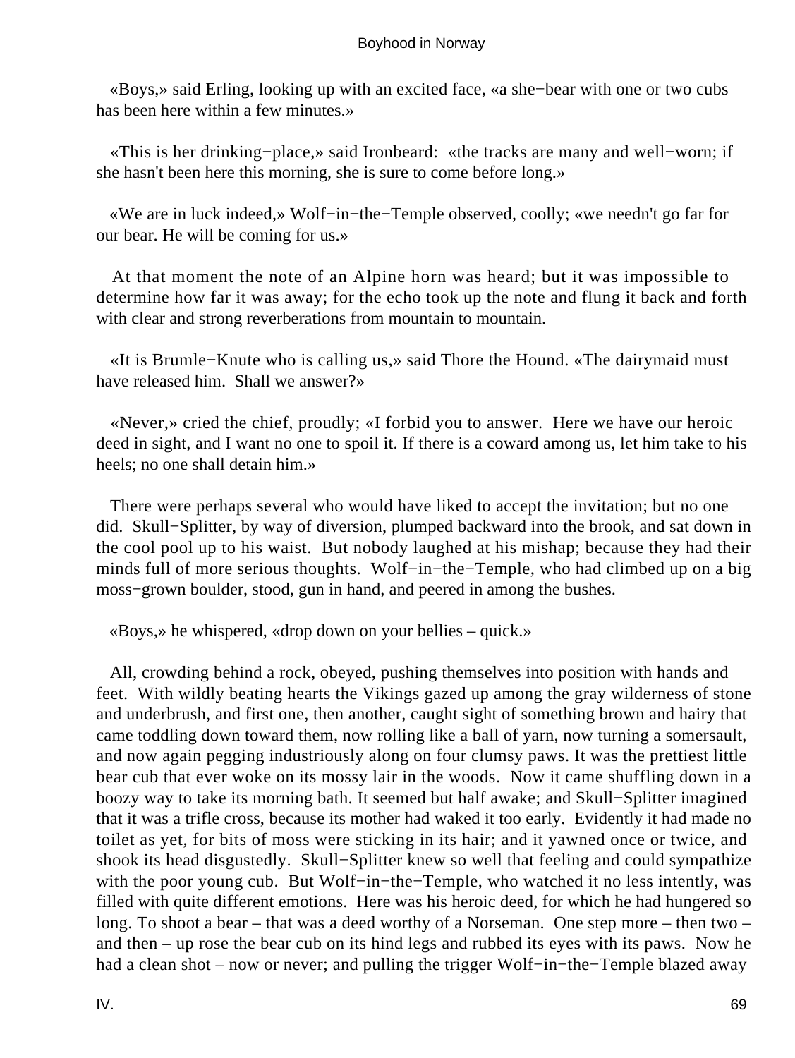«Boys,» said Erling, looking up with an excited face, «a she−bear with one or two cubs has been here within a few minutes.»

«This is her drinking−place,» said Ironbeard: «the tracks are many and well−worn; if she hasn't been here this morning, she is sure to come before long.»

«We are in luck indeed,» Wolf−in−the−Temple observed, coolly; «we needn't go far for our bear. He will be coming for us.»

At that moment the note of an Alpine horn was heard; but it was impossible to determine how far it was away; for the echo took up the note and flung it back and forth with clear and strong reverberations from mountain to mountain.

«It is Brumle−Knute who is calling us,» said Thore the Hound. «The dairymaid must have released him. Shall we answer?»

«Never,» cried the chief, proudly; «I forbid you to answer. Here we have our heroic deed in sight, and I want no one to spoil it. If there is a coward among us, let him take to his heels; no one shall detain him.»

There were perhaps several who would have liked to accept the invitation; but no one did. Skull−Splitter, by way of diversion, plumped backward into the brook, and sat down in the cool pool up to his waist. But nobody laughed at his mishap; because they had their minds full of more serious thoughts. Wolf−in−the−Temple, who had climbed up on a big moss−grown boulder, stood, gun in hand, and peered in among the bushes.

«Boys,» he whispered, «drop down on your bellies – quick.»

All, crowding behind a rock, obeyed, pushing themselves into position with hands and feet. With wildly beating hearts the Vikings gazed up among the gray wilderness of stone and underbrush, and first one, then another, caught sight of something brown and hairy that came toddling down toward them, now rolling like a ball of yarn, now turning a somersault, and now again pegging industriously along on four clumsy paws. It was the prettiest little bear cub that ever woke on its mossy lair in the woods. Now it came shuffling down in a boozy way to take its morning bath. It seemed but half awake; and Skull−Splitter imagined that it was a trifle cross, because its mother had waked it too early. Evidently it had made no toilet as yet, for bits of moss were sticking in its hair; and it yawned once or twice, and shook its head disgustedly. Skull−Splitter knew so well that feeling and could sympathize with the poor young cub. But Wolf−in−the−Temple, who watched it no less intently, was filled with quite different emotions. Here was his heroic deed, for which he had hungered so long. To shoot a bear – that was a deed worthy of a Norseman. One step more – then two – and then – up rose the bear cub on its hind legs and rubbed its eyes with its paws. Now he had a clean shot – now or never; and pulling the trigger Wolf−in−the−Temple blazed away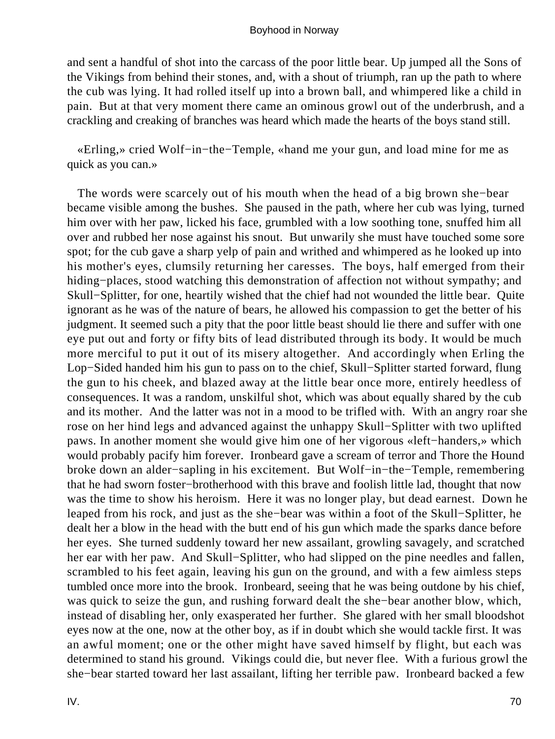and sent a handful of shot into the carcass of the poor little bear. Up jumped all the Sons of the Vikings from behind their stones, and, with a shout of triumph, ran up the path to where the cub was lying. It had rolled itself up into a brown ball, and whimpered like a child in pain. But at that very moment there came an ominous growl out of the underbrush, and a crackling and creaking of branches was heard which made the hearts of the boys stand still.

«Erling,» cried Wolf−in−the−Temple, «hand me your gun, and load mine for me as quick as you can.»

The words were scarcely out of his mouth when the head of a big brown she−bear became visible among the bushes. She paused in the path, where her cub was lying, turned him over with her paw, licked his face, grumbled with a low soothing tone, snuffed him all over and rubbed her nose against his snout. But unwarily she must have touched some sore spot; for the cub gave a sharp yelp of pain and writhed and whimpered as he looked up into his mother's eyes, clumsily returning her caresses. The boys, half emerged from their hiding−places, stood watching this demonstration of affection not without sympathy; and Skull−Splitter, for one, heartily wished that the chief had not wounded the little bear. Quite ignorant as he was of the nature of bears, he allowed his compassion to get the better of his judgment. It seemed such a pity that the poor little beast should lie there and suffer with one eye put out and forty or fifty bits of lead distributed through its body. It would be much more merciful to put it out of its misery altogether. And accordingly when Erling the Lop−Sided handed him his gun to pass on to the chief, Skull−Splitter started forward, flung the gun to his cheek, and blazed away at the little bear once more, entirely heedless of consequences. It was a random, unskilful shot, which was about equally shared by the cub and its mother. And the latter was not in a mood to be trifled with. With an angry roar she rose on her hind legs and advanced against the unhappy Skull−Splitter with two uplifted paws. In another moment she would give him one of her vigorous «left−handers,» which would probably pacify him forever. Ironbeard gave a scream of terror and Thore the Hound broke down an alder−sapling in his excitement. But Wolf−in−the−Temple, remembering that he had sworn foster−brotherhood with this brave and foolish little lad, thought that now was the time to show his heroism. Here it was no longer play, but dead earnest. Down he leaped from his rock, and just as the she−bear was within a foot of the Skull−Splitter, he dealt her a blow in the head with the butt end of his gun which made the sparks dance before her eyes. She turned suddenly toward her new assailant, growling savagely, and scratched her ear with her paw. And Skull−Splitter, who had slipped on the pine needles and fallen, scrambled to his feet again, leaving his gun on the ground, and with a few aimless steps tumbled once more into the brook. Ironbeard, seeing that he was being outdone by his chief, was quick to seize the gun, and rushing forward dealt the she−bear another blow, which, instead of disabling her, only exasperated her further. She glared with her small bloodshot eyes now at the one, now at the other boy, as if in doubt which she would tackle first. It was an awful moment; one or the other might have saved himself by flight, but each was determined to stand his ground. Vikings could die, but never flee. With a furious growl the she−bear started toward her last assailant, lifting her terrible paw. Ironbeard backed a few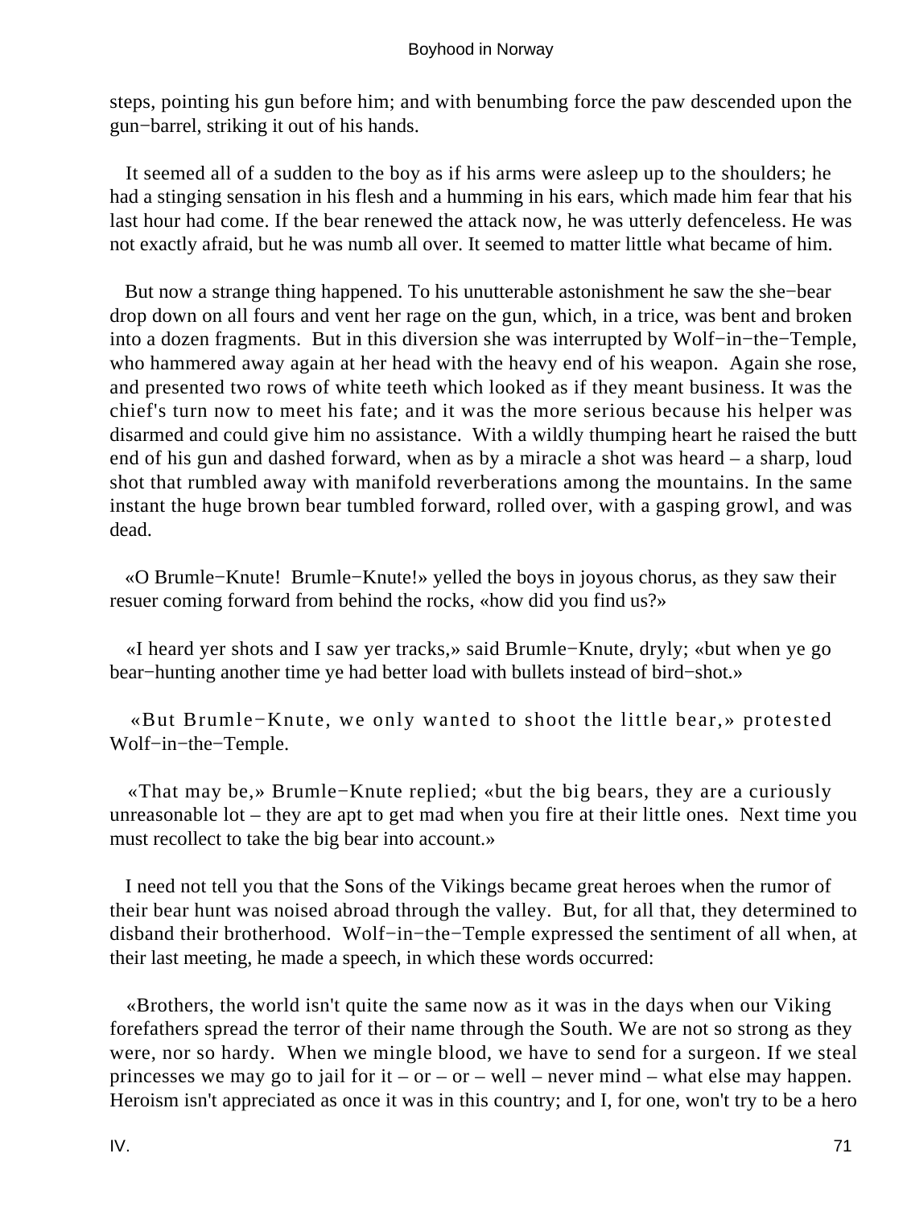steps, pointing his gun before him; and with benumbing force the paw descended upon the gun−barrel, striking it out of his hands.

It seemed all of a sudden to the boy as if his arms were asleep up to the shoulders; he had a stinging sensation in his flesh and a humming in his ears, which made him fear that his last hour had come. If the bear renewed the attack now, he was utterly defenceless. He was not exactly afraid, but he was numb all over. It seemed to matter little what became of him.

But now a strange thing happened. To his unutterable astonishment he saw the she−bear drop down on all fours and vent her rage on the gun, which, in a trice, was bent and broken into a dozen fragments. But in this diversion she was interrupted by Wolf−in−the−Temple, who hammered away again at her head with the heavy end of his weapon. Again she rose, and presented two rows of white teeth which looked as if they meant business. It was the chief's turn now to meet his fate; and it was the more serious because his helper was disarmed and could give him no assistance. With a wildly thumping heart he raised the butt end of his gun and dashed forward, when as by a miracle a shot was heard – a sharp, loud shot that rumbled away with manifold reverberations among the mountains. In the same instant the huge brown bear tumbled forward, rolled over, with a gasping growl, and was dead.

«O Brumle−Knute! Brumle−Knute!» yelled the boys in joyous chorus, as they saw their resuer coming forward from behind the rocks, «how did you find us?»

«I heard yer shots and I saw yer tracks,» said Brumle−Knute, dryly; «but when ye go bear−hunting another time ye had better load with bullets instead of bird−shot.»

«But Brumle−Knute, we only wanted to shoot the little bear,» protested Wolf−in−the−Temple.

«That may be,» Brumle−Knute replied; «but the big bears, they are a curiously unreasonable lot – they are apt to get mad when you fire at their little ones. Next time you must recollect to take the big bear into account.»

I need not tell you that the Sons of the Vikings became great heroes when the rumor of their bear hunt was noised abroad through the valley. But, for all that, they determined to disband their brotherhood. Wolf−in−the−Temple expressed the sentiment of all when, at their last meeting, he made a speech, in which these words occurred:

«Brothers, the world isn't quite the same now as it was in the days when our Viking forefathers spread the terror of their name through the South. We are not so strong as they were, nor so hardy. When we mingle blood, we have to send for a surgeon. If we steal princesses we may go to jail for it – or – or – well – never mind – what else may happen. Heroism isn't appreciated as once it was in this country; and I, for one, won't try to be a hero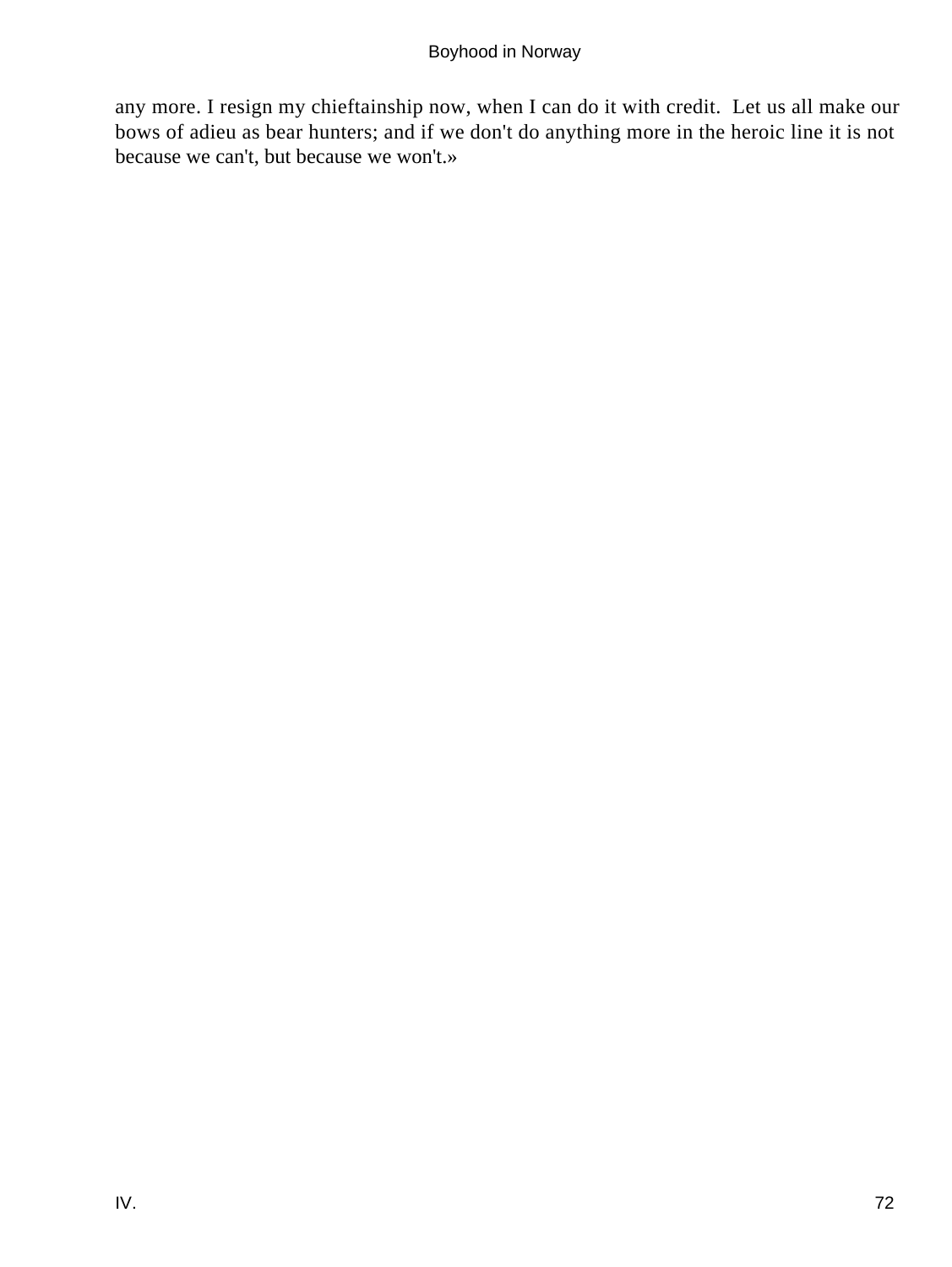any more. I resign my chieftainship now, when I can do it with credit. Let us all make our bows of adieu as bear hunters; and if we don't do anything more in the heroic line it is not because we can't, but because we won't.»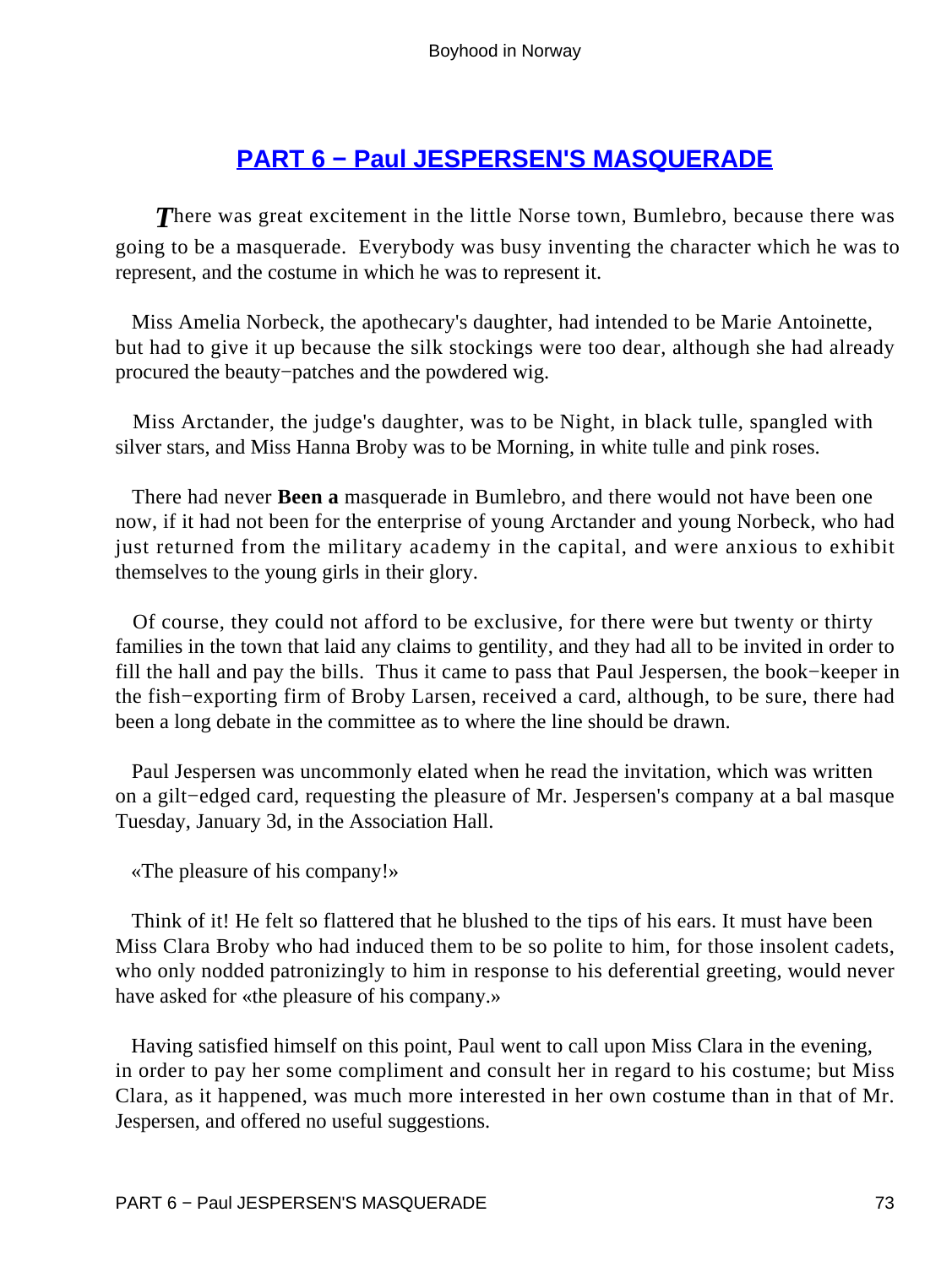# PART 6 − Paul JESPERSEN'S MASQUERADE

*T*here was great excitement in the little Norse town, Bumlebro, because there was going to be a masquerade. Everybody was busy inventing the character which he was to represent, and the costume in which he was to represent it.

Miss Amelia Norbeck, the apothecary's daughter, had intended to be Marie Antoinette, but had to give it up because the silk stockings were too dear, although she had already procured the beauty−patches and the powdered wig.

Miss Arctander, the judge's daughter, was to be Night, in black tulle, spangled with silver stars, and Miss Hanna Broby was to be Morning, in white tulle and pink roses.

There had never **Been a** masquerade in Bumlebro, and there would not have been one now, if it had not been for the enterprise of young Arctander and young Norbeck, who had just returned from the military academy in the capital, and were anxious to exhibit themselves to the young girls in their glory.

Of course, they could not afford to be exclusive, for there were but twenty or thirty families in the town that laid any claims to gentility, and they had all to be invited in order to fill the hall and pay the bills. Thus it came to pass that Paul Jespersen, the book−keeper in the fish−exporting firm of Broby Larsen, received a card, although, to be sure, there had been a long debate in the committee as to where the line should be drawn.

Paul Jespersen was uncommonly elated when he read the invitation, which was written on a gilt−edged card, requesting the pleasure of Mr. Jespersen's company at a bal masque Tuesday, January 3d, in the Association Hall.

«The pleasure of his company!»

Think of it! He felt so flattered that he blushed to the tips of his ears. It must have been Miss Clara Broby who had induced them to be so polite to him, for those insolent cadets, who only nodded patronizingly to him in response to his deferential greeting, would never have asked for «the pleasure of his company.»

Having satisfied himself on this point, Paul went to call upon Miss Clara in the evening, in order to pay her some compliment and consult her in regard to his costume; but Miss Clara, as it happened, was much more interested in her own costume than in that of Mr. Jespersen, and offered no useful suggestions.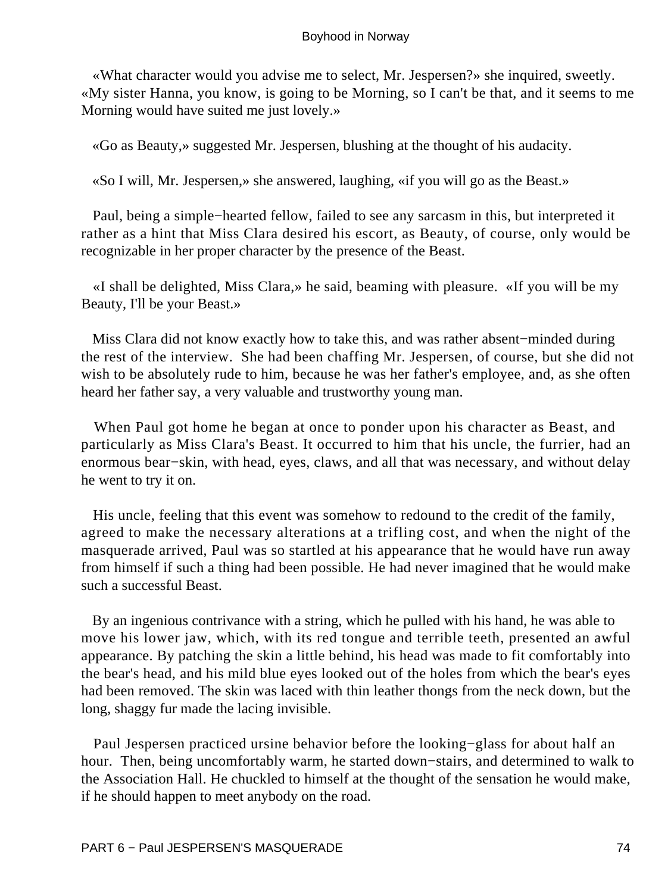«What character would you advise me to select, Mr. Jespersen?» she inquired, sweetly. «My sister Hanna, you know, is going to be Morning, so I can't be that, and it seems to me Morning would have suited me just lovely.»

«Go as Beauty,» suggested Mr. Jespersen, blushing at the thought of his audacity.

«So I will, Mr. Jespersen,» she answered, laughing, «if you will go as the Beast.»

Paul, being a simple−hearted fellow, failed to see any sarcasm in this, but interpreted it rather as a hint that Miss Clara desired his escort, as Beauty, of course, only would be recognizable in her proper character by the presence of the Beast.

«I shall be delighted, Miss Clara,» he said, beaming with pleasure. «If you will be my Beauty, I'll be your Beast.»

Miss Clara did not know exactly how to take this, and was rather absent−minded during the rest of the interview. She had been chaffing Mr. Jespersen, of course, but she did not wish to be absolutely rude to him, because he was her father's employee, and, as she often heard her father say, a very valuable and trustworthy young man.

When Paul got home he began at once to ponder upon his character as Beast, and particularly as Miss Clara's Beast. It occurred to him that his uncle, the furrier, had an enormous bear−skin, with head, eyes, claws, and all that was necessary, and without delay he went to try it on.

His uncle, feeling that this event was somehow to redound to the credit of the family, agreed to make the necessary alterations at a trifling cost, and when the night of the masquerade arrived, Paul was so startled at his appearance that he would have run away from himself if such a thing had been possible. He had never imagined that he would make such a successful Beast.

By an ingenious contrivance with a string, which he pulled with his hand, he was able to move his lower jaw, which, with its red tongue and terrible teeth, presented an awful appearance. By patching the skin a little behind, his head was made to fit comfortably into the bear's head, and his mild blue eyes looked out of the holes from which the bear's eyes had been removed. The skin was laced with thin leather thongs from the neck down, but the long, shaggy fur made the lacing invisible.

Paul Jespersen practiced ursine behavior before the looking−glass for about half an hour. Then, being uncomfortably warm, he started down−stairs, and determined to walk to the Association Hall. He chuckled to himself at the thought of the sensation he would make, if he should happen to meet anybody on the road.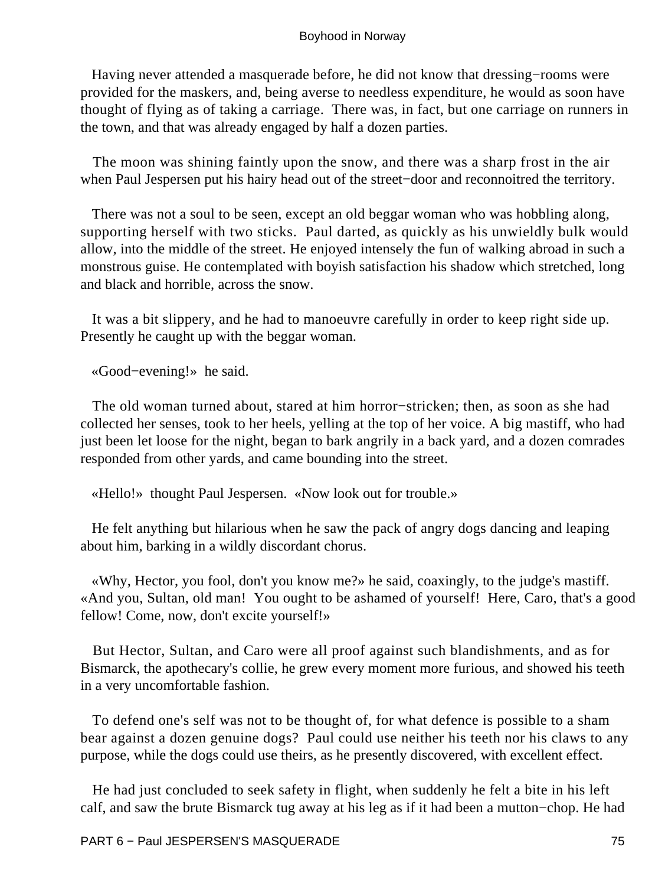Having never attended a masquerade before, he did not know that dressing−rooms were provided for the maskers, and, being averse to needless expenditure, he would as soon have thought of flying as of taking a carriage. There was, in fact, but one carriage on runners in the town, and that was already engaged by half a dozen parties.

The moon was shining faintly upon the snow, and there was a sharp frost in the air when Paul Jespersen put his hairy head out of the street−door and reconnoitred the territory.

There was not a soul to be seen, except an old beggar woman who was hobbling along, supporting herself with two sticks. Paul darted, as quickly as his unwieldly bulk would allow, into the middle of the street. He enjoyed intensely the fun of walking abroad in such a monstrous guise. He contemplated with boyish satisfaction his shadow which stretched, long and black and horrible, across the snow.

It was a bit slippery, and he had to manoeuvre carefully in order to keep right side up. Presently he caught up with the beggar woman.

«Good−evening!» he said.

The old woman turned about, stared at him horror−stricken; then, as soon as she had collected her senses, took to her heels, yelling at the top of her voice. A big mastiff, who had just been let loose for the night, began to bark angrily in a back yard, and a dozen comrades responded from other yards, and came bounding into the street.

«Hello!» thought Paul Jespersen. «Now look out for trouble.»

He felt anything but hilarious when he saw the pack of angry dogs dancing and leaping about him, barking in a wildly discordant chorus.

«Why, Hector, you fool, don't you know me?» he said, coaxingly, to the judge's mastiff. «And you, Sultan, old man! You ought to be ashamed of yourself! Here, Caro, that's a good fellow! Come, now, don't excite yourself!»

But Hector, Sultan, and Caro were all proof against such blandishments, and as for Bismarck, the apothecary's collie, he grew every moment more furious, and showed his teeth in a very uncomfortable fashion.

To defend one's self was not to be thought of, for what defence is possible to a sham bear against a dozen genuine dogs? Paul could use neither his teeth nor his claws to any purpose, while the dogs could use theirs, as he presently discovered, with excellent effect.

He had just concluded to seek safety in flight, when suddenly he felt a bite in his left calf, and saw the brute Bismarck tug away at his leg as if it had been a mutton−chop. He had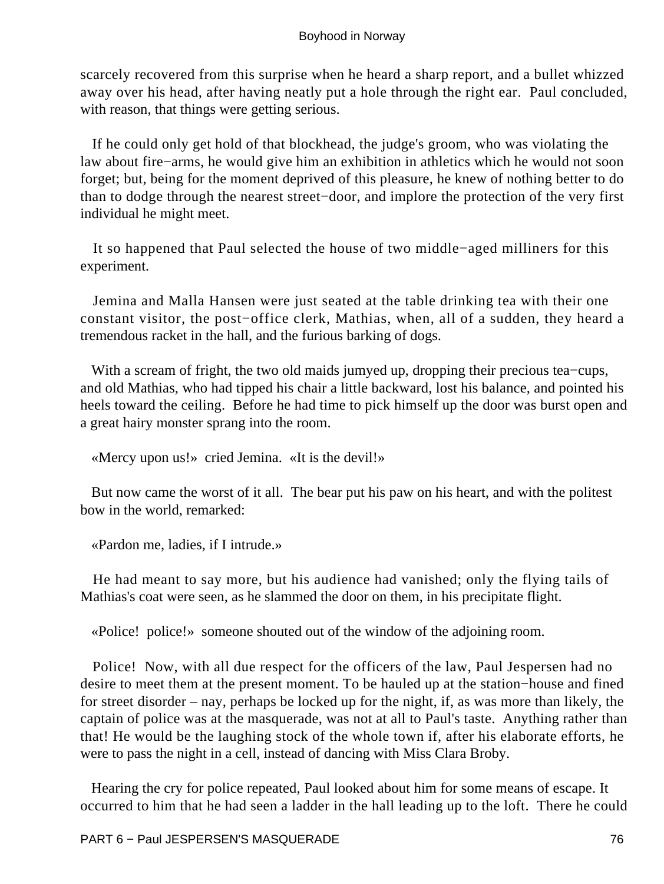scarcely recovered from this surprise when he heard a sharp report, and a bullet whizzed away over his head, after having neatly put a hole through the right ear. Paul concluded, with reason, that things were getting serious.

If he could only get hold of that blockhead, the judge's groom, who was violating the law about fire−arms, he would give him an exhibition in athletics which he would not soon forget; but, being for the moment deprived of this pleasure, he knew of nothing better to do than to dodge through the nearest street−door, and implore the protection of the very first individual he might meet.

It so happened that Paul selected the house of two middle−aged milliners for this experiment.

Jemina and Malla Hansen were just seated at the table drinking tea with their one constant visitor, the post−office clerk, Mathias, when, all of a sudden, they heard a tremendous racket in the hall, and the furious barking of dogs.

With a scream of fright, the two old maids jumyed up, dropping their precious tea−cups, and old Mathias, who had tipped his chair a little backward, lost his balance, and pointed his heels toward the ceiling. Before he had time to pick himself up the door was burst open and a great hairy monster sprang into the room.

«Mercy upon us!» cried Jemina. «It is the devil!»

But now came the worst of it all. The bear put his paw on his heart, and with the politest bow in the world, remarked:

«Pardon me, ladies, if I intrude.»

He had meant to say more, but his audience had vanished; only the flying tails of Mathias's coat were seen, as he slammed the door on them, in his precipitate flight.

«Police! police!» someone shouted out of the window of the adjoining room.

Police! Now, with all due respect for the officers of the law, Paul Jespersen had no desire to meet them at the present moment. To be hauled up at the station−house and fined for street disorder – nay, perhaps be locked up for the night, if, as was more than likely, the captain of police was at the masquerade, was not at all to Paul's taste. Anything rather than that! He would be the laughing stock of the whole town if, after his elaborate efforts, he were to pass the night in a cell, instead of dancing with Miss Clara Broby.

Hearing the cry for police repeated, Paul looked about him for some means of escape. It occurred to him that he had seen a ladder in the hall leading up to the loft. There he could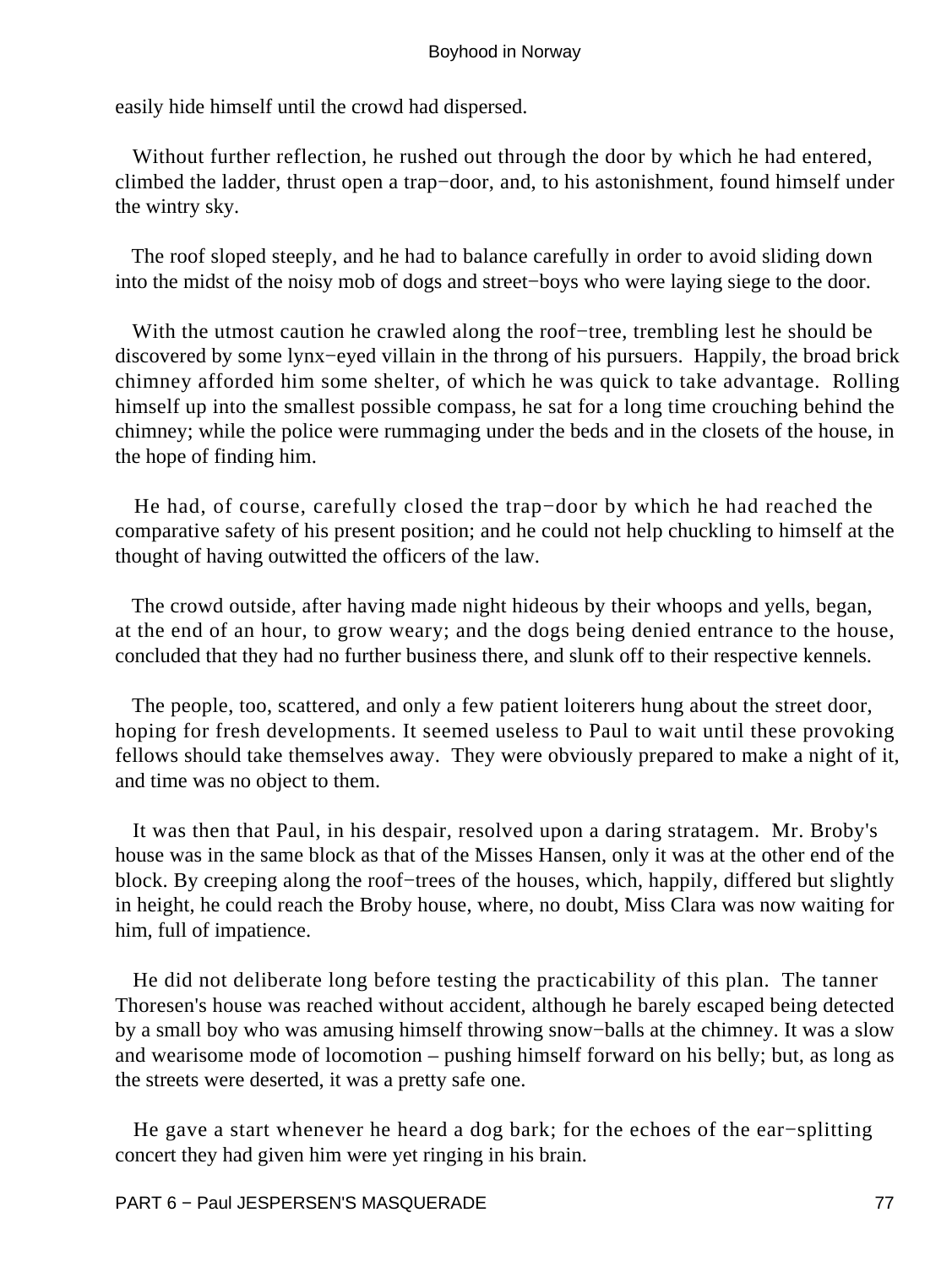easily hide himself until the crowd had dispersed.

Without further reflection, he rushed out through the door by which he had entered, climbed the ladder, thrust open a trap−door, and, to his astonishment, found himself under the wintry sky.

The roof sloped steeply, and he had to balance carefully in order to avoid sliding down into the midst of the noisy mob of dogs and street−boys who were laying siege to the door.

With the utmost caution he crawled along the roof−tree, trembling lest he should be discovered by some lynx−eyed villain in the throng of his pursuers. Happily, the broad brick chimney afforded him some shelter, of which he was quick to take advantage. Rolling himself up into the smallest possible compass, he sat for a long time crouching behind the chimney; while the police were rummaging under the beds and in the closets of the house, in the hope of finding him.

He had, of course, carefully closed the trap−door by which he had reached the comparative safety of his present position; and he could not help chuckling to himself at the thought of having outwitted the officers of the law.

The crowd outside, after having made night hideous by their whoops and yells, began, at the end of an hour, to grow weary; and the dogs being denied entrance to the house, concluded that they had no further business there, and slunk off to their respective kennels.

The people, too, scattered, and only a few patient loiterers hung about the street door, hoping for fresh developments. It seemed useless to Paul to wait until these provoking fellows should take themselves away. They were obviously prepared to make a night of it, and time was no object to them.

It was then that Paul, in his despair, resolved upon a daring stratagem. Mr. Broby's house was in the same block as that of the Misses Hansen, only it was at the other end of the block. By creeping along the roof−trees of the houses, which, happily, differed but slightly in height, he could reach the Broby house, where, no doubt, Miss Clara was now waiting for him, full of impatience.

He did not deliberate long before testing the practicability of this plan. The tanner Thoresen's house was reached without accident, although he barely escaped being detected by a small boy who was amusing himself throwing snow−balls at the chimney. It was a slow and wearisome mode of locomotion – pushing himself forward on his belly; but, as long as the streets were deserted, it was a pretty safe one.

He gave a start whenever he heard a dog bark; for the echoes of the ear−splitting concert they had given him were yet ringing in his brain.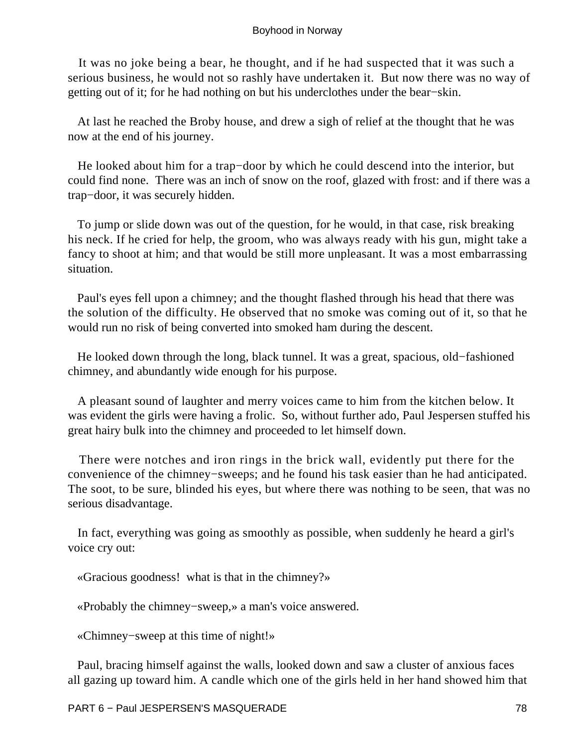It was no joke being a bear, he thought, and if he had suspected that it was such a serious business, he would not so rashly have undertaken it. But now there was no way of getting out of it; for he had nothing on but his underclothes under the bear−skin.

At last he reached the Broby house, and drew a sigh of relief at the thought that he was now at the end of his journey.

He looked about him for a trap−door by which he could descend into the interior, but could find none. There was an inch of snow on the roof, glazed with frost: and if there was a trap−door, it was securely hidden.

To jump or slide down was out of the question, for he would, in that case, risk breaking his neck. If he cried for help, the groom, who was always ready with his gun, might take a fancy to shoot at him; and that would be still more unpleasant. It was a most embarrassing situation.

Paul's eyes fell upon a chimney; and the thought flashed through his head that there was the solution of the difficulty. He observed that no smoke was coming out of it, so that he would run no risk of being converted into smoked ham during the descent.

He looked down through the long, black tunnel. It was a great, spacious, old−fashioned chimney, and abundantly wide enough for his purpose.

A pleasant sound of laughter and merry voices came to him from the kitchen below. It was evident the girls were having a frolic. So, without further ado, Paul Jespersen stuffed his great hairy bulk into the chimney and proceeded to let himself down.

There were notches and iron rings in the brick wall, evidently put there for the convenience of the chimney−sweeps; and he found his task easier than he had anticipated. The soot, to be sure, blinded his eyes, but where there was nothing to be seen, that was no serious disadvantage.

In fact, everything was going as smoothly as possible, when suddenly he heard a girl's voice cry out:

«Gracious goodness! what is that in the chimney?»

«Probably the chimney−sweep,» a man's voice answered.

«Chimney−sweep at this time of night!»

Paul, bracing himself against the walls, looked down and saw a cluster of anxious faces all gazing up toward him. A candle which one of the girls held in her hand showed him that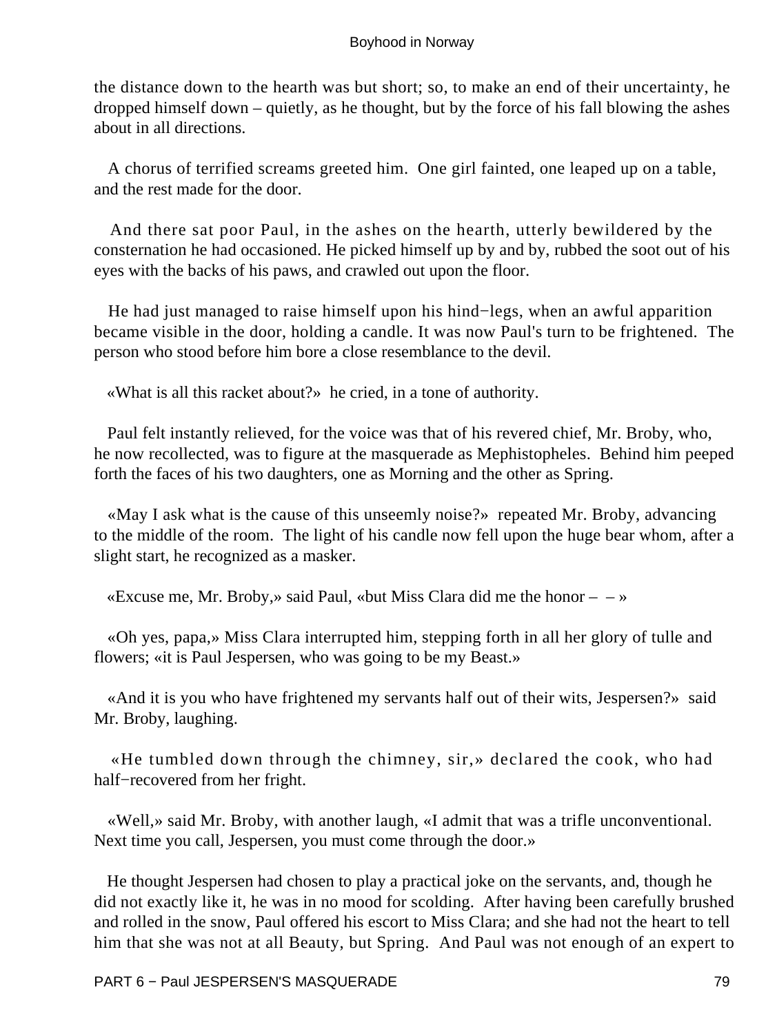the distance down to the hearth was but short; so, to make an end of their uncertainty, he dropped himself down – quietly, as he thought, but by the force of his fall blowing the ashes about in all directions.

A chorus of terrified screams greeted him. One girl fainted, one leaped up on a table, and the rest made for the door.

And there sat poor Paul, in the ashes on the hearth, utterly bewildered by the consternation he had occasioned. He picked himself up by and by, rubbed the soot out of his eyes with the backs of his paws, and crawled out upon the floor.

He had just managed to raise himself upon his hind−legs, when an awful apparition became visible in the door, holding a candle. It was now Paul's turn to be frightened. The person who stood before him bore a close resemblance to the devil.

«What is all this racket about?» he cried, in a tone of authority.

Paul felt instantly relieved, for the voice was that of his revered chief, Mr. Broby, who, he now recollected, was to figure at the masquerade as Mephistopheles. Behind him peeped forth the faces of his two daughters, one as Morning and the other as Spring.

«May I ask what is the cause of this unseemly noise?» repeated Mr. Broby, advancing to the middle of the room. The light of his candle now fell upon the huge bear whom, after a slight start, he recognized as a masker.

«Excuse me, Mr. Broby,» said Paul, «but Miss Clara did me the honor – – »

«Oh yes, papa,» Miss Clara interrupted him, stepping forth in all her glory of tulle and flowers; «it is Paul Jespersen, who was going to be my Beast.»

«And it is you who have frightened my servants half out of their wits, Jespersen?» said Mr. Broby, laughing.

«He tumbled down through the chimney, sir,» declared the cook, who had half−recovered from her fright.

«Well,» said Mr. Broby, with another laugh, «I admit that was a trifle unconventional. Next time you call, Jespersen, you must come through the door.»

He thought Jespersen had chosen to play a practical joke on the servants, and, though he did not exactly like it, he was in no mood for scolding. After having been carefully brushed and rolled in the snow, Paul offered his escort to Miss Clara; and she had not the heart to tell him that she was not at all Beauty, but Spring. And Paul was not enough of an expert to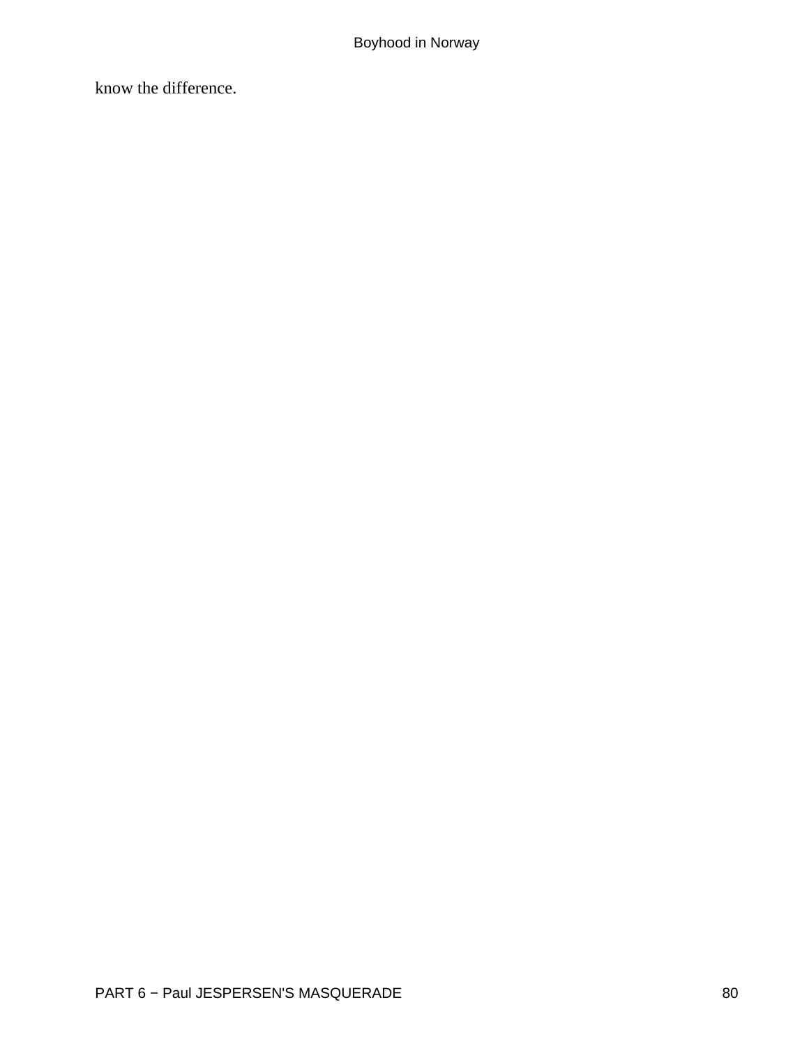know the difference.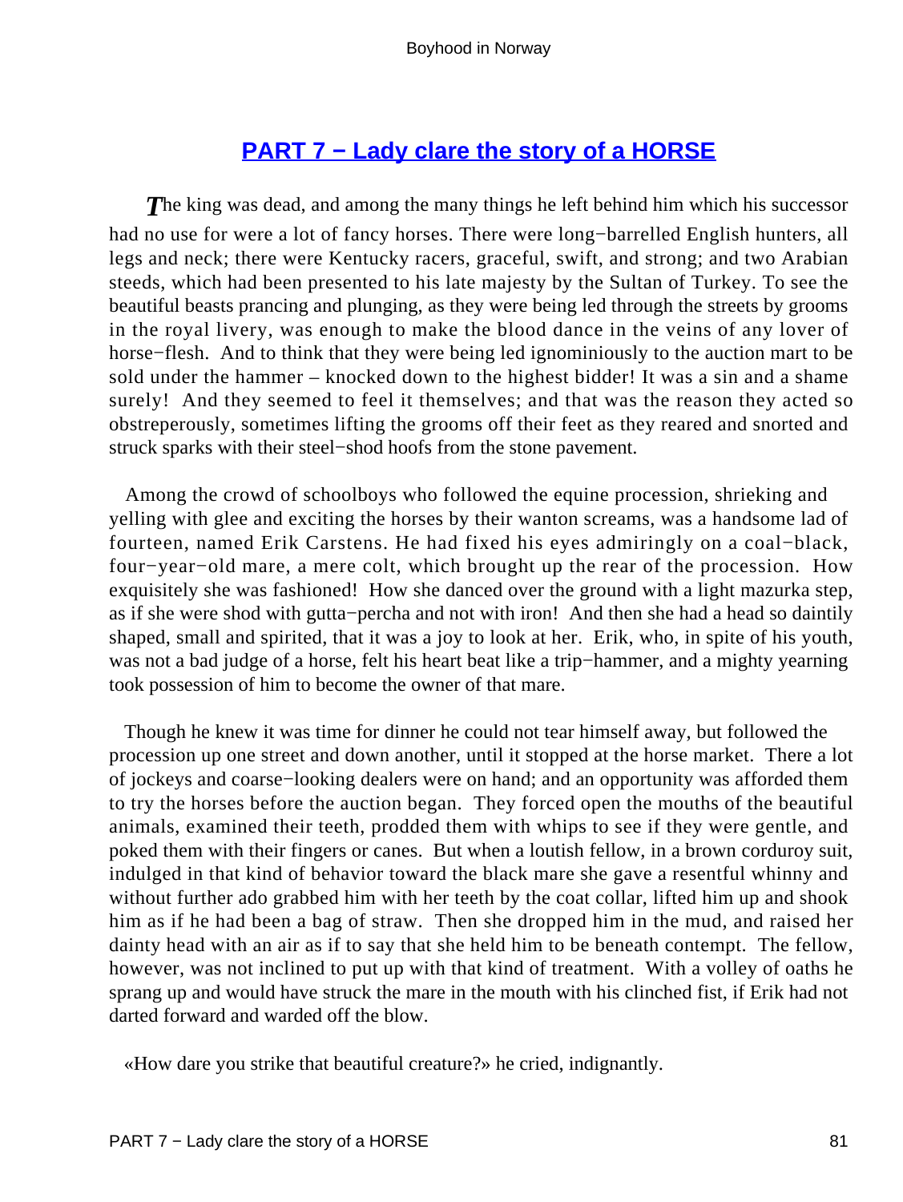## PART 7 − Lady clare the story of a HORSE

The king was dead, and among the many things he left behind him which his successor had no use for were a lot of fancy horses. There were long−barrelled English hunters, all legs and neck; there were Kentucky racers, graceful, swift, and strong; and two Arabian steeds, which had been presented to his late majesty by the Sultan of Turkey. To see the beautiful beasts prancing and plunging, as they were being led through the streets by grooms in the royal livery, was enough to make the blood dance in the veins of any lover of horse−flesh. And to think that they were being led ignominiously to the auction mart to be sold under the hammer – knocked down to the highest bidder! It was a sin and a shame surely! And they seemed to feel it themselves; and that was the reason they acted so obstreperously, sometimes lifting the grooms off their feet as they reared and snorted and struck sparks with their steel−shod hoofs from the stone pavement.

Among the crowd of schoolboys who followed the equine procession, shrieking and yelling with glee and exciting the horses by their wanton screams, was a handsome lad of fourteen, named Erik Carstens. He had fixed his eyes admiringly on a coal−black, four−year−old mare, a mere colt, which brought up the rear of the procession. How exquisitely she was fashioned! How she danced over the ground with a light mazurka step, as if she were shod with gutta−percha and not with iron! And then she had a head so daintily shaped, small and spirited, that it was a joy to look at her. Erik, who, in spite of his youth, was not a bad judge of a horse, felt his heart beat like a trip−hammer, and a mighty yearning took possession of him to become the owner of that mare.

Though he knew it was time for dinner he could not tear himself away, but followed the procession up one street and down another, until it stopped at the horse market. There a lot of jockeys and coarse−looking dealers were on hand; and an opportunity was afforded them to try the horses before the auction began. They forced open the mouths of the beautiful animals, examined their teeth, prodded them with whips to see if they were gentle, and poked them with their fingers or canes. But when a loutish fellow, in a brown corduroy suit, indulged in that kind of behavior toward the black mare she gave a resentful whinny and without further ado grabbed him with her teeth by the coat collar, lifted him up and shook him as if he had been a bag of straw. Then she dropped him in the mud, and raised her dainty head with an air as if to say that she held him to be beneath contempt. The fellow, however, was not inclined to put up with that kind of treatment. With a volley of oaths he sprang up and would have struck the mare in the mouth with his clinched fist, if Erik had not darted forward and warded off the blow.

«How dare you strike that beautiful creature?» he cried, indignantly.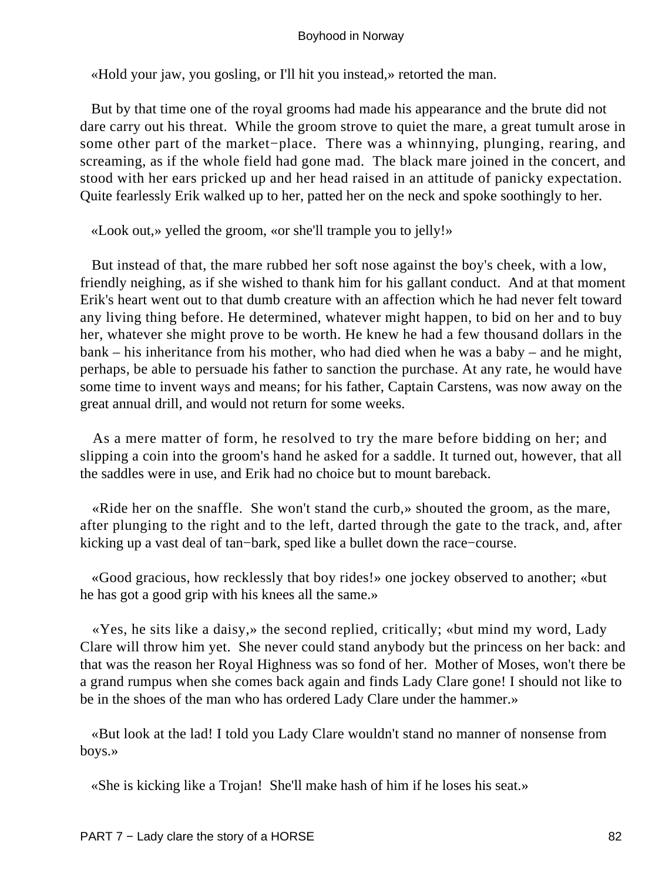«Hold your jaw, you gosling, or I'll hit you instead,» retorted the man.

But by that time one of the royal grooms had made his appearance and the brute did not dare carry out his threat. While the groom strove to quiet the mare, a great tumult arose in some other part of the market−place. There was a whinnying, plunging, rearing, and screaming, as if the whole field had gone mad. The black mare joined in the concert, and stood with her ears pricked up and her head raised in an attitude of panicky expectation. Quite fearlessly Erik walked up to her, patted her on the neck and spoke soothingly to her.

«Look out,» yelled the groom, «or she'll trample you to jelly!»

But instead of that, the mare rubbed her soft nose against the boy's cheek, with a low, friendly neighing, as if she wished to thank him for his gallant conduct. And at that moment Erik's heart went out to that dumb creature with an affection which he had never felt toward any living thing before. He determined, whatever might happen, to bid on her and to buy her, whatever she might prove to be worth. He knew he had a few thousand dollars in the bank – his inheritance from his mother, who had died when he was a baby – and he might, perhaps, be able to persuade his father to sanction the purchase. At any rate, he would have some time to invent ways and means; for his father, Captain Carstens, was now away on the great annual drill, and would not return for some weeks.

As a mere matter of form, he resolved to try the mare before bidding on her; and slipping a coin into the groom's hand he asked for a saddle. It turned out, however, that all the saddles were in use, and Erik had no choice but to mount bareback.

«Ride her on the snaffle. She won't stand the curb,» shouted the groom, as the mare, after plunging to the right and to the left, darted through the gate to the track, and, after kicking up a vast deal of tan−bark, sped like a bullet down the race−course.

«Good gracious, how recklessly that boy rides!» one jockey observed to another; «but he has got a good grip with his knees all the same.»

«Yes, he sits like a daisy,» the second replied, critically; «but mind my word, Lady Clare will throw him yet. She never could stand anybody but the princess on her back: and that was the reason her Royal Highness was so fond of her. Mother of Moses, won't there be a grand rumpus when she comes back again and finds Lady Clare gone! I should not like to be in the shoes of the man who has ordered Lady Clare under the hammer.»

«But look at the lad! I told you Lady Clare wouldn't stand no manner of nonsense from boys.»

«She is kicking like a Trojan! She'll make hash of him if he loses his seat.»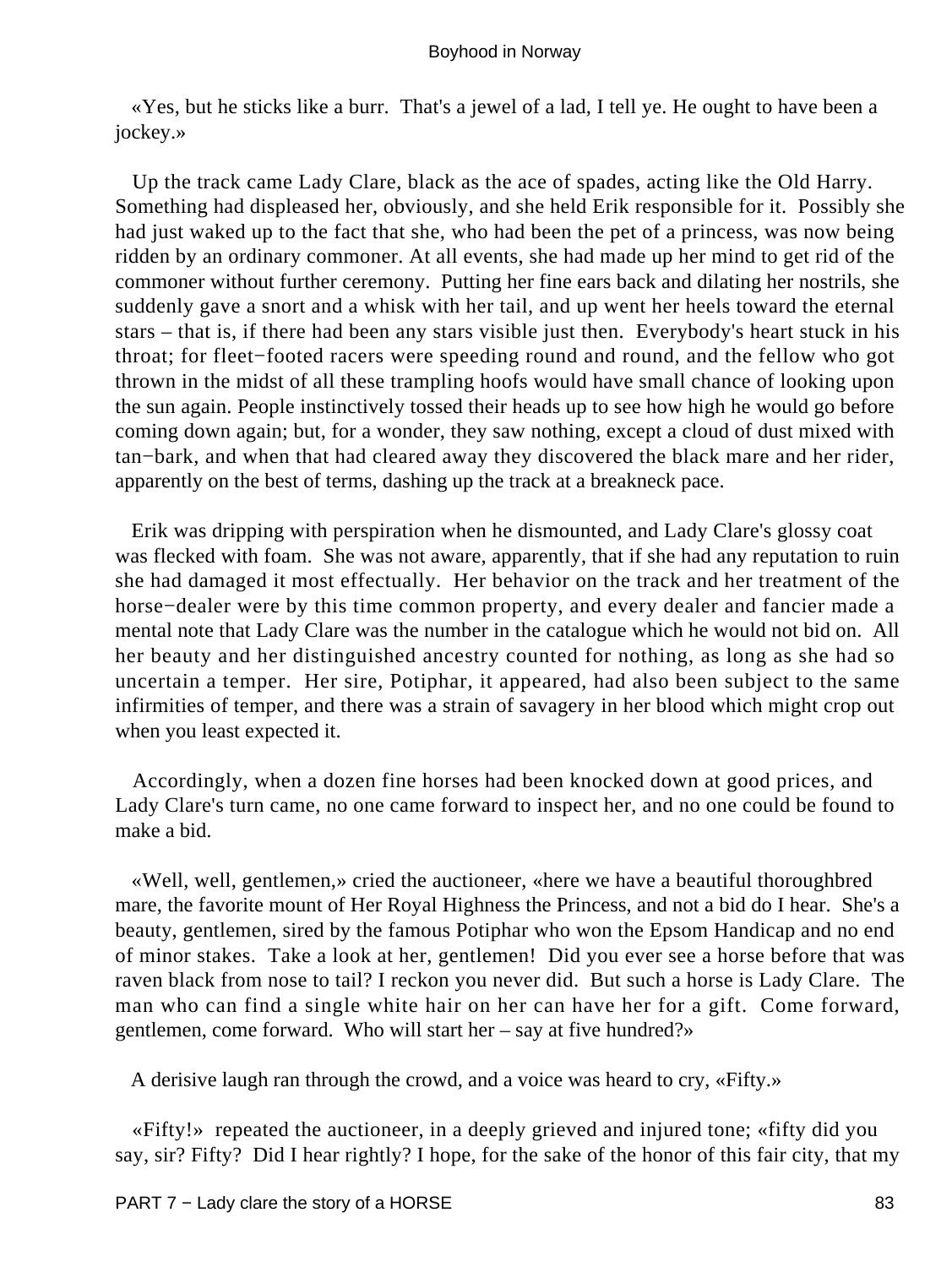«Yes, but he sticks like a burr. That's a jewel of a lad, I tell ye. He ought to have been a jockey.»

Up the track came Lady Clare, black as the ace of spades, acting like the Old Harry. Something had displeased her, obviously, and she held Erik responsible for it. Possibly she had just waked up to the fact that she, who had been the pet of a princess, was now being ridden by an ordinary commoner. At all events, she had made up her mind to get rid of the commoner without further ceremony. Putting her fine ears back and dilating her nostrils, she suddenly gave a snort and a whisk with her tail, and up went her heels toward the eternal stars – that is, if there had been any stars visible just then. Everybody's heart stuck in his throat; for fleet−footed racers were speeding round and round, and the fellow who got thrown in the midst of all these trampling hoofs would have small chance of looking upon the sun again. People instinctively tossed their heads up to see how high he would go before coming down again; but, for a wonder, they saw nothing, except a cloud of dust mixed with tan−bark, and when that had cleared away they discovered the black mare and her rider, apparently on the best of terms, dashing up the track at a breakneck pace.

Erik was dripping with perspiration when he dismounted, and Lady Clare's glossy coat was flecked with foam. She was not aware, apparently, that if she had any reputation to ruin she had damaged it most effectually. Her behavior on the track and her treatment of the horse−dealer were by this time common property, and every dealer and fancier made a mental note that Lady Clare was the number in the catalogue which he would not bid on. All her beauty and her distinguished ancestry counted for nothing, as long as she had so uncertain a temper. Her sire, Potiphar, it appeared, had also been subject to the same infirmities of temper, and there was a strain of savagery in her blood which might crop out when you least expected it.

Accordingly, when a dozen fine horses had been knocked down at good prices, and Lady Clare's turn came, no one came forward to inspect her, and no one could be found to make a bid.

«Well, well, gentlemen,» cried the auctioneer, «here we have a beautiful thoroughbred mare, the favorite mount of Her Royal Highness the Princess, and not a bid do I hear. She's a beauty, gentlemen, sired by the famous Potiphar who won the Epsom Handicap and no end of minor stakes. Take a look at her, gentlemen! Did you ever see a horse before that was raven black from nose to tail? I reckon you never did. But such a horse is Lady Clare. The man who can find a single white hair on her can have her for a gift. Come forward, gentlemen, come forward. Who will start her – say at five hundred?»

A derisive laugh ran through the crowd, and a voice was heard to cry, «Fifty.»

«Fifty!» repeated the auctioneer, in a deeply grieved and injured tone; «fifty did you say, sir? Fifty? Did I hear rightly? I hope, for the sake of the honor of this fair city, that my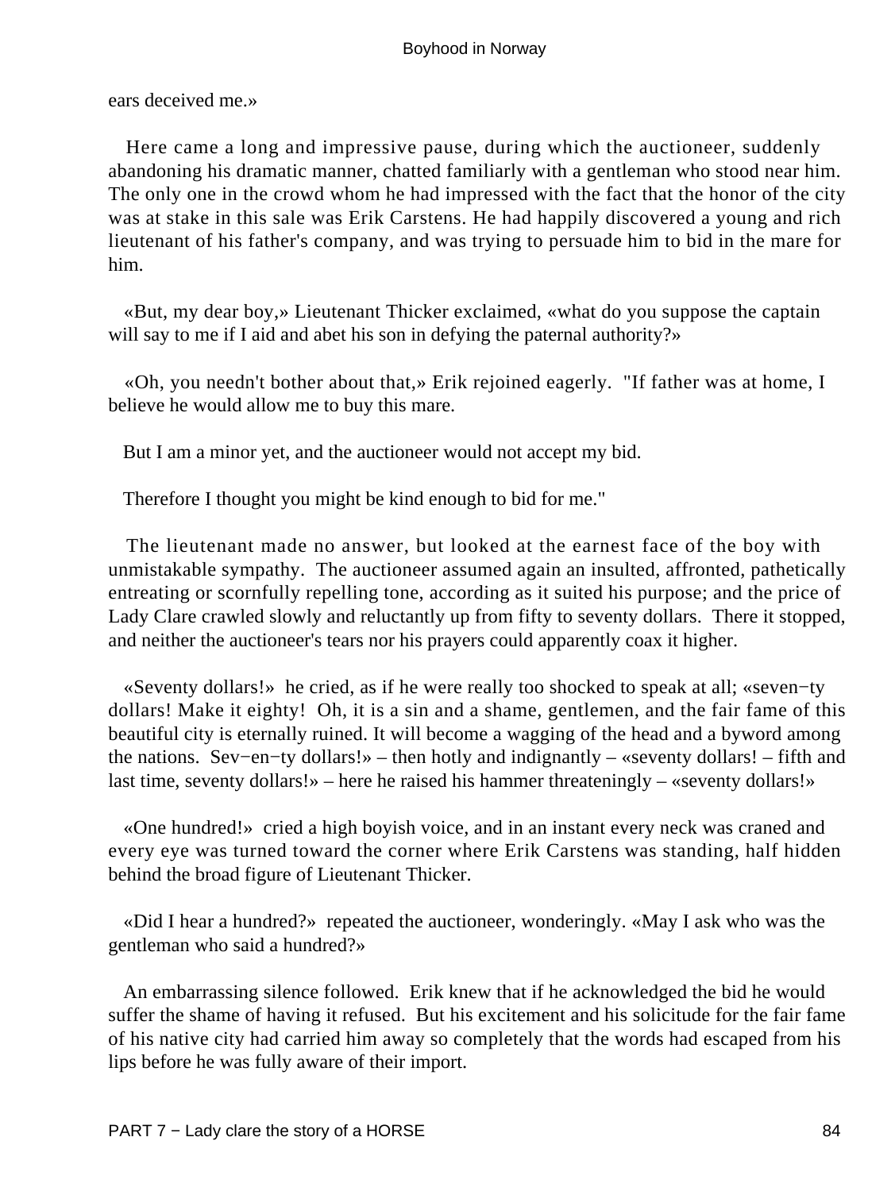ears deceived me.»

Here came a long and impressive pause, during which the auctioneer, suddenly abandoning his dramatic manner, chatted familiarly with a gentleman who stood near him. The only one in the crowd whom he had impressed with the fact that the honor of the city was at stake in this sale was Erik Carstens. He had happily discovered a young and rich lieutenant of his father's company, and was trying to persuade him to bid in the mare for him.

«But, my dear boy,» Lieutenant Thicker exclaimed, «what do you suppose the captain will say to me if I aid and abet his son in defying the paternal authority?»

«Oh, you needn't bother about that,» Erik rejoined eagerly. "If father was at home, I believe he would allow me to buy this mare.

But I am a minor yet, and the auctioneer would not accept my bid.

Therefore I thought you might be kind enough to bid for me."

The lieutenant made no answer, but looked at the earnest face of the boy with unmistakable sympathy. The auctioneer assumed again an insulted, affronted, pathetically entreating or scornfully repelling tone, according as it suited his purpose; and the price of Lady Clare crawled slowly and reluctantly up from fifty to seventy dollars. There it stopped, and neither the auctioneer's tears nor his prayers could apparently coax it higher.

«Seventy dollars!» he cried, as if he were really too shocked to speak at all; «seven−ty dollars! Make it eighty! Oh, it is a sin and a shame, gentlemen, and the fair fame of this beautiful city is eternally ruined. It will become a wagging of the head and a byword among the nations. Sev−en−ty dollars!» – then hotly and indignantly – «seventy dollars! – fifth and last time, seventy dollars!» – here he raised his hammer threateningly – «seventy dollars!»

«One hundred!» cried a high boyish voice, and in an instant every neck was craned and every eye was turned toward the corner where Erik Carstens was standing, half hidden behind the broad figure of Lieutenant Thicker.

«Did I hear a hundred?» repeated the auctioneer, wonderingly. «May I ask who was the gentleman who said a hundred?»

An embarrassing silence followed. Erik knew that if he acknowledged the bid he would suffer the shame of having it refused. But his excitement and his solicitude for the fair fame of his native city had carried him away so completely that the words had escaped from his lips before he was fully aware of their import.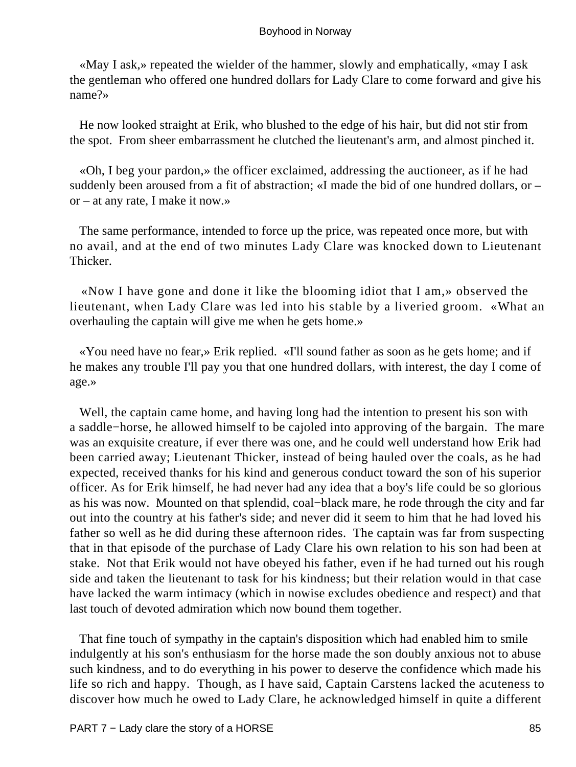«May I ask,» repeated the wielder of the hammer, slowly and emphatically, «may I ask the gentleman who offered one hundred dollars for Lady Clare to come forward and give his name?»

He now looked straight at Erik, who blushed to the edge of his hair, but did not stir from the spot. From sheer embarrassment he clutched the lieutenant's arm, and almost pinched it.

«Oh, I beg your pardon,» the officer exclaimed, addressing the auctioneer, as if he had suddenly been aroused from a fit of abstraction; «I made the bid of one hundred dollars, or – or – at any rate, I make it now.»

The same performance, intended to force up the price, was repeated once more, but with no avail, and at the end of two minutes Lady Clare was knocked down to Lieutenant Thicker.

«Now I have gone and done it like the blooming idiot that I am,» observed the lieutenant, when Lady Clare was led into his stable by a liveried groom. «What an overhauling the captain will give me when he gets home.»

«You need have no fear,» Erik replied. «I'll sound father as soon as he gets home; and if he makes any trouble I'll pay you that one hundred dollars, with interest, the day I come of age.»

Well, the captain came home, and having long had the intention to present his son with a saddle−horse, he allowed himself to be cajoled into approving of the bargain. The mare was an exquisite creature, if ever there was one, and he could well understand how Erik had been carried away; Lieutenant Thicker, instead of being hauled over the coals, as he had expected, received thanks for his kind and generous conduct toward the son of his superior officer. As for Erik himself, he had never had any idea that a boy's life could be so glorious as his was now. Mounted on that splendid, coal−black mare, he rode through the city and far out into the country at his father's side; and never did it seem to him that he had loved his father so well as he did during these afternoon rides. The captain was far from suspecting that in that episode of the purchase of Lady Clare his own relation to his son had been at stake. Not that Erik would not have obeyed his father, even if he had turned out his rough side and taken the lieutenant to task for his kindness; but their relation would in that case have lacked the warm intimacy (which in nowise excludes obedience and respect) and that last touch of devoted admiration which now bound them together.

That fine touch of sympathy in the captain's disposition which had enabled him to smile indulgently at his son's enthusiasm for the horse made the son doubly anxious not to abuse such kindness, and to do everything in his power to deserve the confidence which made his life so rich and happy. Though, as I have said, Captain Carstens lacked the acuteness to discover how much he owed to Lady Clare, he acknowledged himself in quite a different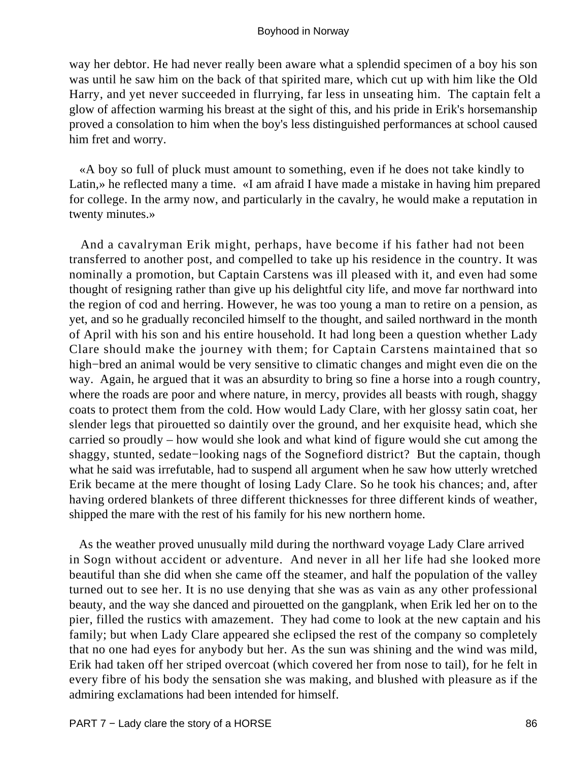way her debtor. He had never really been aware what a splendid specimen of a boy his son was until he saw him on the back of that spirited mare, which cut up with him like the Old Harry, and yet never succeeded in flurrying, far less in unseating him. The captain felt a glow of affection warming his breast at the sight of this, and his pride in Erik's horsemanship proved a consolation to him when the boy's less distinguished performances at school caused him fret and worry.

«A boy so full of pluck must amount to something, even if he does not take kindly to Latin,» he reflected many a time. «I am afraid I have made a mistake in having him prepared for college. In the army now, and particularly in the cavalry, he would make a reputation in twenty minutes.»

And a cavalryman Erik might, perhaps, have become if his father had not been transferred to another post, and compelled to take up his residence in the country. It was nominally a promotion, but Captain Carstens was ill pleased with it, and even had some thought of resigning rather than give up his delightful city life, and move far northward into the region of cod and herring. However, he was too young a man to retire on a pension, as yet, and so he gradually reconciled himself to the thought, and sailed northward in the month of April with his son and his entire household. It had long been a question whether Lady Clare should make the journey with them; for Captain Carstens maintained that so high−bred an animal would be very sensitive to climatic changes and might even die on the way. Again, he argued that it was an absurdity to bring so fine a horse into a rough country, where the roads are poor and where nature, in mercy, provides all beasts with rough, shaggy coats to protect them from the cold. How would Lady Clare, with her glossy satin coat, her slender legs that pirouetted so daintily over the ground, and her exquisite head, which she carried so proudly – how would she look and what kind of figure would she cut among the shaggy, stunted, sedate−looking nags of the Sognefiord district? But the captain, though what he said was irrefutable, had to suspend all argument when he saw how utterly wretched Erik became at the mere thought of losing Lady Clare. So he took his chances; and, after having ordered blankets of three different thicknesses for three different kinds of weather, shipped the mare with the rest of his family for his new northern home.

As the weather proved unusually mild during the northward voyage Lady Clare arrived in Sogn without accident or adventure. And never in all her life had she looked more beautiful than she did when she came off the steamer, and half the population of the valley turned out to see her. It is no use denying that she was as vain as any other professional beauty, and the way she danced and pirouetted on the gangplank, when Erik led her on to the pier, filled the rustics with amazement. They had come to look at the new captain and his family; but when Lady Clare appeared she eclipsed the rest of the company so completely that no one had eyes for anybody but her. As the sun was shining and the wind was mild, Erik had taken off her striped overcoat (which covered her from nose to tail), for he felt in every fibre of his body the sensation she was making, and blushed with pleasure as if the admiring exclamations had been intended for himself.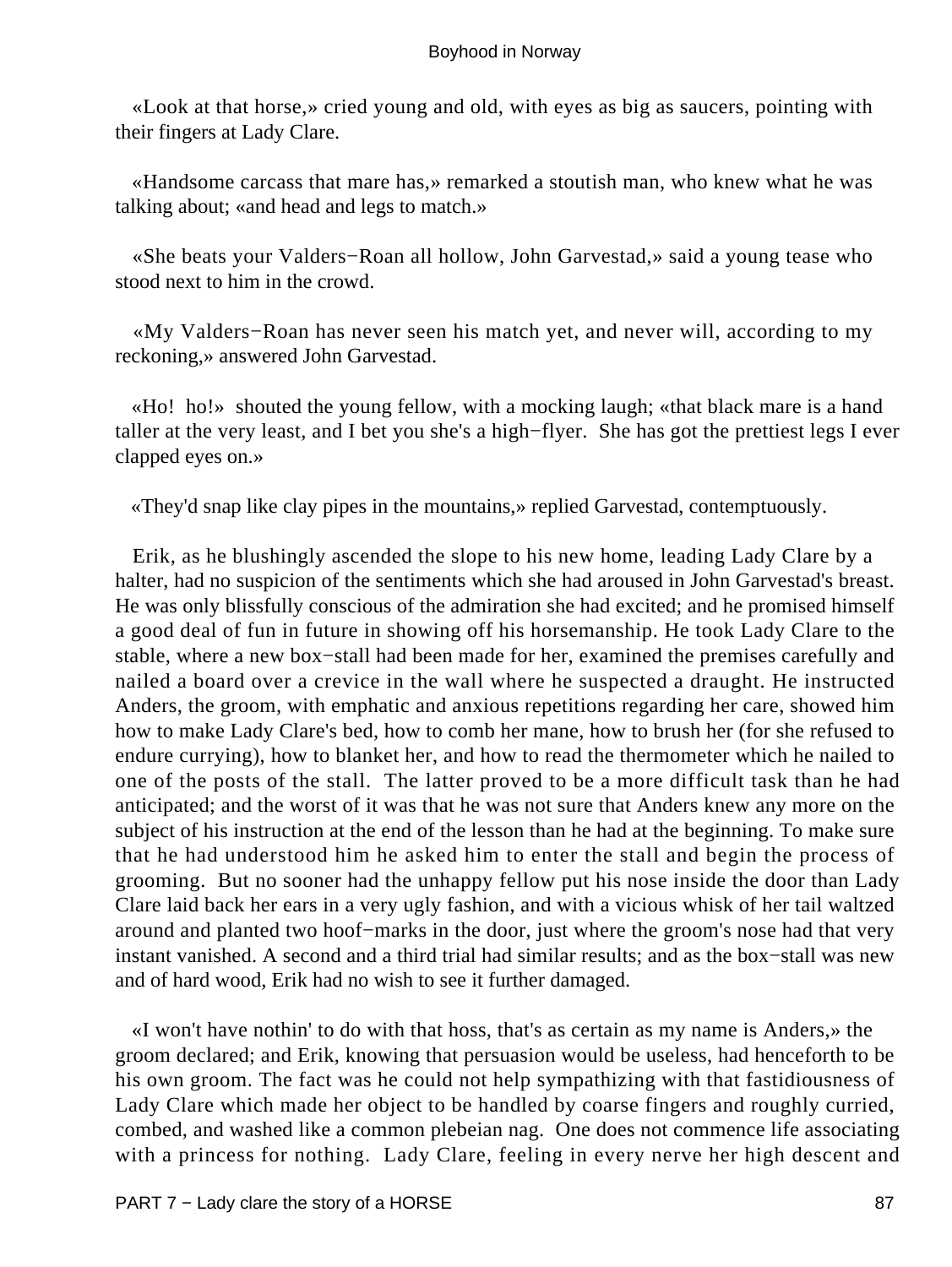«Look at that horse,» cried young and old, with eyes as big as saucers, pointing with their fingers at Lady Clare.

«Handsome carcass that mare has,» remarked a stoutish man, who knew what he was talking about; «and head and legs to match.»

«She beats your Valders−Roan all hollow, John Garvestad,» said a young tease who stood next to him in the crowd.

«My Valders−Roan has never seen his match yet, and never will, according to my reckoning,» answered John Garvestad.

«Ho! ho!» shouted the young fellow, with a mocking laugh; «that black mare is a hand taller at the very least, and I bet you she's a high−flyer. She has got the prettiest legs I ever clapped eyes on.»

«They'd snap like clay pipes in the mountains,» replied Garvestad, contemptuously.

Erik, as he blushingly ascended the slope to his new home, leading Lady Clare by a halter, had no suspicion of the sentiments which she had aroused in John Garvestad's breast. He was only blissfully conscious of the admiration she had excited; and he promised himself a good deal of fun in future in showing off his horsemanship. He took Lady Clare to the stable, where a new box−stall had been made for her, examined the premises carefully and nailed a board over a crevice in the wall where he suspected a draught. He instructed Anders, the groom, with emphatic and anxious repetitions regarding her care, showed him how to make Lady Clare's bed, how to comb her mane, how to brush her (for she refused to endure currying), how to blanket her, and how to read the thermometer which he nailed to one of the posts of the stall. The latter proved to be a more difficult task than he had anticipated; and the worst of it was that he was not sure that Anders knew any more on the subject of his instruction at the end of the lesson than he had at the beginning. To make sure that he had understood him he asked him to enter the stall and begin the process of grooming. But no sooner had the unhappy fellow put his nose inside the door than Lady Clare laid back her ears in a very ugly fashion, and with a vicious whisk of her tail waltzed around and planted two hoof−marks in the door, just where the groom's nose had that very instant vanished. A second and a third trial had similar results; and as the box−stall was new and of hard wood, Erik had no wish to see it further damaged.

«I won't have nothin' to do with that hoss, that's as certain as my name is Anders,» the groom declared; and Erik, knowing that persuasion would be useless, had henceforth to be his own groom. The fact was he could not help sympathizing with that fastidiousness of Lady Clare which made her object to be handled by coarse fingers and roughly curried, combed, and washed like a common plebeian nag. One does not commence life associating with a princess for nothing. Lady Clare, feeling in every nerve her high descent and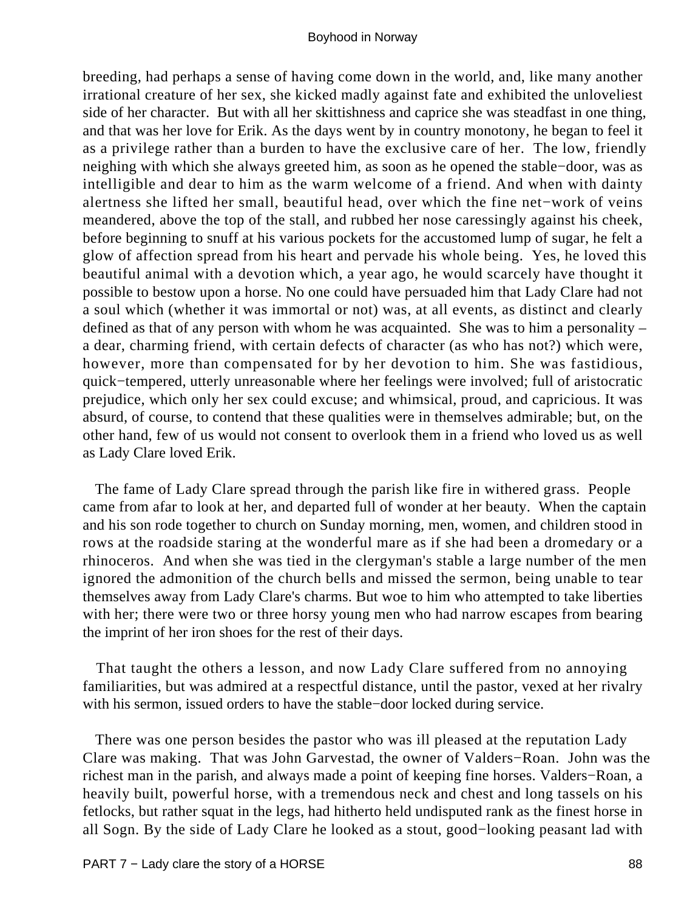breeding, had perhaps a sense of having come down in the world, and, like many another irrational creature of her sex, she kicked madly against fate and exhibited the unloveliest side of her character. But with all her skittishness and caprice she was steadfast in one thing, and that was her love for Erik. As the days went by in country monotony, he began to feel it as a privilege rather than a burden to have the exclusive care of her. The low, friendly neighing with which she always greeted him, as soon as he opened the stable−door, was as intelligible and dear to him as the warm welcome of a friend. And when with dainty alertness she lifted her small, beautiful head, over which the fine net−work of veins meandered, above the top of the stall, and rubbed her nose caressingly against his cheek, before beginning to snuff at his various pockets for the accustomed lump of sugar, he felt a glow of affection spread from his heart and pervade his whole being. Yes, he loved this beautiful animal with a devotion which, a year ago, he would scarcely have thought it possible to bestow upon a horse. No one could have persuaded him that Lady Clare had not a soul which (whether it was immortal or not) was, at all events, as distinct and clearly defined as that of any person with whom he was acquainted. She was to him a personality – a dear, charming friend, with certain defects of character (as who has not?) which were, however, more than compensated for by her devotion to him. She was fastidious, quick−tempered, utterly unreasonable where her feelings were involved; full of aristocratic prejudice, which only her sex could excuse; and whimsical, proud, and capricious. It was absurd, of course, to contend that these qualities were in themselves admirable; but, on the other hand, few of us would not consent to overlook them in a friend who loved us as well as Lady Clare loved Erik.

The fame of Lady Clare spread through the parish like fire in withered grass. People came from afar to look at her, and departed full of wonder at her beauty. When the captain and his son rode together to church on Sunday morning, men, women, and children stood in rows at the roadside staring at the wonderful mare as if she had been a dromedary or a rhinoceros. And when she was tied in the clergyman's stable a large number of the men ignored the admonition of the church bells and missed the sermon, being unable to tear themselves away from Lady Clare's charms. But woe to him who attempted to take liberties with her; there were two or three horsy young men who had narrow escapes from bearing the imprint of her iron shoes for the rest of their days.

That taught the others a lesson, and now Lady Clare suffered from no annoying familiarities, but was admired at a respectful distance, until the pastor, vexed at her rivalry with his sermon, issued orders to have the stable−door locked during service.

There was one person besides the pastor who was ill pleased at the reputation Lady Clare was making. That was John Garvestad, the owner of Valders−Roan. John was the richest man in the parish, and always made a point of keeping fine horses. Valders−Roan, a heavily built, powerful horse, with a tremendous neck and chest and long tassels on his fetlocks, but rather squat in the legs, had hitherto held undisputed rank as the finest horse in all Sogn. By the side of Lady Clare he looked as a stout, good−looking peasant lad with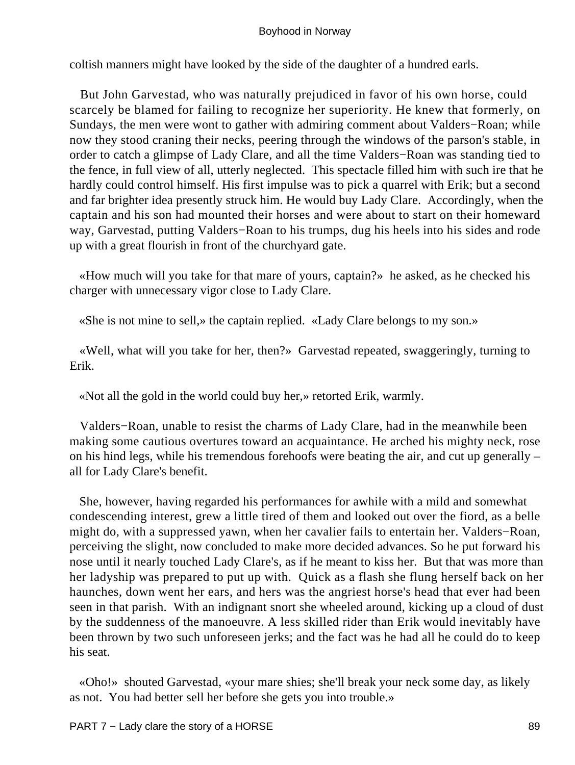coltish manners might have looked by the side of the daughter of a hundred earls.

But John Garvestad, who was naturally prejudiced in favor of his own horse, could scarcely be blamed for failing to recognize her superiority. He knew that formerly, on Sundays, the men were wont to gather with admiring comment about Valders−Roan; while now they stood craning their necks, peering through the windows of the parson's stable, in order to catch a glimpse of Lady Clare, and all the time Valders−Roan was standing tied to the fence, in full view of all, utterly neglected. This spectacle filled him with such ire that he hardly could control himself. His first impulse was to pick a quarrel with Erik; but a second and far brighter idea presently struck him. He would buy Lady Clare. Accordingly, when the captain and his son had mounted their horses and were about to start on their homeward way, Garvestad, putting Valders−Roan to his trumps, dug his heels into his sides and rode up with a great flourish in front of the churchyard gate.

«How much will you take for that mare of yours, captain?» he asked, as he checked his charger with unnecessary vigor close to Lady Clare.

«She is not mine to sell,» the captain replied. «Lady Clare belongs to my son.»

«Well, what will you take for her, then?» Garvestad repeated, swaggeringly, turning to Erik.

«Not all the gold in the world could buy her,» retorted Erik, warmly.

Valders−Roan, unable to resist the charms of Lady Clare, had in the meanwhile been making some cautious overtures toward an acquaintance. He arched his mighty neck, rose on his hind legs, while his tremendous forehoofs were beating the air, and cut up generally – all for Lady Clare's benefit.

She, however, having regarded his performances for awhile with a mild and somewhat condescending interest, grew a little tired of them and looked out over the fiord, as a belle might do, with a suppressed yawn, when her cavalier fails to entertain her. Valders−Roan, perceiving the slight, now concluded to make more decided advances. So he put forward his nose until it nearly touched Lady Clare's, as if he meant to kiss her. But that was more than her ladyship was prepared to put up with. Quick as a flash she flung herself back on her haunches, down went her ears, and hers was the angriest horse's head that ever had been seen in that parish. With an indignant snort she wheeled around, kicking up a cloud of dust by the suddenness of the manoeuvre. A less skilled rider than Erik would inevitably have been thrown by two such unforeseen jerks; and the fact was he had all he could do to keep his seat.

«Oho!» shouted Garvestad, «your mare shies; she'll break your neck some day, as likely as not. You had better sell her before she gets you into trouble.»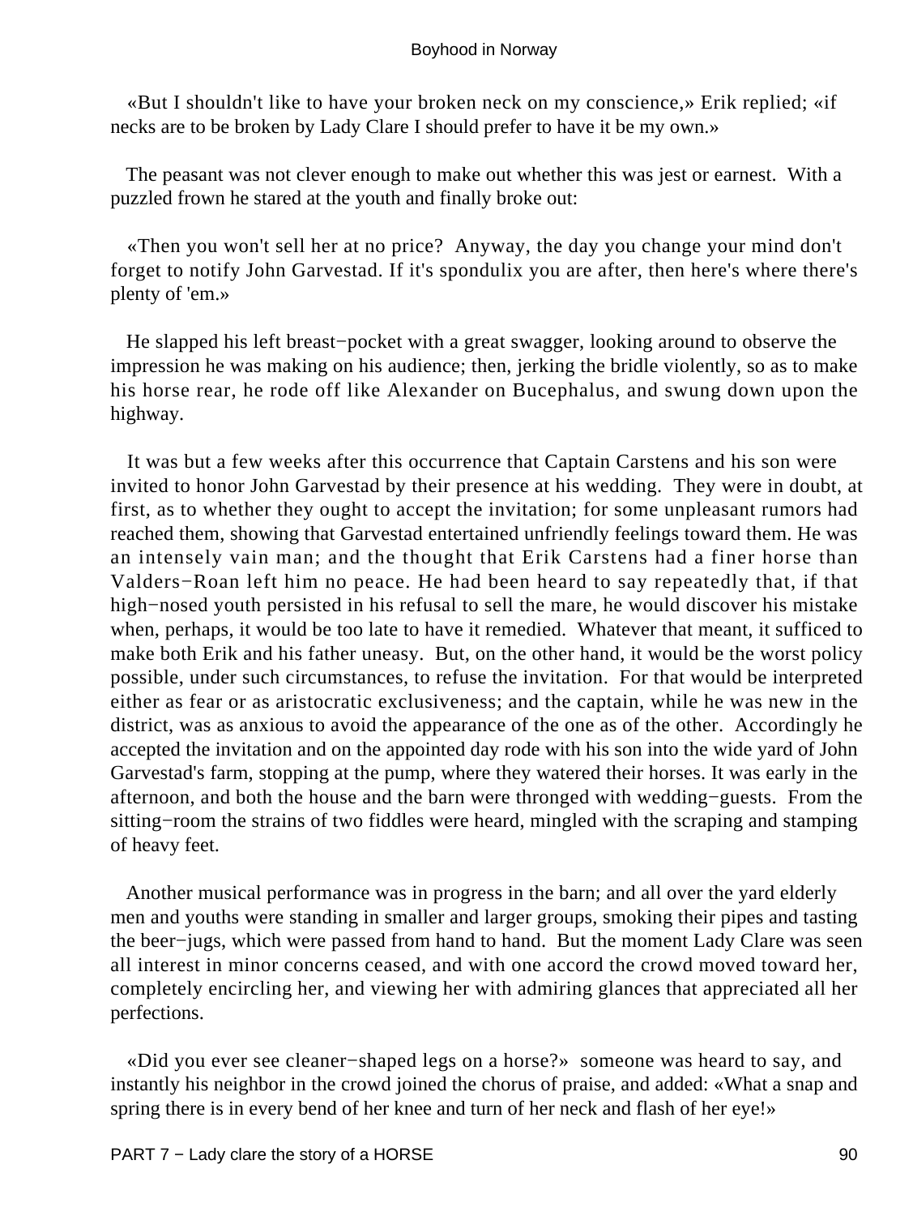«But I shouldn't like to have your broken neck on my conscience,» Erik replied; «if necks are to be broken by Lady Clare I should prefer to have it be my own.»

The peasant was not clever enough to make out whether this was jest or earnest. With a puzzled frown he stared at the youth and finally broke out:

«Then you won't sell her at no price? Anyway, the day you change your mind don't forget to notify John Garvestad. If it's spondulix you are after, then here's where there's plenty of 'em.»

He slapped his left breast−pocket with a great swagger, looking around to observe the impression he was making on his audience; then, jerking the bridle violently, so as to make his horse rear, he rode off like Alexander on Bucephalus, and swung down upon the highway.

It was but a few weeks after this occurrence that Captain Carstens and his son were invited to honor John Garvestad by their presence at his wedding. They were in doubt, at first, as to whether they ought to accept the invitation; for some unpleasant rumors had reached them, showing that Garvestad entertained unfriendly feelings toward them. He was an intensely vain man; and the thought that Erik Carstens had a finer horse than Valders−Roan left him no peace. He had been heard to say repeatedly that, if that high−nosed youth persisted in his refusal to sell the mare, he would discover his mistake when, perhaps, it would be too late to have it remedied. Whatever that meant, it sufficed to make both Erik and his father uneasy. But, on the other hand, it would be the worst policy possible, under such circumstances, to refuse the invitation. For that would be interpreted either as fear or as aristocratic exclusiveness; and the captain, while he was new in the district, was as anxious to avoid the appearance of the one as of the other. Accordingly he accepted the invitation and on the appointed day rode with his son into the wide yard of John Garvestad's farm, stopping at the pump, where they watered their horses. It was early in the afternoon, and both the house and the barn were thronged with wedding−guests. From the sitting−room the strains of two fiddles were heard, mingled with the scraping and stamping of heavy feet.

Another musical performance was in progress in the barn; and all over the yard elderly men and youths were standing in smaller and larger groups, smoking their pipes and tasting the beer−jugs, which were passed from hand to hand. But the moment Lady Clare was seen all interest in minor concerns ceased, and with one accord the crowd moved toward her, completely encircling her, and viewing her with admiring glances that appreciated all her perfections.

«Did you ever see cleaner−shaped legs on a horse?» someone was heard to say, and instantly his neighbor in the crowd joined the chorus of praise, and added: «What a snap and spring there is in every bend of her knee and turn of her neck and flash of her eye!»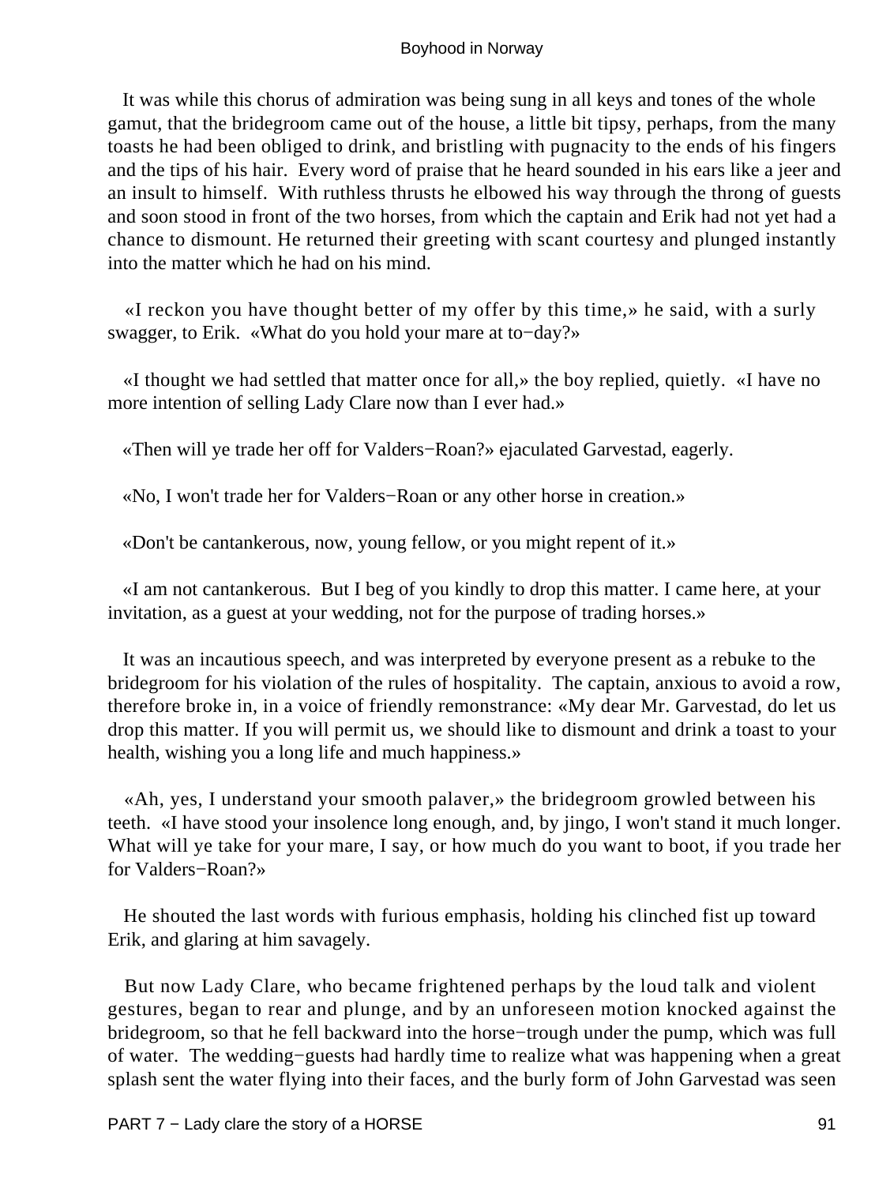It was while this chorus of admiration was being sung in all keys and tones of the whole gamut, that the bridegroom came out of the house, a little bit tipsy, perhaps, from the many toasts he had been obliged to drink, and bristling with pugnacity to the ends of his fingers and the tips of his hair. Every word of praise that he heard sounded in his ears like a jeer and an insult to himself. With ruthless thrusts he elbowed his way through the throng of guests and soon stood in front of the two horses, from which the captain and Erik had not yet had a chance to dismount. He returned their greeting with scant courtesy and plunged instantly into the matter which he had on his mind.

«I reckon you have thought better of my offer by this time,» he said, with a surly swagger, to Erik. «What do you hold your mare at to−day?»

«I thought we had settled that matter once for all,» the boy replied, quietly. «I have no more intention of selling Lady Clare now than I ever had.»

«Then will ye trade her off for Valders−Roan?» ejaculated Garvestad, eagerly.

«No, I won't trade her for Valders−Roan or any other horse in creation.»

«Don't be cantankerous, now, young fellow, or you might repent of it.»

«I am not cantankerous. But I beg of you kindly to drop this matter. I came here, at your invitation, as a guest at your wedding, not for the purpose of trading horses.»

It was an incautious speech, and was interpreted by everyone present as a rebuke to the bridegroom for his violation of the rules of hospitality. The captain, anxious to avoid a row, therefore broke in, in a voice of friendly remonstrance: «My dear Mr. Garvestad, do let us drop this matter. If you will permit us, we should like to dismount and drink a toast to your health, wishing you a long life and much happiness.»

«Ah, yes, I understand your smooth palaver,» the bridegroom growled between his teeth. «I have stood your insolence long enough, and, by jingo, I won't stand it much longer. What will ye take for your mare, I say, or how much do you want to boot, if you trade her for Valders−Roan?»

He shouted the last words with furious emphasis, holding his clinched fist up toward Erik, and glaring at him savagely.

But now Lady Clare, who became frightened perhaps by the loud talk and violent gestures, began to rear and plunge, and by an unforeseen motion knocked against the bridegroom, so that he fell backward into the horse−trough under the pump, which was full of water. The wedding−guests had hardly time to realize what was happening when a great splash sent the water flying into their faces, and the burly form of John Garvestad was seen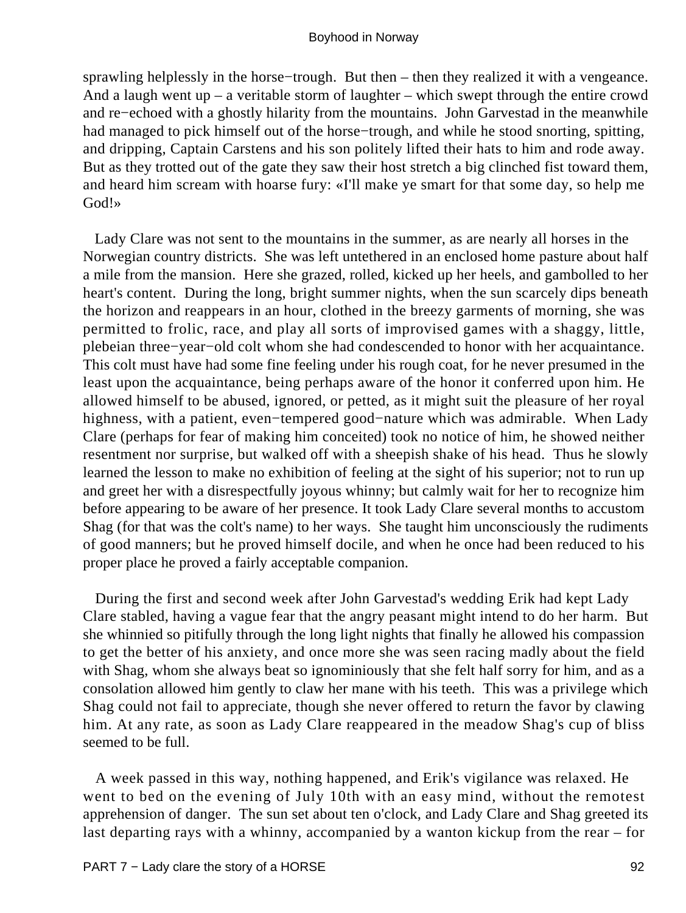sprawling helplessly in the horse−trough. But then – then they realized it with a vengeance. And a laugh went up – a veritable storm of laughter – which swept through the entire crowd and re−echoed with a ghostly hilarity from the mountains. John Garvestad in the meanwhile had managed to pick himself out of the horse−trough, and while he stood snorting, spitting, and dripping, Captain Carstens and his son politely lifted their hats to him and rode away. But as they trotted out of the gate they saw their host stretch a big clinched fist toward them, and heard him scream with hoarse fury: «I'll make ye smart for that some day, so help me God!»

Lady Clare was not sent to the mountains in the summer, as are nearly all horses in the Norwegian country districts. She was left untethered in an enclosed home pasture about half a mile from the mansion. Here she grazed, rolled, kicked up her heels, and gambolled to her heart's content. During the long, bright summer nights, when the sun scarcely dips beneath the horizon and reappears in an hour, clothed in the breezy garments of morning, she was permitted to frolic, race, and play all sorts of improvised games with a shaggy, little, plebeian three−year−old colt whom she had condescended to honor with her acquaintance. This colt must have had some fine feeling under his rough coat, for he never presumed in the least upon the acquaintance, being perhaps aware of the honor it conferred upon him. He allowed himself to be abused, ignored, or petted, as it might suit the pleasure of her royal highness, with a patient, even−tempered good−nature which was admirable. When Lady Clare (perhaps for fear of making him conceited) took no notice of him, he showed neither resentment nor surprise, but walked off with a sheepish shake of his head. Thus he slowly learned the lesson to make no exhibition of feeling at the sight of his superior; not to run up and greet her with a disrespectfully joyous whinny; but calmly wait for her to recognize him before appearing to be aware of her presence. It took Lady Clare several months to accustom Shag (for that was the colt's name) to her ways. She taught him unconsciously the rudiments of good manners; but he proved himself docile, and when he once had been reduced to his proper place he proved a fairly acceptable companion.

During the first and second week after John Garvestad's wedding Erik had kept Lady Clare stabled, having a vague fear that the angry peasant might intend to do her harm. But she whinnied so pitifully through the long light nights that finally he allowed his compassion to get the better of his anxiety, and once more she was seen racing madly about the field with Shag, whom she always beat so ignominiously that she felt half sorry for him, and as a consolation allowed him gently to claw her mane with his teeth. This was a privilege which Shag could not fail to appreciate, though she never offered to return the favor by clawing him. At any rate, as soon as Lady Clare reappeared in the meadow Shag's cup of bliss seemed to be full.

A week passed in this way, nothing happened, and Erik's vigilance was relaxed. He went to bed on the evening of July 10th with an easy mind, without the remotest apprehension of danger. The sun set about ten o'clock, and Lady Clare and Shag greeted its last departing rays with a whinny, accompanied by a wanton kickup from the rear – for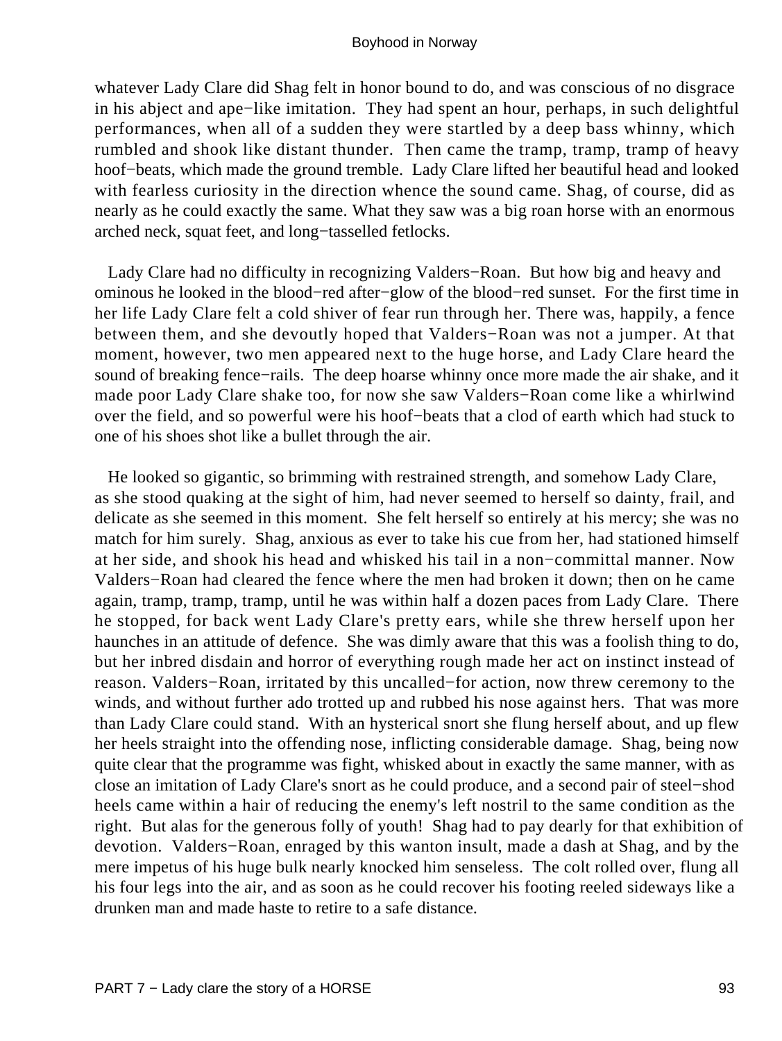whatever Lady Clare did Shag felt in honor bound to do, and was conscious of no disgrace in his abject and ape−like imitation. They had spent an hour, perhaps, in such delightful performances, when all of a sudden they were startled by a deep bass whinny, which rumbled and shook like distant thunder. Then came the tramp, tramp, tramp of heavy hoof−beats, which made the ground tremble. Lady Clare lifted her beautiful head and looked with fearless curiosity in the direction whence the sound came. Shag, of course, did as nearly as he could exactly the same. What they saw was a big roan horse with an enormous arched neck, squat feet, and long−tasselled fetlocks.

Lady Clare had no difficulty in recognizing Valders−Roan. But how big and heavy and ominous he looked in the blood−red after−glow of the blood−red sunset. For the first time in her life Lady Clare felt a cold shiver of fear run through her. There was, happily, a fence between them, and she devoutly hoped that Valders−Roan was not a jumper. At that moment, however, two men appeared next to the huge horse, and Lady Clare heard the sound of breaking fence−rails. The deep hoarse whinny once more made the air shake, and it made poor Lady Clare shake too, for now she saw Valders−Roan come like a whirlwind over the field, and so powerful were his hoof−beats that a clod of earth which had stuck to one of his shoes shot like a bullet through the air.

He looked so gigantic, so brimming with restrained strength, and somehow Lady Clare, as she stood quaking at the sight of him, had never seemed to herself so dainty, frail, and delicate as she seemed in this moment. She felt herself so entirely at his mercy; she was no match for him surely. Shag, anxious as ever to take his cue from her, had stationed himself at her side, and shook his head and whisked his tail in a non−committal manner. Now Valders−Roan had cleared the fence where the men had broken it down; then on he came again, tramp, tramp, tramp, until he was within half a dozen paces from Lady Clare. There he stopped, for back went Lady Clare's pretty ears, while she threw herself upon her haunches in an attitude of defence. She was dimly aware that this was a foolish thing to do, but her inbred disdain and horror of everything rough made her act on instinct instead of reason. Valders−Roan, irritated by this uncalled−for action, now threw ceremony to the winds, and without further ado trotted up and rubbed his nose against hers. That was more than Lady Clare could stand. With an hysterical snort she flung herself about, and up flew her heels straight into the offending nose, inflicting considerable damage. Shag, being now quite clear that the programme was fight, whisked about in exactly the same manner, with as close an imitation of Lady Clare's snort as he could produce, and a second pair of steel−shod heels came within a hair of reducing the enemy's left nostril to the same condition as the right. But alas for the generous folly of youth! Shag had to pay dearly for that exhibition of devotion. Valders−Roan, enraged by this wanton insult, made a dash at Shag, and by the mere impetus of his huge bulk nearly knocked him senseless. The colt rolled over, flung all his four legs into the air, and as soon as he could recover his footing reeled sideways like a drunken man and made haste to retire to a safe distance.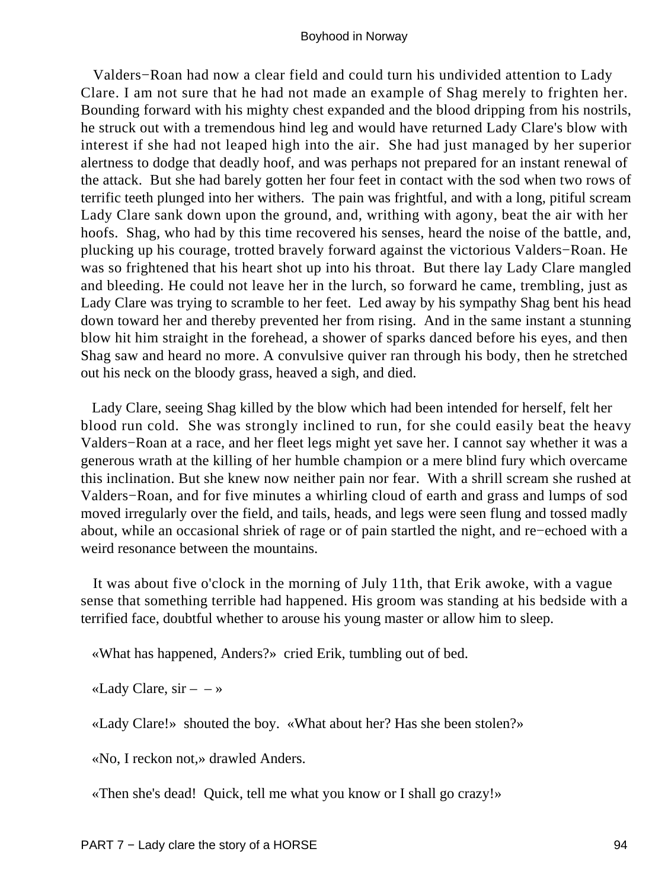Valders−Roan had now a clear field and could turn his undivided attention to Lady Clare. I am not sure that he had not made an example of Shag merely to frighten her. Bounding forward with his mighty chest expanded and the blood dripping from his nostrils, he struck out with a tremendous hind leg and would have returned Lady Clare's blow with interest if she had not leaped high into the air. She had just managed by her superior alertness to dodge that deadly hoof, and was perhaps not prepared for an instant renewal of the attack. But she had barely gotten her four feet in contact with the sod when two rows of terrific teeth plunged into her withers. The pain was frightful, and with a long, pitiful scream Lady Clare sank down upon the ground, and, writhing with agony, beat the air with her hoofs. Shag, who had by this time recovered his senses, heard the noise of the battle, and, plucking up his courage, trotted bravely forward against the victorious Valders−Roan. He was so frightened that his heart shot up into his throat. But there lay Lady Clare mangled and bleeding. He could not leave her in the lurch, so forward he came, trembling, just as Lady Clare was trying to scramble to her feet. Led away by his sympathy Shag bent his head down toward her and thereby prevented her from rising. And in the same instant a stunning blow hit him straight in the forehead, a shower of sparks danced before his eyes, and then Shag saw and heard no more. A convulsive quiver ran through his body, then he stretched out his neck on the bloody grass, heaved a sigh, and died.

Lady Clare, seeing Shag killed by the blow which had been intended for herself, felt her blood run cold. She was strongly inclined to run, for she could easily beat the heavy Valders−Roan at a race, and her fleet legs might yet save her. I cannot say whether it was a generous wrath at the killing of her humble champion or a mere blind fury which overcame this inclination. But she knew now neither pain nor fear. With a shrill scream she rushed at Valders−Roan, and for five minutes a whirling cloud of earth and grass and lumps of sod moved irregularly over the field, and tails, heads, and legs were seen flung and tossed madly about, while an occasional shriek of rage or of pain startled the night, and re−echoed with a weird resonance between the mountains.

It was about five o'clock in the morning of July 11th, that Erik awoke, with a vague sense that something terrible had happened. His groom was standing at his bedside with a terrified face, doubtful whether to arouse his young master or allow him to sleep.

«What has happened, Anders?» cried Erik, tumbling out of bed.

«Lady Clare, sir – – »

«Lady Clare!» shouted the boy. «What about her? Has she been stolen?»

«No, I reckon not,» drawled Anders.

«Then she's dead! Quick, tell me what you know or I shall go crazy!»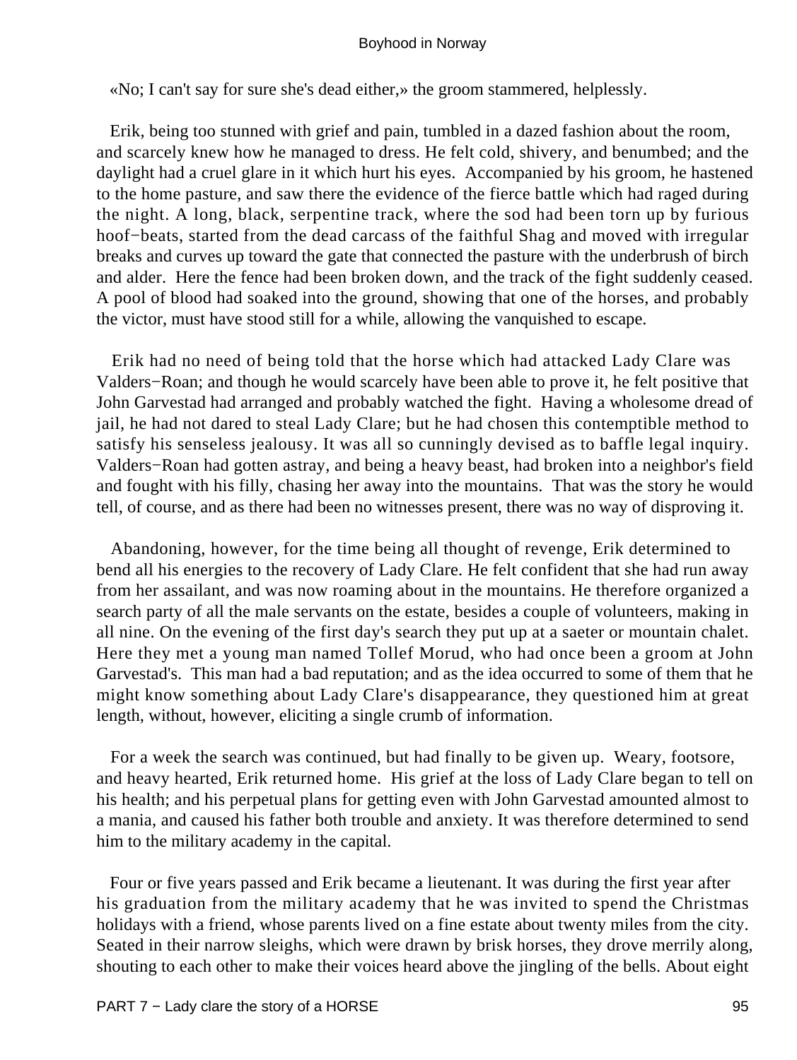«No; I can't say for sure she's dead either,» the groom stammered, helplessly.

Erik, being too stunned with grief and pain, tumbled in a dazed fashion about the room, and scarcely knew how he managed to dress. He felt cold, shivery, and benumbed; and the daylight had a cruel glare in it which hurt his eyes. Accompanied by his groom, he hastened to the home pasture, and saw there the evidence of the fierce battle which had raged during the night. A long, black, serpentine track, where the sod had been torn up by furious hoof−beats, started from the dead carcass of the faithful Shag and moved with irregular breaks and curves up toward the gate that connected the pasture with the underbrush of birch and alder. Here the fence had been broken down, and the track of the fight suddenly ceased. A pool of blood had soaked into the ground, showing that one of the horses, and probably the victor, must have stood still for a while, allowing the vanquished to escape.

Erik had no need of being told that the horse which had attacked Lady Clare was Valders−Roan; and though he would scarcely have been able to prove it, he felt positive that John Garvestad had arranged and probably watched the fight. Having a wholesome dread of jail, he had not dared to steal Lady Clare; but he had chosen this contemptible method to satisfy his senseless jealousy. It was all so cunningly devised as to baffle legal inquiry. Valders−Roan had gotten astray, and being a heavy beast, had broken into a neighbor's field and fought with his filly, chasing her away into the mountains. That was the story he would tell, of course, and as there had been no witnesses present, there was no way of disproving it.

Abandoning, however, for the time being all thought of revenge, Erik determined to bend all his energies to the recovery of Lady Clare. He felt confident that she had run away from her assailant, and was now roaming about in the mountains. He therefore organized a search party of all the male servants on the estate, besides a couple of volunteers, making in all nine. On the evening of the first day's search they put up at a saeter or mountain chalet. Here they met a young man named Tollef Morud, who had once been a groom at John Garvestad's. This man had a bad reputation; and as the idea occurred to some of them that he might know something about Lady Clare's disappearance, they questioned him at great length, without, however, eliciting a single crumb of information.

For a week the search was continued, but had finally to be given up. Weary, footsore, and heavy hearted, Erik returned home. His grief at the loss of Lady Clare began to tell on his health; and his perpetual plans for getting even with John Garvestad amounted almost to a mania, and caused his father both trouble and anxiety. It was therefore determined to send him to the military academy in the capital.

Four or five years passed and Erik became a lieutenant. It was during the first year after his graduation from the military academy that he was invited to spend the Christmas holidays with a friend, whose parents lived on a fine estate about twenty miles from the city. Seated in their narrow sleighs, which were drawn by brisk horses, they drove merrily along, shouting to each other to make their voices heard above the jingling of the bells. About eight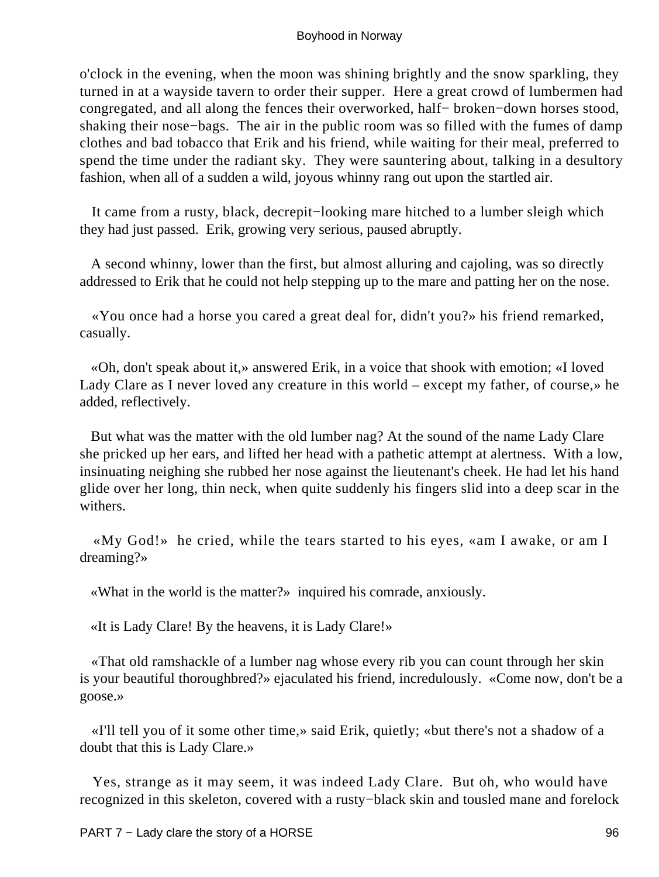o'clock in the evening, when the moon was shining brightly and the snow sparkling, they turned in at a wayside tavern to order their supper. Here a great crowd of lumbermen had congregated, and all along the fences their overworked, half− broken−down horses stood, shaking their nose−bags. The air in the public room was so filled with the fumes of damp clothes and bad tobacco that Erik and his friend, while waiting for their meal, preferred to spend the time under the radiant sky. They were sauntering about, talking in a desultory fashion, when all of a sudden a wild, joyous whinny rang out upon the startled air.

It came from a rusty, black, decrepit−looking mare hitched to a lumber sleigh which they had just passed. Erik, growing very serious, paused abruptly.

A second whinny, lower than the first, but almost alluring and cajoling, was so directly addressed to Erik that he could not help stepping up to the mare and patting her on the nose.

«You once had a horse you cared a great deal for, didn't you?» his friend remarked, casually.

«Oh, don't speak about it,» answered Erik, in a voice that shook with emotion; «I loved Lady Clare as I never loved any creature in this world – except my father, of course,» he added, reflectively.

But what was the matter with the old lumber nag? At the sound of the name Lady Clare she pricked up her ears, and lifted her head with a pathetic attempt at alertness. With a low, insinuating neighing she rubbed her nose against the lieutenant's cheek. He had let his hand glide over her long, thin neck, when quite suddenly his fingers slid into a deep scar in the withers.

«My God!» he cried, while the tears started to his eyes, «am I awake, or am I dreaming?»

«What in the world is the matter?» inquired his comrade, anxiously.

«It is Lady Clare! By the heavens, it is Lady Clare!»

«That old ramshackle of a lumber nag whose every rib you can count through her skin is your beautiful thoroughbred?» ejaculated his friend, incredulously. «Come now, don't be a goose.»

«I'll tell you of it some other time,» said Erik, quietly; «but there's not a shadow of a doubt that this is Lady Clare.»

Yes, strange as it may seem, it was indeed Lady Clare. But oh, who would have recognized in this skeleton, covered with a rusty−black skin and tousled mane and forelock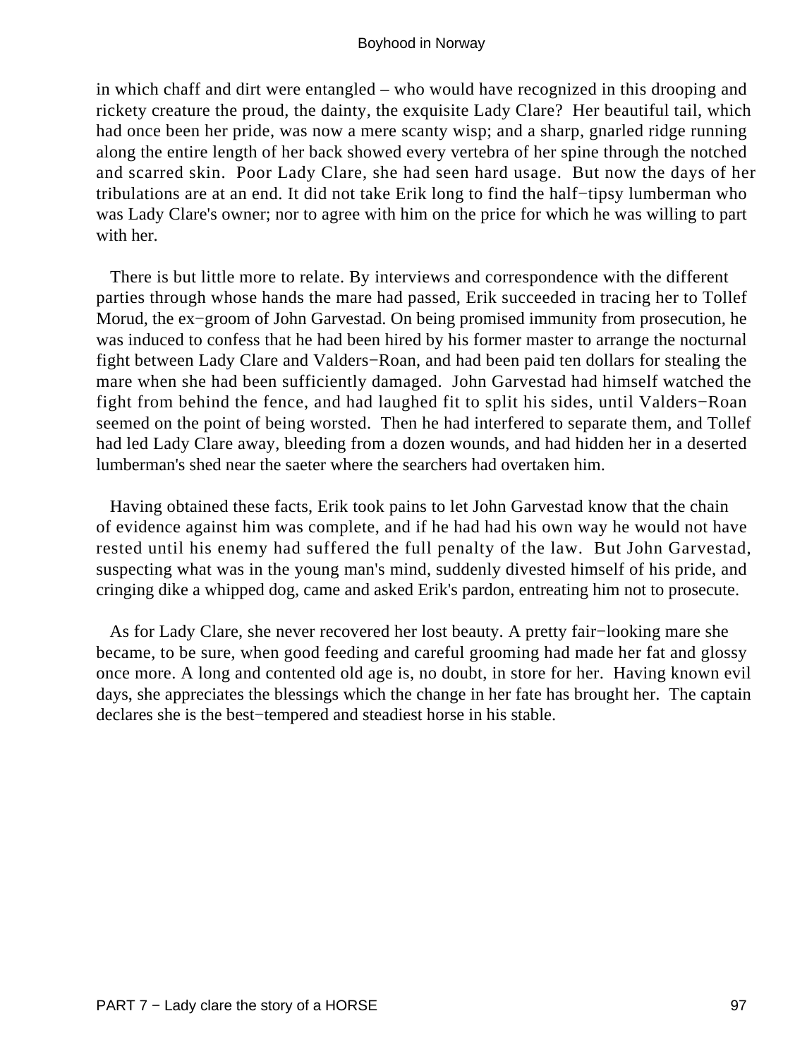in which chaff and dirt were entangled – who would have recognized in this drooping and rickety creature the proud, the dainty, the exquisite Lady Clare? Her beautiful tail, which had once been her pride, was now a mere scanty wisp; and a sharp, gnarled ridge running along the entire length of her back showed every vertebra of her spine through the notched and scarred skin. Poor Lady Clare, she had seen hard usage. But now the days of her tribulations are at an end. It did not take Erik long to find the half−tipsy lumberman who was Lady Clare's owner; nor to agree with him on the price for which he was willing to part with her.

There is but little more to relate. By interviews and correspondence with the different parties through whose hands the mare had passed, Erik succeeded in tracing her to Tollef Morud, the ex−groom of John Garvestad. On being promised immunity from prosecution, he was induced to confess that he had been hired by his former master to arrange the nocturnal fight between Lady Clare and Valders−Roan, and had been paid ten dollars for stealing the mare when she had been sufficiently damaged. John Garvestad had himself watched the fight from behind the fence, and had laughed fit to split his sides, until Valders−Roan seemed on the point of being worsted. Then he had interfered to separate them, and Tollef had led Lady Clare away, bleeding from a dozen wounds, and had hidden her in a deserted lumberman's shed near the saeter where the searchers had overtaken him.

Having obtained these facts, Erik took pains to let John Garvestad know that the chain of evidence against him was complete, and if he had had his own way he would not have rested until his enemy had suffered the full penalty of the law. But John Garvestad, suspecting what was in the young man's mind, suddenly divested himself of his pride, and cringing dike a whipped dog, came and asked Erik's pardon, entreating him not to prosecute.

As for Lady Clare, she never recovered her lost beauty. A pretty fair−looking mare she became, to be sure, when good feeding and careful grooming had made her fat and glossy once more. A long and contented old age is, no doubt, in store for her. Having known evil days, she appreciates the blessings which the change in her fate has brought her. The captain declares she is the best−tempered and steadiest horse in his stable.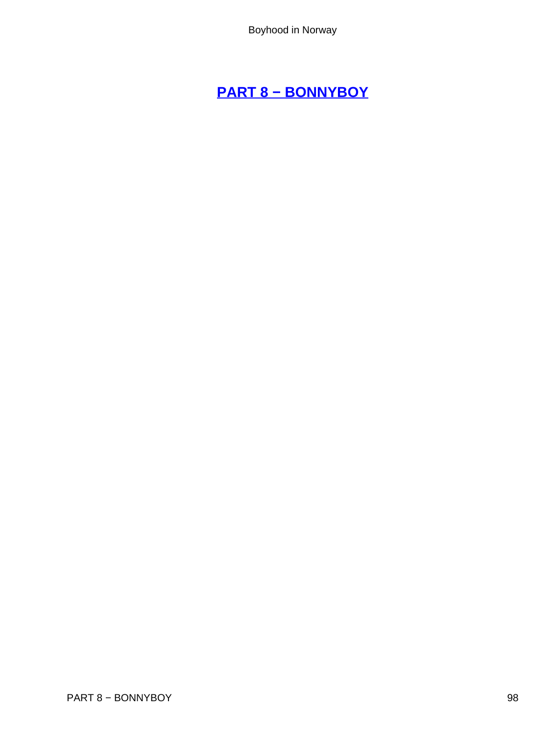## [PART 8 − BONNYBOY]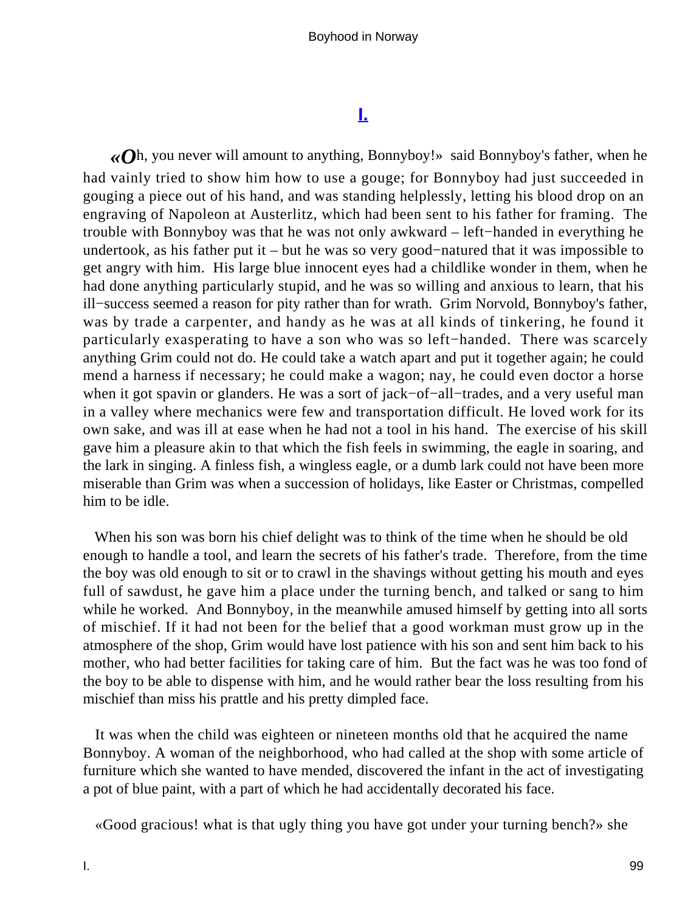## I.

«Oh, you never will amount to anything, Bonnyboy!» said Bonnyboy's father, when he had vainly tried to show him how to use a gouge; for Bonnyboy had just succeeded in gouging a piece out of his hand, and was standing helplessly, letting his blood drop on an engraving of Napoleon at Austerlitz, which had been sent to his father for framing. The trouble with Bonnyboy was that he was not only awkward – left−handed in everything he undertook, as his father put it – but he was so very good−natured that it was impossible to get angry with him. His large blue innocent eyes had a childlike wonder in them, when he had done anything particularly stupid, and he was so willing and anxious to learn, that his ill−success seemed a reason for pity rather than for wrath. Grim Norvold, Bonnyboy's father, was by trade a carpenter, and handy as he was at all kinds of tinkering, he found it particularly exasperating to have a son who was so left−handed. There was scarcely anything Grim could not do. He could take a watch apart and put it together again; he could mend a harness if necessary; he could make a wagon; nay, he could even doctor a horse when it got spavin or glanders. He was a sort of jack−of−all−trades, and a very useful man in a valley where mechanics were few and transportation difficult. He loved work for its own sake, and was ill at ease when he had not a tool in his hand. The exercise of his skill gave him a pleasure akin to that which the fish feels in swimming, the eagle in soaring, and the lark in singing. A finless fish, a wingless eagle, or a dumb lark could not have been more miserable than Grim was when a succession of holidays, like Easter or Christmas, compelled him to be idle.

When his son was born his chief delight was to think of the time when he should be old enough to handle a tool, and learn the secrets of his father's trade. Therefore, from the time the boy was old enough to sit or to crawl in the shavings without getting his mouth and eyes full of sawdust, he gave him a place under the turning bench, and talked or sang to him while he worked. And Bonnyboy, in the meanwhile amused himself by getting into all sorts of mischief. If it had not been for the belief that a good workman must grow up in the atmosphere of the shop, Grim would have lost patience with his son and sent him back to his mother, who had better facilities for taking care of him. But the fact was he was too fond of the boy to be able to dispense with him, and he would rather bear the loss resulting from his mischief than miss his prattle and his pretty dimpled face.

It was when the child was eighteen or nineteen months old that he acquired the name Bonnyboy. A woman of the neighborhood, who had called at the shop with some article of furniture which she wanted to have mended, discovered the infant in the act of investigating a pot of blue paint, with a part of which he had accidentally decorated his face.

«Good gracious! what is that ugly thing you have got under your turning bench?» she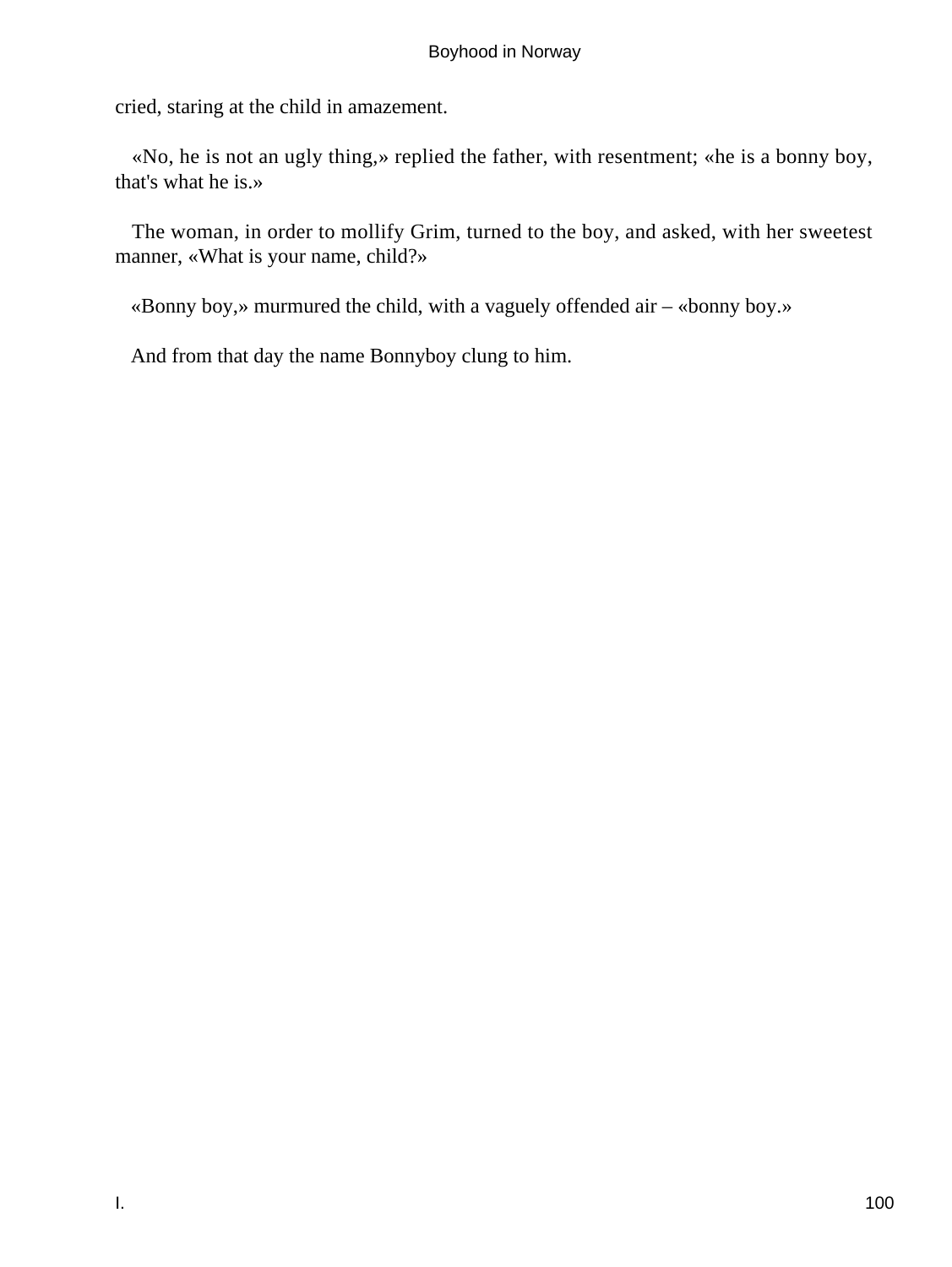cried, staring at the child in amazement.

«No, he is not an ugly thing,» replied the father, with resentment; «he is a bonny boy, that's what he is.»

The woman, in order to mollify Grim, turned to the boy, and asked, with her sweetest manner, «What is your name, child?»

«Bonny boy,» murmured the child, with a vaguely offended air – «bonny boy.»

And from that day the name Bonnyboy clung to him.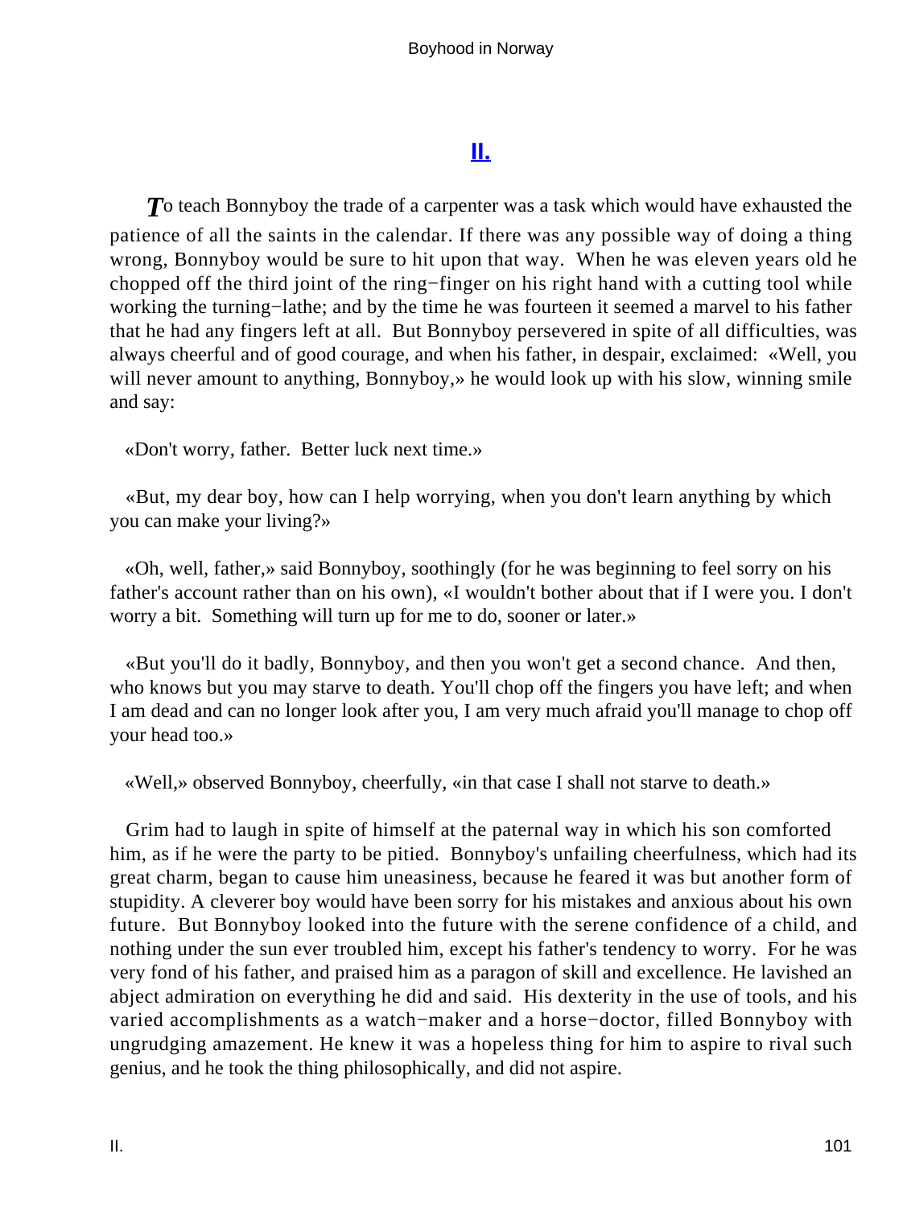## II.

*T*o teach Bonnyboy the trade of a carpenter was a task which would have exhausted the patience of all the saints in the calendar. If there was any possible way of doing a thing wrong, Bonnyboy would be sure to hit upon that way. When he was eleven years old he chopped off the third joint of the ring−finger on his right hand with a cutting tool while working the turning−lathe; and by the time he was fourteen it seemed a marvel to his father that he had any fingers left at all. But Bonnyboy persevered in spite of all difficulties, was always cheerful and of good courage, and when his father, in despair, exclaimed: «Well, you will never amount to anything, Bonnyboy,» he would look up with his slow, winning smile and say:

«Don't worry, father. Better luck next time.»

«But, my dear boy, how can I help worrying, when you don't learn anything by which you can make your living?»

«Oh, well, father,» said Bonnyboy, soothingly (for he was beginning to feel sorry on his father's account rather than on his own), «I wouldn't bother about that if I were you. I don't worry a bit. Something will turn up for me to do, sooner or later.»

«But you'll do it badly, Bonnyboy, and then you won't get a second chance. And then, who knows but you may starve to death. You'll chop off the fingers you have left; and when I am dead and can no longer look after you, I am very much afraid you'll manage to chop off your head too.»

«Well,» observed Bonnyboy, cheerfully, «in that case I shall not starve to death.»

Grim had to laugh in spite of himself at the paternal way in which his son comforted him, as if he were the party to be pitied. Bonnyboy's unfailing cheerfulness, which had its great charm, began to cause him uneasiness, because he feared it was but another form of stupidity. A cleverer boy would have been sorry for his mistakes and anxious about his own future. But Bonnyboy looked into the future with the serene confidence of a child, and nothing under the sun ever troubled him, except his father's tendency to worry. For he was very fond of his father, and praised him as a paragon of skill and excellence. He lavished an abject admiration on everything he did and said. His dexterity in the use of tools, and his varied accomplishments as a watch−maker and a horse−doctor, filled Bonnyboy with ungrudging amazement. He knew it was a hopeless thing for him to aspire to rival such genius, and he took the thing philosophically, and did not aspire.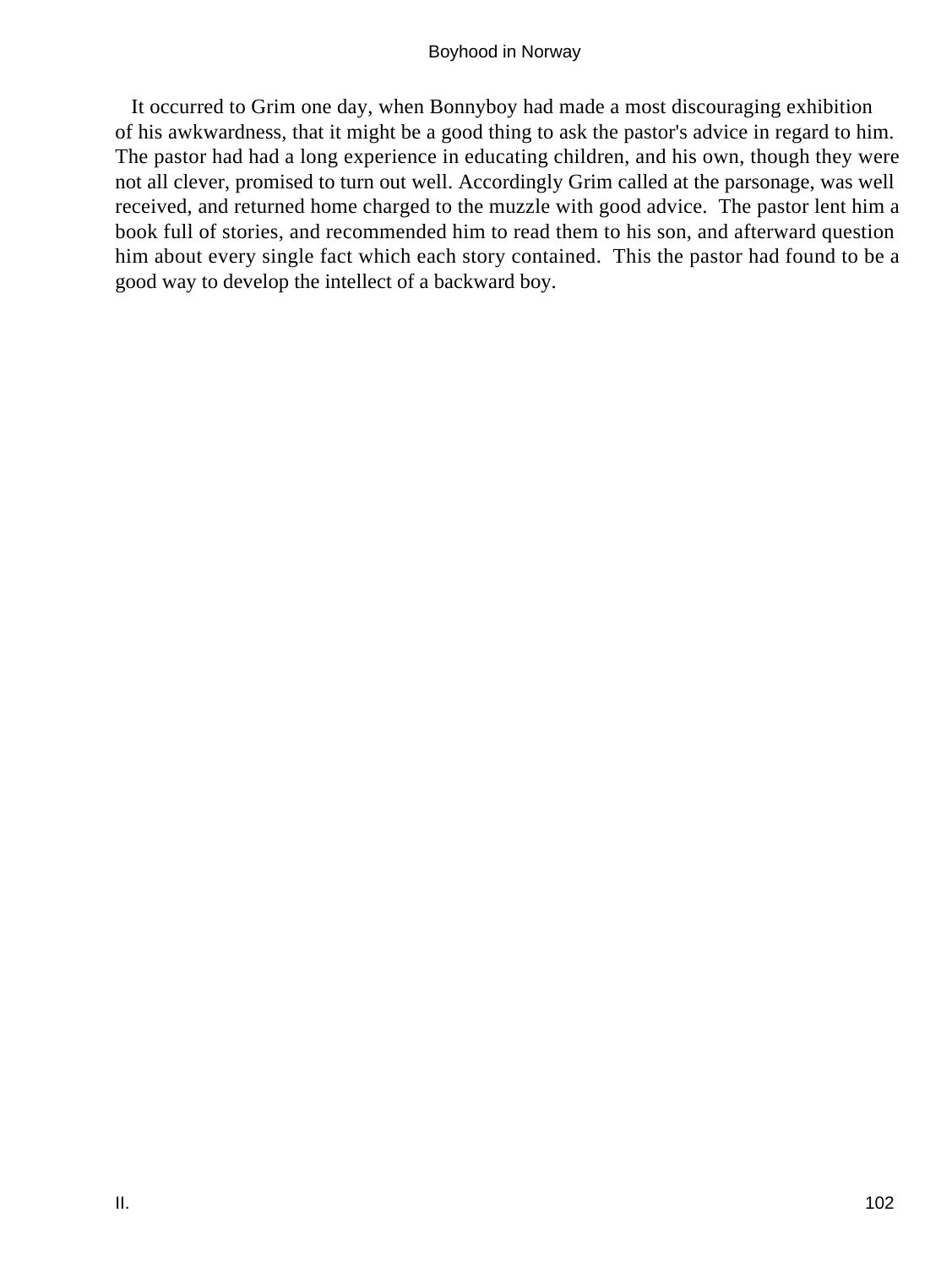It occurred to Grim one day, when Bonnyboy had made a most discouraging exhibition of his awkwardness, that it might be a good thing to ask the pastor's advice in regard to him. The pastor had had a long experience in educating children, and his own, though they were not all clever, promised to turn out well. Accordingly Grim called at the parsonage, was well received, and returned home charged to the muzzle with good advice. The pastor lent him a book full of stories, and recommended him to read them to his son, and afterward question him about every single fact which each story contained. This the pastor had found to be a good way to develop the intellect of a backward boy.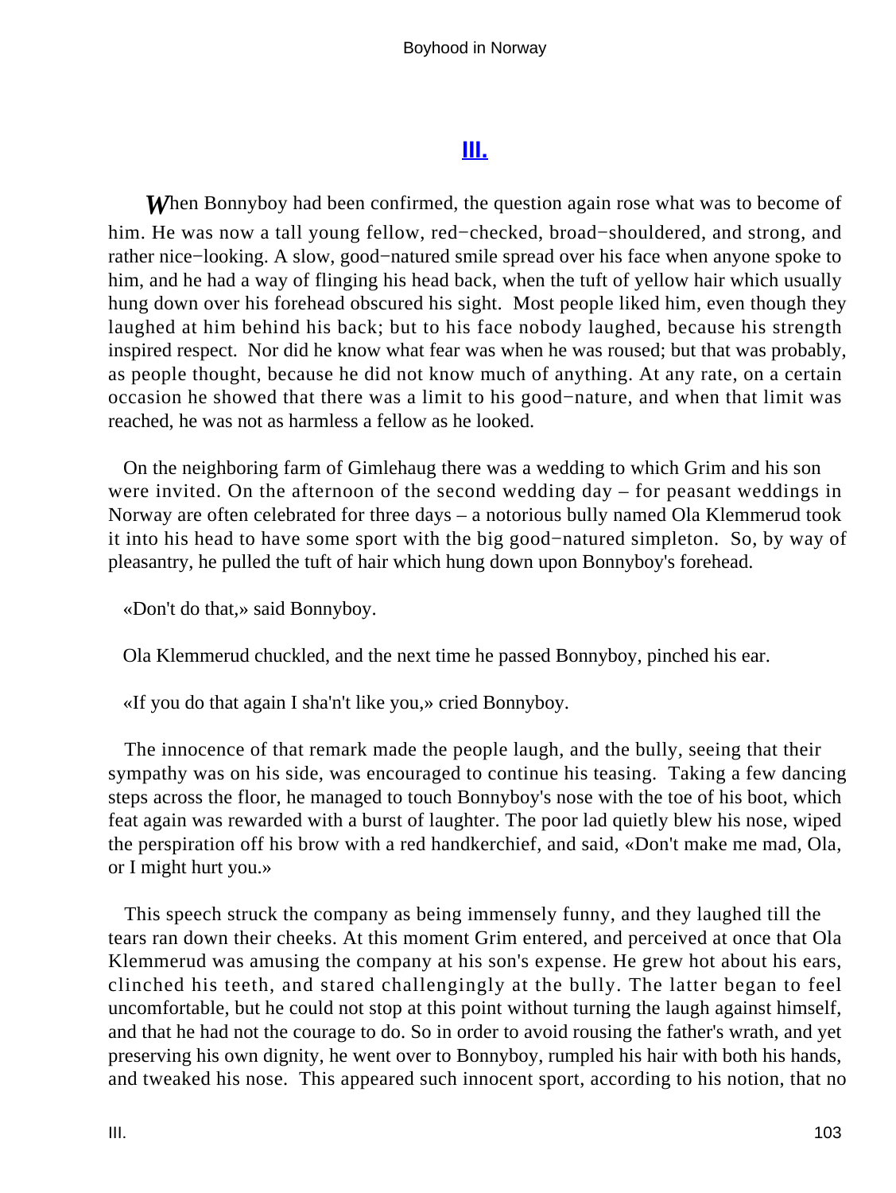## III.

*W*hen Bonnyboy had been confirmed, the question again rose what was to become of him. He was now a tall young fellow, red−checked, broad−shouldered, and strong, and rather nice−looking. A slow, good−natured smile spread over his face when anyone spoke to him, and he had a way of flinging his head back, when the tuft of yellow hair which usually hung down over his forehead obscured his sight. Most people liked him, even though they laughed at him behind his back; but to his face nobody laughed, because his strength inspired respect. Nor did he know what fear was when he was roused; but that was probably, as people thought, because he did not know much of anything. At any rate, on a certain occasion he showed that there was a limit to his good−nature, and when that limit was reached, he was not as harmless a fellow as he looked.

On the neighboring farm of Gimlehaug there was a wedding to which Grim and his son were invited. On the afternoon of the second wedding day – for peasant weddings in Norway are often celebrated for three days – a notorious bully named Ola Klemmerud took it into his head to have some sport with the big good−natured simpleton. So, by way of pleasantry, he pulled the tuft of hair which hung down upon Bonnyboy's forehead.

«Don't do that,» said Bonnyboy.

Ola Klemmerud chuckled, and the next time he passed Bonnyboy, pinched his ear.

«If you do that again I sha'n't like you,» cried Bonnyboy.

The innocence of that remark made the people laugh, and the bully, seeing that their sympathy was on his side, was encouraged to continue his teasing. Taking a few dancing steps across the floor, he managed to touch Bonnyboy's nose with the toe of his boot, which feat again was rewarded with a burst of laughter. The poor lad quietly blew his nose, wiped the perspiration off his brow with a red handkerchief, and said, «Don't make me mad, Ola, or I might hurt you.»

This speech struck the company as being immensely funny, and they laughed till the tears ran down their cheeks. At this moment Grim entered, and perceived at once that Ola Klemmerud was amusing the company at his son's expense. He grew hot about his ears, clinched his teeth, and stared challengingly at the bully. The latter began to feel uncomfortable, but he could not stop at this point without turning the laugh against himself, and that he had not the courage to do. So in order to avoid rousing the father's wrath, and yet preserving his own dignity, he went over to Bonnyboy, rumpled his hair with both his hands, and tweaked his nose. This appeared such innocent sport, according to his notion, that no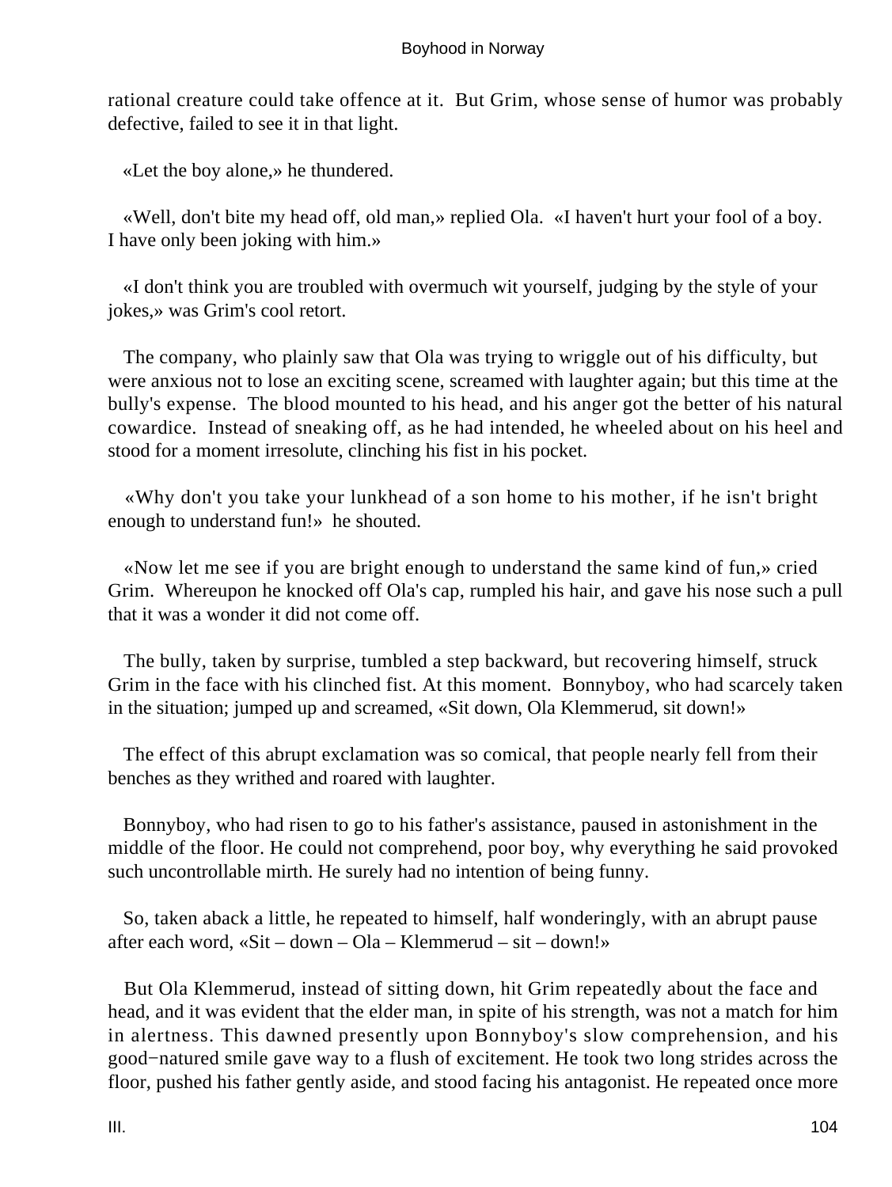rational creature could take offence at it.  But Grim, whose sense of humor was probably defective, failed to see it in that light.

«Let the boy alone,» he thundered.

«Well, don't bite my head off, old man,» replied Ola.  «I haven't hurt your fool of a boy.  I have only been joking with him.»

«I don't think you are troubled with overmuch wit yourself, judging by the style of your jokes,» was Grim's cool retort.

The company, who plainly saw that Ola was trying to wriggle out of his difficulty, but were anxious not to lose an exciting scene, screamed with laughter again; but this time at the bully's expense.  The blood mounted to his head, and his anger got the better of his natural cowardice.  Instead of sneaking off, as he had intended, he wheeled about on his heel and stood for a moment irresolute, clinching his fist in his pocket.

«Why don't you take your lunkhead of a son home to his mother, if he isn't bright enough to understand fun!»  he shouted.

«Now let me see if you are bright enough to understand the same kind of fun,» cried Grim.  Whereupon he knocked off Ola's cap, rumpled his hair, and gave his nose such a pull that it was a wonder it did not come off.

The bully, taken by surprise, tumbled a step backward, but recovering himself, struck Grim in the face with his clinched fist. At this moment.  Bonnyboy, who had scarcely taken in the situation; jumped up and screamed, «Sit down, Ola Klemmerud, sit down!»

The effect of this abrupt exclamation was so comical, that people nearly fell from their benches as they writhed and roared with laughter.

Bonnyboy, who had risen to go to his father's assistance, paused in astonishment in the middle of the floor. He could not comprehend, poor boy, why everything he said provoked such uncontrollable mirth. He surely had no intention of being funny.

So, taken aback a little, he repeated to himself, half wonderingly, with an abrupt pause after each word, «Sit – down – Ola – Klemmerud – sit – down!»

But Ola Klemmerud, instead of sitting down, hit Grim repeatedly about the face and head, and it was evident that the elder man, in spite of his strength, was not a match for him in alertness. This dawned presently upon Bonnyboy's slow comprehension, and his good−natured smile gave way to a flush of excitement. He took two long strides across the floor, pushed his father gently aside, and stood facing his antagonist. He repeated once more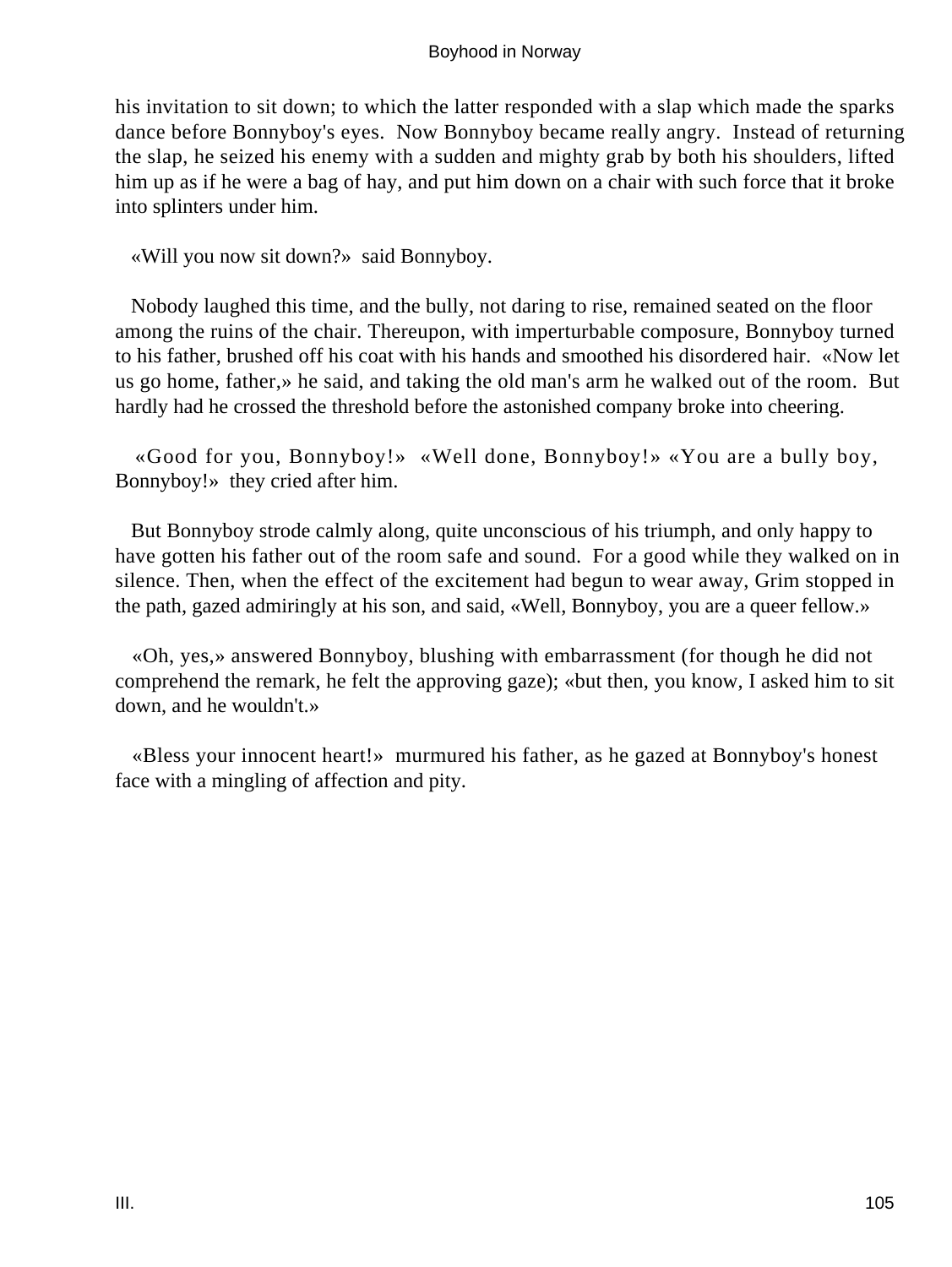his invitation to sit down; to which the latter responded with a slap which made the sparks dance before Bonnyboy's eyes. Now Bonnyboy became really angry. Instead of returning the slap, he seized his enemy with a sudden and mighty grab by both his shoulders, lifted him up as if he were a bag of hay, and put him down on a chair with such force that it broke into splinters under him.

«Will you now sit down?» said Bonnyboy.

Nobody laughed this time, and the bully, not daring to rise, remained seated on the floor among the ruins of the chair. Thereupon, with imperturbable composure, Bonnyboy turned to his father, brushed off his coat with his hands and smoothed his disordered hair. «Now let us go home, father,» he said, and taking the old man's arm he walked out of the room. But hardly had he crossed the threshold before the astonished company broke into cheering.

«Good for you, Bonnyboy!» «Well done, Bonnyboy!» «You are a bully boy, Bonnyboy!» they cried after him.

But Bonnyboy strode calmly along, quite unconscious of his triumph, and only happy to have gotten his father out of the room safe and sound. For a good while they walked on in silence. Then, when the effect of the excitement had begun to wear away, Grim stopped in the path, gazed admiringly at his son, and said, «Well, Bonnyboy, you are a queer fellow.»

«Oh, yes,» answered Bonnyboy, blushing with embarrassment (for though he did not comprehend the remark, he felt the approving gaze); «but then, you know, I asked him to sit down, and he wouldn't.»

«Bless your innocent heart!» murmured his father, as he gazed at Bonnyboy's honest face with a mingling of affection and pity.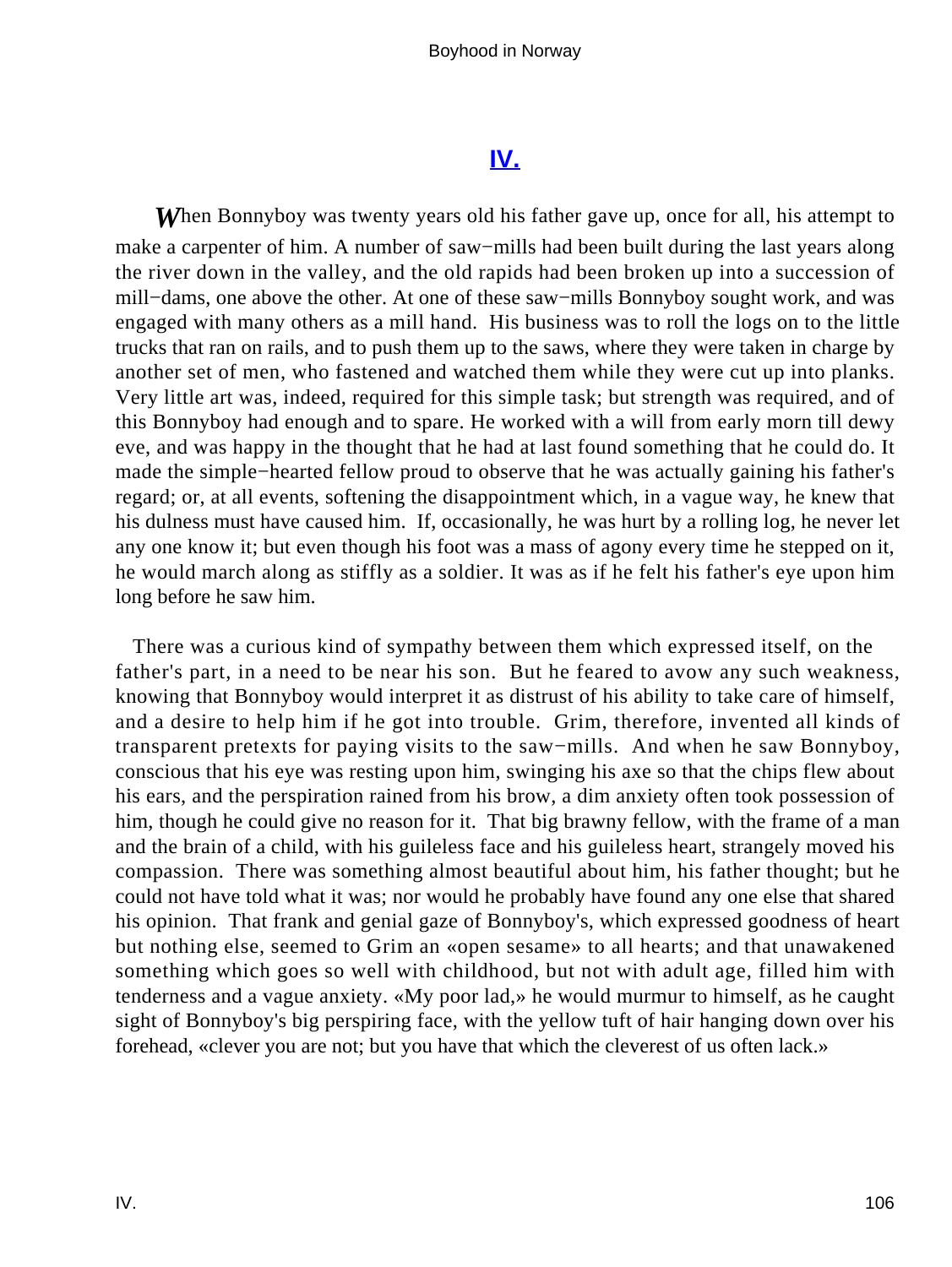## IV.

*W*hen Bonnyboy was twenty years old his father gave up, once for all, his attempt to make a carpenter of him. A number of saw−mills had been built during the last years along the river down in the valley, and the old rapids had been broken up into a succession of mill−dams, one above the other. At one of these saw−mills Bonnyboy sought work, and was engaged with many others as a mill hand. His business was to roll the logs on to the little trucks that ran on rails, and to push them up to the saws, where they were taken in charge by another set of men, who fastened and watched them while they were cut up into planks. Very little art was, indeed, required for this simple task; but strength was required, and of this Bonnyboy had enough and to spare. He worked with a will from early morn till dewy eve, and was happy in the thought that he had at last found something that he could do. It made the simple−hearted fellow proud to observe that he was actually gaining his father's regard; or, at all events, softening the disappointment which, in a vague way, he knew that his dulness must have caused him. If, occasionally, he was hurt by a rolling log, he never let any one know it; but even though his foot was a mass of agony every time he stepped on it, he would march along as stiffly as a soldier. It was as if he felt his father's eye upon him long before he saw him.

There was a curious kind of sympathy between them which expressed itself, on the father's part, in a need to be near his son. But he feared to avow any such weakness, knowing that Bonnyboy would interpret it as distrust of his ability to take care of himself, and a desire to help him if he got into trouble. Grim, therefore, invented all kinds of transparent pretexts for paying visits to the saw−mills. And when he saw Bonnyboy, conscious that his eye was resting upon him, swinging his axe so that the chips flew about his ears, and the perspiration rained from his brow, a dim anxiety often took possession of him, though he could give no reason for it. That big brawny fellow, with the frame of a man and the brain of a child, with his guileless face and his guileless heart, strangely moved his compassion. There was something almost beautiful about him, his father thought; but he could not have told what it was; nor would he probably have found any one else that shared his opinion. That frank and genial gaze of Bonnyboy's, which expressed goodness of heart but nothing else, seemed to Grim an «open sesame» to all hearts; and that unawakened something which goes so well with childhood, but not with adult age, filled him with tenderness and a vague anxiety. «My poor lad,» he would murmur to himself, as he caught sight of Bonnyboy's big perspiring face, with the yellow tuft of hair hanging down over his forehead, «clever you are not; but you have that which the cleverest of us often lack.»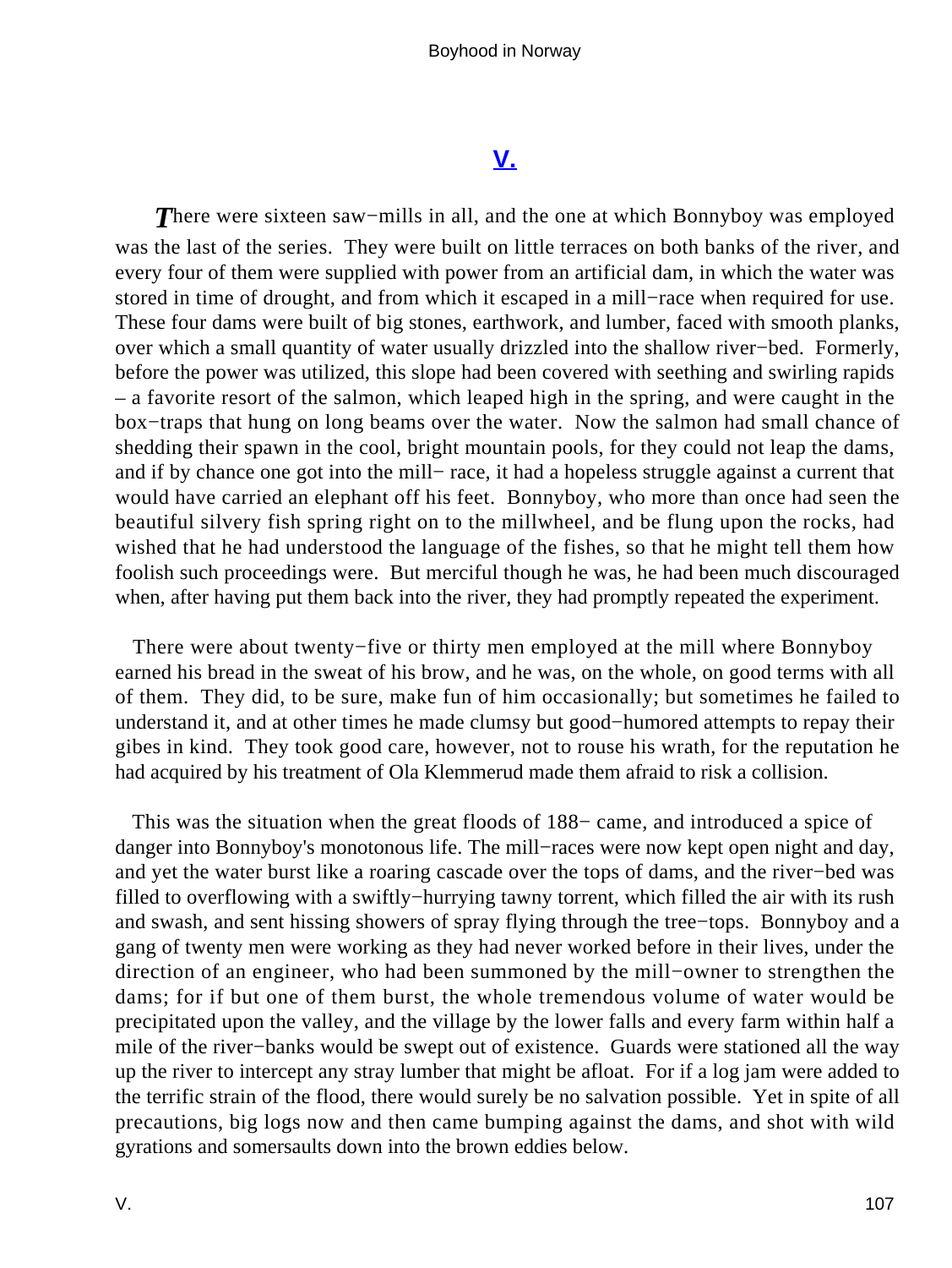## V.

There were sixteen saw−mills in all, and the one at which Bonnyboy was employed was the last of the series. They were built on little terraces on both banks of the river, and every four of them were supplied with power from an artificial dam, in which the water was stored in time of drought, and from which it escaped in a mill−race when required for use. These four dams were built of big stones, earthwork, and lumber, faced with smooth planks, over which a small quantity of water usually drizzled into the shallow river−bed. Formerly, before the power was utilized, this slope had been covered with seething and swirling rapids – a favorite resort of the salmon, which leaped high in the spring, and were caught in the box−traps that hung on long beams over the water. Now the salmon had small chance of shedding their spawn in the cool, bright mountain pools, for they could not leap the dams, and if by chance one got into the mill− race, it had a hopeless struggle against a current that would have carried an elephant off his feet. Bonnyboy, who more than once had seen the beautiful silvery fish spring right on to the millwheel, and be flung upon the rocks, had wished that he had understood the language of the fishes, so that he might tell them how foolish such proceedings were. But merciful though he was, he had been much discouraged when, after having put them back into the river, they had promptly repeated the experiment.

There were about twenty−five or thirty men employed at the mill where Bonnyboy earned his bread in the sweat of his brow, and he was, on the whole, on good terms with all of them. They did, to be sure, make fun of him occasionally; but sometimes he failed to understand it, and at other times he made clumsy but good−humored attempts to repay their gibes in kind. They took good care, however, not to rouse his wrath, for the reputation he had acquired by his treatment of Ola Klemmerud made them afraid to risk a collision.

This was the situation when the great floods of 188− came, and introduced a spice of danger into Bonnyboy's monotonous life. The mill−races were now kept open night and day, and yet the water burst like a roaring cascade over the tops of dams, and the river−bed was filled to overflowing with a swiftly−hurrying tawny torrent, which filled the air with its rush and swash, and sent hissing showers of spray flying through the tree−tops. Bonnyboy and a gang of twenty men were working as they had never worked before in their lives, under the direction of an engineer, who had been summoned by the mill−owner to strengthen the dams; for if but one of them burst, the whole tremendous volume of water would be precipitated upon the valley, and the village by the lower falls and every farm within half a mile of the river−banks would be swept out of existence. Guards were stationed all the way up the river to intercept any stray lumber that might be afloat. For if a log jam were added to the terrific strain of the flood, there would surely be no salvation possible. Yet in spite of all precautions, big logs now and then came bumping against the dams, and shot with wild gyrations and somersaults down into the brown eddies below.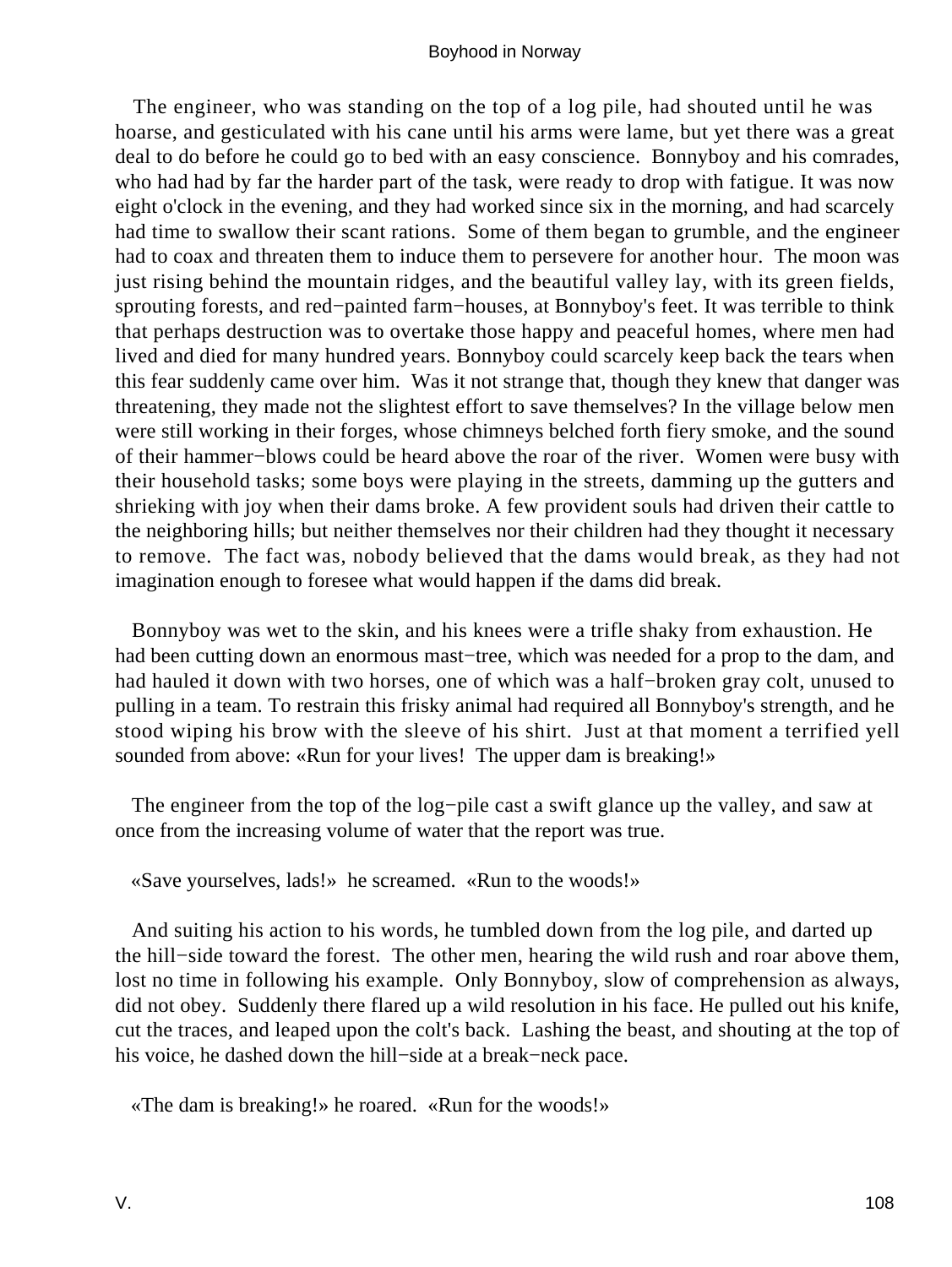The engineer, who was standing on the top of a log pile, had shouted until he was hoarse, and gesticulated with his cane until his arms were lame, but yet there was a great deal to do before he could go to bed with an easy conscience. Bonnyboy and his comrades, who had had by far the harder part of the task, were ready to drop with fatigue. It was now eight o'clock in the evening, and they had worked since six in the morning, and had scarcely had time to swallow their scant rations. Some of them began to grumble, and the engineer had to coax and threaten them to induce them to persevere for another hour. The moon was just rising behind the mountain ridges, and the beautiful valley lay, with its green fields, sprouting forests, and red−painted farm−houses, at Bonnyboy's feet. It was terrible to think that perhaps destruction was to overtake those happy and peaceful homes, where men had lived and died for many hundred years. Bonnyboy could scarcely keep back the tears when this fear suddenly came over him. Was it not strange that, though they knew that danger was threatening, they made not the slightest effort to save themselves? In the village below men were still working in their forges, whose chimneys belched forth fiery smoke, and the sound of their hammer−blows could be heard above the roar of the river. Women were busy with their household tasks; some boys were playing in the streets, damming up the gutters and shrieking with joy when their dams broke. A few provident souls had driven their cattle to the neighboring hills; but neither themselves nor their children had they thought it necessary to remove. The fact was, nobody believed that the dams would break, as they had not imagination enough to foresee what would happen if the dams did break.

Bonnyboy was wet to the skin, and his knees were a trifle shaky from exhaustion. He had been cutting down an enormous mast−tree, which was needed for a prop to the dam, and had hauled it down with two horses, one of which was a half−broken gray colt, unused to pulling in a team. To restrain this frisky animal had required all Bonnyboy's strength, and he stood wiping his brow with the sleeve of his shirt. Just at that moment a terrified yell sounded from above: «Run for your lives! The upper dam is breaking!»

The engineer from the top of the log−pile cast a swift glance up the valley, and saw at once from the increasing volume of water that the report was true.

«Save yourselves, lads!» he screamed. «Run to the woods!»

And suiting his action to his words, he tumbled down from the log pile, and darted up the hill−side toward the forest. The other men, hearing the wild rush and roar above them, lost no time in following his example. Only Bonnyboy, slow of comprehension as always, did not obey. Suddenly there flared up a wild resolution in his face. He pulled out his knife, cut the traces, and leaped upon the colt's back. Lashing the beast, and shouting at the top of his voice, he dashed down the hill−side at a break−neck pace.

«The dam is breaking!» he roared. «Run for the woods!»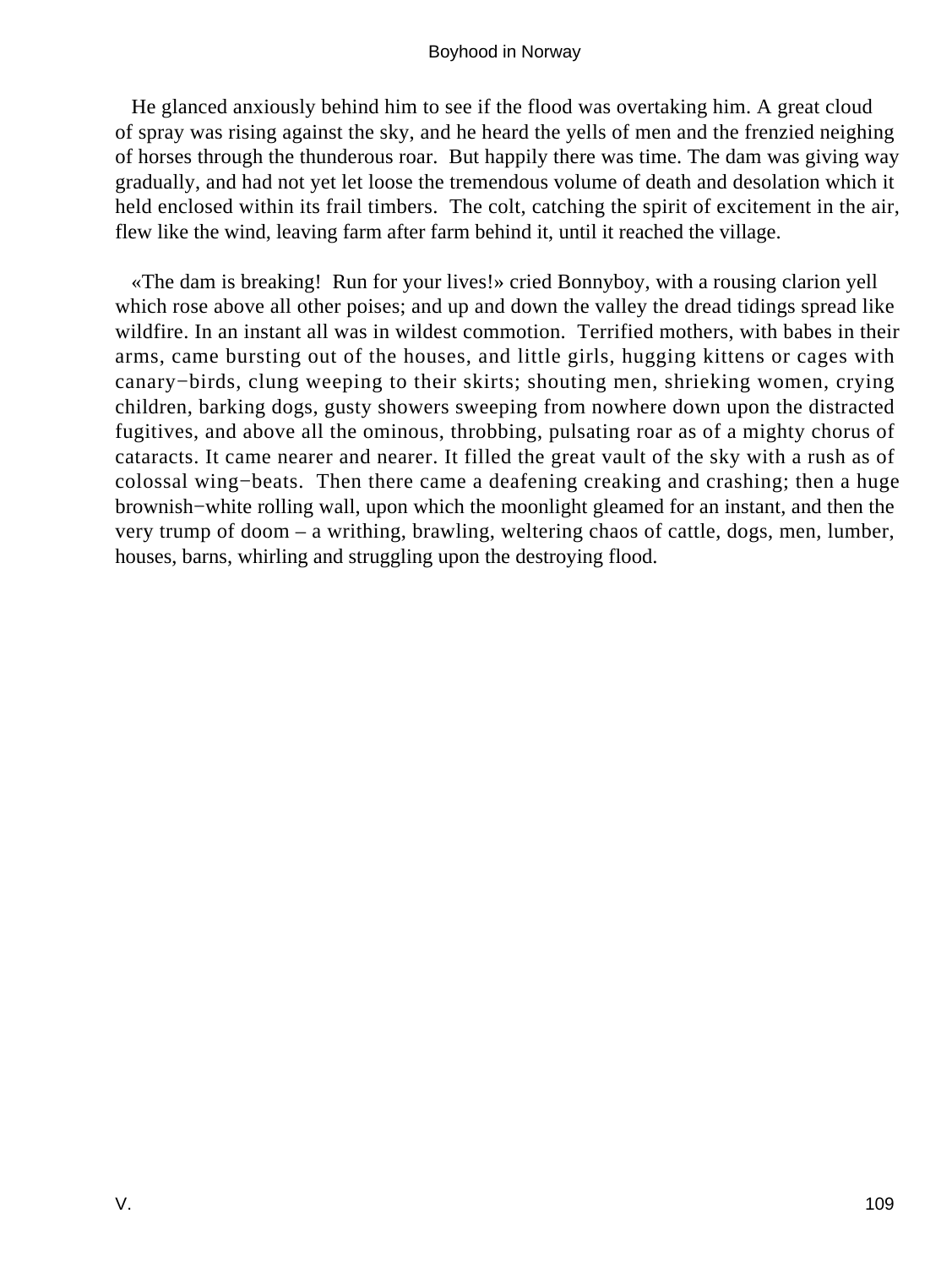He glanced anxiously behind him to see if the flood was overtaking him. A great cloud of spray was rising against the sky, and he heard the yells of men and the frenzied neighing of horses through the thunderous roar. But happily there was time. The dam was giving way gradually, and had not yet let loose the tremendous volume of death and desolation which it held enclosed within its frail timbers. The colt, catching the spirit of excitement in the air, flew like the wind, leaving farm after farm behind it, until it reached the village.

«The dam is breaking! Run for your lives!» cried Bonnyboy, with a rousing clarion yell which rose above all other poises; and up and down the valley the dread tidings spread like wildfire. In an instant all was in wildest commotion. Terrified mothers, with babes in their arms, came bursting out of the houses, and little girls, hugging kittens or cages with canary−birds, clung weeping to their skirts; shouting men, shrieking women, crying children, barking dogs, gusty showers sweeping from nowhere down upon the distracted fugitives, and above all the ominous, throbbing, pulsating roar as of a mighty chorus of cataracts. It came nearer and nearer. It filled the great vault of the sky with a rush as of colossal wing−beats. Then there came a deafening creaking and crashing; then a huge brownish−white rolling wall, upon which the moonlight gleamed for an instant, and then the very trump of doom – a writhing, brawling, weltering chaos of cattle, dogs, men, lumber, houses, barns, whirling and struggling upon the destroying flood.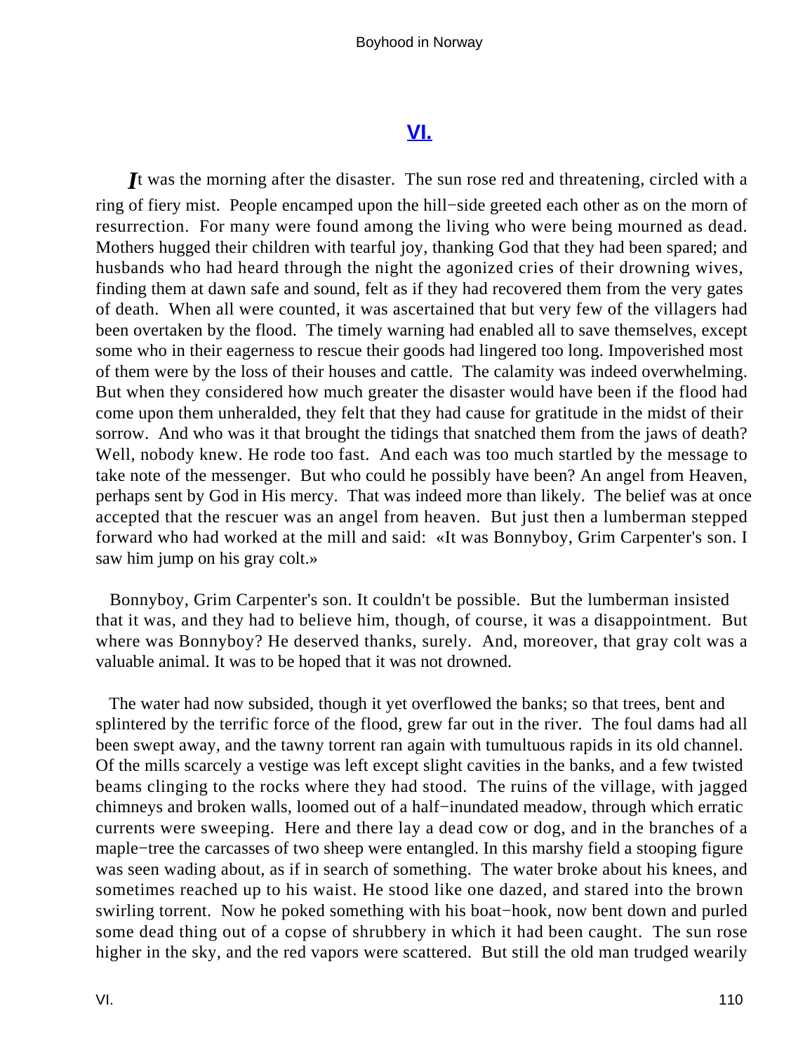## VI.

*I*t was the morning after the disaster. The sun rose red and threatening, circled with a ring of fiery mist. People encamped upon the hill−side greeted each other as on the morn of resurrection. For many were found among the living who were being mourned as dead. Mothers hugged their children with tearful joy, thanking God that they had been spared; and husbands who had heard through the night the agonized cries of their drowning wives, finding them at dawn safe and sound, felt as if they had recovered them from the very gates of death. When all were counted, it was ascertained that but very few of the villagers had been overtaken by the flood. The timely warning had enabled all to save themselves, except some who in their eagerness to rescue their goods had lingered too long. Impoverished most of them were by the loss of their houses and cattle. The calamity was indeed overwhelming. But when they considered how much greater the disaster would have been if the flood had come upon them unheralded, they felt that they had cause for gratitude in the midst of their sorrow. And who was it that brought the tidings that snatched them from the jaws of death? Well, nobody knew. He rode too fast. And each was too much startled by the message to take note of the messenger. But who could he possibly have been? An angel from Heaven, perhaps sent by God in His mercy. That was indeed more than likely. The belief was at once accepted that the rescuer was an angel from heaven. But just then a lumberman stepped forward who had worked at the mill and said: «It was Bonnyboy, Grim Carpenter's son. I saw him jump on his gray colt.»

Bonnyboy, Grim Carpenter's son. It couldn't be possible. But the lumberman insisted that it was, and they had to believe him, though, of course, it was a disappointment. But where was Bonnyboy? He deserved thanks, surely. And, moreover, that gray colt was a valuable animal. It was to be hoped that it was not drowned.

The water had now subsided, though it yet overflowed the banks; so that trees, bent and splintered by the terrific force of the flood, grew far out in the river. The foul dams had all been swept away, and the tawny torrent ran again with tumultuous rapids in its old channel. Of the mills scarcely a vestige was left except slight cavities in the banks, and a few twisted beams clinging to the rocks where they had stood. The ruins of the village, with jagged chimneys and broken walls, loomed out of a half−inundated meadow, through which erratic currents were sweeping. Here and there lay a dead cow or dog, and in the branches of a maple−tree the carcasses of two sheep were entangled. In this marshy field a stooping figure was seen wading about, as if in search of something. The water broke about his knees, and sometimes reached up to his waist. He stood like one dazed, and stared into the brown swirling torrent. Now he poked something with his boat−hook, now bent down and purled some dead thing out of a copse of shrubbery in which it had been caught. The sun rose higher in the sky, and the red vapors were scattered. But still the old man trudged wearily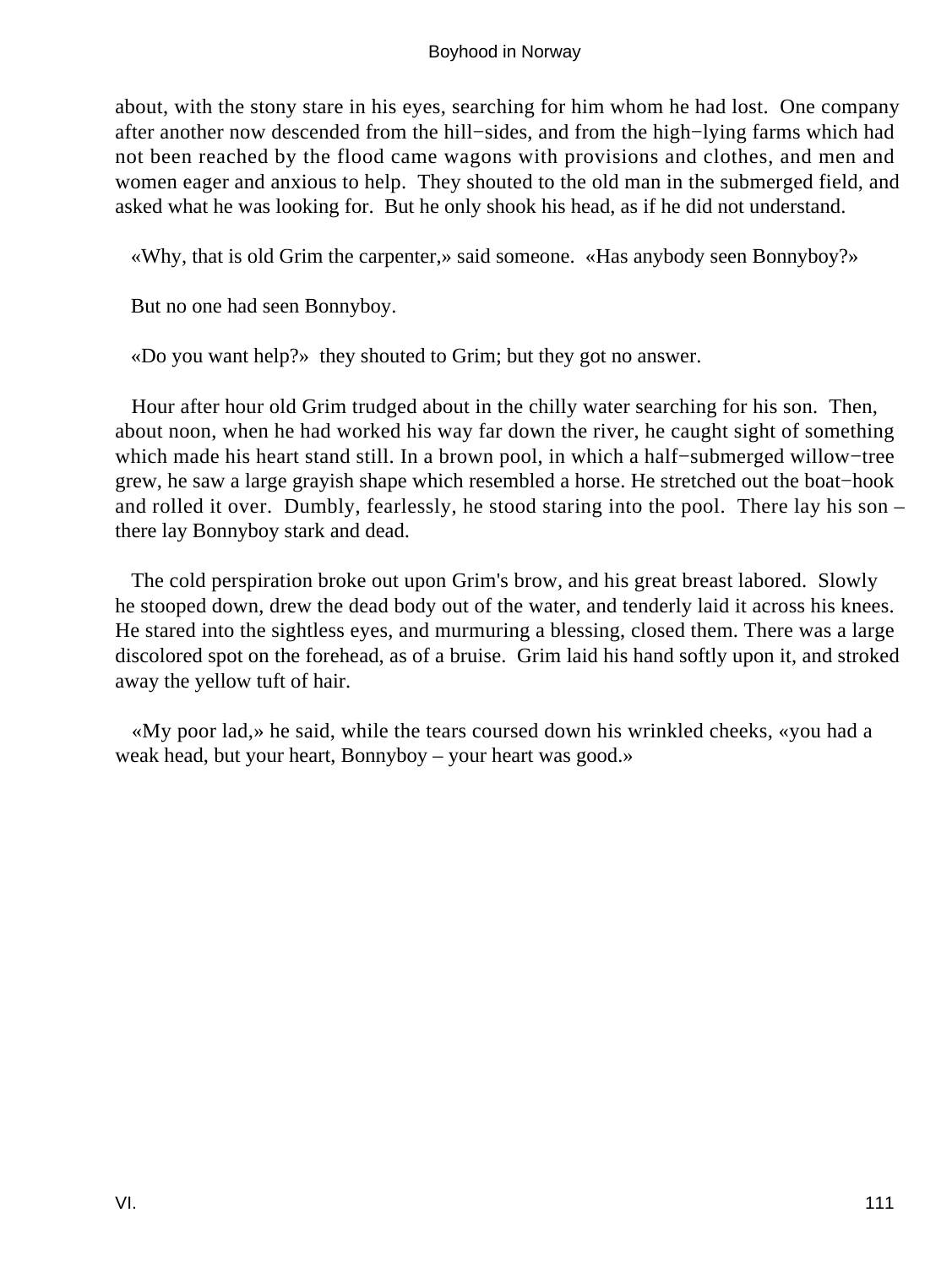about, with the stony stare in his eyes, searching for him whom he had lost. One company after another now descended from the hill−sides, and from the high−lying farms which had not been reached by the flood came wagons with provisions and clothes, and men and women eager and anxious to help. They shouted to the old man in the submerged field, and asked what he was looking for. But he only shook his head, as if he did not understand.

«Why, that is old Grim the carpenter,» said someone. «Has anybody seen Bonnyboy?»

But no one had seen Bonnyboy.

«Do you want help?» they shouted to Grim; but they got no answer.

Hour after hour old Grim trudged about in the chilly water searching for his son. Then, about noon, when he had worked his way far down the river, he caught sight of something which made his heart stand still. In a brown pool, in which a half−submerged willow−tree grew, he saw a large grayish shape which resembled a horse. He stretched out the boat−hook and rolled it over. Dumbly, fearlessly, he stood staring into the pool. There lay his son – there lay Bonnyboy stark and dead.

The cold perspiration broke out upon Grim's brow, and his great breast labored. Slowly he stooped down, drew the dead body out of the water, and tenderly laid it across his knees. He stared into the sightless eyes, and murmuring a blessing, closed them. There was a large discolored spot on the forehead, as of a bruise. Grim laid his hand softly upon it, and stroked away the yellow tuft of hair.

«My poor lad,» he said, while the tears coursed down his wrinkled cheeks, «you had a weak head, but your heart, Bonnyboy – your heart was good.»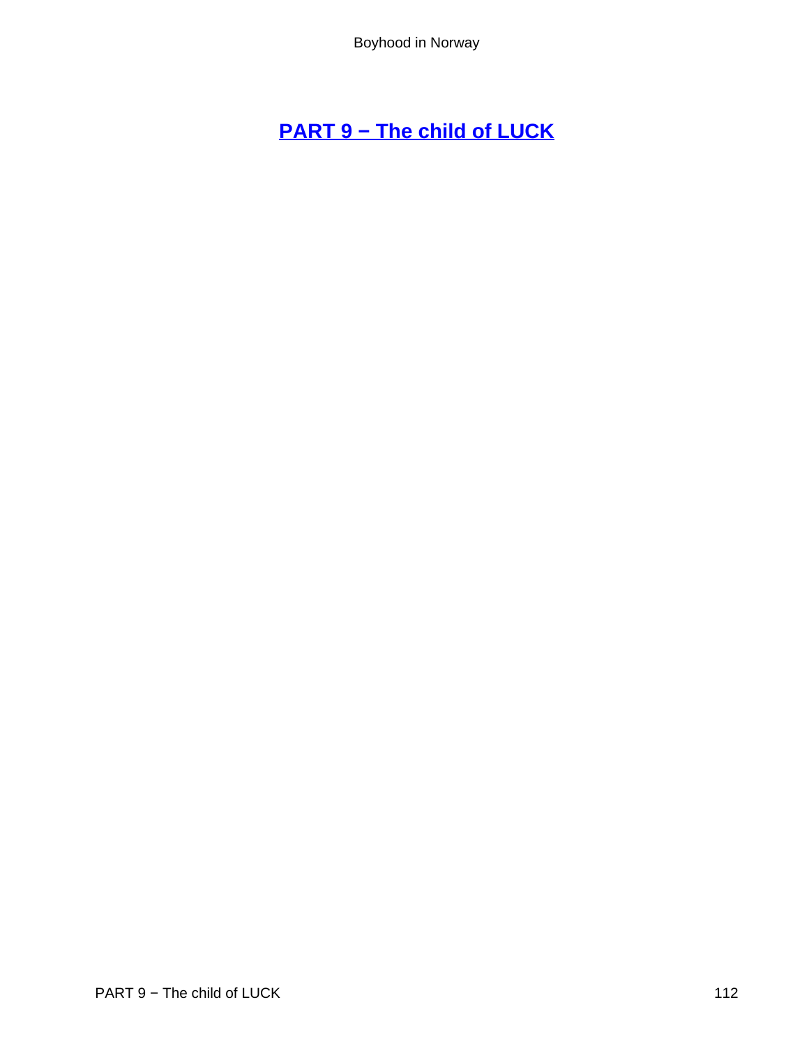# PART 9 − The child of LUCK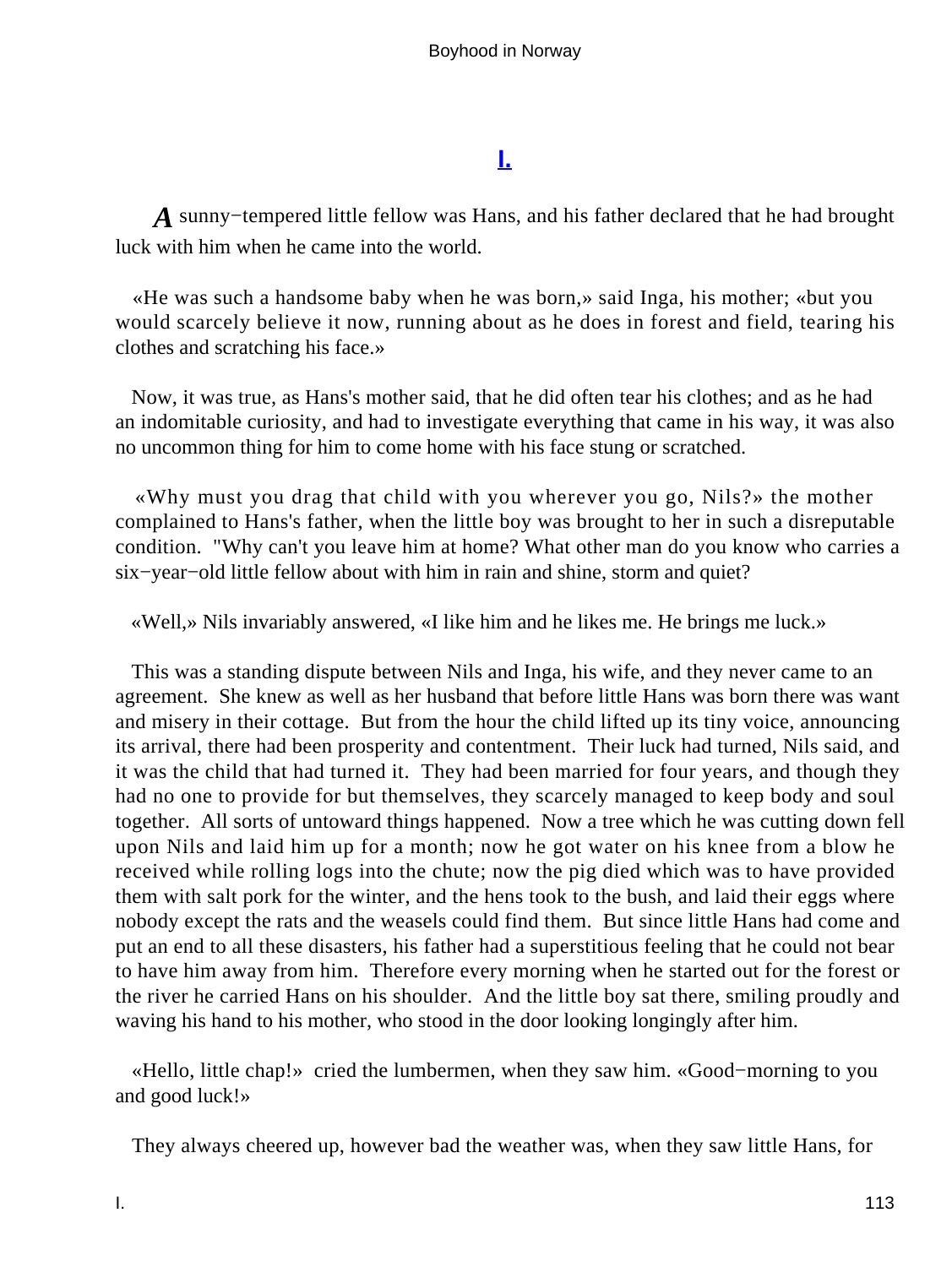# I.

*A* sunny−tempered little fellow was Hans, and his father declared that he had brought luck with him when he came into the world.

«He was such a handsome baby when he was born,» said Inga, his mother; «but you would scarcely believe it now, running about as he does in forest and field, tearing his clothes and scratching his face.»

Now, it was true, as Hans's mother said, that he did often tear his clothes; and as he had an indomitable curiosity, and had to investigate everything that came in his way, it was also no uncommon thing for him to come home with his face stung or scratched.

«Why must you drag that child with you wherever you go, Nils?» the mother complained to Hans's father, when the little boy was brought to her in such a disreputable condition. "Why can't you leave him at home? What other man do you know who carries a six−year−old little fellow about with him in rain and shine, storm and quiet?

«Well,» Nils invariably answered, «I like him and he likes me. He brings me luck.»

This was a standing dispute between Nils and Inga, his wife, and they never came to an agreement. She knew as well as her husband that before little Hans was born there was want and misery in their cottage. But from the hour the child lifted up its tiny voice, announcing its arrival, there had been prosperity and contentment. Their luck had turned, Nils said, and it was the child that had turned it. They had been married for four years, and though they had no one to provide for but themselves, they scarcely managed to keep body and soul together. All sorts of untoward things happened. Now a tree which he was cutting down fell upon Nils and laid him up for a month; now he got water on his knee from a blow he received while rolling logs into the chute; now the pig died which was to have provided them with salt pork for the winter, and the hens took to the bush, and laid their eggs where nobody except the rats and the weasels could find them. But since little Hans had come and put an end to all these disasters, his father had a superstitious feeling that he could not bear to have him away from him. Therefore every morning when he started out for the forest or the river he carried Hans on his shoulder. And the little boy sat there, smiling proudly and waving his hand to his mother, who stood in the door looking longingly after him.

«Hello, little chap!» cried the lumbermen, when they saw him. «Good−morning to you and good luck!»

They always cheered up, however bad the weather was, when they saw little Hans, for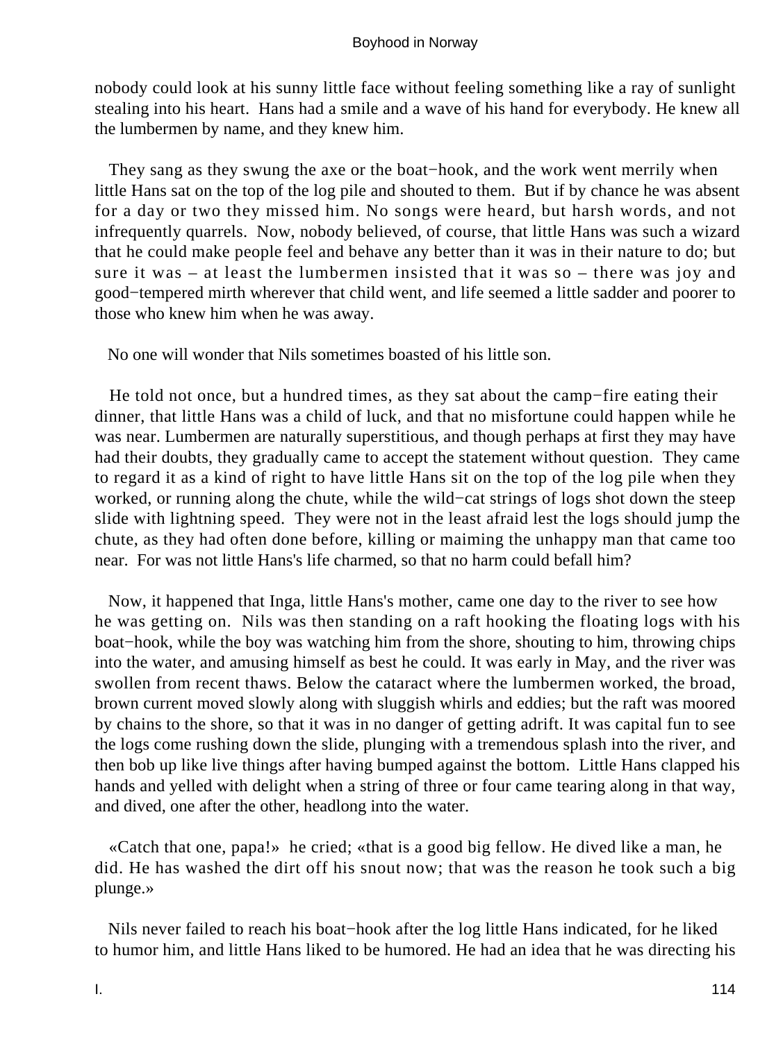nobody could look at his sunny little face without feeling something like a ray of sunlight stealing into his heart. Hans had a smile and a wave of his hand for everybody. He knew all the lumbermen by name, and they knew him.

They sang as they swung the axe or the boat−hook, and the work went merrily when little Hans sat on the top of the log pile and shouted to them. But if by chance he was absent for a day or two they missed him. No songs were heard, but harsh words, and not infrequently quarrels. Now, nobody believed, of course, that little Hans was such a wizard that he could make people feel and behave any better than it was in their nature to do; but sure it was – at least the lumbermen insisted that it was so – there was joy and good−tempered mirth wherever that child went, and life seemed a little sadder and poorer to those who knew him when he was away.

No one will wonder that Nils sometimes boasted of his little son.

He told not once, but a hundred times, as they sat about the camp−fire eating their dinner, that little Hans was a child of luck, and that no misfortune could happen while he was near. Lumbermen are naturally superstitious, and though perhaps at first they may have had their doubts, they gradually came to accept the statement without question. They came to regard it as a kind of right to have little Hans sit on the top of the log pile when they worked, or running along the chute, while the wild−cat strings of logs shot down the steep slide with lightning speed. They were not in the least afraid lest the logs should jump the chute, as they had often done before, killing or maiming the unhappy man that came too near. For was not little Hans's life charmed, so that no harm could befall him?

Now, it happened that Inga, little Hans's mother, came one day to the river to see how he was getting on. Nils was then standing on a raft hooking the floating logs with his boat−hook, while the boy was watching him from the shore, shouting to him, throwing chips into the water, and amusing himself as best he could. It was early in May, and the river was swollen from recent thaws. Below the cataract where the lumbermen worked, the broad, brown current moved slowly along with sluggish whirls and eddies; but the raft was moored by chains to the shore, so that it was in no danger of getting adrift. It was capital fun to see the logs come rushing down the slide, plunging with a tremendous splash into the river, and then bob up like live things after having bumped against the bottom. Little Hans clapped his hands and yelled with delight when a string of three or four came tearing along in that way, and dived, one after the other, headlong into the water.

«Catch that one, papa!» he cried; «that is a good big fellow. He dived like a man, he did. He has washed the dirt off his snout now; that was the reason he took such a big plunge.»

Nils never failed to reach his boat−hook after the log little Hans indicated, for he liked to humor him, and little Hans liked to be humored. He had an idea that he was directing his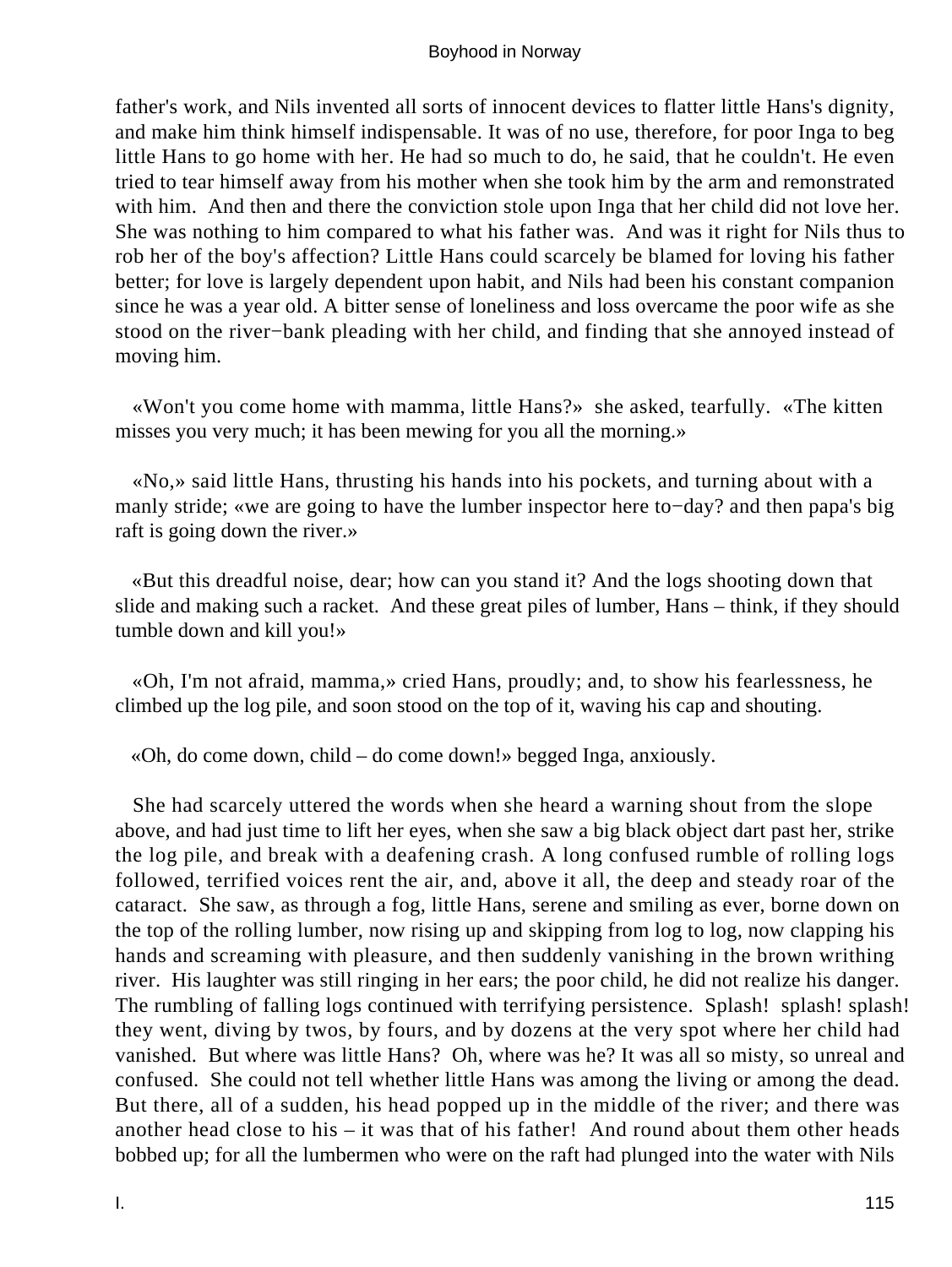father's work, and Nils invented all sorts of innocent devices to flatter little Hans's dignity, and make him think himself indispensable. It was of no use, therefore, for poor Inga to beg little Hans to go home with her. He had so much to do, he said, that he couldn't. He even tried to tear himself away from his mother when she took him by the arm and remonstrated with him. And then and there the conviction stole upon Inga that her child did not love her. She was nothing to him compared to what his father was. And was it right for Nils thus to rob her of the boy's affection? Little Hans could scarcely be blamed for loving his father better; for love is largely dependent upon habit, and Nils had been his constant companion since he was a year old. A bitter sense of loneliness and loss overcame the poor wife as she stood on the river−bank pleading with her child, and finding that she annoyed instead of moving him.

«Won't you come home with mamma, little Hans?» she asked, tearfully. «The kitten misses you very much; it has been mewing for you all the morning.»

«No,» said little Hans, thrusting his hands into his pockets, and turning about with a manly stride; «we are going to have the lumber inspector here to−day? and then papa's big raft is going down the river.»

«But this dreadful noise, dear; how can you stand it? And the logs shooting down that slide and making such a racket. And these great piles of lumber, Hans – think, if they should tumble down and kill you!»

«Oh, I'm not afraid, mamma,» cried Hans, proudly; and, to show his fearlessness, he climbed up the log pile, and soon stood on the top of it, waving his cap and shouting.

«Oh, do come down, child – do come down!» begged Inga, anxiously.

She had scarcely uttered the words when she heard a warning shout from the slope above, and had just time to lift her eyes, when she saw a big black object dart past her, strike the log pile, and break with a deafening crash. A long confused rumble of rolling logs followed, terrified voices rent the air, and, above it all, the deep and steady roar of the cataract. She saw, as through a fog, little Hans, serene and smiling as ever, borne down on the top of the rolling lumber, now rising up and skipping from log to log, now clapping his hands and screaming with pleasure, and then suddenly vanishing in the brown writhing river. His laughter was still ringing in her ears; the poor child, he did not realize his danger. The rumbling of falling logs continued with terrifying persistence. Splash! splash! splash! they went, diving by twos, by fours, and by dozens at the very spot where her child had vanished. But where was little Hans? Oh, where was he? It was all so misty, so unreal and confused. She could not tell whether little Hans was among the living or among the dead. But there, all of a sudden, his head popped up in the middle of the river; and there was another head close to his – it was that of his father! And round about them other heads bobbed up; for all the lumbermen who were on the raft had plunged into the water with Nils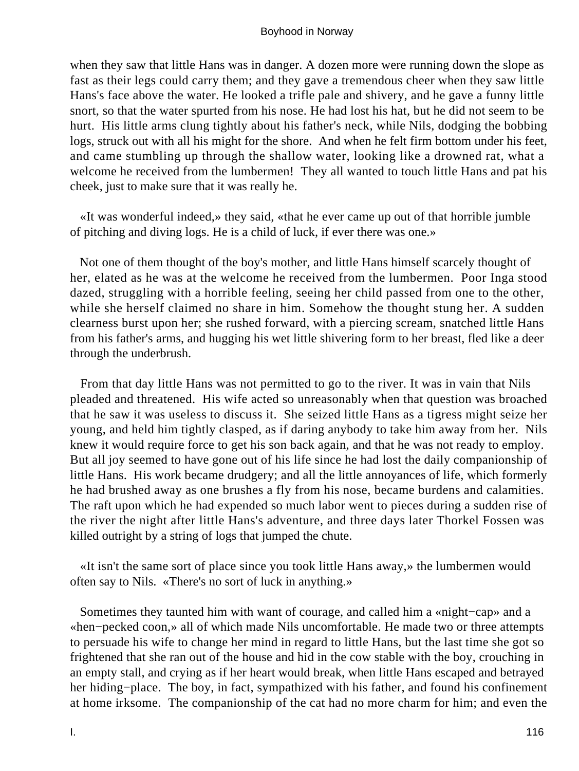when they saw that little Hans was in danger. A dozen more were running down the slope as fast as their legs could carry them; and they gave a tremendous cheer when they saw little Hans's face above the water. He looked a trifle pale and shivery, and he gave a funny little snort, so that the water spurted from his nose. He had lost his hat, but he did not seem to be hurt. His little arms clung tightly about his father's neck, while Nils, dodging the bobbing logs, struck out with all his might for the shore. And when he felt firm bottom under his feet, and came stumbling up through the shallow water, looking like a drowned rat, what a welcome he received from the lumbermen! They all wanted to touch little Hans and pat his cheek, just to make sure that it was really he.

«It was wonderful indeed,» they said, «that he ever came up out of that horrible jumble of pitching and diving logs. He is a child of luck, if ever there was one.»

Not one of them thought of the boy's mother, and little Hans himself scarcely thought of her, elated as he was at the welcome he received from the lumbermen. Poor Inga stood dazed, struggling with a horrible feeling, seeing her child passed from one to the other, while she herself claimed no share in him. Somehow the thought stung her. A sudden clearness burst upon her; she rushed forward, with a piercing scream, snatched little Hans from his father's arms, and hugging his wet little shivering form to her breast, fled like a deer through the underbrush.

From that day little Hans was not permitted to go to the river. It was in vain that Nils pleaded and threatened. His wife acted so unreasonably when that question was broached that he saw it was useless to discuss it. She seized little Hans as a tigress might seize her young, and held him tightly clasped, as if daring anybody to take him away from her. Nils knew it would require force to get his son back again, and that he was not ready to employ. But all joy seemed to have gone out of his life since he had lost the daily companionship of little Hans. His work became drudgery; and all the little annoyances of life, which formerly he had brushed away as one brushes a fly from his nose, became burdens and calamities. The raft upon which he had expended so much labor went to pieces during a sudden rise of the river the night after little Hans's adventure, and three days later Thorkel Fossen was killed outright by a string of logs that jumped the chute.

«It isn't the same sort of place since you took little Hans away,» the lumbermen would often say to Nils. «There's no sort of luck in anything.»

Sometimes they taunted him with want of courage, and called him a «night−cap» and a «hen−pecked coon,» all of which made Nils uncomfortable. He made two or three attempts to persuade his wife to change her mind in regard to little Hans, but the last time she got so frightened that she ran out of the house and hid in the cow stable with the boy, crouching in an empty stall, and crying as if her heart would break, when little Hans escaped and betrayed her hiding−place. The boy, in fact, sympathized with his father, and found his confinement at home irksome. The companionship of the cat had no more charm for him; and even the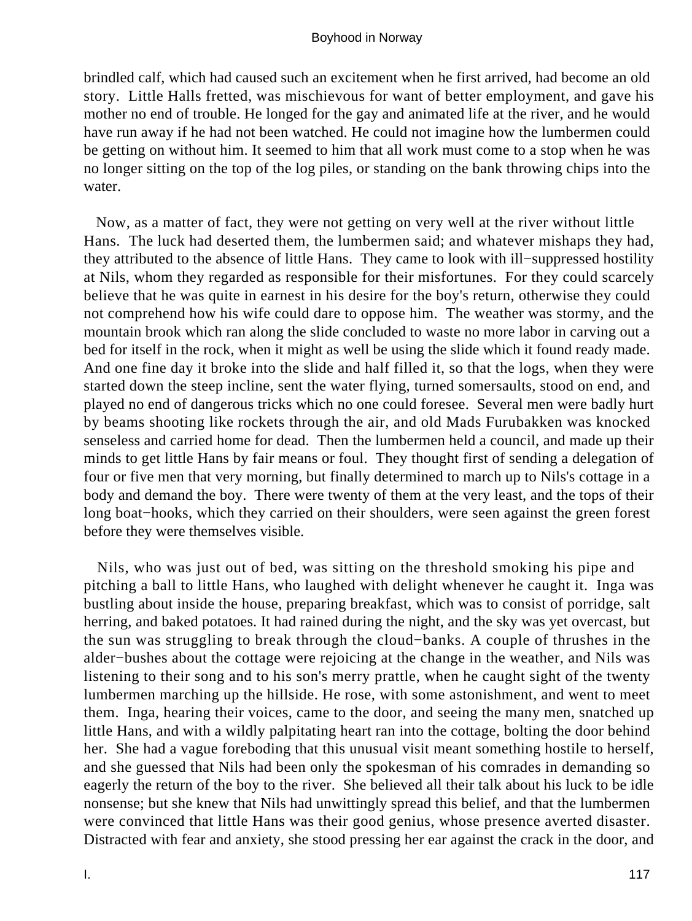brindled calf, which had caused such an excitement when he first arrived, had become an old story. Little Halls fretted, was mischievous for want of better employment, and gave his mother no end of trouble. He longed for the gay and animated life at the river, and he would have run away if he had not been watched. He could not imagine how the lumbermen could be getting on without him. It seemed to him that all work must come to a stop when he was no longer sitting on the top of the log piles, or standing on the bank throwing chips into the water.

Now, as a matter of fact, they were not getting on very well at the river without little Hans. The luck had deserted them, the lumbermen said; and whatever mishaps they had, they attributed to the absence of little Hans. They came to look with ill−suppressed hostility at Nils, whom they regarded as responsible for their misfortunes. For they could scarcely believe that he was quite in earnest in his desire for the boy's return, otherwise they could not comprehend how his wife could dare to oppose him. The weather was stormy, and the mountain brook which ran along the slide concluded to waste no more labor in carving out a bed for itself in the rock, when it might as well be using the slide which it found ready made. And one fine day it broke into the slide and half filled it, so that the logs, when they were started down the steep incline, sent the water flying, turned somersaults, stood on end, and played no end of dangerous tricks which no one could foresee. Several men were badly hurt by beams shooting like rockets through the air, and old Mads Furubakken was knocked senseless and carried home for dead. Then the lumbermen held a council, and made up their minds to get little Hans by fair means or foul. They thought first of sending a delegation of four or five men that very morning, but finally determined to march up to Nils's cottage in a body and demand the boy. There were twenty of them at the very least, and the tops of their long boat−hooks, which they carried on their shoulders, were seen against the green forest before they were themselves visible.

Nils, who was just out of bed, was sitting on the threshold smoking his pipe and pitching a ball to little Hans, who laughed with delight whenever he caught it. Inga was bustling about inside the house, preparing breakfast, which was to consist of porridge, salt herring, and baked potatoes. It had rained during the night, and the sky was yet overcast, but the sun was struggling to break through the cloud−banks. A couple of thrushes in the alder−bushes about the cottage were rejoicing at the change in the weather, and Nils was listening to their song and to his son's merry prattle, when he caught sight of the twenty lumbermen marching up the hillside. He rose, with some astonishment, and went to meet them. Inga, hearing their voices, came to the door, and seeing the many men, snatched up little Hans, and with a wildly palpitating heart ran into the cottage, bolting the door behind her. She had a vague foreboding that this unusual visit meant something hostile to herself, and she guessed that Nils had been only the spokesman of his comrades in demanding so eagerly the return of the boy to the river. She believed all their talk about his luck to be idle nonsense; but she knew that Nils had unwittingly spread this belief, and that the lumbermen were convinced that little Hans was their good genius, whose presence averted disaster. Distracted with fear and anxiety, she stood pressing her ear against the crack in the door, and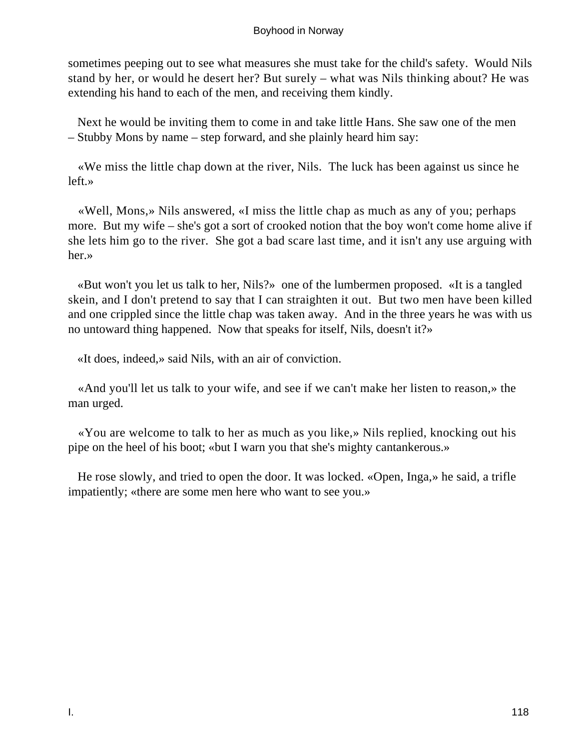sometimes peeping out to see what measures she must take for the child's safety. Would Nils stand by her, or would he desert her? But surely – what was Nils thinking about? He was extending his hand to each of the men, and receiving them kindly.

Next he would be inviting them to come in and take little Hans. She saw one of the men – Stubby Mons by name – step forward, and she plainly heard him say:

«We miss the little chap down at the river, Nils. The luck has been against us since he left.»

«Well, Mons,» Nils answered, «I miss the little chap as much as any of you; perhaps more. But my wife – she's got a sort of crooked notion that the boy won't come home alive if she lets him go to the river. She got a bad scare last time, and it isn't any use arguing with her.»

«But won't you let us talk to her, Nils?» one of the lumbermen proposed. «It is a tangled skein, and I don't pretend to say that I can straighten it out. But two men have been killed and one crippled since the little chap was taken away. And in the three years he was with us no untoward thing happened. Now that speaks for itself, Nils, doesn't it?»

«It does, indeed,» said Nils, with an air of conviction.

«And you'll let us talk to your wife, and see if we can't make her listen to reason,» the man urged.

«You are welcome to talk to her as much as you like,» Nils replied, knocking out his pipe on the heel of his boot; «but I warn you that she's mighty cantankerous.»

He rose slowly, and tried to open the door. It was locked. «Open, Inga,» he said, a trifle impatiently; «there are some men here who want to see you.»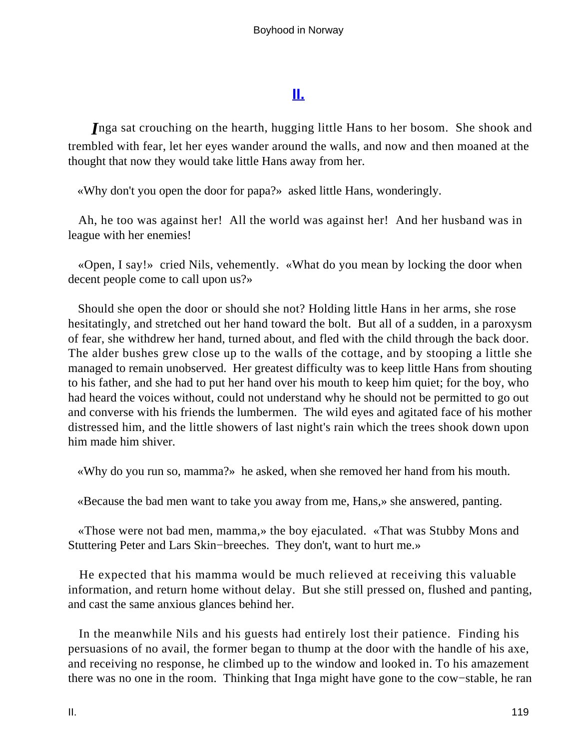## II.

*I*nga sat crouching on the hearth, hugging little Hans to her bosom. She shook and trembled with fear, let her eyes wander around the walls, and now and then moaned at the thought that now they would take little Hans away from her.

«Why don't you open the door for papa?» asked little Hans, wonderingly.

Ah, he too was against her! All the world was against her! And her husband was in league with her enemies!

«Open, I say!» cried Nils, vehemently. «What do you mean by locking the door when decent people come to call upon us?»

Should she open the door or should she not? Holding little Hans in her arms, she rose hesitatingly, and stretched out her hand toward the bolt. But all of a sudden, in a paroxysm of fear, she withdrew her hand, turned about, and fled with the child through the back door. The alder bushes grew close up to the walls of the cottage, and by stooping a little she managed to remain unobserved. Her greatest difficulty was to keep little Hans from shouting to his father, and she had to put her hand over his mouth to keep him quiet; for the boy, who had heard the voices without, could not understand why he should not be permitted to go out and converse with his friends the lumbermen. The wild eyes and agitated face of his mother distressed him, and the little showers of last night's rain which the trees shook down upon him made him shiver.

«Why do you run so, mamma?» he asked, when she removed her hand from his mouth.

«Because the bad men want to take you away from me, Hans,» she answered, panting.

«Those were not bad men, mamma,» the boy ejaculated. «That was Stubby Mons and Stuttering Peter and Lars Skin−breeches. They don't, want to hurt me.»

He expected that his mamma would be much relieved at receiving this valuable information, and return home without delay. But she still pressed on, flushed and panting, and cast the same anxious glances behind her.

In the meanwhile Nils and his guests had entirely lost their patience. Finding his persuasions of no avail, the former began to thump at the door with the handle of his axe, and receiving no response, he climbed up to the window and looked in. To his amazement there was no one in the room. Thinking that Inga might have gone to the cow−stable, he ran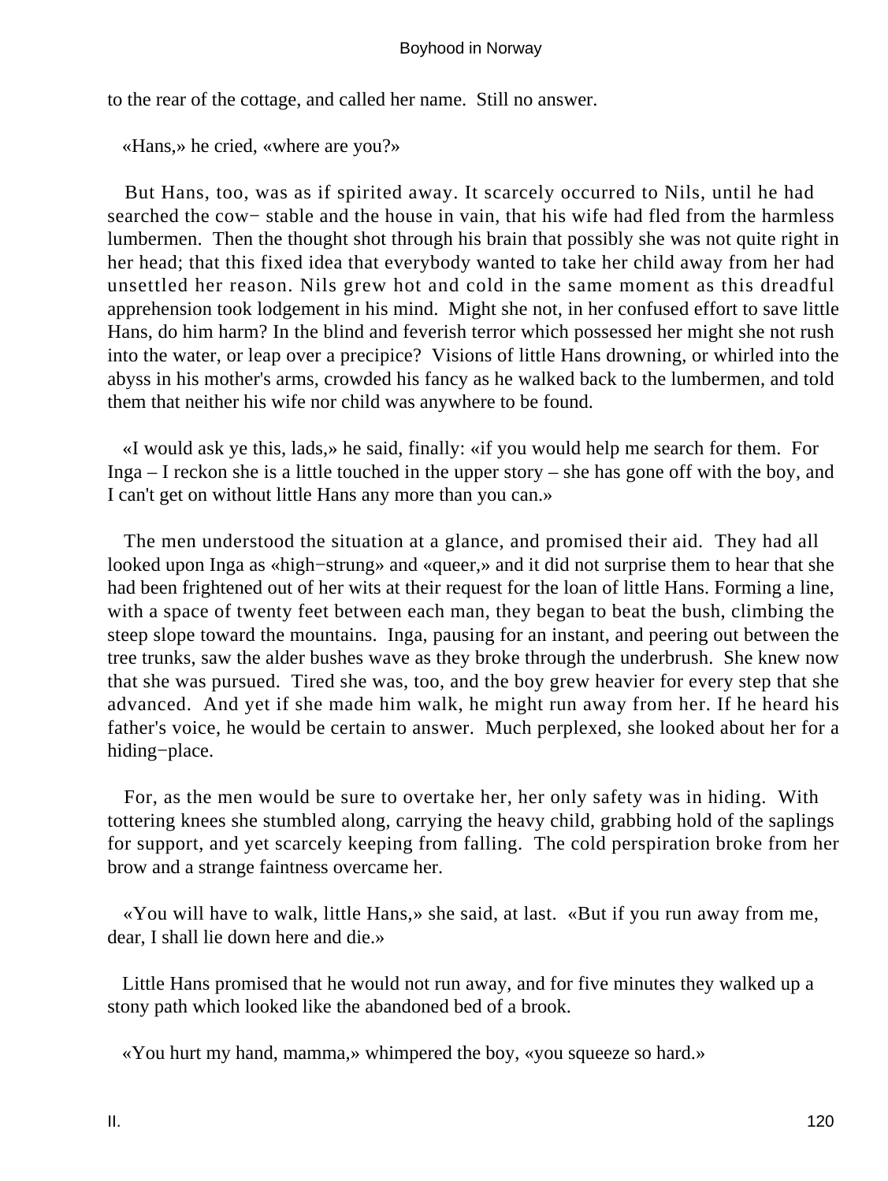to the rear of the cottage, and called her name. Still no answer.

«Hans,» he cried, «where are you?»

But Hans, too, was as if spirited away. It scarcely occurred to Nils, until he had searched the cow− stable and the house in vain, that his wife had fled from the harmless lumbermen. Then the thought shot through his brain that possibly she was not quite right in her head; that this fixed idea that everybody wanted to take her child away from her had unsettled her reason. Nils grew hot and cold in the same moment as this dreadful apprehension took lodgement in his mind. Might she not, in her confused effort to save little Hans, do him harm? In the blind and feverish terror which possessed her might she not rush into the water, or leap over a precipice? Visions of little Hans drowning, or whirled into the abyss in his mother's arms, crowded his fancy as he walked back to the lumbermen, and told them that neither his wife nor child was anywhere to be found.

«I would ask ye this, lads,» he said, finally: «if you would help me search for them. For Inga – I reckon she is a little touched in the upper story – she has gone off with the boy, and I can't get on without little Hans any more than you can.»

The men understood the situation at a glance, and promised their aid. They had all looked upon Inga as «high−strung» and «queer,» and it did not surprise them to hear that she had been frightened out of her wits at their request for the loan of little Hans. Forming a line, with a space of twenty feet between each man, they began to beat the bush, climbing the steep slope toward the mountains. Inga, pausing for an instant, and peering out between the tree trunks, saw the alder bushes wave as they broke through the underbrush. She knew now that she was pursued. Tired she was, too, and the boy grew heavier for every step that she advanced. And yet if she made him walk, he might run away from her. If he heard his father's voice, he would be certain to answer. Much perplexed, she looked about her for a hiding−place.

For, as the men would be sure to overtake her, her only safety was in hiding. With tottering knees she stumbled along, carrying the heavy child, grabbing hold of the saplings for support, and yet scarcely keeping from falling. The cold perspiration broke from her brow and a strange faintness overcame her.

«You will have to walk, little Hans,» she said, at last. «But if you run away from me, dear, I shall lie down here and die.»

Little Hans promised that he would not run away, and for five minutes they walked up a stony path which looked like the abandoned bed of a brook.

«You hurt my hand, mamma,» whimpered the boy, «you squeeze so hard.»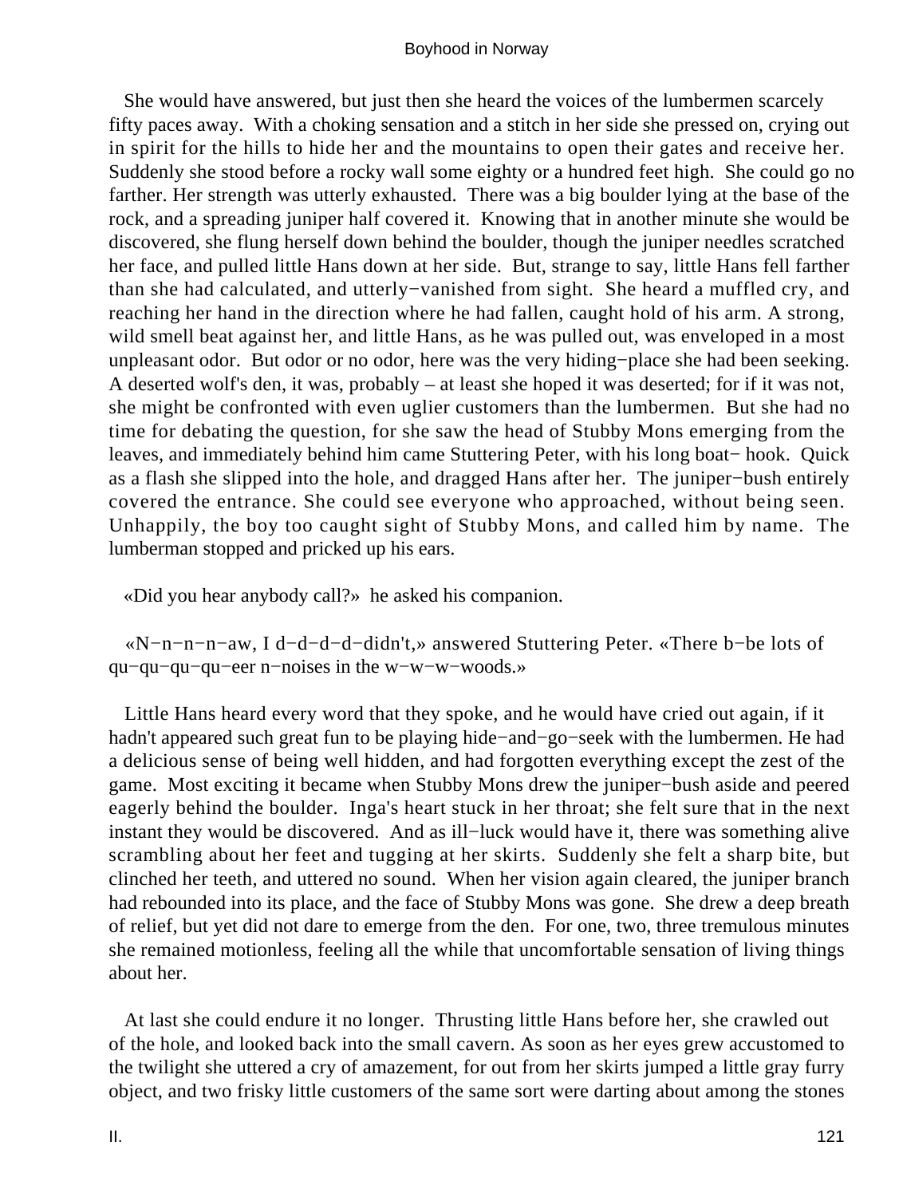She would have answered, but just then she heard the voices of the lumbermen scarcely fifty paces away. With a choking sensation and a stitch in her side she pressed on, crying out in spirit for the hills to hide her and the mountains to open their gates and receive her. Suddenly she stood before a rocky wall some eighty or a hundred feet high. She could go no farther. Her strength was utterly exhausted. There was a big boulder lying at the base of the rock, and a spreading juniper half covered it. Knowing that in another minute she would be discovered, she flung herself down behind the boulder, though the juniper needles scratched her face, and pulled little Hans down at her side. But, strange to say, little Hans fell farther than she had calculated, and utterly−vanished from sight. She heard a muffled cry, and reaching her hand in the direction where he had fallen, caught hold of his arm. A strong, wild smell beat against her, and little Hans, as he was pulled out, was enveloped in a most unpleasant odor. But odor or no odor, here was the very hiding−place she had been seeking. A deserted wolf's den, it was, probably – at least she hoped it was deserted; for if it was not, she might be confronted with even uglier customers than the lumbermen. But she had no time for debating the question, for she saw the head of Stubby Mons emerging from the leaves, and immediately behind him came Stuttering Peter, with his long boat− hook. Quick as a flash she slipped into the hole, and dragged Hans after her. The juniper−bush entirely covered the entrance. She could see everyone who approached, without being seen. Unhappily, the boy too caught sight of Stubby Mons, and called him by name. The lumberman stopped and pricked up his ears.

«Did you hear anybody call?» he asked his companion.

«N−n−n−n−aw, I d−d−d−d−didn't,» answered Stuttering Peter. «There b−be lots of qu−qu−qu−qu−eer n−noises in the w−w−w−woods.»

Little Hans heard every word that they spoke, and he would have cried out again, if it hadn't appeared such great fun to be playing hide−and−go−seek with the lumbermen. He had a delicious sense of being well hidden, and had forgotten everything except the zest of the game. Most exciting it became when Stubby Mons drew the juniper−bush aside and peered eagerly behind the boulder. Inga's heart stuck in her throat; she felt sure that in the next instant they would be discovered. And as ill−luck would have it, there was something alive scrambling about her feet and tugging at her skirts. Suddenly she felt a sharp bite, but clinched her teeth, and uttered no sound. When her vision again cleared, the juniper branch had rebounded into its place, and the face of Stubby Mons was gone. She drew a deep breath of relief, but yet did not dare to emerge from the den. For one, two, three tremulous minutes she remained motionless, feeling all the while that uncomfortable sensation of living things about her.

At last she could endure it no longer. Thrusting little Hans before her, she crawled out of the hole, and looked back into the small cavern. As soon as her eyes grew accustomed to the twilight she uttered a cry of amazement, for out from her skirts jumped a little gray furry object, and two frisky little customers of the same sort were darting about among the stones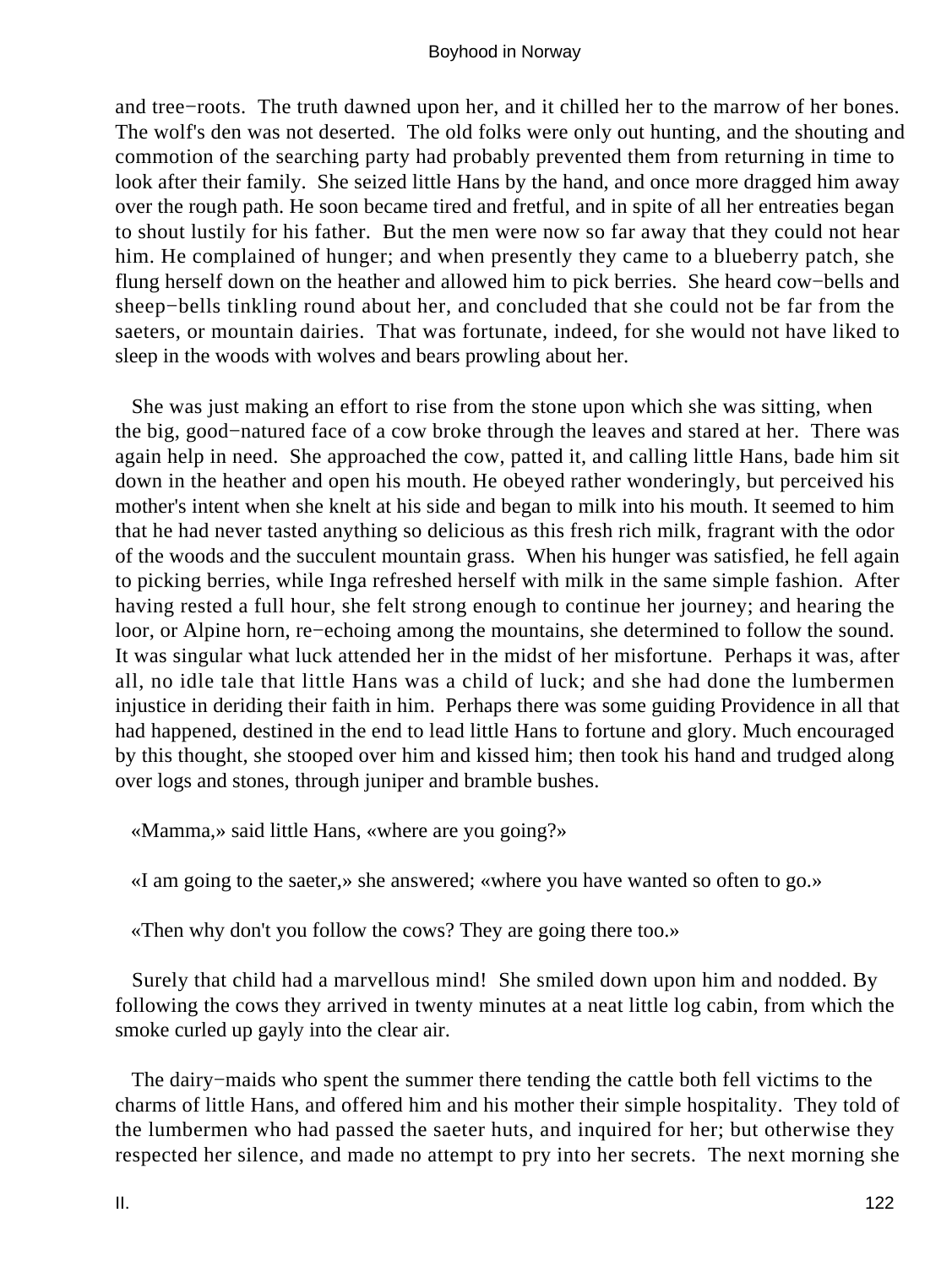and tree−roots. The truth dawned upon her, and it chilled her to the marrow of her bones. The wolf's den was not deserted. The old folks were only out hunting, and the shouting and commotion of the searching party had probably prevented them from returning in time to look after their family. She seized little Hans by the hand, and once more dragged him away over the rough path. He soon became tired and fretful, and in spite of all her entreaties began to shout lustily for his father. But the men were now so far away that they could not hear him. He complained of hunger; and when presently they came to a blueberry patch, she flung herself down on the heather and allowed him to pick berries. She heard cow−bells and sheep−bells tinkling round about her, and concluded that she could not be far from the saeters, or mountain dairies. That was fortunate, indeed, for she would not have liked to sleep in the woods with wolves and bears prowling about her.

She was just making an effort to rise from the stone upon which she was sitting, when the big, good−natured face of a cow broke through the leaves and stared at her. There was again help in need. She approached the cow, patted it, and calling little Hans, bade him sit down in the heather and open his mouth. He obeyed rather wonderingly, but perceived his mother's intent when she knelt at his side and began to milk into his mouth. It seemed to him that he had never tasted anything so delicious as this fresh rich milk, fragrant with the odor of the woods and the succulent mountain grass. When his hunger was satisfied, he fell again to picking berries, while Inga refreshed herself with milk in the same simple fashion. After having rested a full hour, she felt strong enough to continue her journey; and hearing the loor, or Alpine horn, re−echoing among the mountains, she determined to follow the sound. It was singular what luck attended her in the midst of her misfortune. Perhaps it was, after all, no idle tale that little Hans was a child of luck; and she had done the lumbermen injustice in deriding their faith in him. Perhaps there was some guiding Providence in all that had happened, destined in the end to lead little Hans to fortune and glory. Much encouraged by this thought, she stooped over him and kissed him; then took his hand and trudged along over logs and stones, through juniper and bramble bushes.

«Mamma,» said little Hans, «where are you going?»

«I am going to the saeter,» she answered; «where you have wanted so often to go.»

«Then why don't you follow the cows? They are going there too.»

Surely that child had a marvellous mind! She smiled down upon him and nodded. By following the cows they arrived in twenty minutes at a neat little log cabin, from which the smoke curled up gayly into the clear air.

The dairy−maids who spent the summer there tending the cattle both fell victims to the charms of little Hans, and offered him and his mother their simple hospitality. They told of the lumbermen who had passed the saeter huts, and inquired for her; but otherwise they respected her silence, and made no attempt to pry into her secrets. The next morning she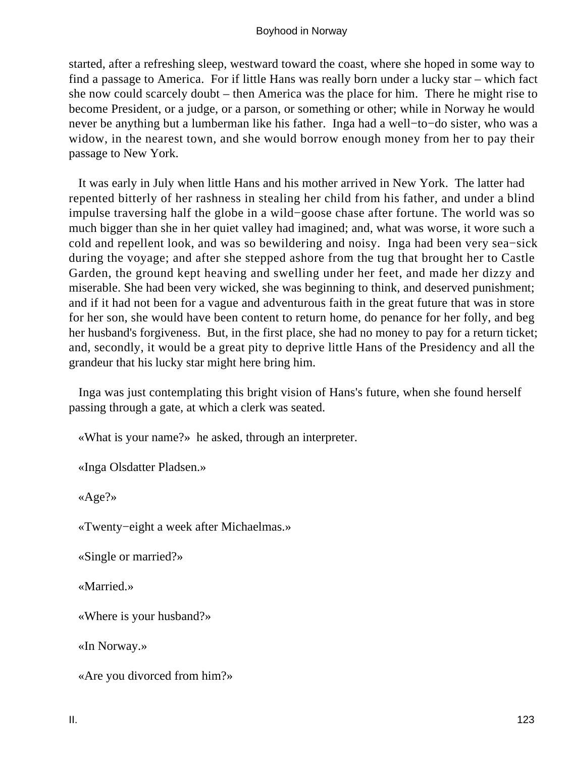started, after a refreshing sleep, westward toward the coast, where she hoped in some way to find a passage to America. For if little Hans was really born under a lucky star – which fact she now could scarcely doubt – then America was the place for him. There he might rise to become President, or a judge, or a parson, or something or other; while in Norway he would never be anything but a lumberman like his father. Inga had a well−to−do sister, who was a widow, in the nearest town, and she would borrow enough money from her to pay their passage to New York.

It was early in July when little Hans and his mother arrived in New York. The latter had repented bitterly of her rashness in stealing her child from his father, and under a blind impulse traversing half the globe in a wild−goose chase after fortune. The world was so much bigger than she in her quiet valley had imagined; and, what was worse, it wore such a cold and repellent look, and was so bewildering and noisy. Inga had been very sea−sick during the voyage; and after she stepped ashore from the tug that brought her to Castle Garden, the ground kept heaving and swelling under her feet, and made her dizzy and miserable. She had been very wicked, she was beginning to think, and deserved punishment; and if it had not been for a vague and adventurous faith in the great future that was in store for her son, she would have been content to return home, do penance for her folly, and beg her husband's forgiveness. But, in the first place, she had no money to pay for a return ticket; and, secondly, it would be a great pity to deprive little Hans of the Presidency and all the grandeur that his lucky star might here bring him.

Inga was just contemplating this bright vision of Hans's future, when she found herself passing through a gate, at which a clerk was seated.

«What is your name?» he asked, through an interpreter.

«Inga Olsdatter Pladsen.»

«Age?»

«Twenty−eight a week after Michaelmas.»

«Single or married?»

«Married.»

«Where is your husband?»

«In Norway.»

«Are you divorced from him?»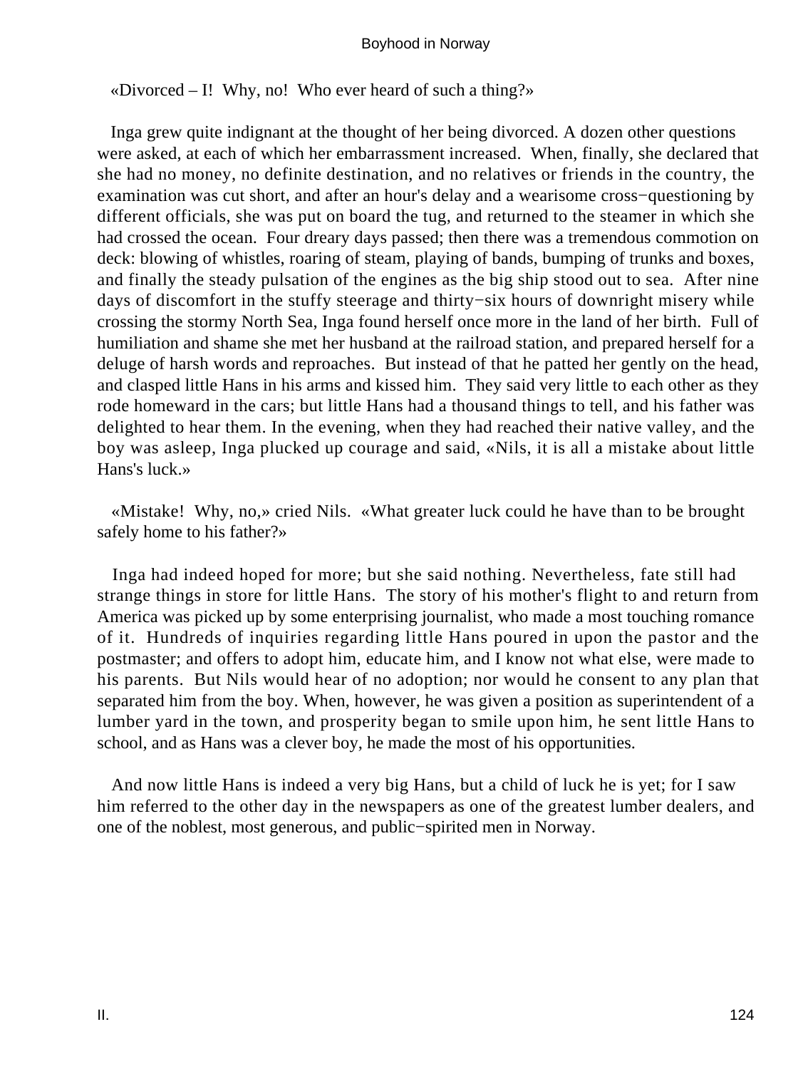«Divorced – I!  Why, no!  Who ever heard of such a thing?»

Inga grew quite indignant at the thought of her being divorced. A dozen other questions were asked, at each of which her embarrassment increased.  When, finally, she declared that she had no money, no definite destination, and no relatives or friends in the country, the examination was cut short, and after an hour's delay and a wearisome cross−questioning by different officials, she was put on board the tug, and returned to the steamer in which she had crossed the ocean.  Four dreary days passed; then there was a tremendous commotion on deck: blowing of whistles, roaring of steam, playing of bands, bumping of trunks and boxes, and finally the steady pulsation of the engines as the big ship stood out to sea.  After nine days of discomfort in the stuffy steerage and thirty−six hours of downright misery while crossing the stormy North Sea, Inga found herself once more in the land of her birth.  Full of humiliation and shame she met her husband at the railroad station, and prepared herself for a deluge of harsh words and reproaches.  But instead of that he patted her gently on the head, and clasped little Hans in his arms and kissed him.  They said very little to each other as they rode homeward in the cars; but little Hans had a thousand things to tell, and his father was delighted to hear them. In the evening, when they had reached their native valley, and the boy was asleep, Inga plucked up courage and said, «Nils, it is all a mistake about little Hans's luck.»

«Mistake!  Why, no,» cried Nils.  «What greater luck could he have than to be brought safely home to his father?»

Inga had indeed hoped for more; but she said nothing. Nevertheless, fate still had strange things in store for little Hans.  The story of his mother's flight to and return from America was picked up by some enterprising journalist, who made a most touching romance of it.  Hundreds of inquiries regarding little Hans poured in upon the pastor and the postmaster; and offers to adopt him, educate him, and I know not what else, were made to his parents.  But Nils would hear of no adoption; nor would he consent to any plan that separated him from the boy. When, however, he was given a position as superintendent of a lumber yard in the town, and prosperity began to smile upon him, he sent little Hans to school, and as Hans was a clever boy, he made the most of his opportunities.

And now little Hans is indeed a very big Hans, but a child of luck he is yet; for I saw him referred to the other day in the newspapers as one of the greatest lumber dealers, and one of the noblest, most generous, and public−spirited men in Norway.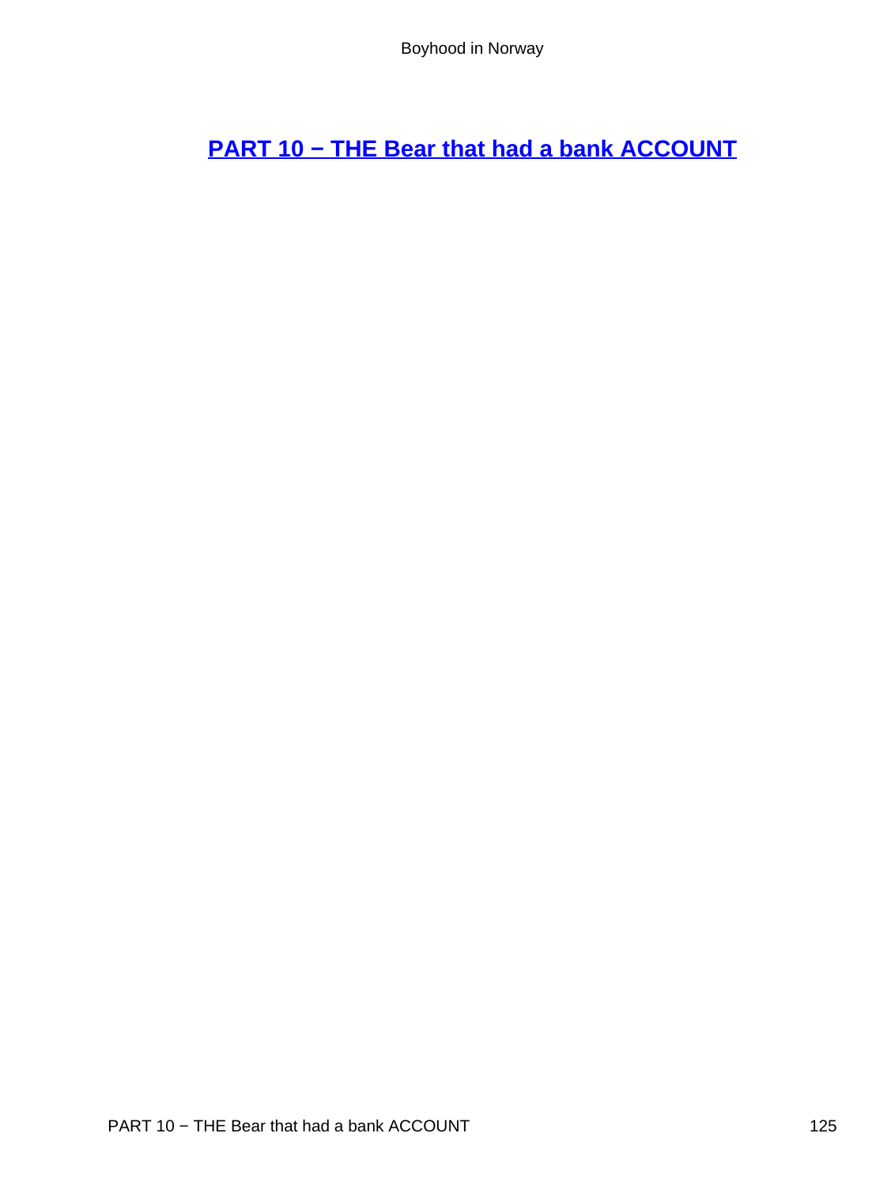## PART 10 − THE Bear that had a bank ACCOUNT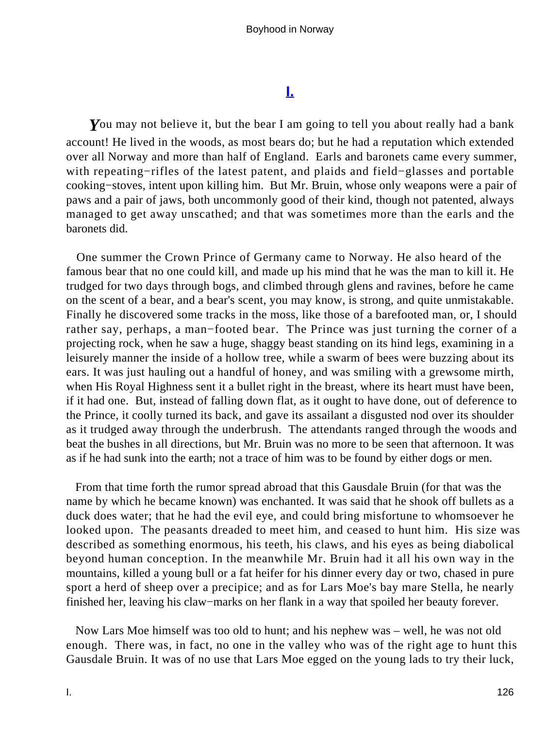## I.

*Y*ou may not believe it, but the bear I am going to tell you about really had a bank account! He lived in the woods, as most bears do; but he had a reputation which extended over all Norway and more than half of England. Earls and baronets came every summer, with repeating−rifles of the latest patent, and plaids and field−glasses and portable cooking−stoves, intent upon killing him. But Mr. Bruin, whose only weapons were a pair of paws and a pair of jaws, both uncommonly good of their kind, though not patented, always managed to get away unscathed; and that was sometimes more than the earls and the baronets did.

One summer the Crown Prince of Germany came to Norway. He also heard of the famous bear that no one could kill, and made up his mind that he was the man to kill it. He trudged for two days through bogs, and climbed through glens and ravines, before he came on the scent of a bear, and a bear's scent, you may know, is strong, and quite unmistakable. Finally he discovered some tracks in the moss, like those of a barefooted man, or, I should rather say, perhaps, a man−footed bear. The Prince was just turning the corner of a projecting rock, when he saw a huge, shaggy beast standing on its hind legs, examining in a leisurely manner the inside of a hollow tree, while a swarm of bees were buzzing about its ears. It was just hauling out a handful of honey, and was smiling with a grewsome mirth, when His Royal Highness sent it a bullet right in the breast, where its heart must have been, if it had one. But, instead of falling down flat, as it ought to have done, out of deference to the Prince, it coolly turned its back, and gave its assailant a disgusted nod over its shoulder as it trudged away through the underbrush. The attendants ranged through the woods and beat the bushes in all directions, but Mr. Bruin was no more to be seen that afternoon. It was as if he had sunk into the earth; not a trace of him was to be found by either dogs or men.

From that time forth the rumor spread abroad that this Gausdale Bruin (for that was the name by which he became known) was enchanted. It was said that he shook off bullets as a duck does water; that he had the evil eye, and could bring misfortune to whomsoever he looked upon. The peasants dreaded to meet him, and ceased to hunt him. His size was described as something enormous, his teeth, his claws, and his eyes as being diabolical beyond human conception. In the meanwhile Mr. Bruin had it all his own way in the mountains, killed a young bull or a fat heifer for his dinner every day or two, chased in pure sport a herd of sheep over a precipice; and as for Lars Moe's bay mare Stella, he nearly finished her, leaving his claw−marks on her flank in a way that spoiled her beauty forever.

Now Lars Moe himself was too old to hunt; and his nephew was – well, he was not old enough. There was, in fact, no one in the valley who was of the right age to hunt this Gausdale Bruin. It was of no use that Lars Moe egged on the young lads to try their luck,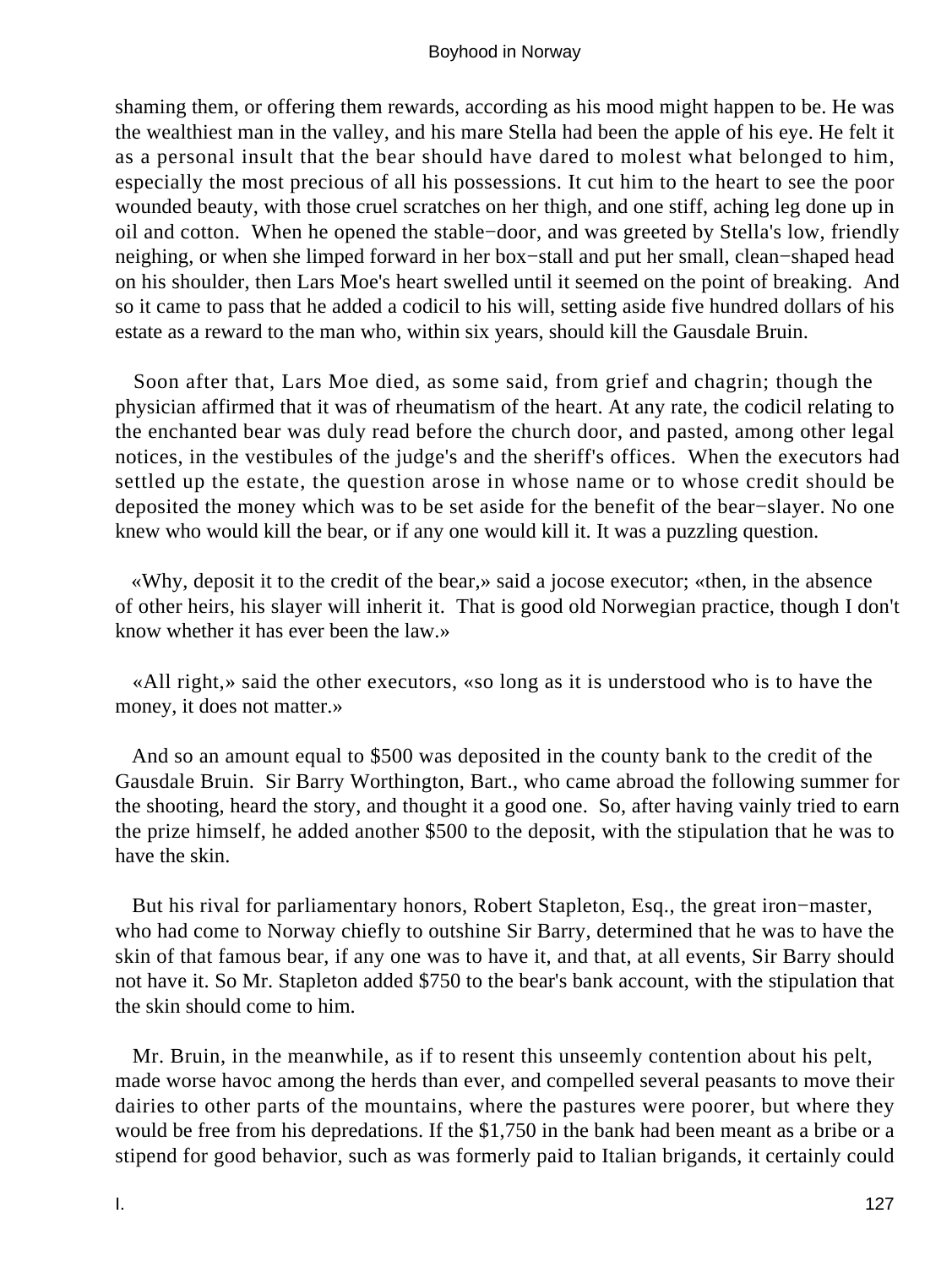shaming them, or offering them rewards, according as his mood might happen to be. He was the wealthiest man in the valley, and his mare Stella had been the apple of his eye. He felt it as a personal insult that the bear should have dared to molest what belonged to him, especially the most precious of all his possessions. It cut him to the heart to see the poor wounded beauty, with those cruel scratches on her thigh, and one stiff, aching leg done up in oil and cotton. When he opened the stable−door, and was greeted by Stella's low, friendly neighing, or when she limped forward in her box−stall and put her small, clean−shaped head on his shoulder, then Lars Moe's heart swelled until it seemed on the point of breaking. And so it came to pass that he added a codicil to his will, setting aside five hundred dollars of his estate as a reward to the man who, within six years, should kill the Gausdale Bruin.

Soon after that, Lars Moe died, as some said, from grief and chagrin; though the physician affirmed that it was of rheumatism of the heart. At any rate, the codicil relating to the enchanted bear was duly read before the church door, and pasted, among other legal notices, in the vestibules of the judge's and the sheriff's offices. When the executors had settled up the estate, the question arose in whose name or to whose credit should be deposited the money which was to be set aside for the benefit of the bear−slayer. No one knew who would kill the bear, or if any one would kill it. It was a puzzling question.

«Why, deposit it to the credit of the bear,» said a jocose executor; «then, in the absence of other heirs, his slayer will inherit it. That is good old Norwegian practice, though I don't know whether it has ever been the law.»

«All right,» said the other executors, «so long as it is understood who is to have the money, it does not matter.»

And so an amount equal to $500 was deposited in the county bank to the credit of the Gausdale Bruin. Sir Barry Worthington, Bart., who came abroad the following summer for the shooting, heard the story, and thought it a good one. So, after having vainly tried to earn the prize himself, he added another $500 to the deposit, with the stipulation that he was to have the skin.

But his rival for parliamentary honors, Robert Stapleton, Esq., the great iron−master, who had come to Norway chiefly to outshine Sir Barry, determined that he was to have the skin of that famous bear, if any one was to have it, and that, at all events, Sir Barry should not have it. So Mr. Stapleton added $750 to the bear's bank account, with the stipulation that the skin should come to him.

Mr. Bruin, in the meanwhile, as if to resent this unseemly contention about his pelt, made worse havoc among the herds than ever, and compelled several peasants to move their dairies to other parts of the mountains, where the pastures were poorer, but where they would be free from his depredations. If the $1,750 in the bank had been meant as a bribe or a stipend for good behavior, such as was formerly paid to Italian brigands, it certainly could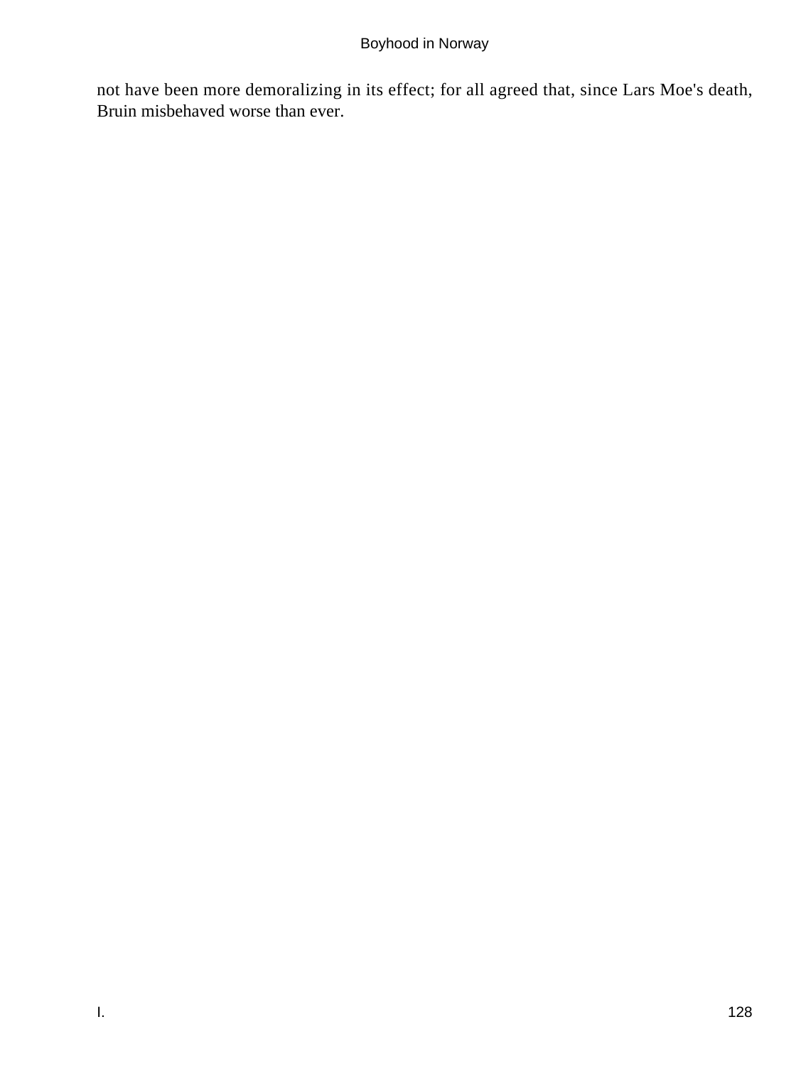not have been more demoralizing in its effect; for all agreed that, since Lars Moe's death, Bruin misbehaved worse than ever.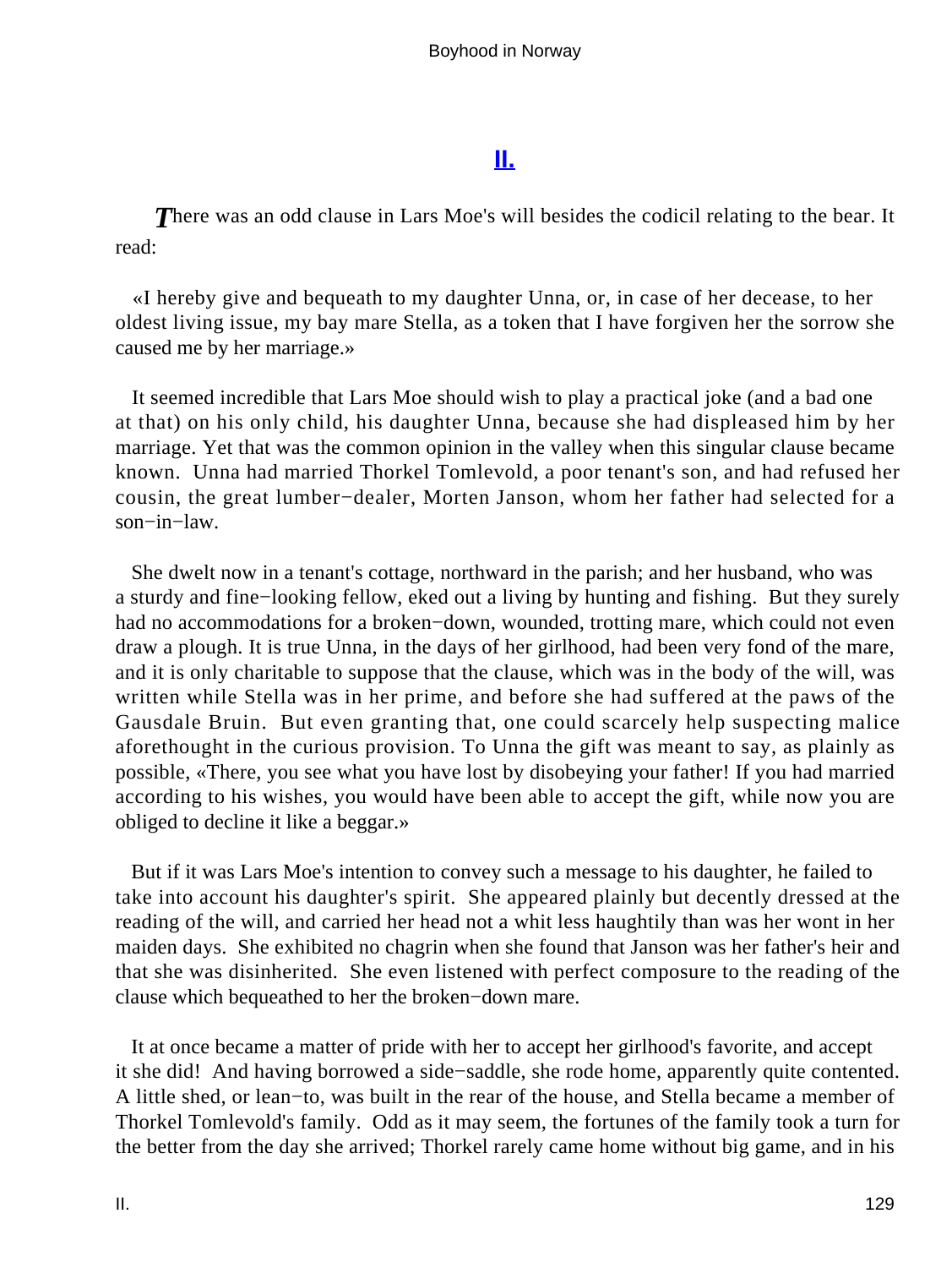## II.

*T*here was an odd clause in Lars Moe's will besides the codicil relating to the bear. It read:

«I hereby give and bequeath to my daughter Unna, or, in case of her decease, to her oldest living issue, my bay mare Stella, as a token that I have forgiven her the sorrow she caused me by her marriage.»

It seemed incredible that Lars Moe should wish to play a practical joke (and a bad one at that) on his only child, his daughter Unna, because she had displeased him by her marriage. Yet that was the common opinion in the valley when this singular clause became known. Unna had married Thorkel Tomlevold, a poor tenant's son, and had refused her cousin, the great lumber−dealer, Morten Janson, whom her father had selected for a son−in−law.

She dwelt now in a tenant's cottage, northward in the parish; and her husband, who was a sturdy and fine−looking fellow, eked out a living by hunting and fishing. But they surely had no accommodations for a broken−down, wounded, trotting mare, which could not even draw a plough. It is true Unna, in the days of her girlhood, had been very fond of the mare, and it is only charitable to suppose that the clause, which was in the body of the will, was written while Stella was in her prime, and before she had suffered at the paws of the Gausdale Bruin. But even granting that, one could scarcely help suspecting malice aforethought in the curious provision. To Unna the gift was meant to say, as plainly as possible, «There, you see what you have lost by disobeying your father! If you had married according to his wishes, you would have been able to accept the gift, while now you are obliged to decline it like a beggar.»

But if it was Lars Moe's intention to convey such a message to his daughter, he failed to take into account his daughter's spirit. She appeared plainly but decently dressed at the reading of the will, and carried her head not a whit less haughtily than was her wont in her maiden days. She exhibited no chagrin when she found that Janson was her father's heir and that she was disinherited. She even listened with perfect composure to the reading of the clause which bequeathed to her the broken−down mare.

It at once became a matter of pride with her to accept her girlhood's favorite, and accept it she did! And having borrowed a side−saddle, she rode home, apparently quite contented. A little shed, or lean−to, was built in the rear of the house, and Stella became a member of Thorkel Tomlevold's family. Odd as it may seem, the fortunes of the family took a turn for the better from the day she arrived; Thorkel rarely came home without big game, and in his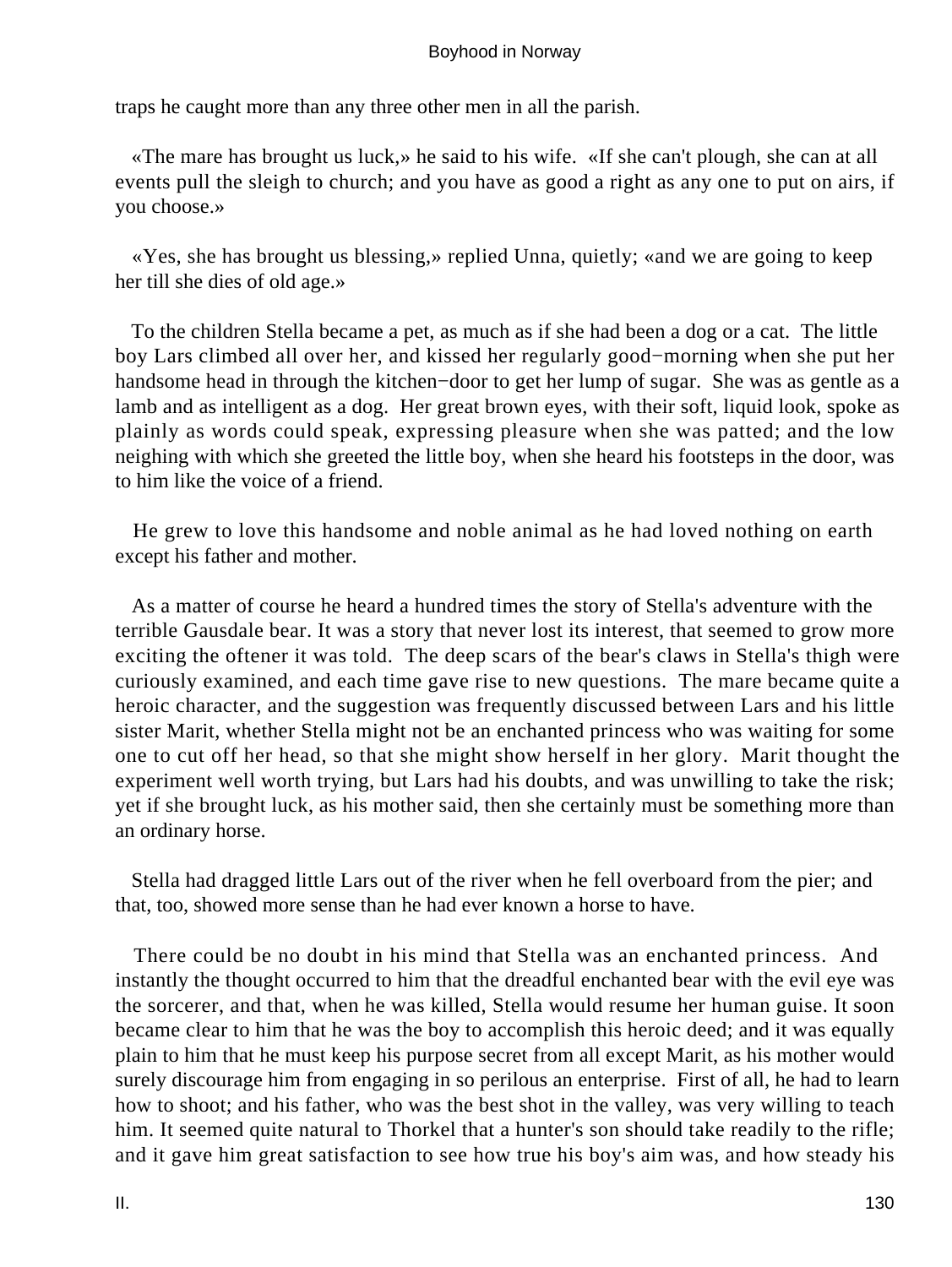traps he caught more than any three other men in all the parish.

«The mare has brought us luck,» he said to his wife. «If she can't plough, she can at all events pull the sleigh to church; and you have as good a right as any one to put on airs, if you choose.»

«Yes, she has brought us blessing,» replied Unna, quietly; «and we are going to keep her till she dies of old age.»

To the children Stella became a pet, as much as if she had been a dog or a cat. The little boy Lars climbed all over her, and kissed her regularly good−morning when she put her handsome head in through the kitchen−door to get her lump of sugar. She was as gentle as a lamb and as intelligent as a dog. Her great brown eyes, with their soft, liquid look, spoke as plainly as words could speak, expressing pleasure when she was patted; and the low neighing with which she greeted the little boy, when she heard his footsteps in the door, was to him like the voice of a friend.

He grew to love this handsome and noble animal as he had loved nothing on earth except his father and mother.

As a matter of course he heard a hundred times the story of Stella's adventure with the terrible Gausdale bear. It was a story that never lost its interest, that seemed to grow more exciting the oftener it was told. The deep scars of the bear's claws in Stella's thigh were curiously examined, and each time gave rise to new questions. The mare became quite a heroic character, and the suggestion was frequently discussed between Lars and his little sister Marit, whether Stella might not be an enchanted princess who was waiting for some one to cut off her head, so that she might show herself in her glory. Marit thought the experiment well worth trying, but Lars had his doubts, and was unwilling to take the risk; yet if she brought luck, as his mother said, then she certainly must be something more than an ordinary horse.

Stella had dragged little Lars out of the river when he fell overboard from the pier; and that, too, showed more sense than he had ever known a horse to have.

There could be no doubt in his mind that Stella was an enchanted princess. And instantly the thought occurred to him that the dreadful enchanted bear with the evil eye was the sorcerer, and that, when he was killed, Stella would resume her human guise. It soon became clear to him that he was the boy to accomplish this heroic deed; and it was equally plain to him that he must keep his purpose secret from all except Marit, as his mother would surely discourage him from engaging in so perilous an enterprise. First of all, he had to learn how to shoot; and his father, who was the best shot in the valley, was very willing to teach him. It seemed quite natural to Thorkel that a hunter's son should take readily to the rifle; and it gave him great satisfaction to see how true his boy's aim was, and how steady his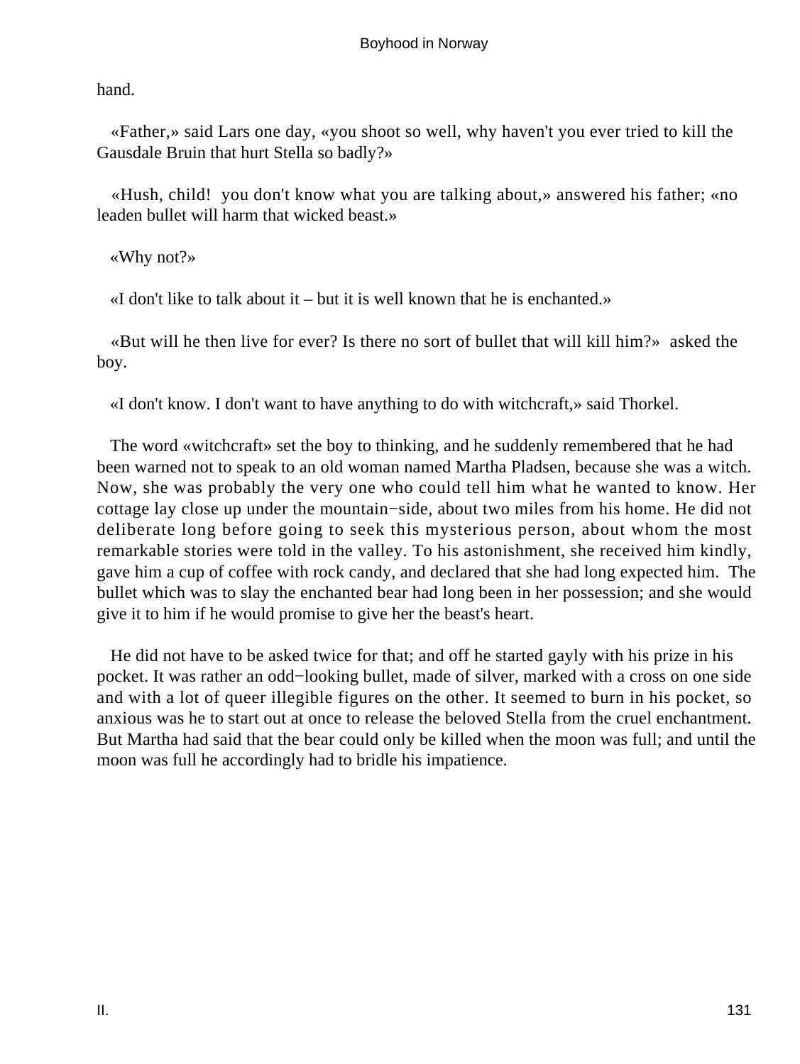hand.

«Father,» said Lars one day, «you shoot so well, why haven't you ever tried to kill the Gausdale Bruin that hurt Stella so badly?»

«Hush, child! you don't know what you are talking about,» answered his father; «no leaden bullet will harm that wicked beast.»

«Why not?»

«I don't like to talk about it – but it is well known that he is enchanted.»

«But will he then live for ever? Is there no sort of bullet that will kill him?» asked the boy.

«I don't know. I don't want to have anything to do with witchcraft,» said Thorkel.

The word «witchcraft» set the boy to thinking, and he suddenly remembered that he had been warned not to speak to an old woman named Martha Pladsen, because she was a witch. Now, she was probably the very one who could tell him what he wanted to know. Her cottage lay close up under the mountain−side, about two miles from his home. He did not deliberate long before going to seek this mysterious person, about whom the most remarkable stories were told in the valley. To his astonishment, she received him kindly, gave him a cup of coffee with rock candy, and declared that she had long expected him. The bullet which was to slay the enchanted bear had long been in her possession; and she would give it to him if he would promise to give her the beast's heart.

He did not have to be asked twice for that; and off he started gayly with his prize in his pocket. It was rather an odd−looking bullet, made of silver, marked with a cross on one side and with a lot of queer illegible figures on the other. It seemed to burn in his pocket, so anxious was he to start out at once to release the beloved Stella from the cruel enchantment. But Martha had said that the bear could only be killed when the moon was full; and until the moon was full he accordingly had to bridle his impatience.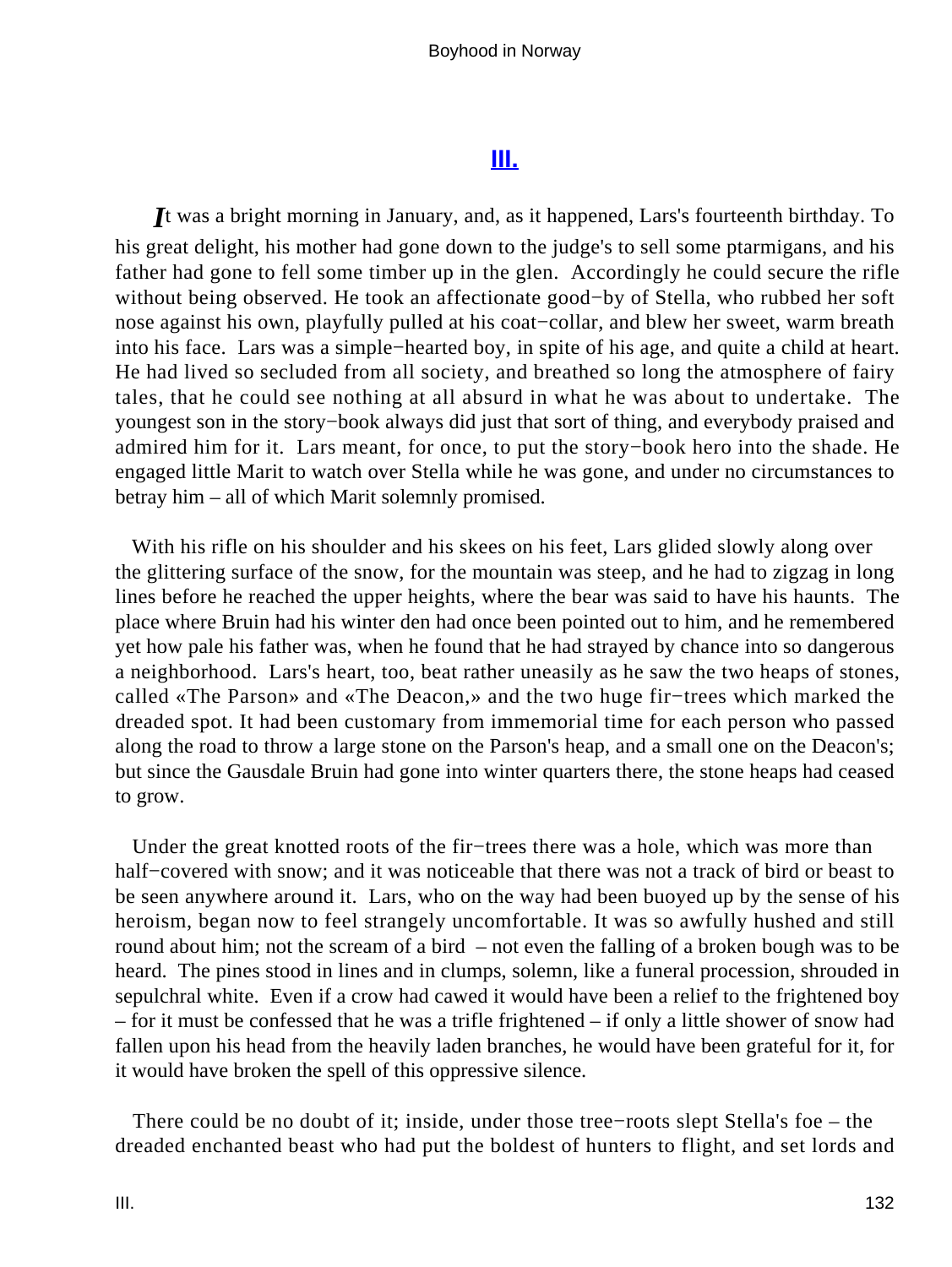## III.

*I*t was a bright morning in January, and, as it happened, Lars's fourteenth birthday. To his great delight, his mother had gone down to the judge's to sell some ptarmigans, and his father had gone to fell some timber up in the glen. Accordingly he could secure the rifle without being observed. He took an affectionate good−by of Stella, who rubbed her soft nose against his own, playfully pulled at his coat−collar, and blew her sweet, warm breath into his face. Lars was a simple−hearted boy, in spite of his age, and quite a child at heart. He had lived so secluded from all society, and breathed so long the atmosphere of fairy tales, that he could see nothing at all absurd in what he was about to undertake. The youngest son in the story−book always did just that sort of thing, and everybody praised and admired him for it. Lars meant, for once, to put the story−book hero into the shade. He engaged little Marit to watch over Stella while he was gone, and under no circumstances to betray him – all of which Marit solemnly promised.

With his rifle on his shoulder and his skees on his feet, Lars glided slowly along over the glittering surface of the snow, for the mountain was steep, and he had to zigzag in long lines before he reached the upper heights, where the bear was said to have his haunts. The place where Bruin had his winter den had once been pointed out to him, and he remembered yet how pale his father was, when he found that he had strayed by chance into so dangerous a neighborhood. Lars's heart, too, beat rather uneasily as he saw the two heaps of stones, called «The Parson» and «The Deacon,» and the two huge fir−trees which marked the dreaded spot. It had been customary from immemorial time for each person who passed along the road to throw a large stone on the Parson's heap, and a small one on the Deacon's; but since the Gausdale Bruin had gone into winter quarters there, the stone heaps had ceased to grow.

Under the great knotted roots of the fir−trees there was a hole, which was more than half−covered with snow; and it was noticeable that there was not a track of bird or beast to be seen anywhere around it. Lars, who on the way had been buoyed up by the sense of his heroism, began now to feel strangely uncomfortable. It was so awfully hushed and still round about him; not the scream of a bird – not even the falling of a broken bough was to be heard. The pines stood in lines and in clumps, solemn, like a funeral procession, shrouded in sepulchral white. Even if a crow had cawed it would have been a relief to the frightened boy – for it must be confessed that he was a trifle frightened – if only a little shower of snow had fallen upon his head from the heavily laden branches, he would have been grateful for it, for it would have broken the spell of this oppressive silence.

There could be no doubt of it; inside, under those tree−roots slept Stella's foe – the dreaded enchanted beast who had put the boldest of hunters to flight, and set lords and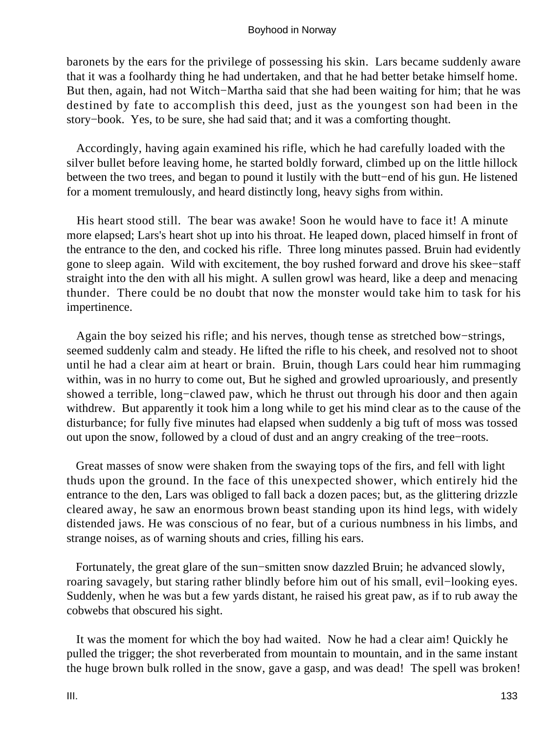baronets by the ears for the privilege of possessing his skin. Lars became suddenly aware that it was a foolhardy thing he had undertaken, and that he had better betake himself home. But then, again, had not Witch−Martha said that she had been waiting for him; that he was destined by fate to accomplish this deed, just as the youngest son had been in the story−book. Yes, to be sure, she had said that; and it was a comforting thought.

Accordingly, having again examined his rifle, which he had carefully loaded with the silver bullet before leaving home, he started boldly forward, climbed up on the little hillock between the two trees, and began to pound it lustily with the butt−end of his gun. He listened for a moment tremulously, and heard distinctly long, heavy sighs from within.

His heart stood still. The bear was awake! Soon he would have to face it! A minute more elapsed; Lars's heart shot up into his throat. He leaped down, placed himself in front of the entrance to the den, and cocked his rifle. Three long minutes passed. Bruin had evidently gone to sleep again. Wild with excitement, the boy rushed forward and drove his skee−staff straight into the den with all his might. A sullen growl was heard, like a deep and menacing thunder. There could be no doubt that now the monster would take him to task for his impertinence.

Again the boy seized his rifle; and his nerves, though tense as stretched bow−strings, seemed suddenly calm and steady. He lifted the rifle to his cheek, and resolved not to shoot until he had a clear aim at heart or brain. Bruin, though Lars could hear him rummaging within, was in no hurry to come out, But he sighed and growled uproariously, and presently showed a terrible, long−clawed paw, which he thrust out through his door and then again withdrew. But apparently it took him a long while to get his mind clear as to the cause of the disturbance; for fully five minutes had elapsed when suddenly a big tuft of moss was tossed out upon the snow, followed by a cloud of dust and an angry creaking of the tree−roots.

Great masses of snow were shaken from the swaying tops of the firs, and fell with light thuds upon the ground. In the face of this unexpected shower, which entirely hid the entrance to the den, Lars was obliged to fall back a dozen paces; but, as the glittering drizzle cleared away, he saw an enormous brown beast standing upon its hind legs, with widely distended jaws. He was conscious of no fear, but of a curious numbness in his limbs, and strange noises, as of warning shouts and cries, filling his ears.

Fortunately, the great glare of the sun−smitten snow dazzled Bruin; he advanced slowly, roaring savagely, but staring rather blindly before him out of his small, evil−looking eyes. Suddenly, when he was but a few yards distant, he raised his great paw, as if to rub away the cobwebs that obscured his sight.

It was the moment for which the boy had waited. Now he had a clear aim! Quickly he pulled the trigger; the shot reverberated from mountain to mountain, and in the same instant the huge brown bulk rolled in the snow, gave a gasp, and was dead! The spell was broken!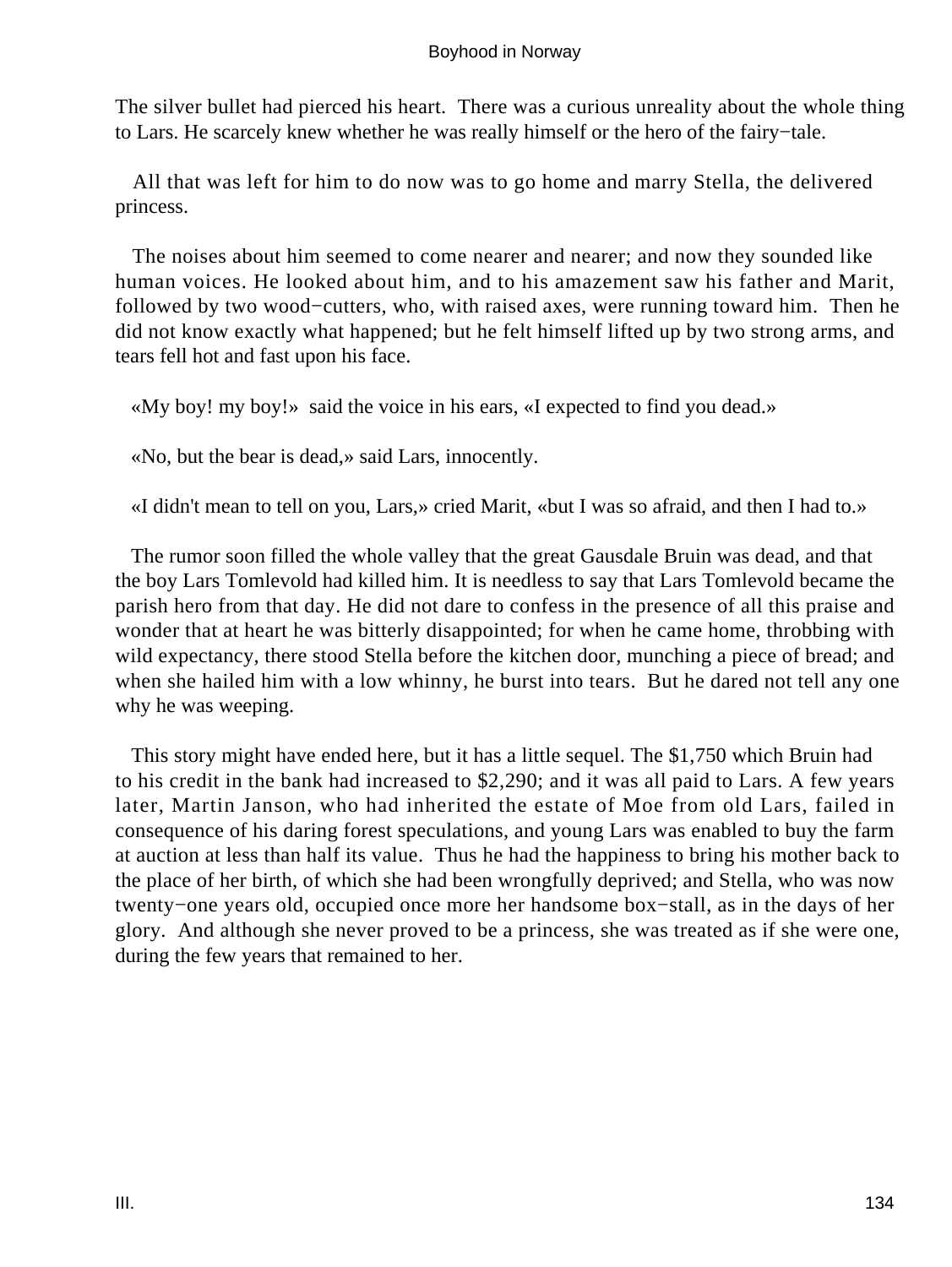The silver bullet had pierced his heart. There was a curious unreality about the whole thing to Lars. He scarcely knew whether he was really himself or the hero of the fairy−tale.

All that was left for him to do now was to go home and marry Stella, the delivered princess.

The noises about him seemed to come nearer and nearer; and now they sounded like human voices. He looked about him, and to his amazement saw his father and Marit, followed by two wood−cutters, who, with raised axes, were running toward him. Then he did not know exactly what happened; but he felt himself lifted up by two strong arms, and tears fell hot and fast upon his face.

«My boy! my boy!» said the voice in his ears, «I expected to find you dead.»

«No, but the bear is dead,» said Lars, innocently.

«I didn't mean to tell on you, Lars,» cried Marit, «but I was so afraid, and then I had to.»

The rumor soon filled the whole valley that the great Gausdale Bruin was dead, and that the boy Lars Tomlevold had killed him. It is needless to say that Lars Tomlevold became the parish hero from that day. He did not dare to confess in the presence of all this praise and wonder that at heart he was bitterly disappointed; for when he came home, throbbing with wild expectancy, there stood Stella before the kitchen door, munching a piece of bread; and when she hailed him with a low whinny, he burst into tears. But he dared not tell any one why he was weeping.

This story might have ended here, but it has a little sequel. The $1,750 which Bruin had to his credit in the bank had increased to $2,290; and it was all paid to Lars. A few years later, Martin Janson, who had inherited the estate of Moe from old Lars, failed in consequence of his daring forest speculations, and young Lars was enabled to buy the farm at auction at less than half its value. Thus he had the happiness to bring his mother back to the place of her birth, of which she had been wrongfully deprived; and Stella, who was now twenty−one years old, occupied once more her handsome box−stall, as in the days of her glory. And although she never proved to be a princess, she was treated as if she were one, during the few years that remained to her.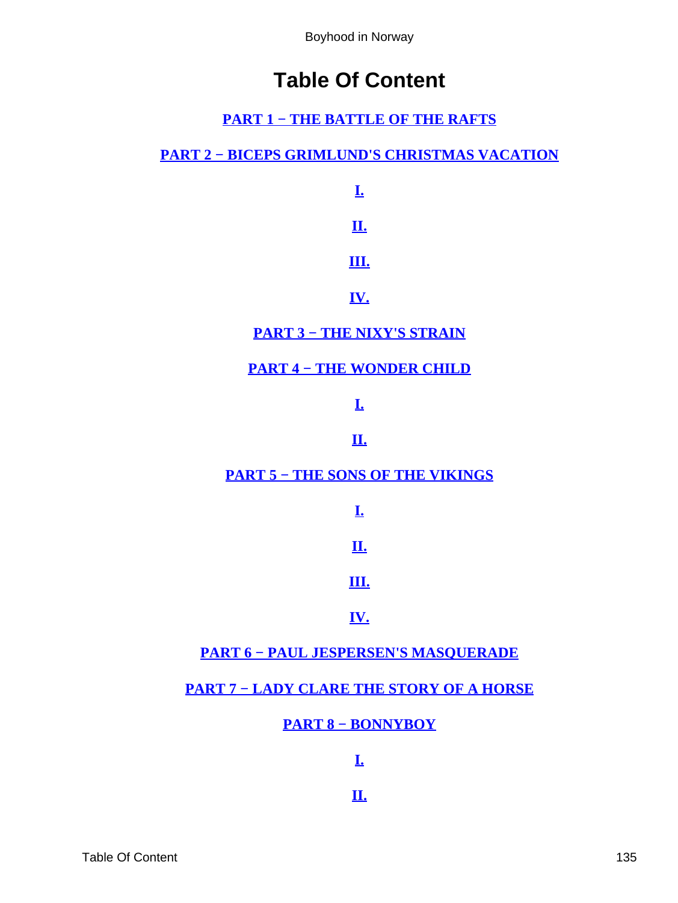# Table Of Content

PART 1 − THE BATTLE OF THE RAFTS

PART 2 − BICEPS GRIMLUND'S CHRISTMAS VACATION

I.

II.

III.

IV.

PART 3 − THE NIXY'S STRAIN

PART 4 − THE WONDER CHILD

I.

II.

PART 5 − THE SONS OF THE VIKINGS

I.

II.

III.

IV.

PART 6 − PAUL JESPERSEN'S MASQUERADE

PART 7 − LADY CLARE THE STORY OF A HORSE

PART 8 − BONNYBOY

I.

II.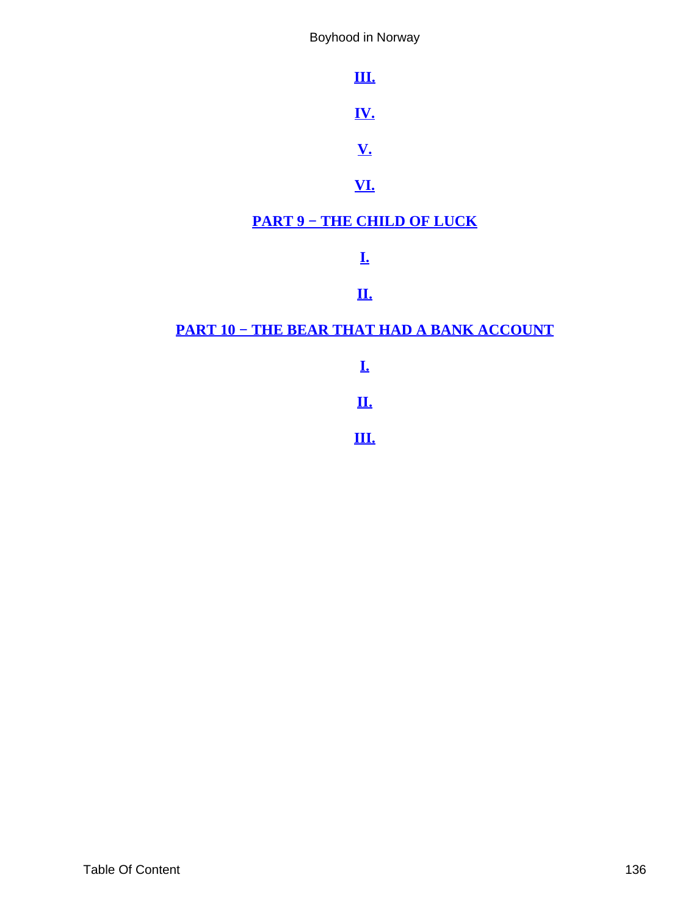**III.**

**IV.**

**V.**

**VI.**

**PART 9 − THE CHILD OF LUCK**

**I.**

**II.**

**PART 10 − THE BEAR THAT HAD A BANK ACCOUNT**

**I.**

**II.**

**III.**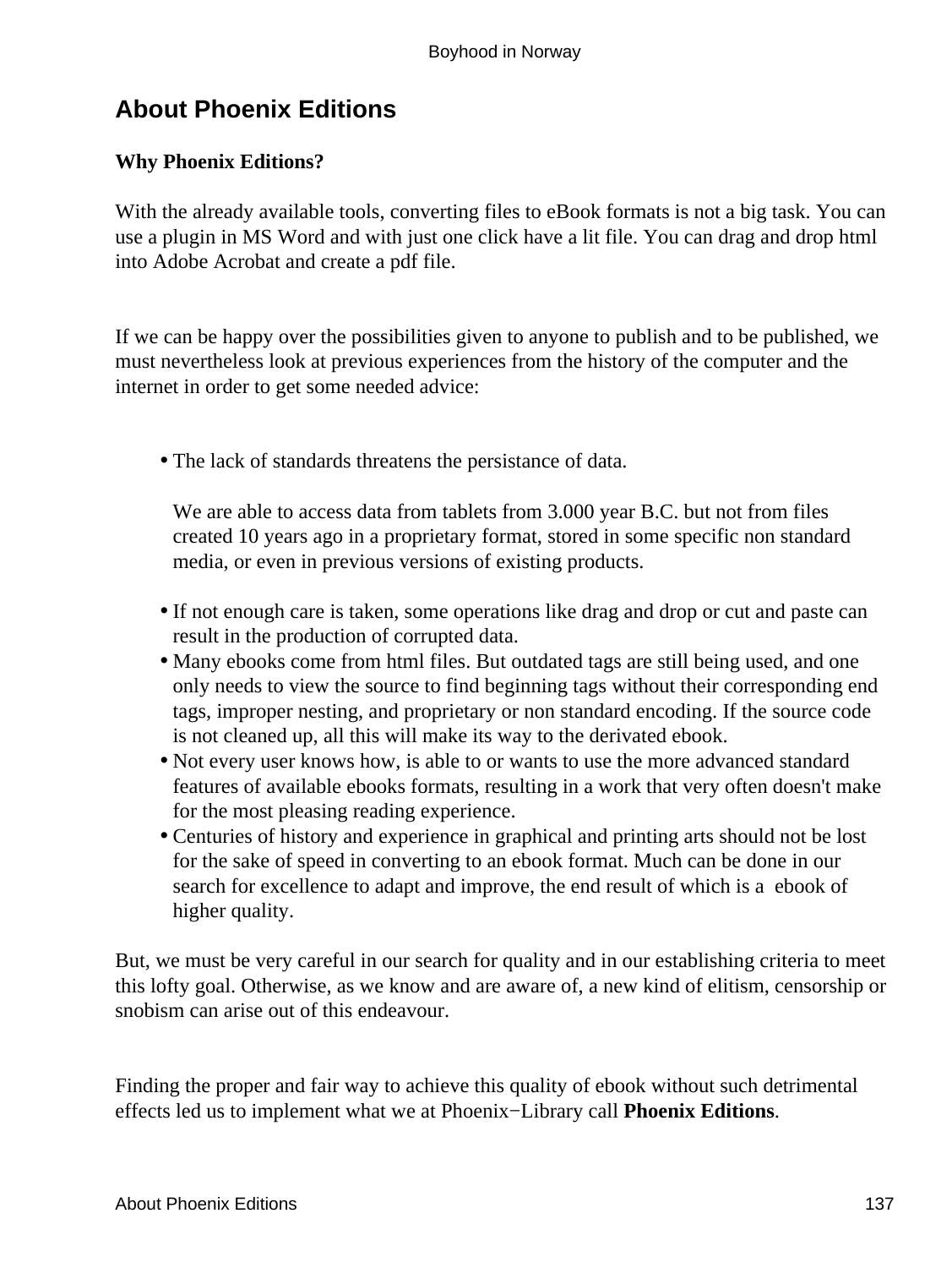## About Phoenix Editions

**Why Phoenix Editions?**

With the already available tools, converting files to eBook formats is not a big task. You can use a plugin in MS Word and with just one click have a lit file. You can drag and drop html into Adobe Acrobat and create a pdf file.

If we can be happy over the possibilities given to anyone to publish and to be published, we must nevertheless look at previous experiences from the history of the computer and the internet in order to get some needed advice:

- The lack of standards threatens the persistance of data.

  We are able to access data from tablets from 3.000 year B.C. but not from files created 10 years ago in a proprietary format, stored in some specific non standard media, or even in previous versions of existing products.
- If not enough care is taken, some operations like drag and drop or cut and paste can result in the production of corrupted data.
- Many ebooks come from html files. But outdated tags are still being used, and one only needs to view the source to find beginning tags without their corresponding end tags, improper nesting, and proprietary or non standard encoding. If the source code is not cleaned up, all this will make its way to the derivated ebook.
- Not every user knows how, is able to or wants to use the more advanced standard features of available ebooks formats, resulting in a work that very often doesn't make for the most pleasing reading experience.
- Centuries of history and experience in graphical and printing arts should not be lost for the sake of speed in converting to an ebook format. Much can be done in our search for excellence to adapt and improve, the end result of which is a ebook of higher quality.

But, we must be very careful in our search for quality and in our establishing criteria to meet this lofty goal. Otherwise, as we know and are aware of, a new kind of elitism, censorship or snobism can arise out of this endeavour.

Finding the proper and fair way to achieve this quality of ebook without such detrimental effects led us to implement what we at Phoenix−Library call **Phoenix Editions**.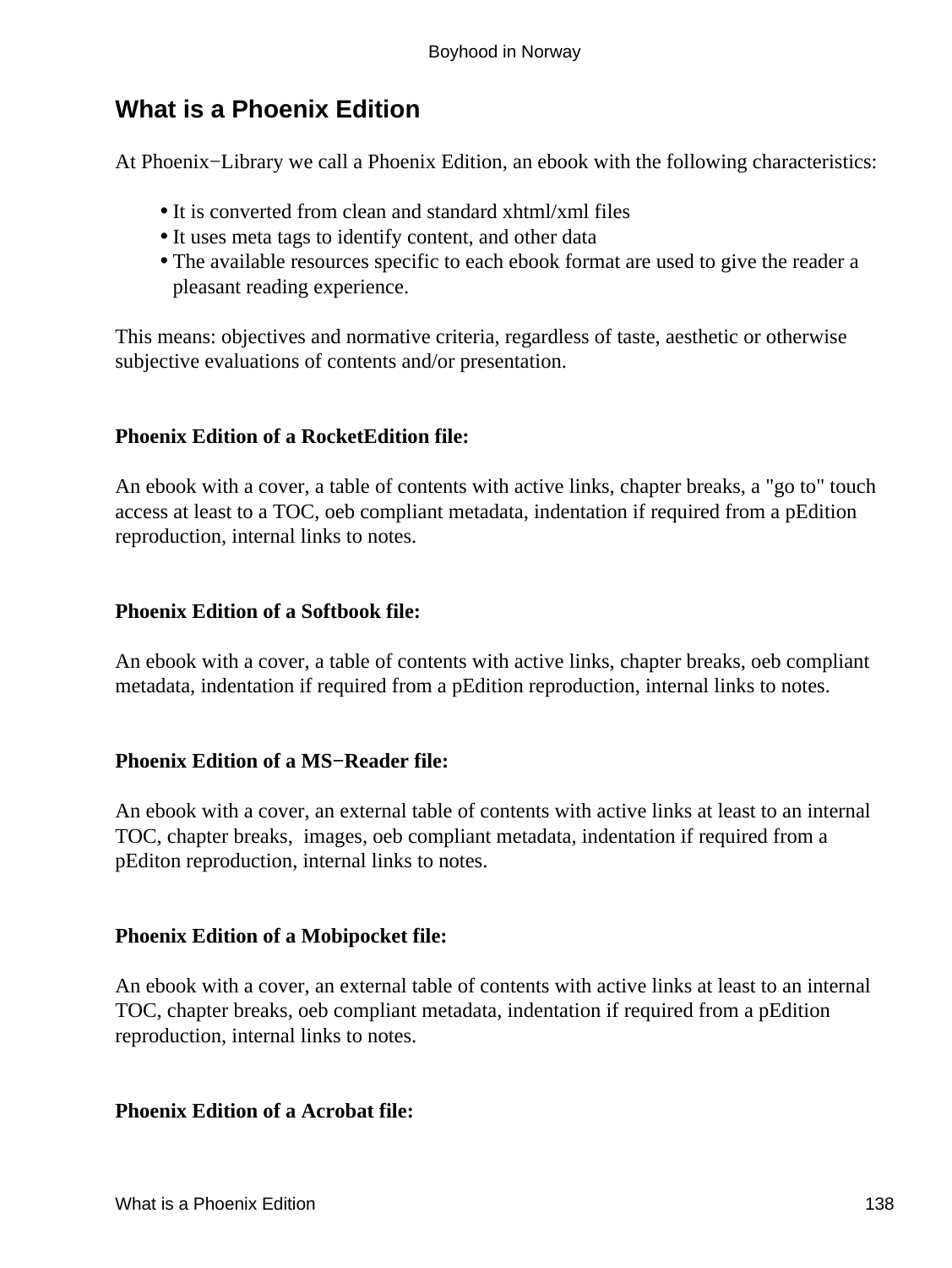# What is a Phoenix Edition

At Phoenix−Library we call a Phoenix Edition, an ebook with the following characteristics:

- It is converted from clean and standard xhtml/xml files
- It uses meta tags to identify content, and other data
- The available resources specific to each ebook format are used to give the reader a pleasant reading experience.

This means: objectives and normative criteria, regardless of taste, aesthetic or otherwise subjective evaluations of contents and/or presentation.

**Phoenix Edition of a RocketEdition file:**

An ebook with a cover, a table of contents with active links, chapter breaks, a "go to" touch access at least to a TOC, oeb compliant metadata, indentation if required from a pEdition reproduction, internal links to notes.

**Phoenix Edition of a Softbook file:**

An ebook with a cover, a table of contents with active links, chapter breaks, oeb compliant metadata, indentation if required from a pEdition reproduction, internal links to notes.

**Phoenix Edition of a MS−Reader file:**

An ebook with a cover, an external table of contents with active links at least to an internal TOC, chapter breaks, images, oeb compliant metadata, indentation if required from a pEditon reproduction, internal links to notes.

**Phoenix Edition of a Mobipocket file:**

An ebook with a cover, an external table of contents with active links at least to an internal TOC, chapter breaks, oeb compliant metadata, indentation if required from a pEdition reproduction, internal links to notes.

**Phoenix Edition of a Acrobat file:**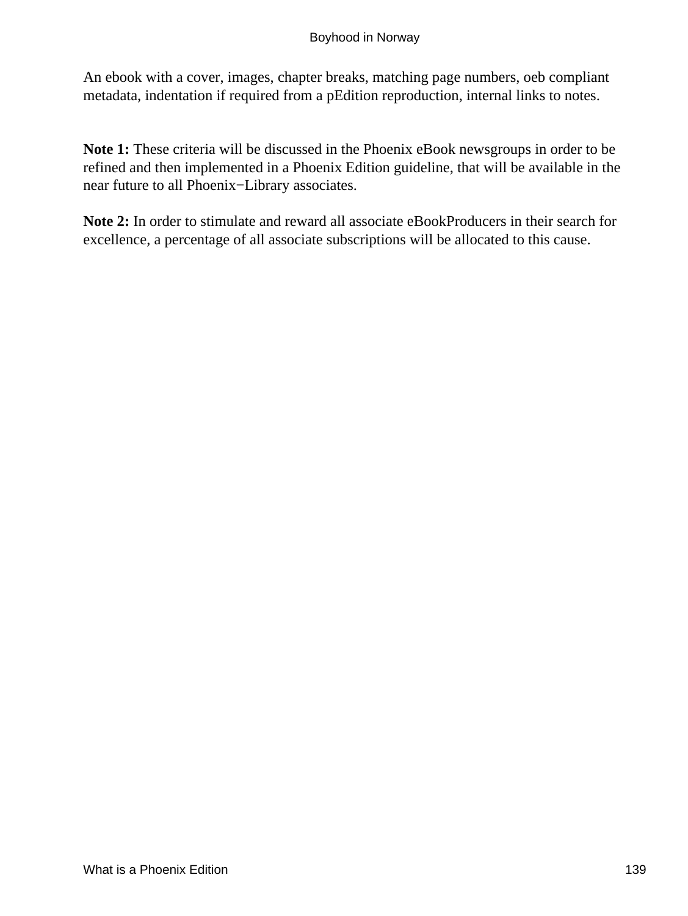An ebook with a cover, images, chapter breaks, matching page numbers, oeb compliant metadata, indentation if required from a pEdition reproduction, internal links to notes.

**Note 1:** These criteria will be discussed in the Phoenix eBook newsgroups in order to be refined and then implemented in a Phoenix Edition guideline, that will be available in the near future to all Phoenix−Library associates.

**Note 2:** In order to stimulate and reward all associate eBookProducers in their search for excellence, a percentage of all associate subscriptions will be allocated to this cause.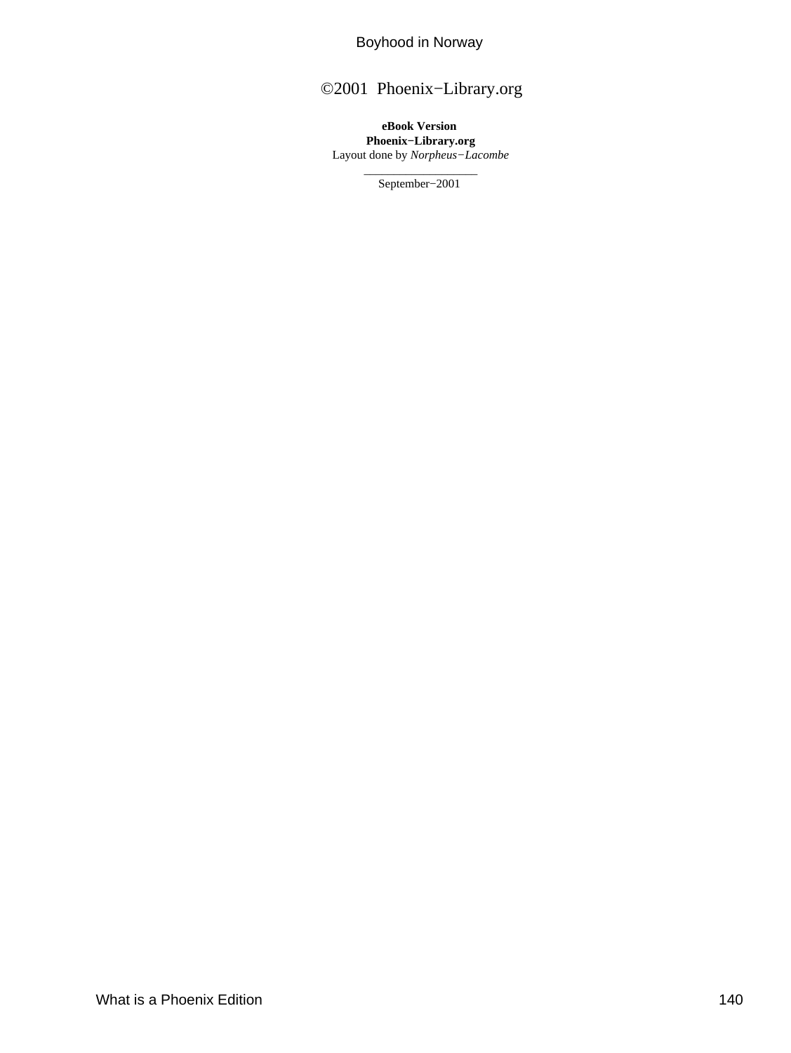©2001 Phoenix−Library.org

**eBook Version**
**Phoenix−Library.org**
Layout done by *Norpheus−Lacombe*

___________________
September−2001